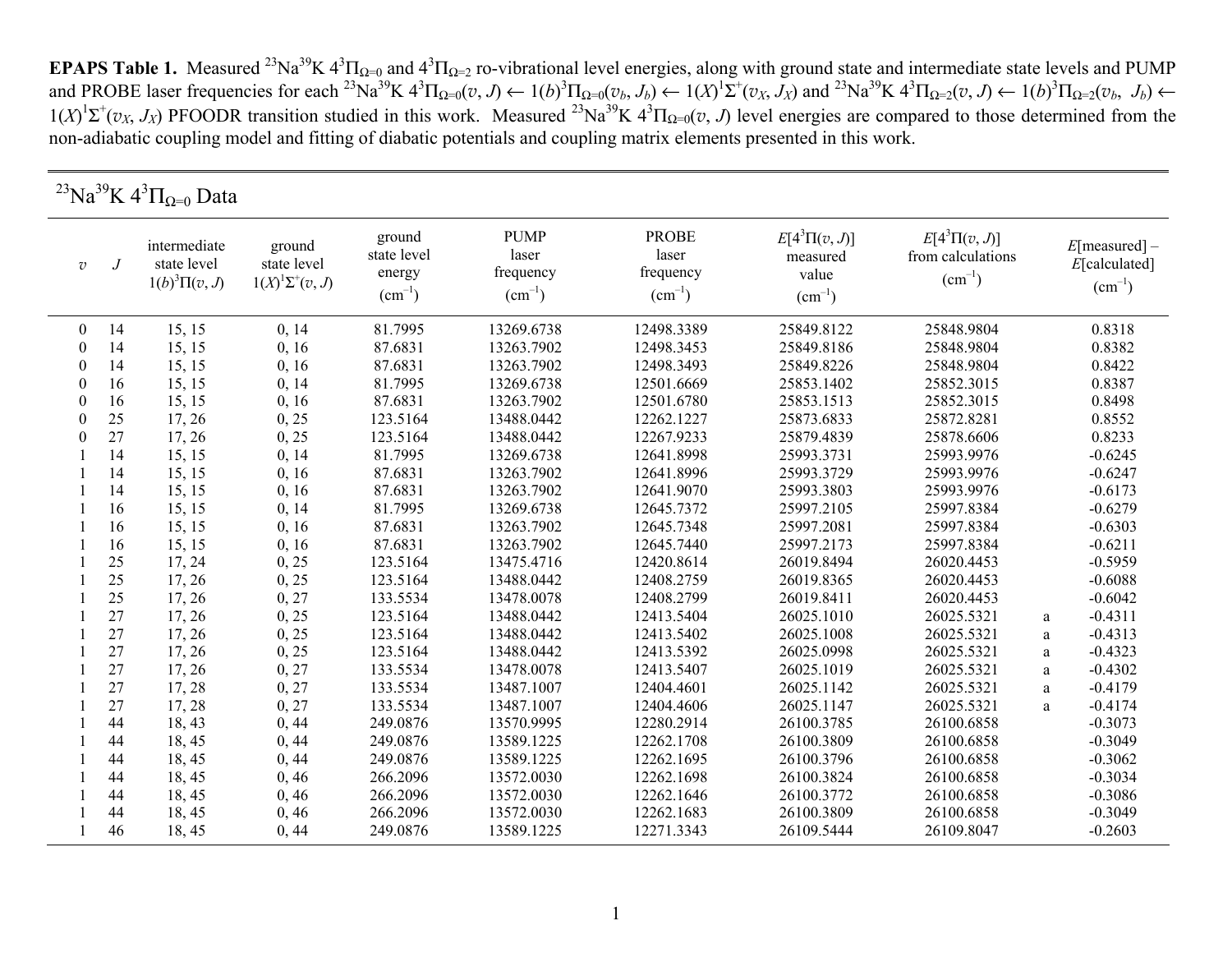**EPAPS Table 1.** Measured $^{23}$Na$^{39}$K $4^3\Pi_{\Omega=0}$ and $4^3\Pi_{\Omega=2}$ ro-vibrational level energies, along with ground state and intermediate state levels and PUMP and PROBE laser frequencies for each $^{23}$Na$^{39}$K $4^3\Pi_{\Omega=0}(v, J) \leftarrow 1(b)^3\Pi_{\Omega=0}(v_b, J_b) \leftarrow 1(X)^1\Sigma^+(v_X, J_X)$ and $^{23}$Na$^{39}$K $4^3\Pi_{\Omega=2}(v, J) \leftarrow 1(b)^3\Pi_{\Omega=2}(v_b, J_b) \leftarrow 1(X)^1\Sigma^+(v_X, J_X)$ PFOODR transition studied in this work. Measured $^{23}$Na$^{39}$K $4^3\Pi_{\Omega=0}(v, J)$ level energies are compared to those determined from the non-adiabatic coupling model and fitting of diabatic potentials and coupling matrix elements presented in this work.

## $^{23}$Na$^{39}$K $4^3\Pi_{\Omega=0}$ Data

| $v$ | $J$ | intermediate state level $1(b)^3\Pi(v, J)$ | ground state level $1(X)^1\Sigma^+(v, J)$ | ground state level energy (cm$^{-1}$) | PUMP laser frequency (cm$^{-1}$) | PROBE laser frequency (cm$^{-1}$) | $E[4^3\Pi(v, J)]$ measured value (cm$^{-1}$) | $E[4^3\Pi(v, J)]$ from calculations (cm$^{-1}$) | | $E$[measured] – $E$[calculated] (cm$^{-1}$) |
|---|---|---|---|---|---|---|---|---|---|---|
| 0 | 14 | 15, 15 | 0, 14 | 81.7995 | 13269.6738 | 12498.3389 | 25849.8122 | 25848.9804 | | 0.8318 |
| 0 | 14 | 15, 15 | 0, 16 | 87.6831 | 13263.7902 | 12498.3453 | 25849.8186 | 25848.9804 | | 0.8382 |
| 0 | 14 | 15, 15 | 0, 16 | 87.6831 | 13263.7902 | 12498.3493 | 25849.8226 | 25848.9804 | | 0.8422 |
| 0 | 16 | 15, 15 | 0, 14 | 81.7995 | 13269.6738 | 12501.6669 | 25853.1402 | 25852.3015 | | 0.8387 |
| 0 | 16 | 15, 15 | 0, 16 | 87.6831 | 13263.7902 | 12501.6780 | 25853.1513 | 25852.3015 | | 0.8498 |
| 0 | 25 | 17, 26 | 0, 25 | 123.5164 | 13488.0442 | 12262.1227 | 25873.6833 | 25872.8281 | | 0.8552 |
| 0 | 27 | 17, 26 | 0, 25 | 123.5164 | 13488.0442 | 12267.9233 | 25879.4839 | 25878.6606 | | 0.8233 |
| 1 | 14 | 15, 15 | 0, 14 | 81.7995 | 13269.6738 | 12641.8998 | 25993.3731 | 25993.9976 | | -0.6245 |
| 1 | 14 | 15, 15 | 0, 16 | 87.6831 | 13263.7902 | 12641.8996 | 25993.3729 | 25993.9976 | | -0.6247 |
| 1 | 14 | 15, 15 | 0, 16 | 87.6831 | 13263.7902 | 12641.9070 | 25993.3803 | 25993.9976 | | -0.6173 |
| 1 | 16 | 15, 15 | 0, 14 | 81.7995 | 13269.6738 | 12645.7372 | 25997.2105 | 25997.8384 | | -0.6279 |
| 1 | 16 | 15, 15 | 0, 16 | 87.6831 | 13263.7902 | 12645.7348 | 25997.2081 | 25997.8384 | | -0.6303 |
| 1 | 16 | 15, 15 | 0, 16 | 87.6831 | 13263.7902 | 12645.7440 | 25997.2173 | 25997.8384 | | -0.6211 |
| 1 | 25 | 17, 24 | 0, 25 | 123.5164 | 13475.4716 | 12420.8614 | 26019.8494 | 26020.4453 | | -0.5959 |
| 1 | 25 | 17, 26 | 0, 25 | 123.5164 | 13488.0442 | 12408.2759 | 26019.8365 | 26020.4453 | | -0.6088 |
| 1 | 25 | 17, 26 | 0, 27 | 133.5534 | 13478.0078 | 12408.2799 | 26019.8411 | 26020.4453 | | -0.6042 |
| 1 | 27 | 17, 26 | 0, 25 | 123.5164 | 13488.0442 | 12413.5404 | 26025.1010 | 26025.5321 | a | -0.4311 |
| 1 | 27 | 17, 26 | 0, 25 | 123.5164 | 13488.0442 | 12413.5402 | 26025.1008 | 26025.5321 | a | -0.4313 |
| 1 | 27 | 17, 26 | 0, 25 | 123.5164 | 13488.0442 | 12413.5392 | 26025.0998 | 26025.5321 | a | -0.4323 |
| 1 | 27 | 17, 26 | 0, 27 | 133.5534 | 13478.0078 | 12413.5407 | 26025.1019 | 26025.5321 | a | -0.4302 |
| 1 | 27 | 17, 28 | 0, 27 | 133.5534 | 13487.1007 | 12404.4601 | 26025.1142 | 26025.5321 | a | -0.4179 |
| 1 | 27 | 17, 28 | 0, 27 | 133.5534 | 13487.1007 | 12404.4606 | 26025.1147 | 26025.5321 | a | -0.4174 |
| 1 | 44 | 18, 43 | 0, 44 | 249.0876 | 13570.9995 | 12280.2914 | 26100.3785 | 26100.6858 | | -0.3073 |
| 1 | 44 | 18, 45 | 0, 44 | 249.0876 | 13589.1225 | 12262.1708 | 26100.3809 | 26100.6858 | | -0.3049 |
| 1 | 44 | 18, 45 | 0, 44 | 249.0876 | 13589.1225 | 12262.1695 | 26100.3796 | 26100.6858 | | -0.3062 |
| 1 | 44 | 18, 45 | 0, 46 | 266.2096 | 13572.0030 | 12262.1698 | 26100.3824 | 26100.6858 | | -0.3034 |
| 1 | 44 | 18, 45 | 0, 46 | 266.2096 | 13572.0030 | 12262.1646 | 26100.3772 | 26100.6858 | | -0.3086 |
| 1 | 44 | 18, 45 | 0, 46 | 266.2096 | 13572.0030 | 12262.1683 | 26100.3809 | 26100.6858 | | -0.3049 |
| 1 | 46 | 18, 45 | 0, 44 | 249.0876 | 13589.1225 | 12271.3343 | 26109.5444 | 26109.8047 | | -0.2603 |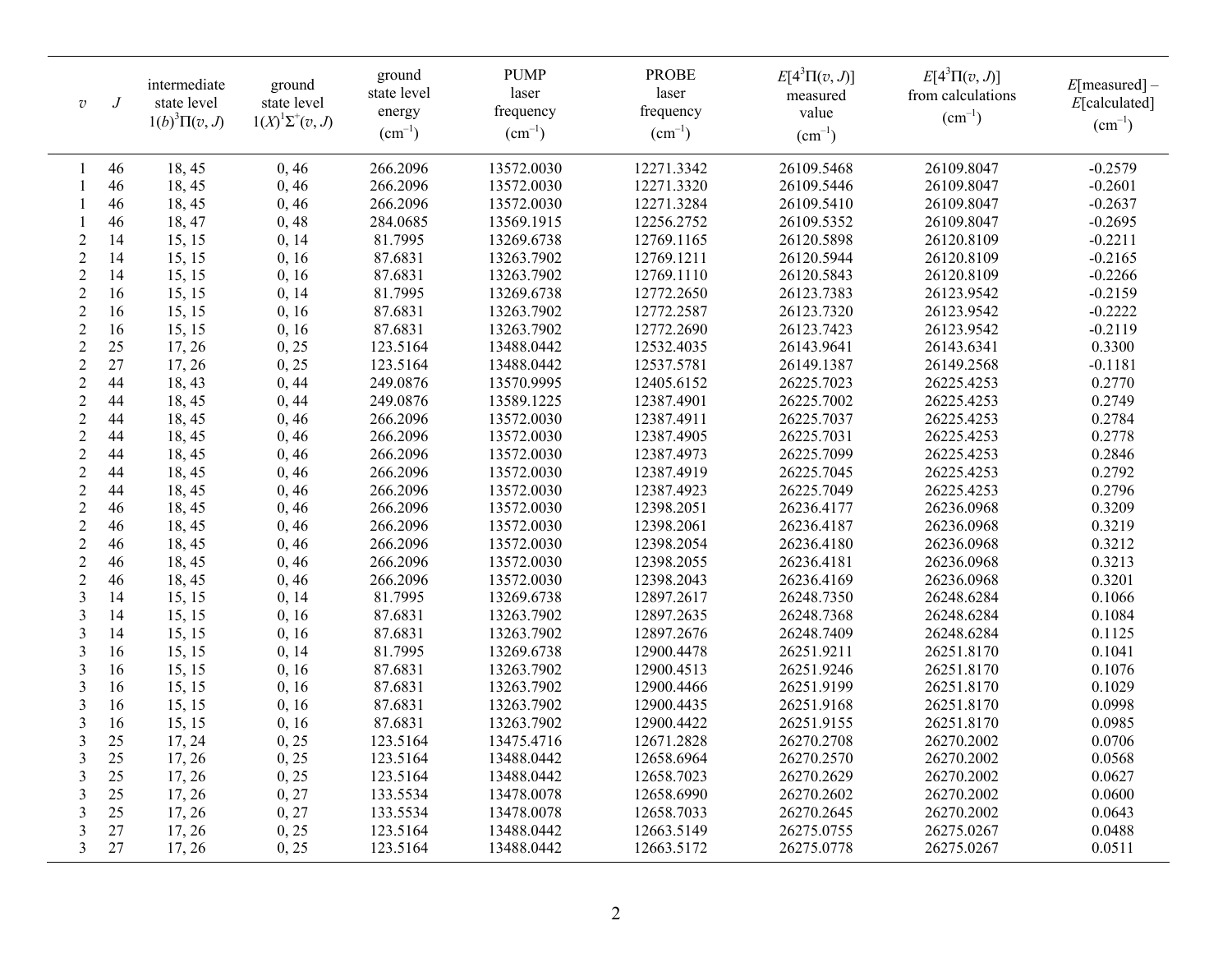| $v$ | $J$ | intermediate state level $1(b)^3\Pi(v, J)$ | ground state level $1(X)^1\Sigma^+(v, J)$ | ground state level energy (cm$^{-1}$) | PUMP laser frequency (cm$^{-1}$) | PROBE laser frequency (cm$^{-1}$) | $E[4^3\Pi(v, J)]$ measured value (cm$^{-1}$) | $E[4^3\Pi(v, J)]$ from calculations (cm$^{-1}$) | $E$[measured] – $E$[calculated] (cm$^{-1}$) |
|---|---|---|---|---|---|---|---|---|---|
| 1 | 46 | 18, 45 | 0, 46 | 266.2096 | 13572.0030 | 12271.3342 | 26109.5468 | 26109.8047 | -0.2579 |
| 1 | 46 | 18, 45 | 0, 46 | 266.2096 | 13572.0030 | 12271.3320 | 26109.5446 | 26109.8047 | -0.2601 |
| 1 | 46 | 18, 45 | 0, 46 | 266.2096 | 13572.0030 | 12271.3284 | 26109.5410 | 26109.8047 | -0.2637 |
| 1 | 46 | 18, 47 | 0, 48 | 284.0685 | 13569.1915 | 12256.2752 | 26109.5352 | 26109.8047 | -0.2695 |
| 2 | 14 | 15, 15 | 0, 14 | 81.7995 | 13269.6738 | 12769.1165 | 26120.5898 | 26120.8109 | -0.2211 |
| 2 | 14 | 15, 15 | 0, 16 | 87.6831 | 13263.7902 | 12769.1211 | 26120.5944 | 26120.8109 | -0.2165 |
| 2 | 14 | 15, 15 | 0, 16 | 87.6831 | 13263.7902 | 12769.1110 | 26120.5843 | 26120.8109 | -0.2266 |
| 2 | 16 | 15, 15 | 0, 14 | 81.7995 | 13269.6738 | 12772.2650 | 26123.7383 | 26123.9542 | -0.2159 |
| 2 | 16 | 15, 15 | 0, 16 | 87.6831 | 13263.7902 | 12772.2587 | 26123.7320 | 26123.9542 | -0.2222 |
| 2 | 16 | 15, 15 | 0, 16 | 87.6831 | 13263.7902 | 12772.2690 | 26123.7423 | 26123.9542 | -0.2119 |
| 2 | 25 | 17, 26 | 0, 25 | 123.5164 | 13488.0442 | 12532.4035 | 26143.9641 | 26143.6341 | 0.3300 |
| 2 | 27 | 17, 26 | 0, 25 | 123.5164 | 13488.0442 | 12537.5781 | 26149.1387 | 26149.2568 | -0.1181 |
| 2 | 44 | 18, 43 | 0, 44 | 249.0876 | 13570.9995 | 12405.6152 | 26225.7023 | 26225.4253 | 0.2770 |
| 2 | 44 | 18, 45 | 0, 44 | 249.0876 | 13589.1225 | 12387.4901 | 26225.7002 | 26225.4253 | 0.2749 |
| 2 | 44 | 18, 45 | 0, 46 | 266.2096 | 13572.0030 | 12387.4911 | 26225.7037 | 26225.4253 | 0.2784 |
| 2 | 44 | 18, 45 | 0, 46 | 266.2096 | 13572.0030 | 12387.4905 | 26225.7031 | 26225.4253 | 0.2778 |
| 2 | 44 | 18, 45 | 0, 46 | 266.2096 | 13572.0030 | 12387.4973 | 26225.7099 | 26225.4253 | 0.2846 |
| 2 | 44 | 18, 45 | 0, 46 | 266.2096 | 13572.0030 | 12387.4919 | 26225.7045 | 26225.4253 | 0.2792 |
| 2 | 44 | 18, 45 | 0, 46 | 266.2096 | 13572.0030 | 12387.4923 | 26225.7049 | 26225.4253 | 0.2796 |
| 2 | 46 | 18, 45 | 0, 46 | 266.2096 | 13572.0030 | 12398.2051 | 26236.4177 | 26236.0968 | 0.3209 |
| 2 | 46 | 18, 45 | 0, 46 | 266.2096 | 13572.0030 | 12398.2061 | 26236.4187 | 26236.0968 | 0.3219 |
| 2 | 46 | 18, 45 | 0, 46 | 266.2096 | 13572.0030 | 12398.2054 | 26236.4180 | 26236.0968 | 0.3212 |
| 2 | 46 | 18, 45 | 0, 46 | 266.2096 | 13572.0030 | 12398.2055 | 26236.4181 | 26236.0968 | 0.3213 |
| 2 | 46 | 18, 45 | 0, 46 | 266.2096 | 13572.0030 | 12398.2043 | 26236.4169 | 26236.0968 | 0.3201 |
| 3 | 14 | 15, 15 | 0, 14 | 81.7995 | 13269.6738 | 12897.2617 | 26248.7350 | 26248.6284 | 0.1066 |
| 3 | 14 | 15, 15 | 0, 16 | 87.6831 | 13263.7902 | 12897.2635 | 26248.7368 | 26248.6284 | 0.1084 |
| 3 | 14 | 15, 15 | 0, 16 | 87.6831 | 13263.7902 | 12897.2676 | 26248.7409 | 26248.6284 | 0.1125 |
| 3 | 16 | 15, 15 | 0, 14 | 81.7995 | 13269.6738 | 12900.4478 | 26251.9211 | 26251.8170 | 0.1041 |
| 3 | 16 | 15, 15 | 0, 16 | 87.6831 | 13263.7902 | 12900.4513 | 26251.9246 | 26251.8170 | 0.1076 |
| 3 | 16 | 15, 15 | 0, 16 | 87.6831 | 13263.7902 | 12900.4466 | 26251.9199 | 26251.8170 | 0.1029 |
| 3 | 16 | 15, 15 | 0, 16 | 87.6831 | 13263.7902 | 12900.4435 | 26251.9168 | 26251.8170 | 0.0998 |
| 3 | 16 | 15, 15 | 0, 16 | 87.6831 | 13263.7902 | 12900.4422 | 26251.9155 | 26251.8170 | 0.0985 |
| 3 | 25 | 17, 24 | 0, 25 | 123.5164 | 13475.4716 | 12671.2828 | 26270.2708 | 26270.2002 | 0.0706 |
| 3 | 25 | 17, 26 | 0, 25 | 123.5164 | 13488.0442 | 12658.6964 | 26270.2570 | 26270.2002 | 0.0568 |
| 3 | 25 | 17, 26 | 0, 25 | 123.5164 | 13488.0442 | 12658.7023 | 26270.2629 | 26270.2002 | 0.0627 |
| 3 | 25 | 17, 26 | 0, 27 | 133.5534 | 13478.0078 | 12658.6990 | 26270.2602 | 26270.2002 | 0.0600 |
| 3 | 25 | 17, 26 | 0, 27 | 133.5534 | 13478.0078 | 12658.7033 | 26270.2645 | 26270.2002 | 0.0643 |
| 3 | 27 | 17, 26 | 0, 25 | 123.5164 | 13488.0442 | 12663.5149 | 26275.0755 | 26275.0267 | 0.0488 |
| 3 | 27 | 17, 26 | 0, 25 | 123.5164 | 13488.0442 | 12663.5172 | 26275.0778 | 26275.0267 | 0.0511 |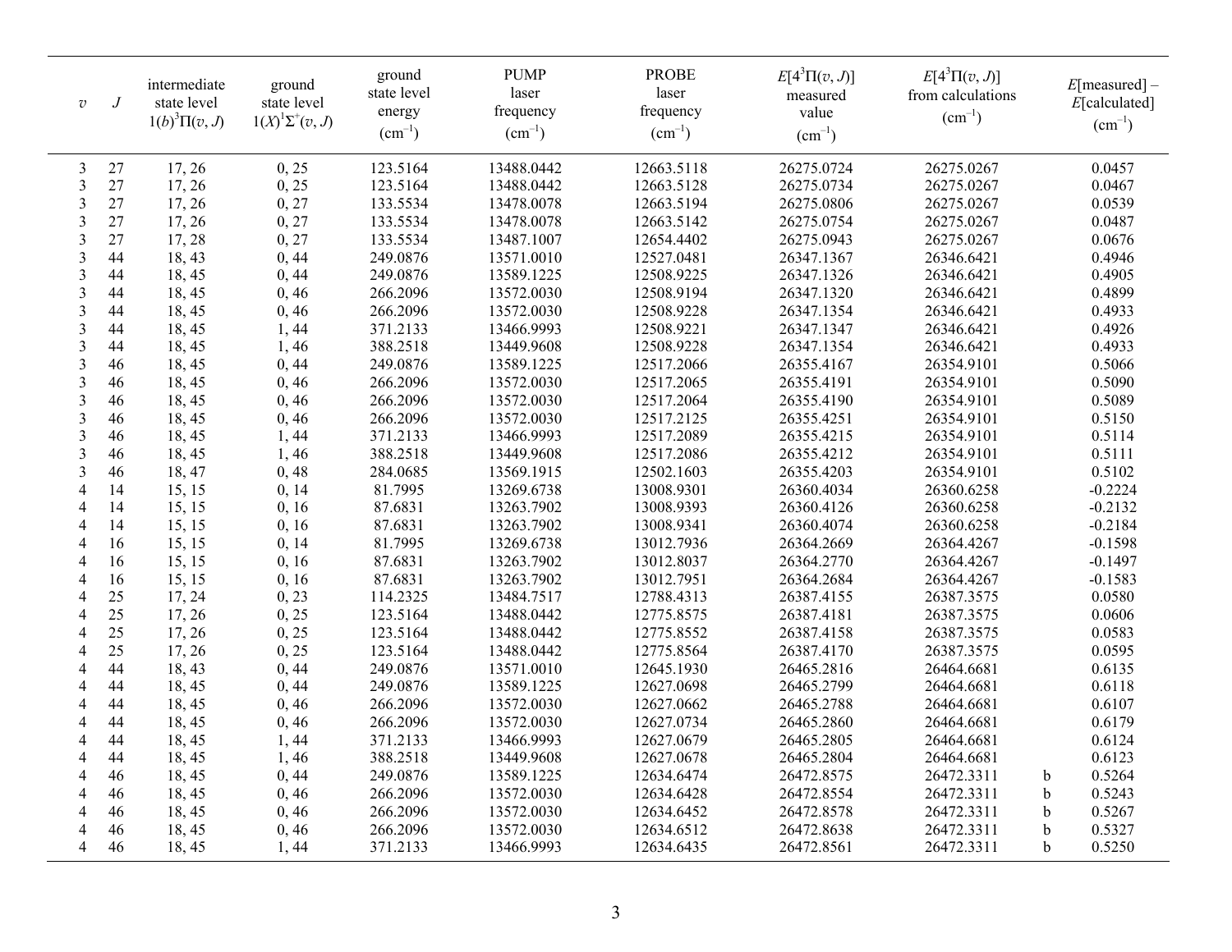| $v$ | $J$ | intermediate state level $1(b)^3\Pi(v, J)$ | ground state level $1(X)^1\Sigma^+(v, J)$ | ground state level energy (cm$^{-1}$) | PUMP laser frequency (cm$^{-1}$) | PROBE laser frequency (cm$^{-1}$) | $E[4^3\Pi(v, J)]$ measured value (cm$^{-1}$) | $E[4^3\Pi(v, J)]$ from calculations (cm$^{-1}$) | | $E$[measured] – $E$[calculated] (cm$^{-1}$) |
|---|---|---|---|---|---|---|---|---|---|---|
| 3 | 27 | 17, 26 | 0, 25 | 123.5164 | 13488.0442 | 12663.5118 | 26275.0724 | 26275.0267 | | 0.0457 |
| 3 | 27 | 17, 26 | 0, 25 | 123.5164 | 13488.0442 | 12663.5128 | 26275.0734 | 26275.0267 | | 0.0467 |
| 3 | 27 | 17, 26 | 0, 27 | 133.5534 | 13478.0078 | 12663.5194 | 26275.0806 | 26275.0267 | | 0.0539 |
| 3 | 27 | 17, 26 | 0, 27 | 133.5534 | 13478.0078 | 12663.5142 | 26275.0754 | 26275.0267 | | 0.0487 |
| 3 | 27 | 17, 28 | 0, 27 | 133.5534 | 13487.1007 | 12654.4402 | 26275.0943 | 26275.0267 | | 0.0676 |
| 3 | 44 | 18, 43 | 0, 44 | 249.0876 | 13571.0010 | 12527.0481 | 26347.1367 | 26346.6421 | | 0.4946 |
| 3 | 44 | 18, 45 | 0, 44 | 249.0876 | 13589.1225 | 12508.9225 | 26347.1326 | 26346.6421 | | 0.4905 |
| 3 | 44 | 18, 45 | 0, 46 | 266.2096 | 13572.0030 | 12508.9194 | 26347.1320 | 26346.6421 | | 0.4899 |
| 3 | 44 | 18, 45 | 0, 46 | 266.2096 | 13572.0030 | 12508.9228 | 26347.1354 | 26346.6421 | | 0.4933 |
| 3 | 44 | 18, 45 | 1, 44 | 371.2133 | 13466.9993 | 12508.9221 | 26347.1347 | 26346.6421 | | 0.4926 |
| 3 | 44 | 18, 45 | 1, 46 | 388.2518 | 13449.9608 | 12508.9228 | 26347.1354 | 26346.6421 | | 0.4933 |
| 3 | 46 | 18, 45 | 0, 44 | 249.0876 | 13589.1225 | 12517.2066 | 26355.4167 | 26354.9101 | | 0.5066 |
| 3 | 46 | 18, 45 | 0, 46 | 266.2096 | 13572.0030 | 12517.2065 | 26355.4191 | 26354.9101 | | 0.5090 |
| 3 | 46 | 18, 45 | 0, 46 | 266.2096 | 13572.0030 | 12517.2064 | 26355.4190 | 26354.9101 | | 0.5089 |
| 3 | 46 | 18, 45 | 0, 46 | 266.2096 | 13572.0030 | 12517.2125 | 26355.4251 | 26354.9101 | | 0.5150 |
| 3 | 46 | 18, 45 | 1, 44 | 371.2133 | 13466.9993 | 12517.2089 | 26355.4215 | 26354.9101 | | 0.5114 |
| 3 | 46 | 18, 45 | 1, 46 | 388.2518 | 13449.9608 | 12517.2086 | 26355.4212 | 26354.9101 | | 0.5111 |
| 3 | 46 | 18, 47 | 0, 48 | 284.0685 | 13569.1915 | 12502.1603 | 26355.4203 | 26354.9101 | | 0.5102 |
| 4 | 14 | 15, 15 | 0, 14 | 81.7995 | 13269.6738 | 13008.9301 | 26360.4034 | 26360.6258 | | -0.2224 |
| 4 | 14 | 15, 15 | 0, 16 | 87.6831 | 13263.7902 | 13008.9393 | 26360.4126 | 26360.6258 | | -0.2132 |
| 4 | 14 | 15, 15 | 0, 16 | 87.6831 | 13263.7902 | 13008.9341 | 26360.4074 | 26360.6258 | | -0.2184 |
| 4 | 16 | 15, 15 | 0, 14 | 81.7995 | 13269.6738 | 13012.7936 | 26364.2669 | 26364.4267 | | -0.1598 |
| 4 | 16 | 15, 15 | 0, 16 | 87.6831 | 13263.7902 | 13012.8037 | 26364.2770 | 26364.4267 | | -0.1497 |
| 4 | 16 | 15, 15 | 0, 16 | 87.6831 | 13263.7902 | 13012.7951 | 26364.2684 | 26364.4267 | | -0.1583 |
| 4 | 25 | 17, 24 | 0, 23 | 114.2325 | 13484.7517 | 12788.4313 | 26387.4155 | 26387.3575 | | 0.0580 |
| 4 | 25 | 17, 26 | 0, 25 | 123.5164 | 13488.0442 | 12775.8575 | 26387.4181 | 26387.3575 | | 0.0606 |
| 4 | 25 | 17, 26 | 0, 25 | 123.5164 | 13488.0442 | 12775.8552 | 26387.4158 | 26387.3575 | | 0.0583 |
| 4 | 25 | 17, 26 | 0, 25 | 123.5164 | 13488.0442 | 12775.8564 | 26387.4170 | 26387.3575 | | 0.0595 |
| 4 | 44 | 18, 43 | 0, 44 | 249.0876 | 13571.0010 | 12645.1930 | 26465.2816 | 26464.6681 | | 0.6135 |
| 4 | 44 | 18, 45 | 0, 44 | 249.0876 | 13589.1225 | 12627.0698 | 26465.2799 | 26464.6681 | | 0.6118 |
| 4 | 44 | 18, 45 | 0, 46 | 266.2096 | 13572.0030 | 12627.0662 | 26465.2788 | 26464.6681 | | 0.6107 |
| 4 | 44 | 18, 45 | 0, 46 | 266.2096 | 13572.0030 | 12627.0734 | 26465.2860 | 26464.6681 | | 0.6179 |
| 4 | 44 | 18, 45 | 1, 44 | 371.2133 | 13466.9993 | 12627.0679 | 26465.2805 | 26464.6681 | | 0.6124 |
| 4 | 44 | 18, 45 | 1, 46 | 388.2518 | 13449.9608 | 12627.0678 | 26465.2804 | 26464.6681 | | 0.6123 |
| 4 | 46 | 18, 45 | 0, 44 | 249.0876 | 13589.1225 | 12634.6474 | 26472.8575 | 26472.3311 | b | 0.5264 |
| 4 | 46 | 18, 45 | 0, 46 | 266.2096 | 13572.0030 | 12634.6428 | 26472.8554 | 26472.3311 | b | 0.5243 |
| 4 | 46 | 18, 45 | 0, 46 | 266.2096 | 13572.0030 | 12634.6452 | 26472.8578 | 26472.3311 | b | 0.5267 |
| 4 | 46 | 18, 45 | 0, 46 | 266.2096 | 13572.0030 | 12634.6512 | 26472.8638 | 26472.3311 | b | 0.5327 |
| 4 | 46 | 18, 45 | 1, 44 | 371.2133 | 13466.9993 | 12634.6435 | 26472.8561 | 26472.3311 | b | 0.5250 |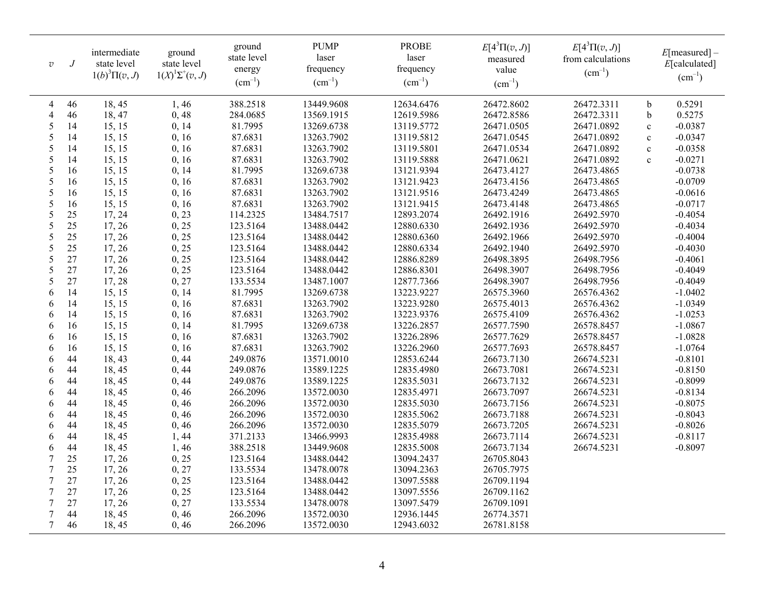| $v$ | $J$ | intermediate state level $1(b)^3\Pi(v, J)$ | ground state level $1(X)^1\Sigma^+(v, J)$ | ground state level energy (cm$^{-1}$) | PUMP laser frequency (cm$^{-1}$) | PROBE laser frequency (cm$^{-1}$) | $E[4^3\Pi(v, J)]$ measured value (cm$^{-1}$) | $E[4^3\Pi(v, J)]$ from calculations (cm$^{-1}$) | | $E$[measured] – $E$[calculated] (cm$^{-1}$) |
|---|---|---|---|---|---|---|---|---|---|---|
| 4 | 46 | 18, 45 | 1, 46 | 388.2518 | 13449.9608 | 12634.6476 | 26472.8602 | 26472.3311 | b | 0.5291 |
| 4 | 46 | 18, 47 | 0, 48 | 284.0685 | 13569.1915 | 12619.5986 | 26472.8586 | 26472.3311 | b | 0.5275 |
| 5 | 14 | 15, 15 | 0, 14 | 81.7995 | 13269.6738 | 13119.5772 | 26471.0505 | 26471.0892 | c | -0.0387 |
| 5 | 14 | 15, 15 | 0, 16 | 87.6831 | 13263.7902 | 13119.5812 | 26471.0545 | 26471.0892 | c | -0.0347 |
| 5 | 14 | 15, 15 | 0, 16 | 87.6831 | 13263.7902 | 13119.5801 | 26471.0534 | 26471.0892 | c | -0.0358 |
| 5 | 14 | 15, 15 | 0, 16 | 87.6831 | 13263.7902 | 13119.5888 | 26471.0621 | 26471.0892 | c | -0.0271 |
| 5 | 16 | 15, 15 | 0, 14 | 81.7995 | 13269.6738 | 13121.9394 | 26473.4127 | 26473.4865 | | -0.0738 |
| 5 | 16 | 15, 15 | 0, 16 | 87.6831 | 13263.7902 | 13121.9423 | 26473.4156 | 26473.4865 | | -0.0709 |
| 5 | 16 | 15, 15 | 0, 16 | 87.6831 | 13263.7902 | 13121.9516 | 26473.4249 | 26473.4865 | | -0.0616 |
| 5 | 16 | 15, 15 | 0, 16 | 87.6831 | 13263.7902 | 13121.9415 | 26473.4148 | 26473.4865 | | -0.0717 |
| 5 | 25 | 17, 24 | 0, 23 | 114.2325 | 13484.7517 | 12893.2074 | 26492.1916 | 26492.5970 | | -0.4054 |
| 5 | 25 | 17, 26 | 0, 25 | 123.5164 | 13488.0442 | 12880.6330 | 26492.1936 | 26492.5970 | | -0.4034 |
| 5 | 25 | 17, 26 | 0, 25 | 123.5164 | 13488.0442 | 12880.6360 | 26492.1966 | 26492.5970 | | -0.4004 |
| 5 | 25 | 17, 26 | 0, 25 | 123.5164 | 13488.0442 | 12880.6334 | 26492.1940 | 26492.5970 | | -0.4030 |
| 5 | 27 | 17, 26 | 0, 25 | 123.5164 | 13488.0442 | 12886.8289 | 26498.3895 | 26498.7956 | | -0.4061 |
| 5 | 27 | 17, 26 | 0, 25 | 123.5164 | 13488.0442 | 12886.8301 | 26498.3907 | 26498.7956 | | -0.4049 |
| 5 | 27 | 17, 28 | 0, 27 | 133.5534 | 13487.1007 | 12877.7366 | 26498.3907 | 26498.7956 | | -0.4049 |
| 6 | 14 | 15, 15 | 0, 14 | 81.7995 | 13269.6738 | 13223.9227 | 26575.3960 | 26576.4362 | | -1.0402 |
| 6 | 14 | 15, 15 | 0, 16 | 87.6831 | 13263.7902 | 13223.9280 | 26575.4013 | 26576.4362 | | -1.0349 |
| 6 | 14 | 15, 15 | 0, 16 | 87.6831 | 13263.7902 | 13223.9376 | 26575.4109 | 26576.4362 | | -1.0253 |
| 6 | 16 | 15, 15 | 0, 14 | 81.7995 | 13269.6738 | 13226.2857 | 26577.7590 | 26578.8457 | | -1.0867 |
| 6 | 16 | 15, 15 | 0, 16 | 87.6831 | 13263.7902 | 13226.2896 | 26577.7629 | 26578.8457 | | -1.0828 |
| 6 | 16 | 15, 15 | 0, 16 | 87.6831 | 13263.7902 | 13226.2960 | 26577.7693 | 26578.8457 | | -1.0764 |
| 6 | 44 | 18, 43 | 0, 44 | 249.0876 | 13571.0010 | 12853.6244 | 26673.7130 | 26674.5231 | | -0.8101 |
| 6 | 44 | 18, 45 | 0, 44 | 249.0876 | 13589.1225 | 12835.4980 | 26673.7081 | 26674.5231 | | -0.8150 |
| 6 | 44 | 18, 45 | 0, 44 | 249.0876 | 13589.1225 | 12835.5031 | 26673.7132 | 26674.5231 | | -0.8099 |
| 6 | 44 | 18, 45 | 0, 46 | 266.2096 | 13572.0030 | 12835.4971 | 26673.7097 | 26674.5231 | | -0.8134 |
| 6 | 44 | 18, 45 | 0, 46 | 266.2096 | 13572.0030 | 12835.5030 | 26673.7156 | 26674.5231 | | -0.8075 |
| 6 | 44 | 18, 45 | 0, 46 | 266.2096 | 13572.0030 | 12835.5062 | 26673.7188 | 26674.5231 | | -0.8043 |
| 6 | 44 | 18, 45 | 0, 46 | 266.2096 | 13572.0030 | 12835.5079 | 26673.7205 | 26674.5231 | | -0.8026 |
| 6 | 44 | 18, 45 | 1, 44 | 371.2133 | 13466.9993 | 12835.4988 | 26673.7114 | 26674.5231 | | -0.8117 |
| 6 | 44 | 18, 45 | 1, 46 | 388.2518 | 13449.9608 | 12835.5008 | 26673.7134 | 26674.5231 | | -0.8097 |
| 7 | 25 | 17, 26 | 0, 25 | 123.5164 | 13488.0442 | 13094.2437 | 26705.8043 | | | |
| 7 | 25 | 17, 26 | 0, 27 | 133.5534 | 13478.0078 | 13094.2363 | 26705.7975 | | | |
| 7 | 27 | 17, 26 | 0, 25 | 123.5164 | 13488.0442 | 13097.5588 | 26709.1194 | | | |
| 7 | 27 | 17, 26 | 0, 25 | 123.5164 | 13488.0442 | 13097.5556 | 26709.1162 | | | |
| 7 | 27 | 17, 26 | 0, 27 | 133.5534 | 13478.0078 | 13097.5479 | 26709.1091 | | | |
| 7 | 44 | 18, 45 | 0, 46 | 266.2096 | 13572.0030 | 12936.1445 | 26774.3571 | | | |
| 7 | 46 | 18, 45 | 0, 46 | 266.2096 | 13572.0030 | 12943.6032 | 26781.8158 | | | |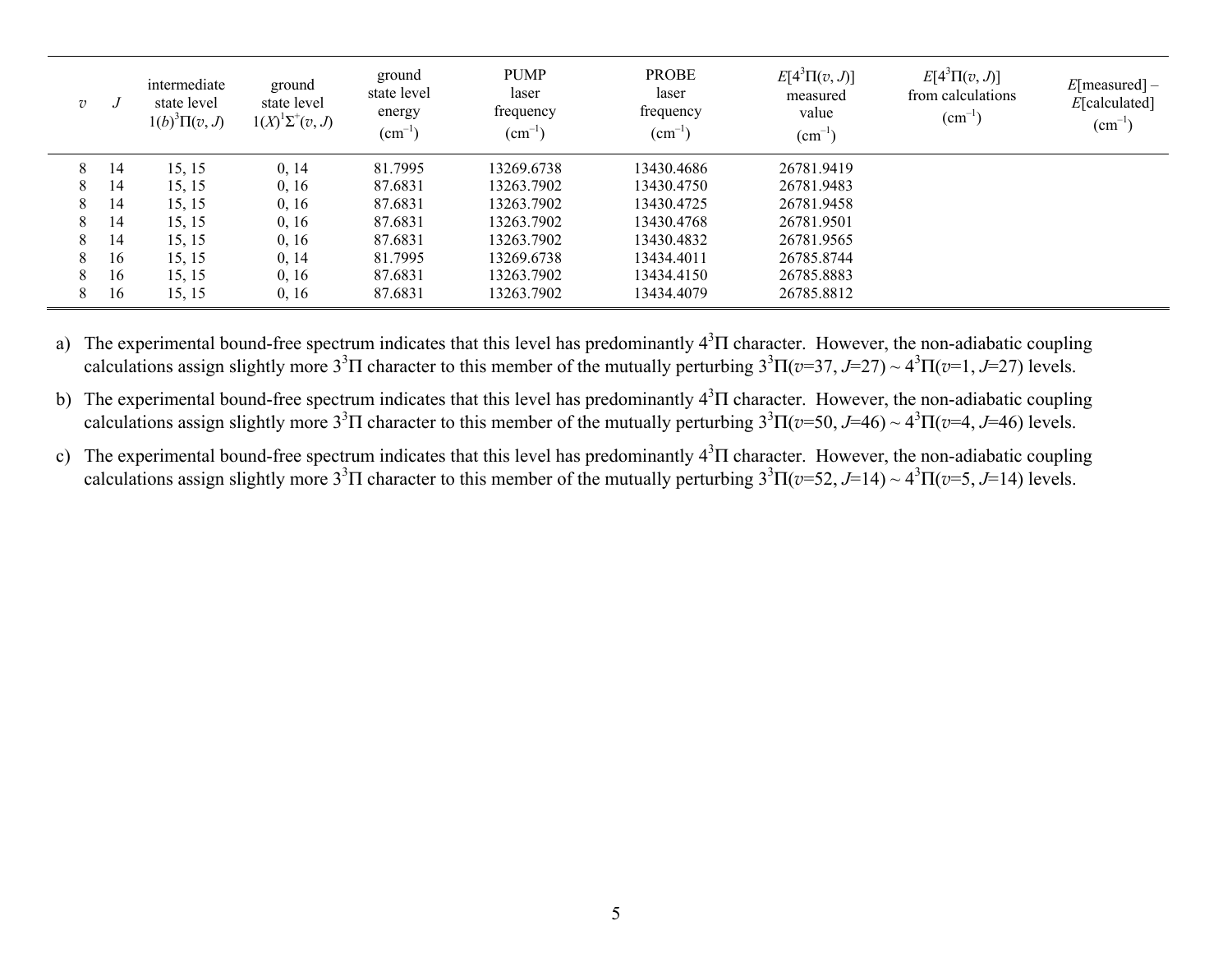| $v$ | $J$ | intermediate state level $1(b)^3\Pi(v, J)$ | ground state level $1(X)^1\Sigma^+(v, J)$ | ground state level energy ($cm^{-1}$) | PUMP laser frequency ($cm^{-1}$) | PROBE laser frequency ($cm^{-1}$) | $E[4^3\Pi(v, J)]$ measured value ($cm^{-1}$) | $E[4^3\Pi(v, J)]$ from calculations ($cm^{-1}$) | $E$[measured] – $E$[calculated] ($cm^{-1}$) |
|---|---|---|---|---|---|---|---|---|---|
| 8 | 14 | 15, 15 | 0, 14 | 81.7995 | 13269.6738 | 13430.4686 | 26781.9419 | | |
| 8 | 14 | 15, 15 | 0, 16 | 87.6831 | 13263.7902 | 13430.4750 | 26781.9483 | | |
| 8 | 14 | 15, 15 | 0, 16 | 87.6831 | 13263.7902 | 13430.4725 | 26781.9458 | | |
| 8 | 14 | 15, 15 | 0, 16 | 87.6831 | 13263.7902 | 13430.4768 | 26781.9501 | | |
| 8 | 14 | 15, 15 | 0, 16 | 87.6831 | 13263.7902 | 13430.4832 | 26781.9565 | | |
| 8 | 16 | 15, 15 | 0, 14 | 81.7995 | 13269.6738 | 13434.4011 | 26785.8744 | | |
| 8 | 16 | 15, 15 | 0, 16 | 87.6831 | 13263.7902 | 13434.4150 | 26785.8883 | | |
| 8 | 16 | 15, 15 | 0, 16 | 87.6831 | 13263.7902 | 13434.4079 | 26785.8812 | | |

a) The experimental bound-free spectrum indicates that this level has predominantly $4^3\Pi$ character. However, the non-adiabatic coupling calculations assign slightly more $3^3\Pi$ character to this member of the mutually perturbing $3^3\Pi(v=37, J=27) \sim 4^3\Pi(v=1, J=27)$ levels.

b) The experimental bound-free spectrum indicates that this level has predominantly $4^3\Pi$ character. However, the non-adiabatic coupling calculations assign slightly more $3^3\Pi$ character to this member of the mutually perturbing $3^3\Pi(v=50, J=46) \sim 4^3\Pi(v=4, J=46)$ levels.

c) The experimental bound-free spectrum indicates that this level has predominantly $4^3\Pi$ character. However, the non-adiabatic coupling calculations assign slightly more $3^3\Pi$ character to this member of the mutually perturbing $3^3\Pi(v=52, J=14) \sim 4^3\Pi(v=5, J=14)$ levels.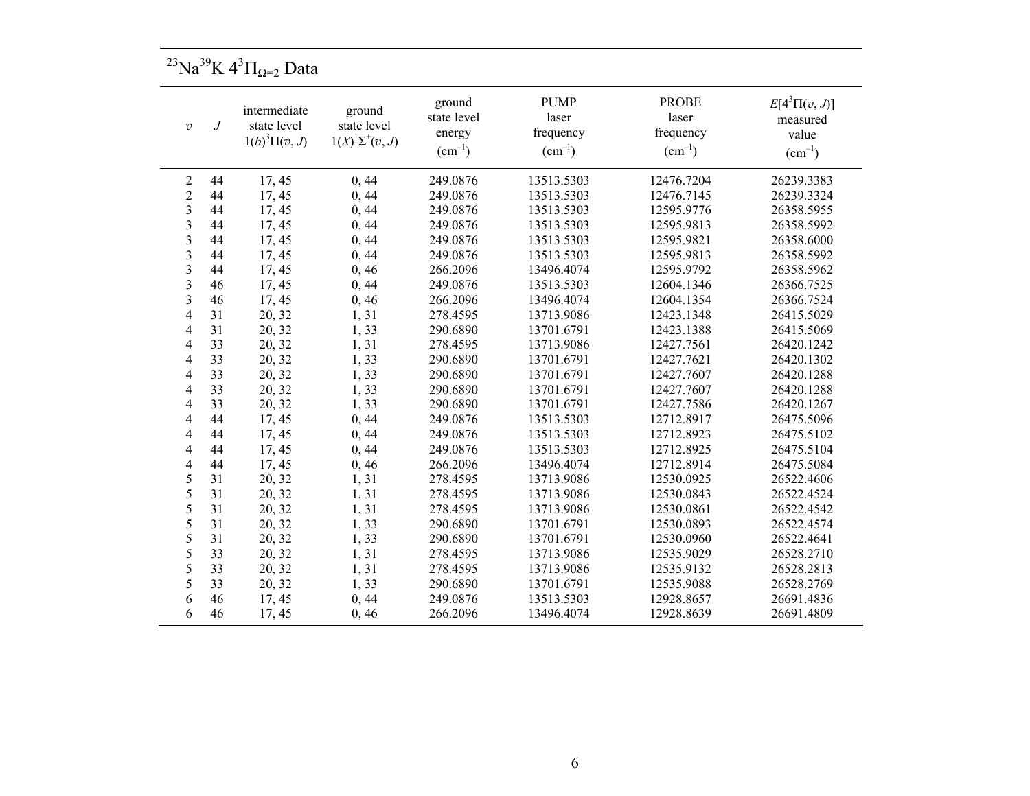## $^{23}$Na$^{39}$K $4^3\Pi_{\Omega=2}$ Data

| $v$ | $J$ | intermediate state level $1(b)^3\Pi(v, J)$ | ground state level $1(X)^1\Sigma^+(v, J)$ | ground state level energy (cm$^{-1}$) | PUMP laser frequency (cm$^{-1}$) | PROBE laser frequency (cm$^{-1}$) | $E[4^3\Pi(v, J)]$ measured value (cm$^{-1}$) |
|---|---|---|---|---|---|---|---|
| 2 | 44 | 17, 45 | 0, 44 | 249.0876 | 13513.5303 | 12476.7204 | 26239.3383 |
| 2 | 44 | 17, 45 | 0, 44 | 249.0876 | 13513.5303 | 12476.7145 | 26239.3324 |
| 3 | 44 | 17, 45 | 0, 44 | 249.0876 | 13513.5303 | 12595.9776 | 26358.5955 |
| 3 | 44 | 17, 45 | 0, 44 | 249.0876 | 13513.5303 | 12595.9813 | 26358.5992 |
| 3 | 44 | 17, 45 | 0, 44 | 249.0876 | 13513.5303 | 12595.9821 | 26358.6000 |
| 3 | 44 | 17, 45 | 0, 44 | 249.0876 | 13513.5303 | 12595.9813 | 26358.5992 |
| 3 | 44 | 17, 45 | 0, 46 | 266.2096 | 13496.4074 | 12595.9792 | 26358.5962 |
| 3 | 46 | 17, 45 | 0, 44 | 249.0876 | 13513.5303 | 12604.1346 | 26366.7525 |
| 3 | 46 | 17, 45 | 0, 46 | 266.2096 | 13496.4074 | 12604.1354 | 26366.7524 |
| 4 | 31 | 20, 32 | 1, 31 | 278.4595 | 13713.9086 | 12423.1348 | 26415.5029 |
| 4 | 31 | 20, 32 | 1, 33 | 290.6890 | 13701.6791 | 12423.1388 | 26415.5069 |
| 4 | 33 | 20, 32 | 1, 31 | 278.4595 | 13713.9086 | 12427.7561 | 26420.1242 |
| 4 | 33 | 20, 32 | 1, 33 | 290.6890 | 13701.6791 | 12427.7621 | 26420.1302 |
| 4 | 33 | 20, 32 | 1, 33 | 290.6890 | 13701.6791 | 12427.7607 | 26420.1288 |
| 4 | 33 | 20, 32 | 1, 33 | 290.6890 | 13701.6791 | 12427.7607 | 26420.1288 |
| 4 | 33 | 20, 32 | 1, 33 | 290.6890 | 13701.6791 | 12427.7586 | 26420.1267 |
| 4 | 44 | 17, 45 | 0, 44 | 249.0876 | 13513.5303 | 12712.8917 | 26475.5096 |
| 4 | 44 | 17, 45 | 0, 44 | 249.0876 | 13513.5303 | 12712.8923 | 26475.5102 |
| 4 | 44 | 17, 45 | 0, 44 | 249.0876 | 13513.5303 | 12712.8925 | 26475.5104 |
| 4 | 44 | 17, 45 | 0, 46 | 266.2096 | 13496.4074 | 12712.8914 | 26475.5084 |
| 5 | 31 | 20, 32 | 1, 31 | 278.4595 | 13713.9086 | 12530.0925 | 26522.4606 |
| 5 | 31 | 20, 32 | 1, 31 | 278.4595 | 13713.9086 | 12530.0843 | 26522.4524 |
| 5 | 31 | 20, 32 | 1, 31 | 278.4595 | 13713.9086 | 12530.0861 | 26522.4542 |
| 5 | 31 | 20, 32 | 1, 33 | 290.6890 | 13701.6791 | 12530.0893 | 26522.4574 |
| 5 | 31 | 20, 32 | 1, 33 | 290.6890 | 13701.6791 | 12530.0960 | 26522.4641 |
| 5 | 33 | 20, 32 | 1, 31 | 278.4595 | 13713.9086 | 12535.9029 | 26528.2710 |
| 5 | 33 | 20, 32 | 1, 31 | 278.4595 | 13713.9086 | 12535.9132 | 26528.2813 |
| 5 | 33 | 20, 32 | 1, 33 | 290.6890 | 13701.6791 | 12535.9088 | 26528.2769 |
| 6 | 46 | 17, 45 | 0, 44 | 249.0876 | 13513.5303 | 12928.8657 | 26691.4836 |
| 6 | 46 | 17, 45 | 0, 46 | 266.2096 | 13496.4074 | 12928.8639 | 26691.4809 |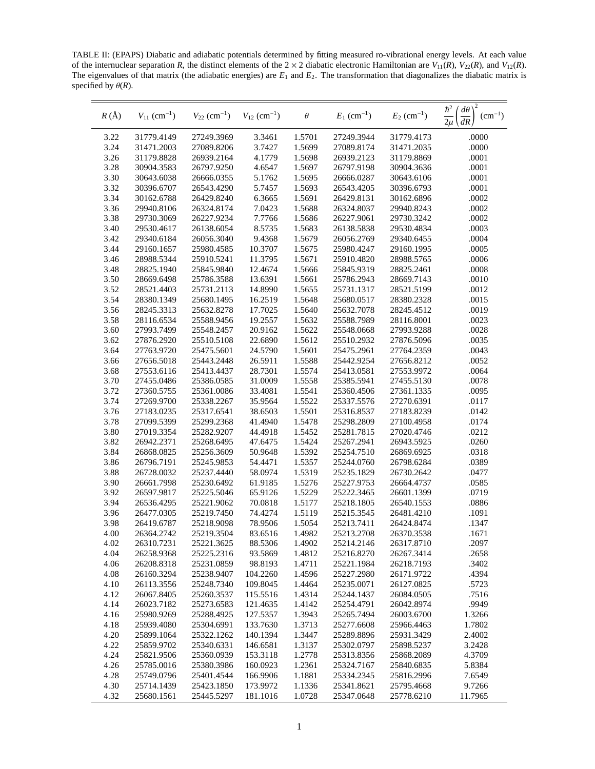TABLE II: (EPAPS) Diabatic and adiabatic potentials determined by fitting measured ro-vibrational energy levels. At each value of the internuclear separation $R$, the distinct elements of the $2 \times 2$ diabatic electronic Hamiltonian are $V_{11}(R)$, $V_{22}(R)$, and $V_{12}(R)$. The eigenvalues of that matrix (the adiabatic energies) are $E_1$ and $E_2$. The transformation that diagonalizes the diabatic matrix is specified by $\theta(R)$.

| $R$ (Å) | $V_{11}$ (cm$^{-1}$) | $V_{22}$ (cm$^{-1}$) | $V_{12}$ (cm$^{-1}$) | $\theta$ | $E_1$ (cm$^{-1}$) | $E_2$ (cm$^{-1}$) | $\frac{\hbar^2}{2\mu}\left(\frac{d\theta}{dR}\right)^2$ (cm$^{-1}$) |
|---|---|---|---|---|---|---|---|
| 3.22 | 31779.4149 | 27249.3969 | 3.3461 | 1.5701 | 27249.3944 | 31779.4173 | .0000 |
| 3.24 | 31471.2003 | 27089.8206 | 3.7427 | 1.5699 | 27089.8174 | 31471.2035 | .0000 |
| 3.26 | 31179.8828 | 26939.2164 | 4.1779 | 1.5698 | 26939.2123 | 31179.8869 | .0001 |
| 3.28 | 30904.3583 | 26797.9250 | 4.6547 | 1.5697 | 26797.9198 | 30904.3636 | .0001 |
| 3.30 | 30643.6038 | 26666.0355 | 5.1762 | 1.5695 | 26666.0287 | 30643.6106 | .0001 |
| 3.32 | 30396.6707 | 26543.4290 | 5.7457 | 1.5693 | 26543.4205 | 30396.6793 | .0001 |
| 3.34 | 30162.6788 | 26429.8240 | 6.3665 | 1.5691 | 26429.8131 | 30162.6896 | .0002 |
| 3.36 | 29940.8106 | 26324.8174 | 7.0423 | 1.5688 | 26324.8037 | 29940.8243 | .0002 |
| 3.38 | 29730.3069 | 26227.9234 | 7.7766 | 1.5686 | 26227.9061 | 29730.3242 | .0002 |
| 3.40 | 29530.4617 | 26138.6054 | 8.5735 | 1.5683 | 26138.5838 | 29530.4834 | .0003 |
| 3.42 | 29340.6184 | 26056.3040 | 9.4368 | 1.5679 | 26056.2769 | 29340.6455 | .0004 |
| 3.44 | 29160.1657 | 25980.4585 | 10.3707 | 1.5675 | 25980.4247 | 29160.1995 | .0005 |
| 3.46 | 28988.5344 | 25910.5241 | 11.3795 | 1.5671 | 25910.4820 | 28988.5765 | .0006 |
| 3.48 | 28825.1940 | 25845.9840 | 12.4674 | 1.5666 | 25845.9319 | 28825.2461 | .0008 |
| 3.50 | 28669.6498 | 25786.3588 | 13.6391 | 1.5661 | 25786.2943 | 28669.7143 | .0010 |
| 3.52 | 28521.4403 | 25731.2113 | 14.8990 | 1.5655 | 25731.1317 | 28521.5199 | .0012 |
| 3.54 | 28380.1349 | 25680.1495 | 16.2519 | 1.5648 | 25680.0517 | 28380.2328 | .0015 |
| 3.56 | 28245.3313 | 25632.8278 | 17.7025 | 1.5640 | 25632.7078 | 28245.4512 | .0019 |
| 3.58 | 28116.6534 | 25588.9456 | 19.2557 | 1.5632 | 25588.7989 | 28116.8001 | .0023 |
| 3.60 | 27993.7499 | 25548.2457 | 20.9162 | 1.5622 | 25548.0668 | 27993.9288 | .0028 |
| 3.62 | 27876.2920 | 25510.5108 | 22.6890 | 1.5612 | 25510.2932 | 27876.5096 | .0035 |
| 3.64 | 27763.9720 | 25475.5601 | 24.5790 | 1.5601 | 25475.2961 | 27764.2359 | .0043 |
| 3.66 | 27656.5018 | 25443.2448 | 26.5911 | 1.5588 | 25442.9254 | 27656.8212 | .0052 |
| 3.68 | 27553.6116 | 25413.4437 | 28.7301 | 1.5574 | 25413.0581 | 27553.9972 | .0064 |
| 3.70 | 27455.0486 | 25386.0585 | 31.0009 | 1.5558 | 25385.5941 | 27455.5130 | .0078 |
| 3.72 | 27360.5755 | 25361.0086 | 33.4081 | 1.5541 | 25360.4506 | 27361.1335 | .0095 |
| 3.74 | 27269.9700 | 25338.2267 | 35.9564 | 1.5522 | 25337.5576 | 27270.6391 | .0117 |
| 3.76 | 27183.0235 | 25317.6541 | 38.6503 | 1.5501 | 25316.8537 | 27183.8239 | .0142 |
| 3.78 | 27099.5399 | 25299.2368 | 41.4940 | 1.5478 | 25298.2809 | 27100.4958 | .0174 |
| 3.80 | 27019.3354 | 25282.9207 | 44.4918 | 1.5452 | 25281.7815 | 27020.4746 | .0212 |
| 3.82 | 26942.2371 | 25268.6495 | 47.6475 | 1.5424 | 25267.2941 | 26943.5925 | .0260 |
| 3.84 | 26868.0825 | 25256.3609 | 50.9648 | 1.5392 | 25254.7510 | 26869.6925 | .0318 |
| 3.86 | 26796.7191 | 25245.9853 | 54.4471 | 1.5357 | 25244.0760 | 26798.6284 | .0389 |
| 3.88 | 26728.0032 | 25237.4440 | 58.0974 | 1.5319 | 25235.1829 | 26730.2642 | .0477 |
| 3.90 | 26661.7998 | 25230.6492 | 61.9185 | 1.5276 | 25227.9753 | 26664.4737 | .0585 |
| 3.92 | 26597.9817 | 25225.5046 | 65.9126 | 1.5229 | 25222.3465 | 26601.1399 | .0719 |
| 3.94 | 26536.4295 | 25221.9062 | 70.0818 | 1.5177 | 25218.1805 | 26540.1553 | .0886 |
| 3.96 | 26477.0305 | 25219.7450 | 74.4274 | 1.5119 | 25215.3545 | 26481.4210 | .1091 |
| 3.98 | 26419.6787 | 25218.9098 | 78.9506 | 1.5054 | 25213.7411 | 26424.8474 | .1347 |
| 4.00 | 26364.2742 | 25219.3504 | 83.6516 | 1.4982 | 25213.2708 | 26370.3538 | .1671 |
| 4.02 | 26310.7231 | 25221.3625 | 88.5306 | 1.4902 | 25214.2146 | 26317.8710 | .2097 |
| 4.04 | 26258.9368 | 25225.2316 | 93.5869 | 1.4812 | 25216.8270 | 26267.3414 | .2658 |
| 4.06 | 26208.8318 | 25231.0859 | 98.8193 | 1.4711 | 25221.1984 | 26218.7193 | .3402 |
| 4.08 | 26160.3294 | 25238.9407 | 104.2260 | 1.4596 | 25227.2980 | 26171.9722 | .4394 |
| 4.10 | 26113.3556 | 25248.7340 | 109.8045 | 1.4464 | 25235.0071 | 26127.0825 | .5723 |
| 4.12 | 26067.8405 | 25260.3537 | 115.5516 | 1.4314 | 25244.1437 | 26084.0505 | .7516 |
| 4.14 | 26023.7182 | 25273.6583 | 121.4635 | 1.4142 | 25254.4791 | 26042.8974 | .9949 |
| 4.16 | 25980.9269 | 25288.4925 | 127.5357 | 1.3943 | 25265.7494 | 26003.6700 | 1.3266 |
| 4.18 | 25939.4080 | 25304.6991 | 133.7630 | 1.3713 | 25277.6608 | 25966.4463 | 1.7802 |
| 4.20 | 25899.1064 | 25322.1262 | 140.1394 | 1.3447 | 25289.8896 | 25931.3429 | 2.4002 |
| 4.22 | 25859.9702 | 25340.6331 | 146.6581 | 1.3137 | 25302.0797 | 25898.5237 | 3.2428 |
| 4.24 | 25821.9506 | 25360.0939 | 153.3118 | 1.2778 | 25313.8356 | 25868.2089 | 4.3709 |
| 4.26 | 25785.0016 | 25380.3986 | 160.0923 | 1.2361 | 25324.7167 | 25840.6835 | 5.8384 |
| 4.28 | 25749.0796 | 25401.4544 | 166.9906 | 1.1881 | 25334.2345 | 25816.2996 | 7.6549 |
| 4.30 | 25714.1439 | 25423.1850 | 173.9972 | 1.1336 | 25341.8621 | 25795.4668 | 9.7266 |
| 4.32 | 25680.1561 | 25445.5297 | 181.1016 | 1.0728 | 25347.0648 | 25778.6210 | 11.7965 |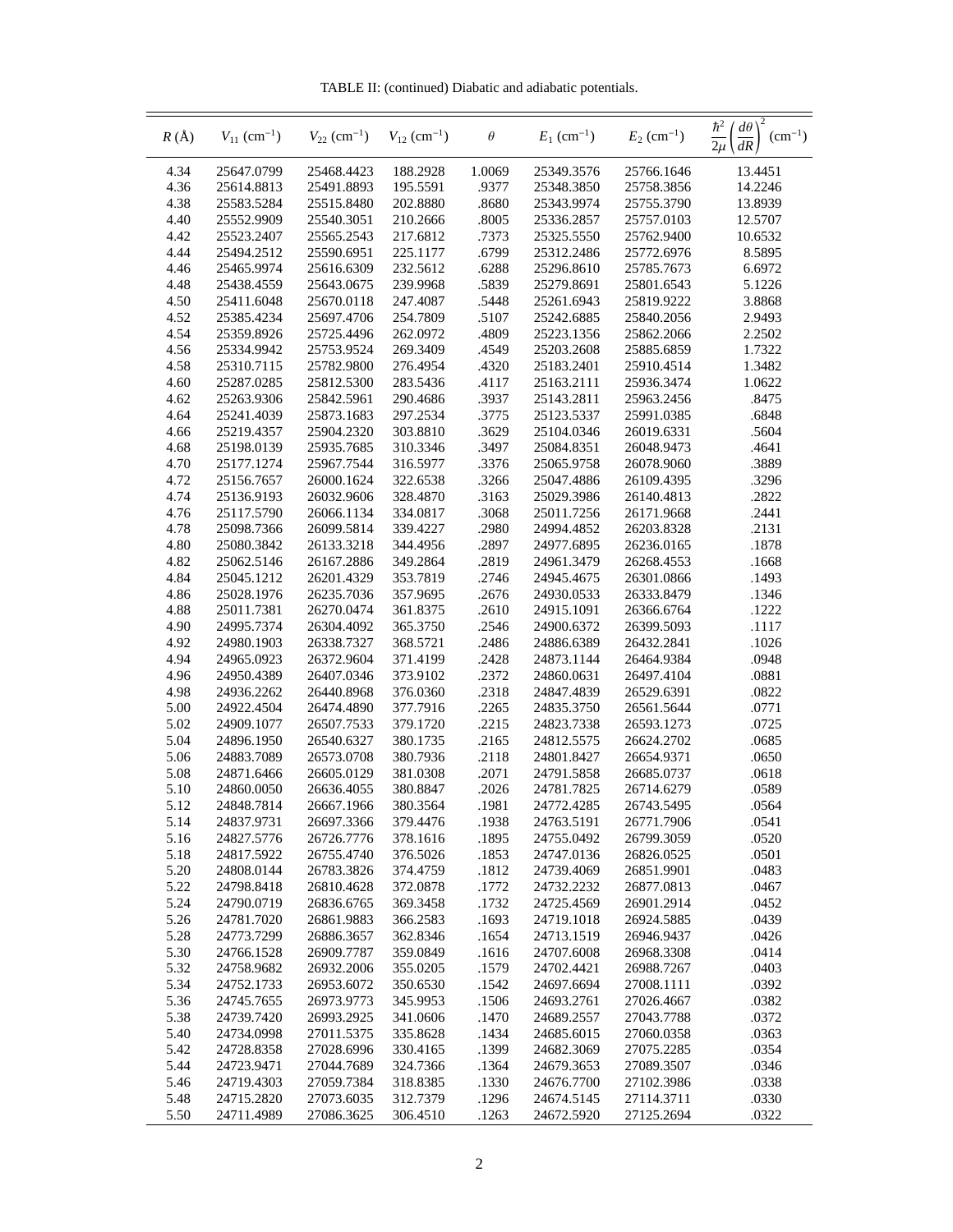TABLE II: (continued) Diabatic and adiabatic potentials.

| $R$ (Å) | $V_{11}$ (cm$^{-1}$) | $V_{22}$ (cm$^{-1}$) | $V_{12}$ (cm$^{-1}$) | $\theta$ | $E_1$ (cm$^{-1}$) | $E_2$ (cm$^{-1}$) | $\frac{\hbar^2}{2\mu}\left(\frac{d\theta}{dR}\right)^2$ (cm$^{-1}$) |
|---|---|---|---|---|---|---|---|
| 4.34 | 25647.0799 | 25468.4423 | 188.2928 | 1.0069 | 25349.3576 | 25766.1646 | 13.4451 |
| 4.36 | 25614.8813 | 25491.8893 | 195.5591 | .9377 | 25348.3850 | 25758.3856 | 14.2246 |
| 4.38 | 25583.5284 | 25515.8480 | 202.8880 | .8680 | 25343.9974 | 25755.3790 | 13.8939 |
| 4.40 | 25552.9909 | 25540.3051 | 210.2666 | .8005 | 25336.2857 | 25757.0103 | 12.5707 |
| 4.42 | 25523.2407 | 25565.2543 | 217.6812 | .7373 | 25325.5550 | 25762.9400 | 10.6532 |
| 4.44 | 25494.2512 | 25590.6951 | 225.1177 | .6799 | 25312.2486 | 25772.6976 | 8.5895 |
| 4.46 | 25465.9974 | 25616.6309 | 232.5612 | .6288 | 25296.8610 | 25785.7673 | 6.6972 |
| 4.48 | 25438.4559 | 25643.0675 | 239.9968 | .5839 | 25279.8691 | 25801.6543 | 5.1226 |
| 4.50 | 25411.6048 | 25670.0118 | 247.4087 | .5448 | 25261.6943 | 25819.9222 | 3.8868 |
| 4.52 | 25385.4234 | 25697.4706 | 254.7809 | .5107 | 25242.6885 | 25840.2056 | 2.9493 |
| 4.54 | 25359.8926 | 25725.4496 | 262.0972 | .4809 | 25223.1356 | 25862.2066 | 2.2502 |
| 4.56 | 25334.9942 | 25753.9524 | 269.3409 | .4549 | 25203.2608 | 25885.6859 | 1.7322 |
| 4.58 | 25310.7115 | 25782.9800 | 276.4954 | .4320 | 25183.2401 | 25910.4514 | 1.3482 |
| 4.60 | 25287.0285 | 25812.5300 | 283.5436 | .4117 | 25163.2111 | 25936.3474 | 1.0622 |
| 4.62 | 25263.9306 | 25842.5961 | 290.4686 | .3937 | 25143.2811 | 25963.2456 | .8475 |
| 4.64 | 25241.4039 | 25873.1683 | 297.2534 | .3775 | 25123.5337 | 25991.0385 | .6848 |
| 4.66 | 25219.4357 | 25904.2320 | 303.8810 | .3629 | 25104.0346 | 26019.6331 | .5604 |
| 4.68 | 25198.0139 | 25935.7685 | 310.3346 | .3497 | 25084.8351 | 26048.9473 | .4641 |
| 4.70 | 25177.1274 | 25967.7544 | 316.5977 | .3376 | 25065.9758 | 26078.9060 | .3889 |
| 4.72 | 25156.7657 | 26000.1624 | 322.6538 | .3266 | 25047.4886 | 26109.4395 | .3296 |
| 4.74 | 25136.9193 | 26032.9606 | 328.4870 | .3163 | 25029.3986 | 26140.4813 | .2822 |
| 4.76 | 25117.5790 | 26066.1134 | 334.0817 | .3068 | 25011.7256 | 26171.9668 | .2441 |
| 4.78 | 25098.7366 | 26099.5814 | 339.4227 | .2980 | 24994.4852 | 26203.8328 | .2131 |
| 4.80 | 25080.3842 | 26133.3218 | 344.4956 | .2897 | 24977.6895 | 26236.0165 | .1878 |
| 4.82 | 25062.5146 | 26167.2886 | 349.2864 | .2819 | 24961.3479 | 26268.4553 | .1668 |
| 4.84 | 25045.1212 | 26201.4329 | 353.7819 | .2746 | 24945.4675 | 26301.0866 | .1493 |
| 4.86 | 25028.1976 | 26235.7036 | 357.9695 | .2676 | 24930.0533 | 26333.8479 | .1346 |
| 4.88 | 25011.7381 | 26270.0474 | 361.8375 | .2610 | 24915.1091 | 26366.6764 | .1222 |
| 4.90 | 24995.7374 | 26304.4092 | 365.3750 | .2546 | 24900.6372 | 26399.5093 | .1117 |
| 4.92 | 24980.1903 | 26338.7327 | 368.5721 | .2486 | 24886.6389 | 26432.2841 | .1026 |
| 4.94 | 24965.0923 | 26372.9604 | 371.4199 | .2428 | 24873.1144 | 26464.9384 | .0948 |
| 4.96 | 24950.4389 | 26407.0346 | 373.9102 | .2372 | 24860.0631 | 26497.4104 | .0881 |
| 4.98 | 24936.2262 | 26440.8968 | 376.0360 | .2318 | 24847.4839 | 26529.6391 | .0822 |
| 5.00 | 24922.4504 | 26474.4890 | 377.7916 | .2265 | 24835.3750 | 26561.5644 | .0771 |
| 5.02 | 24909.1077 | 26507.7533 | 379.1720 | .2215 | 24823.7338 | 26593.1273 | .0725 |
| 5.04 | 24896.1950 | 26540.6327 | 380.1735 | .2165 | 24812.5575 | 26624.2702 | .0685 |
| 5.06 | 24883.7089 | 26573.0708 | 380.7936 | .2118 | 24801.8427 | 26654.9371 | .0650 |
| 5.08 | 24871.6466 | 26605.0129 | 381.0308 | .2071 | 24791.5858 | 26685.0737 | .0618 |
| 5.10 | 24860.0050 | 26636.4055 | 380.8847 | .2026 | 24781.7825 | 26714.6279 | .0589 |
| 5.12 | 24848.7814 | 26667.1966 | 380.3564 | .1981 | 24772.4285 | 26743.5495 | .0564 |
| 5.14 | 24837.9731 | 26697.3366 | 379.4476 | .1938 | 24763.5191 | 26771.7906 | .0541 |
| 5.16 | 24827.5776 | 26726.7776 | 378.1616 | .1895 | 24755.0492 | 26799.3059 | .0520 |
| 5.18 | 24817.5922 | 26755.4740 | 376.5026 | .1853 | 24747.0136 | 26826.0525 | .0501 |
| 5.20 | 24808.0144 | 26783.3826 | 374.4759 | .1812 | 24739.4069 | 26851.9901 | .0483 |
| 5.22 | 24798.8418 | 26810.4628 | 372.0878 | .1772 | 24732.2232 | 26877.0813 | .0467 |
| 5.24 | 24790.0719 | 26836.6765 | 369.3458 | .1732 | 24725.4569 | 26901.2914 | .0452 |
| 5.26 | 24781.7020 | 26861.9883 | 366.2583 | .1693 | 24719.1018 | 26924.5885 | .0439 |
| 5.28 | 24773.7299 | 26886.3657 | 362.8346 | .1654 | 24713.1519 | 26946.9437 | .0426 |
| 5.30 | 24766.1528 | 26909.7787 | 359.0849 | .1616 | 24707.6008 | 26968.3308 | .0414 |
| 5.32 | 24758.9682 | 26932.2006 | 355.0205 | .1579 | 24702.4421 | 26988.7267 | .0403 |
| 5.34 | 24752.1733 | 26953.6072 | 350.6530 | .1542 | 24697.6694 | 27008.1111 | .0392 |
| 5.36 | 24745.7655 | 26973.9773 | 345.9953 | .1506 | 24693.2761 | 27026.4667 | .0382 |
| 5.38 | 24739.7420 | 26993.2925 | 341.0606 | .1470 | 24689.2557 | 27043.7788 | .0372 |
| 5.40 | 24734.0998 | 27011.5375 | 335.8628 | .1434 | 24685.6015 | 27060.0358 | .0363 |
| 5.42 | 24728.8358 | 27028.6996 | 330.4165 | .1399 | 24682.3069 | 27075.2285 | .0354 |
| 5.44 | 24723.9471 | 27044.7689 | 324.7366 | .1364 | 24679.3653 | 27089.3507 | .0346 |
| 5.46 | 24719.4303 | 27059.7384 | 318.8385 | .1330 | 24676.7700 | 27102.3986 | .0338 |
| 5.48 | 24715.2820 | 27073.6035 | 312.7379 | .1296 | 24674.5145 | 27114.3711 | .0330 |
| 5.50 | 24711.4989 | 27086.3625 | 306.4510 | .1263 | 24672.5920 | 27125.2694 | .0322 |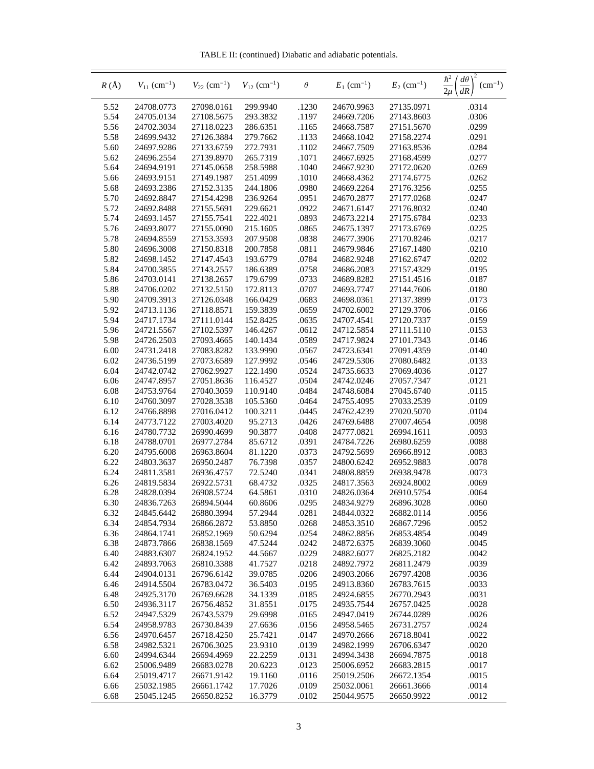TABLE II: (continued) Diabatic and adiabatic potentials.

| $R$ (Å) | $V_{11}$ (cm$^{-1}$) | $V_{22}$ (cm$^{-1}$) | $V_{12}$ (cm$^{-1}$) | $\theta$ | $E_1$ (cm$^{-1}$) | $E_2$ (cm$^{-1}$) | $\frac{\hbar^2}{2\mu}\left(\frac{d\theta}{dR}\right)^2$ (cm$^{-1}$) |
|---|---|---|---|---|---|---|---|
| 5.52 | 24708.0773 | 27098.0161 | 299.9940 | .1230 | 24670.9963 | 27135.0971 | .0314 |
| 5.54 | 24705.0134 | 27108.5675 | 293.3832 | .1197 | 24669.7206 | 27143.8603 | .0306 |
| 5.56 | 24702.3034 | 27118.0223 | 286.6351 | .1165 | 24668.7587 | 27151.5670 | .0299 |
| 5.58 | 24699.9432 | 27126.3884 | 279.7662 | .1133 | 24668.1042 | 27158.2274 | .0291 |
| 5.60 | 24697.9286 | 27133.6759 | 272.7931 | .1102 | 24667.7509 | 27163.8536 | .0284 |
| 5.62 | 24696.2554 | 27139.8970 | 265.7319 | .1071 | 24667.6925 | 27168.4599 | .0277 |
| 5.64 | 24694.9191 | 27145.0658 | 258.5988 | .1040 | 24667.9230 | 27172.0620 | .0269 |
| 5.66 | 24693.9151 | 27149.1987 | 251.4099 | .1010 | 24668.4362 | 27174.6775 | .0262 |
| 5.68 | 24693.2386 | 27152.3135 | 244.1806 | .0980 | 24669.2264 | 27176.3256 | .0255 |
| 5.70 | 24692.8847 | 27154.4298 | 236.9264 | .0951 | 24670.2877 | 27177.0268 | .0247 |
| 5.72 | 24692.8488 | 27155.5691 | 229.6621 | .0922 | 24671.6147 | 27176.8032 | .0240 |
| 5.74 | 24693.1457 | 27155.7541 | 222.4021 | .0893 | 24673.2214 | 27175.6784 | .0233 |
| 5.76 | 24693.8077 | 27155.0090 | 215.1605 | .0865 | 24675.1397 | 27173.6769 | .0225 |
| 5.78 | 24694.8559 | 27153.3593 | 207.9508 | .0838 | 24677.3906 | 27170.8246 | .0217 |
| 5.80 | 24696.3008 | 27150.8318 | 200.7858 | .0811 | 24679.9846 | 27167.1480 | .0210 |
| 5.82 | 24698.1452 | 27147.4543 | 193.6779 | .0784 | 24682.9248 | 27162.6747 | .0202 |
| 5.84 | 24700.3855 | 27143.2557 | 186.6389 | .0758 | 24686.2083 | 27157.4329 | .0195 |
| 5.86 | 24703.0141 | 27138.2657 | 179.6799 | .0733 | 24689.8282 | 27151.4516 | .0187 |
| 5.88 | 24706.0202 | 27132.5150 | 172.8113 | .0707 | 24693.7747 | 27144.7606 | .0180 |
| 5.90 | 24709.3913 | 27126.0348 | 166.0429 | .0683 | 24698.0361 | 27137.3899 | .0173 |
| 5.92 | 24713.1136 | 27118.8571 | 159.3839 | .0659 | 24702.6002 | 27129.3706 | .0166 |
| 5.94 | 24717.1734 | 27111.0144 | 152.8425 | .0635 | 24707.4541 | 27120.7337 | .0159 |
| 5.96 | 24721.5567 | 27102.5397 | 146.4267 | .0612 | 24712.5854 | 27111.5110 | .0153 |
| 5.98 | 24726.2503 | 27093.4665 | 140.1434 | .0589 | 24717.9824 | 27101.7343 | .0146 |
| 6.00 | 24731.2418 | 27083.8282 | 133.9990 | .0567 | 24723.6341 | 27091.4359 | .0140 |
| 6.02 | 24736.5199 | 27073.6589 | 127.9992 | .0546 | 24729.5306 | 27080.6482 | .0133 |
| 6.04 | 24742.0742 | 27062.9927 | 122.1490 | .0524 | 24735.6633 | 27069.4036 | .0127 |
| 6.06 | 24747.8957 | 27051.8636 | 116.4527 | .0504 | 24742.0246 | 27057.7347 | .0121 |
| 6.08 | 24753.9764 | 27040.3059 | 110.9140 | .0484 | 24748.6084 | 27045.6740 | .0115 |
| 6.10 | 24760.3097 | 27028.3538 | 105.5360 | .0464 | 24755.4095 | 27033.2539 | .0109 |
| 6.12 | 24766.8898 | 27016.0412 | 100.3211 | .0445 | 24762.4239 | 27020.5070 | .0104 |
| 6.14 | 24773.7122 | 27003.4020 | 95.2713 | .0426 | 24769.6488 | 27007.4654 | .0098 |
| 6.16 | 24780.7732 | 26990.4699 | 90.3877 | .0408 | 24777.0821 | 26994.1611 | .0093 |
| 6.18 | 24788.0701 | 26977.2784 | 85.6712 | .0391 | 24784.7226 | 26980.6259 | .0088 |
| 6.20 | 24795.6008 | 26963.8604 | 81.1220 | .0373 | 24792.5699 | 26966.8912 | .0083 |
| 6.22 | 24803.3637 | 26950.2487 | 76.7398 | .0357 | 24800.6242 | 26952.9883 | .0078 |
| 6.24 | 24811.3581 | 26936.4757 | 72.5240 | .0341 | 24808.8859 | 26938.9478 | .0073 |
| 6.26 | 24819.5834 | 26922.5731 | 68.4732 | .0325 | 24817.3563 | 26924.8002 | .0069 |
| 6.28 | 24828.0394 | 26908.5724 | 64.5861 | .0310 | 24826.0364 | 26910.5754 | .0064 |
| 6.30 | 24836.7263 | 26894.5044 | 60.8606 | .0295 | 24834.9279 | 26896.3028 | .0060 |
| 6.32 | 24845.6442 | 26880.3994 | 57.2944 | .0281 | 24844.0322 | 26882.0114 | .0056 |
| 6.34 | 24854.7934 | 26866.2872 | 53.8850 | .0268 | 24853.3510 | 26867.7296 | .0052 |
| 6.36 | 24864.1741 | 26852.1969 | 50.6294 | .0254 | 24862.8856 | 26853.4854 | .0049 |
| 6.38 | 24873.7866 | 26838.1569 | 47.5244 | .0242 | 24872.6375 | 26839.3060 | .0045 |
| 6.40 | 24883.6307 | 26824.1952 | 44.5667 | .0229 | 24882.6077 | 26825.2182 | .0042 |
| 6.42 | 24893.7063 | 26810.3388 | 41.7527 | .0218 | 24892.7972 | 26811.2479 | .0039 |
| 6.44 | 24904.0131 | 26796.6142 | 39.0785 | .0206 | 24903.2066 | 26797.4208 | .0036 |
| 6.46 | 24914.5504 | 26783.0472 | 36.5403 | .0195 | 24913.8360 | 26783.7615 | .0033 |
| 6.48 | 24925.3170 | 26769.6628 | 34.1339 | .0185 | 24924.6855 | 26770.2943 | .0031 |
| 6.50 | 24936.3117 | 26756.4852 | 31.8551 | .0175 | 24935.7544 | 26757.0425 | .0028 |
| 6.52 | 24947.5329 | 26743.5379 | 29.6998 | .0165 | 24947.0419 | 26744.0289 | .0026 |
| 6.54 | 24958.9783 | 26730.8439 | 27.6636 | .0156 | 24958.5465 | 26731.2757 | .0024 |
| 6.56 | 24970.6457 | 26718.4250 | 25.7421 | .0147 | 24970.2666 | 26718.8041 | .0022 |
| 6.58 | 24982.5321 | 26706.3025 | 23.9310 | .0139 | 24982.1999 | 26706.6347 | .0020 |
| 6.60 | 24994.6344 | 26694.4969 | 22.2259 | .0131 | 24994.3438 | 26694.7875 | .0018 |
| 6.62 | 25006.9489 | 26683.0278 | 20.6223 | .0123 | 25006.6952 | 26683.2815 | .0017 |
| 6.64 | 25019.4717 | 26671.9142 | 19.1160 | .0116 | 25019.2506 | 26672.1354 | .0015 |
| 6.66 | 25032.1985 | 26661.1742 | 17.7026 | .0109 | 25032.0061 | 26661.3666 | .0014 |
| 6.68 | 25045.1245 | 26650.8252 | 16.3779 | .0102 | 25044.9575 | 26650.9922 | .0012 |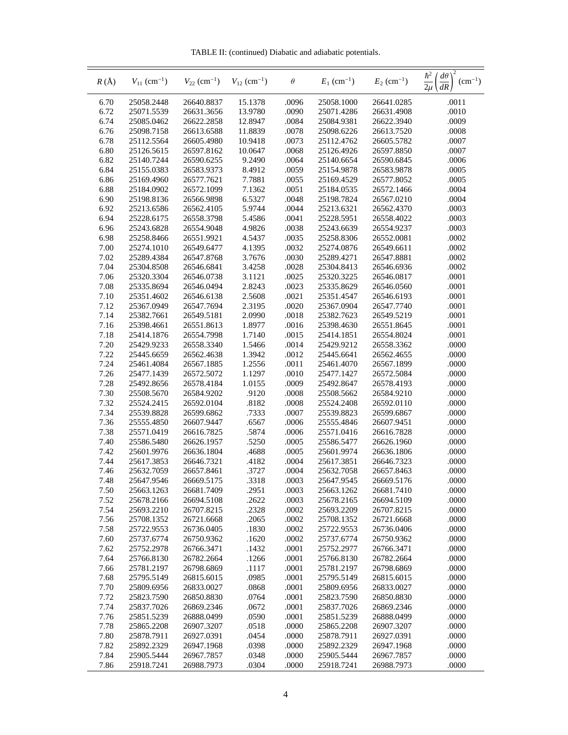TABLE II: (continued) Diabatic and adiabatic potentials.

| $R$ (Å) | $V_{11}$ (cm$^{-1}$) | $V_{22}$ (cm$^{-1}$) | $V_{12}$ (cm$^{-1}$) | $\theta$ | $E_1$ (cm$^{-1}$) | $E_2$ (cm$^{-1}$) | $\frac{\hbar^2}{2\mu}\left(\frac{d\theta}{dR}\right)^2$ (cm$^{-1}$) |
|---|---|---|---|---|---|---|---|
| 6.70 | 25058.2448 | 26640.8837 | 15.1378 | .0096 | 25058.1000 | 26641.0285 | .0011 |
| 6.72 | 25071.5539 | 26631.3656 | 13.9780 | .0090 | 25071.4286 | 26631.4908 | .0010 |
| 6.74 | 25085.0462 | 26622.2858 | 12.8947 | .0084 | 25084.9381 | 26622.3940 | .0009 |
| 6.76 | 25098.7158 | 26613.6588 | 11.8839 | .0078 | 25098.6226 | 26613.7520 | .0008 |
| 6.78 | 25112.5564 | 26605.4980 | 10.9418 | .0073 | 25112.4762 | 26605.5782 | .0007 |
| 6.80 | 25126.5615 | 26597.8162 | 10.0647 | .0068 | 25126.4926 | 26597.8850 | .0007 |
| 6.82 | 25140.7244 | 26590.6255 | 9.2490 | .0064 | 25140.6654 | 26590.6845 | .0006 |
| 6.84 | 25155.0383 | 26583.9373 | 8.4912 | .0059 | 25154.9878 | 26583.9878 | .0005 |
| 6.86 | 25169.4960 | 26577.7621 | 7.7881 | .0055 | 25169.4529 | 26577.8052 | .0005 |
| 6.88 | 25184.0902 | 26572.1099 | 7.1362 | .0051 | 25184.0535 | 26572.1466 | .0004 |
| 6.90 | 25198.8136 | 26566.9898 | 6.5327 | .0048 | 25198.7824 | 26567.0210 | .0004 |
| 6.92 | 25213.6586 | 26562.4105 | 5.9744 | .0044 | 25213.6321 | 26562.4370 | .0003 |
| 6.94 | 25228.6175 | 26558.3798 | 5.4586 | .0041 | 25228.5951 | 26558.4022 | .0003 |
| 6.96 | 25243.6828 | 26554.9048 | 4.9826 | .0038 | 25243.6639 | 26554.9237 | .0003 |
| 6.98 | 25258.8466 | 26551.9921 | 4.5437 | .0035 | 25258.8306 | 26552.0081 | .0002 |
| 7.00 | 25274.1010 | 26549.6477 | 4.1395 | .0032 | 25274.0876 | 26549.6611 | .0002 |
| 7.02 | 25289.4384 | 26547.8768 | 3.7676 | .0030 | 25289.4271 | 26547.8881 | .0002 |
| 7.04 | 25304.8508 | 26546.6841 | 3.4258 | .0028 | 25304.8413 | 26546.6936 | .0002 |
| 7.06 | 25320.3304 | 26546.0738 | 3.1121 | .0025 | 25320.3225 | 26546.0817 | .0001 |
| 7.08 | 25335.8694 | 26546.0494 | 2.8243 | .0023 | 25335.8629 | 26546.0560 | .0001 |
| 7.10 | 25351.4602 | 26546.6138 | 2.5608 | .0021 | 25351.4547 | 26546.6193 | .0001 |
| 7.12 | 25367.0949 | 26547.7694 | 2.3195 | .0020 | 25367.0904 | 26547.7740 | .0001 |
| 7.14 | 25382.7661 | 26549.5181 | 2.0990 | .0018 | 25382.7623 | 26549.5219 | .0001 |
| 7.16 | 25398.4661 | 26551.8613 | 1.8977 | .0016 | 25398.4630 | 26551.8645 | .0001 |
| 7.18 | 25414.1876 | 26554.7998 | 1.7140 | .0015 | 25414.1851 | 26554.8024 | .0001 |
| 7.20 | 25429.9233 | 26558.3340 | 1.5466 | .0014 | 25429.9212 | 26558.3362 | .0000 |
| 7.22 | 25445.6659 | 26562.4638 | 1.3942 | .0012 | 25445.6641 | 26562.4655 | .0000 |
| 7.24 | 25461.4084 | 26567.1885 | 1.2556 | .0011 | 25461.4070 | 26567.1899 | .0000 |
| 7.26 | 25477.1439 | 26572.5072 | 1.1297 | .0010 | 25477.1427 | 26572.5084 | .0000 |
| 7.28 | 25492.8656 | 26578.4184 | 1.0155 | .0009 | 25492.8647 | 26578.4193 | .0000 |
| 7.30 | 25508.5670 | 26584.9202 | .9120 | .0008 | 25508.5662 | 26584.9210 | .0000 |
| 7.32 | 25524.2415 | 26592.0104 | .8182 | .0008 | 25524.2408 | 26592.0110 | .0000 |
| 7.34 | 25539.8828 | 26599.6862 | .7333 | .0007 | 25539.8823 | 26599.6867 | .0000 |
| 7.36 | 25555.4850 | 26607.9447 | .6567 | .0006 | 25555.4846 | 26607.9451 | .0000 |
| 7.38 | 25571.0419 | 26616.7825 | .5874 | .0006 | 25571.0416 | 26616.7828 | .0000 |
| 7.40 | 25586.5480 | 26626.1957 | .5250 | .0005 | 25586.5477 | 26626.1960 | .0000 |
| 7.42 | 25601.9976 | 26636.1804 | .4688 | .0005 | 25601.9974 | 26636.1806 | .0000 |
| 7.44 | 25617.3853 | 26646.7321 | .4182 | .0004 | 25617.3851 | 26646.7323 | .0000 |
| 7.46 | 25632.7059 | 26657.8461 | .3727 | .0004 | 25632.7058 | 26657.8463 | .0000 |
| 7.48 | 25647.9546 | 26669.5175 | .3318 | .0003 | 25647.9545 | 26669.5176 | .0000 |
| 7.50 | 25663.1263 | 26681.7409 | .2951 | .0003 | 25663.1262 | 26681.7410 | .0000 |
| 7.52 | 25678.2166 | 26694.5108 | .2622 | .0003 | 25678.2165 | 26694.5109 | .0000 |
| 7.54 | 25693.2210 | 26707.8215 | .2328 | .0002 | 25693.2209 | 26707.8215 | .0000 |
| 7.56 | 25708.1352 | 26721.6668 | .2065 | .0002 | 25708.1352 | 26721.6668 | .0000 |
| 7.58 | 25722.9553 | 26736.0405 | .1830 | .0002 | 25722.9553 | 26736.0406 | .0000 |
| 7.60 | 25737.6774 | 26750.9362 | .1620 | .0002 | 25737.6774 | 26750.9362 | .0000 |
| 7.62 | 25752.2978 | 26766.3471 | .1432 | .0001 | 25752.2977 | 26766.3471 | .0000 |
| 7.64 | 25766.8130 | 26782.2664 | .1266 | .0001 | 25766.8130 | 26782.2664 | .0000 |
| 7.66 | 25781.2197 | 26798.6869 | .1117 | .0001 | 25781.2197 | 26798.6869 | .0000 |
| 7.68 | 25795.5149 | 26815.6015 | .0985 | .0001 | 25795.5149 | 26815.6015 | .0000 |
| 7.70 | 25809.6956 | 26833.0027 | .0868 | .0001 | 25809.6956 | 26833.0027 | .0000 |
| 7.72 | 25823.7590 | 26850.8830 | .0764 | .0001 | 25823.7590 | 26850.8830 | .0000 |
| 7.74 | 25837.7026 | 26869.2346 | .0672 | .0001 | 25837.7026 | 26869.2346 | .0000 |
| 7.76 | 25851.5239 | 26888.0499 | .0590 | .0001 | 25851.5239 | 26888.0499 | .0000 |
| 7.78 | 25865.2208 | 26907.3207 | .0518 | .0000 | 25865.2208 | 26907.3207 | .0000 |
| 7.80 | 25878.7911 | 26927.0391 | .0454 | .0000 | 25878.7911 | 26927.0391 | .0000 |
| 7.82 | 25892.2329 | 26947.1968 | .0398 | .0000 | 25892.2329 | 26947.1968 | .0000 |
| 7.84 | 25905.5444 | 26967.7857 | .0348 | .0000 | 25905.5444 | 26967.7857 | .0000 |
| 7.86 | 25918.7241 | 26988.7973 | .0304 | .0000 | 25918.7241 | 26988.7973 | .0000 |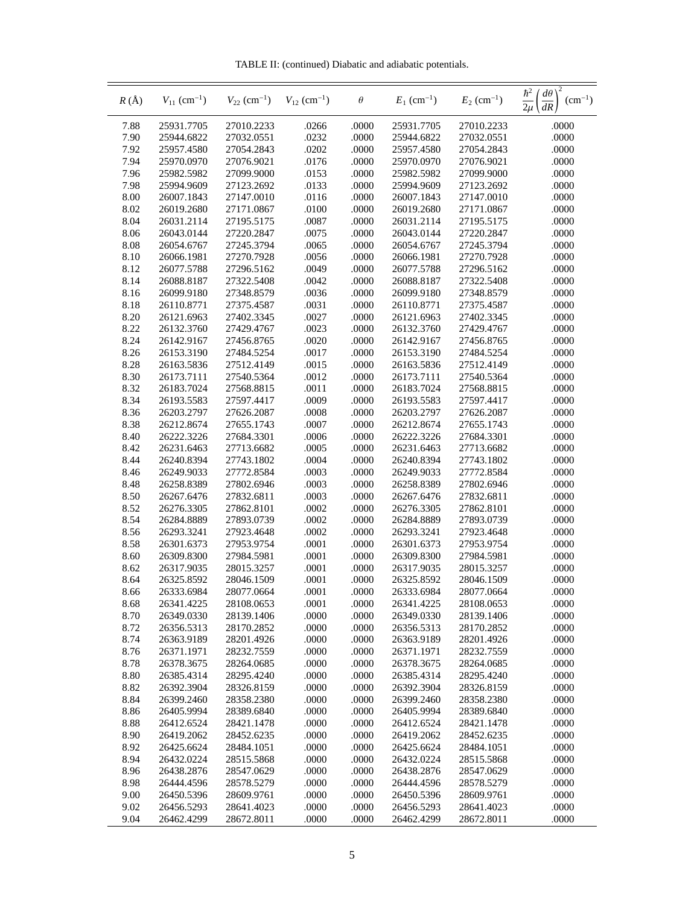TABLE II: (continued) Diabatic and adiabatic potentials.

| $R$ (Å) | $V_{11}$ (cm$^{-1}$) | $V_{22}$ (cm$^{-1}$) | $V_{12}$ (cm$^{-1}$) | $\theta$ | $E_1$ (cm$^{-1}$) | $E_2$ (cm$^{-1}$) | $\frac{\hbar^2}{2\mu}\left(\frac{d\theta}{dR}\right)^2$ (cm$^{-1}$) |
|---|---|---|---|---|---|---|---|
| 7.88 | 25931.7705 | 27010.2233 | .0266 | .0000 | 25931.7705 | 27010.2233 | .0000 |
| 7.90 | 25944.6822 | 27032.0551 | .0232 | .0000 | 25944.6822 | 27032.0551 | .0000 |
| 7.92 | 25957.4580 | 27054.2843 | .0202 | .0000 | 25957.4580 | 27054.2843 | .0000 |
| 7.94 | 25970.0970 | 27076.9021 | .0176 | .0000 | 25970.0970 | 27076.9021 | .0000 |
| 7.96 | 25982.5982 | 27099.9000 | .0153 | .0000 | 25982.5982 | 27099.9000 | .0000 |
| 7.98 | 25994.9609 | 27123.2692 | .0133 | .0000 | 25994.9609 | 27123.2692 | .0000 |
| 8.00 | 26007.1843 | 27147.0010 | .0116 | .0000 | 26007.1843 | 27147.0010 | .0000 |
| 8.02 | 26019.2680 | 27171.0867 | .0100 | .0000 | 26019.2680 | 27171.0867 | .0000 |
| 8.04 | 26031.2114 | 27195.5175 | .0087 | .0000 | 26031.2114 | 27195.5175 | .0000 |
| 8.06 | 26043.0144 | 27220.2847 | .0075 | .0000 | 26043.0144 | 27220.2847 | .0000 |
| 8.08 | 26054.6767 | 27245.3794 | .0065 | .0000 | 26054.6767 | 27245.3794 | .0000 |
| 8.10 | 26066.1981 | 27270.7928 | .0056 | .0000 | 26066.1981 | 27270.7928 | .0000 |
| 8.12 | 26077.5788 | 27296.5162 | .0049 | .0000 | 26077.5788 | 27296.5162 | .0000 |
| 8.14 | 26088.8187 | 27322.5408 | .0042 | .0000 | 26088.8187 | 27322.5408 | .0000 |
| 8.16 | 26099.9180 | 27348.8579 | .0036 | .0000 | 26099.9180 | 27348.8579 | .0000 |
| 8.18 | 26110.8771 | 27375.4587 | .0031 | .0000 | 26110.8771 | 27375.4587 | .0000 |
| 8.20 | 26121.6963 | 27402.3345 | .0027 | .0000 | 26121.6963 | 27402.3345 | .0000 |
| 8.22 | 26132.3760 | 27429.4767 | .0023 | .0000 | 26132.3760 | 27429.4767 | .0000 |
| 8.24 | 26142.9167 | 27456.8765 | .0020 | .0000 | 26142.9167 | 27456.8765 | .0000 |
| 8.26 | 26153.3190 | 27484.5254 | .0017 | .0000 | 26153.3190 | 27484.5254 | .0000 |
| 8.28 | 26163.5836 | 27512.4149 | .0015 | .0000 | 26163.5836 | 27512.4149 | .0000 |
| 8.30 | 26173.7111 | 27540.5364 | .0012 | .0000 | 26173.7111 | 27540.5364 | .0000 |
| 8.32 | 26183.7024 | 27568.8815 | .0011 | .0000 | 26183.7024 | 27568.8815 | .0000 |
| 8.34 | 26193.5583 | 27597.4417 | .0009 | .0000 | 26193.5583 | 27597.4417 | .0000 |
| 8.36 | 26203.2797 | 27626.2087 | .0008 | .0000 | 26203.2797 | 27626.2087 | .0000 |
| 8.38 | 26212.8674 | 27655.1743 | .0007 | .0000 | 26212.8674 | 27655.1743 | .0000 |
| 8.40 | 26222.3226 | 27684.3301 | .0006 | .0000 | 26222.3226 | 27684.3301 | .0000 |
| 8.42 | 26231.6463 | 27713.6682 | .0005 | .0000 | 26231.6463 | 27713.6682 | .0000 |
| 8.44 | 26240.8394 | 27743.1802 | .0004 | .0000 | 26240.8394 | 27743.1802 | .0000 |
| 8.46 | 26249.9033 | 27772.8584 | .0003 | .0000 | 26249.9033 | 27772.8584 | .0000 |
| 8.48 | 26258.8389 | 27802.6946 | .0003 | .0000 | 26258.8389 | 27802.6946 | .0000 |
| 8.50 | 26267.6476 | 27832.6811 | .0003 | .0000 | 26267.6476 | 27832.6811 | .0000 |
| 8.52 | 26276.3305 | 27862.8101 | .0002 | .0000 | 26276.3305 | 27862.8101 | .0000 |
| 8.54 | 26284.8889 | 27893.0739 | .0002 | .0000 | 26284.8889 | 27893.0739 | .0000 |
| 8.56 | 26293.3241 | 27923.4648 | .0002 | .0000 | 26293.3241 | 27923.4648 | .0000 |
| 8.58 | 26301.6373 | 27953.9754 | .0001 | .0000 | 26301.6373 | 27953.9754 | .0000 |
| 8.60 | 26309.8300 | 27984.5981 | .0001 | .0000 | 26309.8300 | 27984.5981 | .0000 |
| 8.62 | 26317.9035 | 28015.3257 | .0001 | .0000 | 26317.9035 | 28015.3257 | .0000 |
| 8.64 | 26325.8592 | 28046.1509 | .0001 | .0000 | 26325.8592 | 28046.1509 | .0000 |
| 8.66 | 26333.6984 | 28077.0664 | .0001 | .0000 | 26333.6984 | 28077.0664 | .0000 |
| 8.68 | 26341.4225 | 28108.0653 | .0001 | .0000 | 26341.4225 | 28108.0653 | .0000 |
| 8.70 | 26349.0330 | 28139.1406 | .0000 | .0000 | 26349.0330 | 28139.1406 | .0000 |
| 8.72 | 26356.5313 | 28170.2852 | .0000 | .0000 | 26356.5313 | 28170.2852 | .0000 |
| 8.74 | 26363.9189 | 28201.4926 | .0000 | .0000 | 26363.9189 | 28201.4926 | .0000 |
| 8.76 | 26371.1971 | 28232.7559 | .0000 | .0000 | 26371.1971 | 28232.7559 | .0000 |
| 8.78 | 26378.3675 | 28264.0685 | .0000 | .0000 | 26378.3675 | 28264.0685 | .0000 |
| 8.80 | 26385.4314 | 28295.4240 | .0000 | .0000 | 26385.4314 | 28295.4240 | .0000 |
| 8.82 | 26392.3904 | 28326.8159 | .0000 | .0000 | 26392.3904 | 28326.8159 | .0000 |
| 8.84 | 26399.2460 | 28358.2380 | .0000 | .0000 | 26399.2460 | 28358.2380 | .0000 |
| 8.86 | 26405.9994 | 28389.6840 | .0000 | .0000 | 26405.9994 | 28389.6840 | .0000 |
| 8.88 | 26412.6524 | 28421.1478 | .0000 | .0000 | 26412.6524 | 28421.1478 | .0000 |
| 8.90 | 26419.2062 | 28452.6235 | .0000 | .0000 | 26419.2062 | 28452.6235 | .0000 |
| 8.92 | 26425.6624 | 28484.1051 | .0000 | .0000 | 26425.6624 | 28484.1051 | .0000 |
| 8.94 | 26432.0224 | 28515.5868 | .0000 | .0000 | 26432.0224 | 28515.5868 | .0000 |
| 8.96 | 26438.2876 | 28547.0629 | .0000 | .0000 | 26438.2876 | 28547.0629 | .0000 |
| 8.98 | 26444.4596 | 28578.5279 | .0000 | .0000 | 26444.4596 | 28578.5279 | .0000 |
| 9.00 | 26450.5396 | 28609.9761 | .0000 | .0000 | 26450.5396 | 28609.9761 | .0000 |
| 9.02 | 26456.5293 | 28641.4023 | .0000 | .0000 | 26456.5293 | 28641.4023 | .0000 |
| 9.04 | 26462.4299 | 28672.8011 | .0000 | .0000 | 26462.4299 | 28672.8011 | .0000 |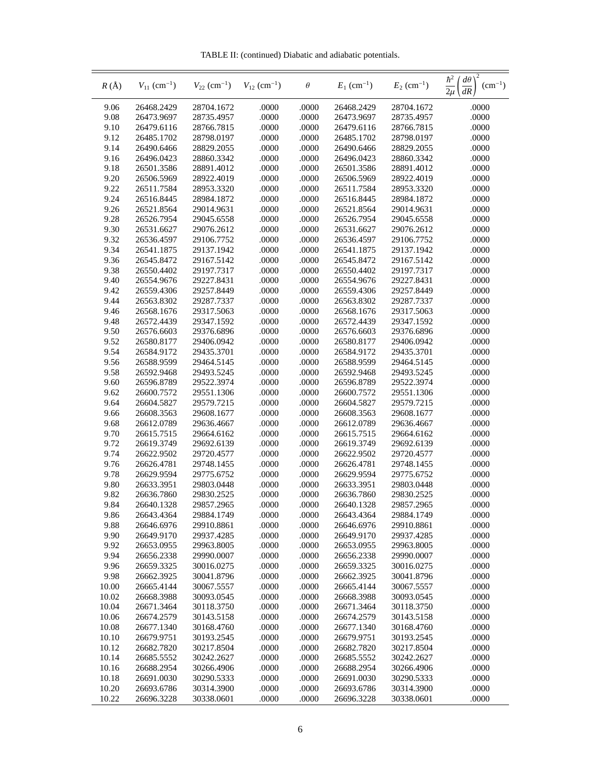TABLE II: (continued) Diabatic and adiabatic potentials.

| $R$ (Å) | $V_{11}$ (cm$^{-1}$) | $V_{22}$ (cm$^{-1}$) | $V_{12}$ (cm$^{-1}$) | $\theta$ | $E_1$ (cm$^{-1}$) | $E_2$ (cm$^{-1}$) | $\frac{\hbar^2}{2\mu}\left(\frac{d\theta}{dR}\right)^2$ (cm$^{-1}$) |
|---|---|---|---|---|---|---|---|
| 9.06 | 26468.2429 | 28704.1672 | .0000 | .0000 | 26468.2429 | 28704.1672 | .0000 |
| 9.08 | 26473.9697 | 28735.4957 | .0000 | .0000 | 26473.9697 | 28735.4957 | .0000 |
| 9.10 | 26479.6116 | 28766.7815 | .0000 | .0000 | 26479.6116 | 28766.7815 | .0000 |
| 9.12 | 26485.1702 | 28798.0197 | .0000 | .0000 | 26485.1702 | 28798.0197 | .0000 |
| 9.14 | 26490.6466 | 28829.2055 | .0000 | .0000 | 26490.6466 | 28829.2055 | .0000 |
| 9.16 | 26496.0423 | 28860.3342 | .0000 | .0000 | 26496.0423 | 28860.3342 | .0000 |
| 9.18 | 26501.3586 | 28891.4012 | .0000 | .0000 | 26501.3586 | 28891.4012 | .0000 |
| 9.20 | 26506.5969 | 28922.4019 | .0000 | .0000 | 26506.5969 | 28922.4019 | .0000 |
| 9.22 | 26511.7584 | 28953.3320 | .0000 | .0000 | 26511.7584 | 28953.3320 | .0000 |
| 9.24 | 26516.8445 | 28984.1872 | .0000 | .0000 | 26516.8445 | 28984.1872 | .0000 |
| 9.26 | 26521.8564 | 29014.9631 | .0000 | .0000 | 26521.8564 | 29014.9631 | .0000 |
| 9.28 | 26526.7954 | 29045.6558 | .0000 | .0000 | 26526.7954 | 29045.6558 | .0000 |
| 9.30 | 26531.6627 | 29076.2612 | .0000 | .0000 | 26531.6627 | 29076.2612 | .0000 |
| 9.32 | 26536.4597 | 29106.7752 | .0000 | .0000 | 26536.4597 | 29106.7752 | .0000 |
| 9.34 | 26541.1875 | 29137.1942 | .0000 | .0000 | 26541.1875 | 29137.1942 | .0000 |
| 9.36 | 26545.8472 | 29167.5142 | .0000 | .0000 | 26545.8472 | 29167.5142 | .0000 |
| 9.38 | 26550.4402 | 29197.7317 | .0000 | .0000 | 26550.4402 | 29197.7317 | .0000 |
| 9.40 | 26554.9676 | 29227.8431 | .0000 | .0000 | 26554.9676 | 29227.8431 | .0000 |
| 9.42 | 26559.4306 | 29257.8449 | .0000 | .0000 | 26559.4306 | 29257.8449 | .0000 |
| 9.44 | 26563.8302 | 29287.7337 | .0000 | .0000 | 26563.8302 | 29287.7337 | .0000 |
| 9.46 | 26568.1676 | 29317.5063 | .0000 | .0000 | 26568.1676 | 29317.5063 | .0000 |
| 9.48 | 26572.4439 | 29347.1592 | .0000 | .0000 | 26572.4439 | 29347.1592 | .0000 |
| 9.50 | 26576.6603 | 29376.6896 | .0000 | .0000 | 26576.6603 | 29376.6896 | .0000 |
| 9.52 | 26580.8177 | 29406.0942 | .0000 | .0000 | 26580.8177 | 29406.0942 | .0000 |
| 9.54 | 26584.9172 | 29435.3701 | .0000 | .0000 | 26584.9172 | 29435.3701 | .0000 |
| 9.56 | 26588.9599 | 29464.5145 | .0000 | .0000 | 26588.9599 | 29464.5145 | .0000 |
| 9.58 | 26592.9468 | 29493.5245 | .0000 | .0000 | 26592.9468 | 29493.5245 | .0000 |
| 9.60 | 26596.8789 | 29522.3974 | .0000 | .0000 | 26596.8789 | 29522.3974 | .0000 |
| 9.62 | 26600.7572 | 29551.1306 | .0000 | .0000 | 26600.7572 | 29551.1306 | .0000 |
| 9.64 | 26604.5827 | 29579.7215 | .0000 | .0000 | 26604.5827 | 29579.7215 | .0000 |
| 9.66 | 26608.3563 | 29608.1677 | .0000 | .0000 | 26608.3563 | 29608.1677 | .0000 |
| 9.68 | 26612.0789 | 29636.4667 | .0000 | .0000 | 26612.0789 | 29636.4667 | .0000 |
| 9.70 | 26615.7515 | 29664.6162 | .0000 | .0000 | 26615.7515 | 29664.6162 | .0000 |
| 9.72 | 26619.3749 | 29692.6139 | .0000 | .0000 | 26619.3749 | 29692.6139 | .0000 |
| 9.74 | 26622.9502 | 29720.4577 | .0000 | .0000 | 26622.9502 | 29720.4577 | .0000 |
| 9.76 | 26626.4781 | 29748.1455 | .0000 | .0000 | 26626.4781 | 29748.1455 | .0000 |
| 9.78 | 26629.9594 | 29775.6752 | .0000 | .0000 | 26629.9594 | 29775.6752 | .0000 |
| 9.80 | 26633.3951 | 29803.0448 | .0000 | .0000 | 26633.3951 | 29803.0448 | .0000 |
| 9.82 | 26636.7860 | 29830.2525 | .0000 | .0000 | 26636.7860 | 29830.2525 | .0000 |
| 9.84 | 26640.1328 | 29857.2965 | .0000 | .0000 | 26640.1328 | 29857.2965 | .0000 |
| 9.86 | 26643.4364 | 29884.1749 | .0000 | .0000 | 26643.4364 | 29884.1749 | .0000 |
| 9.88 | 26646.6976 | 29910.8861 | .0000 | .0000 | 26646.6976 | 29910.8861 | .0000 |
| 9.90 | 26649.9170 | 29937.4285 | .0000 | .0000 | 26649.9170 | 29937.4285 | .0000 |
| 9.92 | 26653.0955 | 29963.8005 | .0000 | .0000 | 26653.0955 | 29963.8005 | .0000 |
| 9.94 | 26656.2338 | 29990.0007 | .0000 | .0000 | 26656.2338 | 29990.0007 | .0000 |
| 9.96 | 26659.3325 | 30016.0275 | .0000 | .0000 | 26659.3325 | 30016.0275 | .0000 |
| 9.98 | 26662.3925 | 30041.8796 | .0000 | .0000 | 26662.3925 | 30041.8796 | .0000 |
| 10.00 | 26665.4144 | 30067.5557 | .0000 | .0000 | 26665.4144 | 30067.5557 | .0000 |
| 10.02 | 26668.3988 | 30093.0545 | .0000 | .0000 | 26668.3988 | 30093.0545 | .0000 |
| 10.04 | 26671.3464 | 30118.3750 | .0000 | .0000 | 26671.3464 | 30118.3750 | .0000 |
| 10.06 | 26674.2579 | 30143.5158 | .0000 | .0000 | 26674.2579 | 30143.5158 | .0000 |
| 10.08 | 26677.1340 | 30168.4760 | .0000 | .0000 | 26677.1340 | 30168.4760 | .0000 |
| 10.10 | 26679.9751 | 30193.2545 | .0000 | .0000 | 26679.9751 | 30193.2545 | .0000 |
| 10.12 | 26682.7820 | 30217.8504 | .0000 | .0000 | 26682.7820 | 30217.8504 | .0000 |
| 10.14 | 26685.5552 | 30242.2627 | .0000 | .0000 | 26685.5552 | 30242.2627 | .0000 |
| 10.16 | 26688.2954 | 30266.4906 | .0000 | .0000 | 26688.2954 | 30266.4906 | .0000 |
| 10.18 | 26691.0030 | 30290.5333 | .0000 | .0000 | 26691.0030 | 30290.5333 | .0000 |
| 10.20 | 26693.6786 | 30314.3900 | .0000 | .0000 | 26693.6786 | 30314.3900 | .0000 |
| 10.22 | 26696.3228 | 30338.0601 | .0000 | .0000 | 26696.3228 | 30338.0601 | .0000 |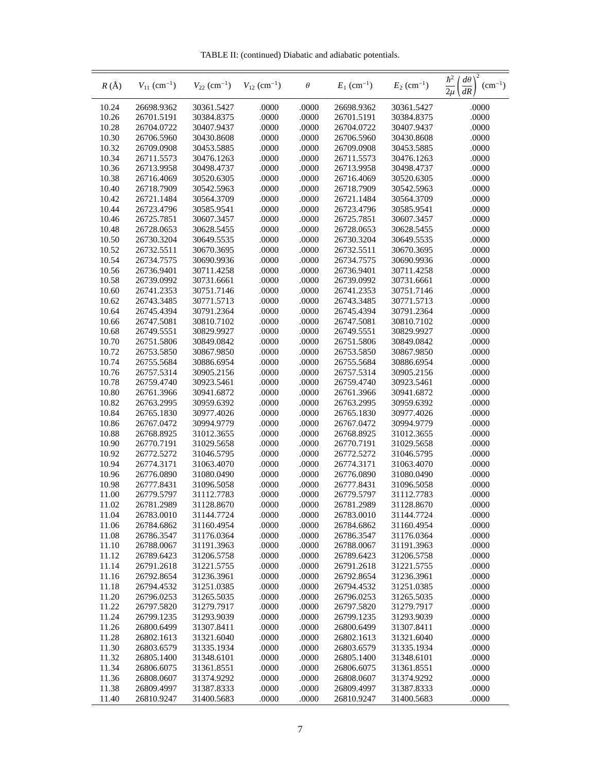TABLE II: (continued) Diabatic and adiabatic potentials.

| $R$ (Å) | $V_{11}$ (cm$^{-1}$) | $V_{22}$ (cm$^{-1}$) | $V_{12}$ (cm$^{-1}$) | $\theta$ | $E_1$ (cm$^{-1}$) | $E_2$ (cm$^{-1}$) | $\frac{\hbar^2}{2\mu}\left(\frac{d\theta}{dR}\right)^2$ (cm$^{-1}$) |
|---|---|---|---|---|---|---|---|
| 10.24 | 26698.9362 | 30361.5427 | .0000 | .0000 | 26698.9362 | 30361.5427 | .0000 |
| 10.26 | 26701.5191 | 30384.8375 | .0000 | .0000 | 26701.5191 | 30384.8375 | .0000 |
| 10.28 | 26704.0722 | 30407.9437 | .0000 | .0000 | 26704.0722 | 30407.9437 | .0000 |
| 10.30 | 26706.5960 | 30430.8608 | .0000 | .0000 | 26706.5960 | 30430.8608 | .0000 |
| 10.32 | 26709.0908 | 30453.5885 | .0000 | .0000 | 26709.0908 | 30453.5885 | .0000 |
| 10.34 | 26711.5573 | 30476.1263 | .0000 | .0000 | 26711.5573 | 30476.1263 | .0000 |
| 10.36 | 26713.9958 | 30498.4737 | .0000 | .0000 | 26713.9958 | 30498.4737 | .0000 |
| 10.38 | 26716.4069 | 30520.6305 | .0000 | .0000 | 26716.4069 | 30520.6305 | .0000 |
| 10.40 | 26718.7909 | 30542.5963 | .0000 | .0000 | 26718.7909 | 30542.5963 | .0000 |
| 10.42 | 26721.1484 | 30564.3709 | .0000 | .0000 | 26721.1484 | 30564.3709 | .0000 |
| 10.44 | 26723.4796 | 30585.9541 | .0000 | .0000 | 26723.4796 | 30585.9541 | .0000 |
| 10.46 | 26725.7851 | 30607.3457 | .0000 | .0000 | 26725.7851 | 30607.3457 | .0000 |
| 10.48 | 26728.0653 | 30628.5455 | .0000 | .0000 | 26728.0653 | 30628.5455 | .0000 |
| 10.50 | 26730.3204 | 30649.5535 | .0000 | .0000 | 26730.3204 | 30649.5535 | .0000 |
| 10.52 | 26732.5511 | 30670.3695 | .0000 | .0000 | 26732.5511 | 30670.3695 | .0000 |
| 10.54 | 26734.7575 | 30690.9936 | .0000 | .0000 | 26734.7575 | 30690.9936 | .0000 |
| 10.56 | 26736.9401 | 30711.4258 | .0000 | .0000 | 26736.9401 | 30711.4258 | .0000 |
| 10.58 | 26739.0992 | 30731.6661 | .0000 | .0000 | 26739.0992 | 30731.6661 | .0000 |
| 10.60 | 26741.2353 | 30751.7146 | .0000 | .0000 | 26741.2353 | 30751.7146 | .0000 |
| 10.62 | 26743.3485 | 30771.5713 | .0000 | .0000 | 26743.3485 | 30771.5713 | .0000 |
| 10.64 | 26745.4394 | 30791.2364 | .0000 | .0000 | 26745.4394 | 30791.2364 | .0000 |
| 10.66 | 26747.5081 | 30810.7102 | .0000 | .0000 | 26747.5081 | 30810.7102 | .0000 |
| 10.68 | 26749.5551 | 30829.9927 | .0000 | .0000 | 26749.5551 | 30829.9927 | .0000 |
| 10.70 | 26751.5806 | 30849.0842 | .0000 | .0000 | 26751.5806 | 30849.0842 | .0000 |
| 10.72 | 26753.5850 | 30867.9850 | .0000 | .0000 | 26753.5850 | 30867.9850 | .0000 |
| 10.74 | 26755.5684 | 30886.6954 | .0000 | .0000 | 26755.5684 | 30886.6954 | .0000 |
| 10.76 | 26757.5314 | 30905.2156 | .0000 | .0000 | 26757.5314 | 30905.2156 | .0000 |
| 10.78 | 26759.4740 | 30923.5461 | .0000 | .0000 | 26759.4740 | 30923.5461 | .0000 |
| 10.80 | 26761.3966 | 30941.6872 | .0000 | .0000 | 26761.3966 | 30941.6872 | .0000 |
| 10.82 | 26763.2995 | 30959.6392 | .0000 | .0000 | 26763.2995 | 30959.6392 | .0000 |
| 10.84 | 26765.1830 | 30977.4026 | .0000 | .0000 | 26765.1830 | 30977.4026 | .0000 |
| 10.86 | 26767.0472 | 30994.9779 | .0000 | .0000 | 26767.0472 | 30994.9779 | .0000 |
| 10.88 | 26768.8925 | 31012.3655 | .0000 | .0000 | 26768.8925 | 31012.3655 | .0000 |
| 10.90 | 26770.7191 | 31029.5658 | .0000 | .0000 | 26770.7191 | 31029.5658 | .0000 |
| 10.92 | 26772.5272 | 31046.5795 | .0000 | .0000 | 26772.5272 | 31046.5795 | .0000 |
| 10.94 | 26774.3171 | 31063.4070 | .0000 | .0000 | 26774.3171 | 31063.4070 | .0000 |
| 10.96 | 26776.0890 | 31080.0490 | .0000 | .0000 | 26776.0890 | 31080.0490 | .0000 |
| 10.98 | 26777.8431 | 31096.5058 | .0000 | .0000 | 26777.8431 | 31096.5058 | .0000 |
| 11.00 | 26779.5797 | 31112.7783 | .0000 | .0000 | 26779.5797 | 31112.7783 | .0000 |
| 11.02 | 26781.2989 | 31128.8670 | .0000 | .0000 | 26781.2989 | 31128.8670 | .0000 |
| 11.04 | 26783.0010 | 31144.7724 | .0000 | .0000 | 26783.0010 | 31144.7724 | .0000 |
| 11.06 | 26784.6862 | 31160.4954 | .0000 | .0000 | 26784.6862 | 31160.4954 | .0000 |
| 11.08 | 26786.3547 | 31176.0364 | .0000 | .0000 | 26786.3547 | 31176.0364 | .0000 |
| 11.10 | 26788.0067 | 31191.3963 | .0000 | .0000 | 26788.0067 | 31191.3963 | .0000 |
| 11.12 | 26789.6423 | 31206.5758 | .0000 | .0000 | 26789.6423 | 31206.5758 | .0000 |
| 11.14 | 26791.2618 | 31221.5755 | .0000 | .0000 | 26791.2618 | 31221.5755 | .0000 |
| 11.16 | 26792.8654 | 31236.3961 | .0000 | .0000 | 26792.8654 | 31236.3961 | .0000 |
| 11.18 | 26794.4532 | 31251.0385 | .0000 | .0000 | 26794.4532 | 31251.0385 | .0000 |
| 11.20 | 26796.0253 | 31265.5035 | .0000 | .0000 | 26796.0253 | 31265.5035 | .0000 |
| 11.22 | 26797.5820 | 31279.7917 | .0000 | .0000 | 26797.5820 | 31279.7917 | .0000 |
| 11.24 | 26799.1235 | 31293.9039 | .0000 | .0000 | 26799.1235 | 31293.9039 | .0000 |
| 11.26 | 26800.6499 | 31307.8411 | .0000 | .0000 | 26800.6499 | 31307.8411 | .0000 |
| 11.28 | 26802.1613 | 31321.6040 | .0000 | .0000 | 26802.1613 | 31321.6040 | .0000 |
| 11.30 | 26803.6579 | 31335.1934 | .0000 | .0000 | 26803.6579 | 31335.1934 | .0000 |
| 11.32 | 26805.1400 | 31348.6101 | .0000 | .0000 | 26805.1400 | 31348.6101 | .0000 |
| 11.34 | 26806.6075 | 31361.8551 | .0000 | .0000 | 26806.6075 | 31361.8551 | .0000 |
| 11.36 | 26808.0607 | 31374.9292 | .0000 | .0000 | 26808.0607 | 31374.9292 | .0000 |
| 11.38 | 26809.4997 | 31387.8333 | .0000 | .0000 | 26809.4997 | 31387.8333 | .0000 |
| 11.40 | 26810.9247 | 31400.5683 | .0000 | .0000 | 26810.9247 | 31400.5683 | .0000 |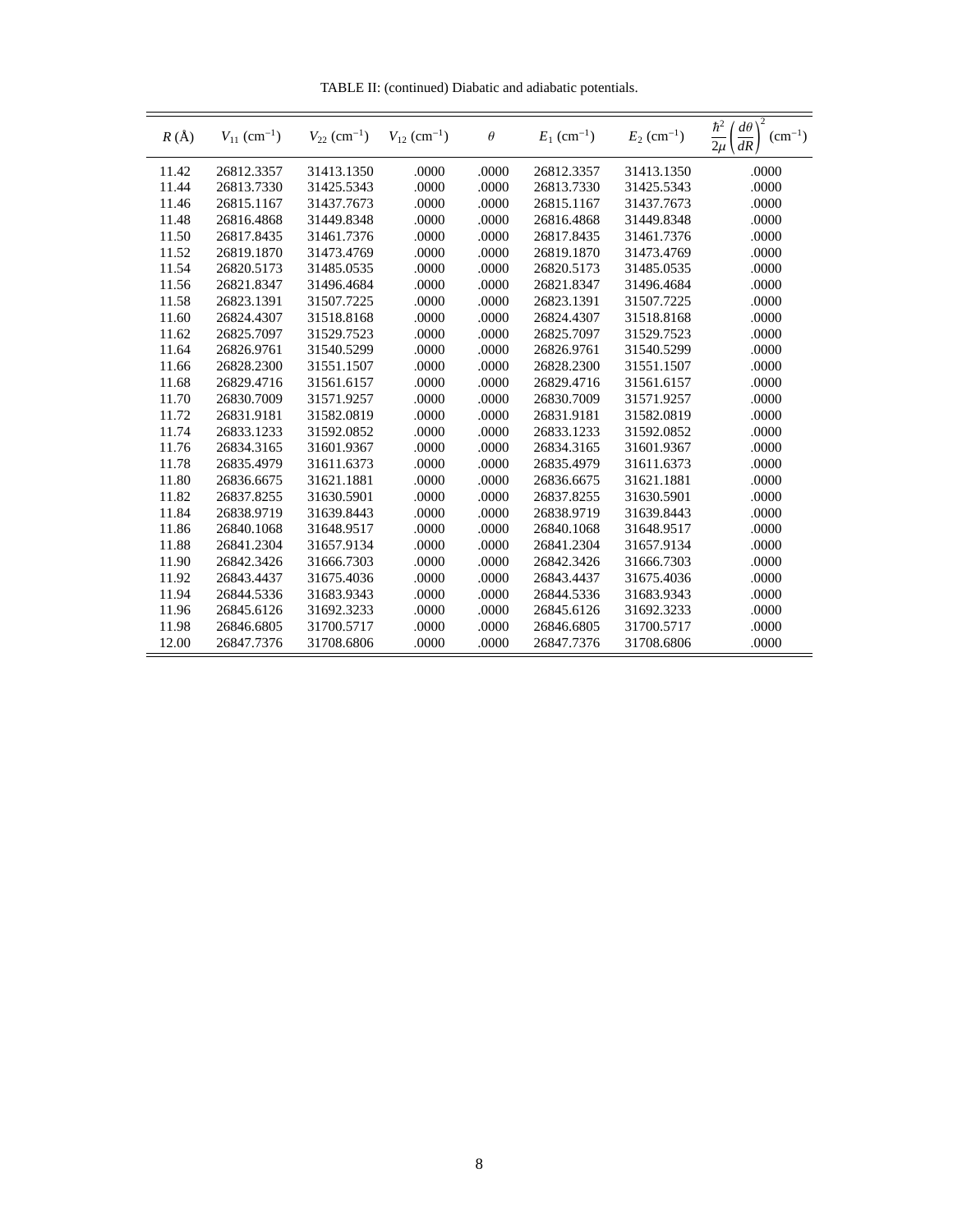TABLE II: (continued) Diabatic and adiabatic potentials.

| $R$ (Å) | $V_{11}$ (cm$^{-1}$) | $V_{22}$ (cm$^{-1}$) | $V_{12}$ (cm$^{-1}$) | $\theta$ | $E_1$ (cm$^{-1}$) | $E_2$ (cm$^{-1}$) | $\frac{\hbar^2}{2\mu}\left(\frac{d\theta}{dR}\right)^2$ (cm$^{-1}$) |
|---|---|---|---|---|---|---|---|
| 11.42 | 26812.3357 | 31413.1350 | .0000 | .0000 | 26812.3357 | 31413.1350 | .0000 |
| 11.44 | 26813.7330 | 31425.5343 | .0000 | .0000 | 26813.7330 | 31425.5343 | .0000 |
| 11.46 | 26815.1167 | 31437.7673 | .0000 | .0000 | 26815.1167 | 31437.7673 | .0000 |
| 11.48 | 26816.4868 | 31449.8348 | .0000 | .0000 | 26816.4868 | 31449.8348 | .0000 |
| 11.50 | 26817.8435 | 31461.7376 | .0000 | .0000 | 26817.8435 | 31461.7376 | .0000 |
| 11.52 | 26819.1870 | 31473.4769 | .0000 | .0000 | 26819.1870 | 31473.4769 | .0000 |
| 11.54 | 26820.5173 | 31485.0535 | .0000 | .0000 | 26820.5173 | 31485.0535 | .0000 |
| 11.56 | 26821.8347 | 31496.4684 | .0000 | .0000 | 26821.8347 | 31496.4684 | .0000 |
| 11.58 | 26823.1391 | 31507.7225 | .0000 | .0000 | 26823.1391 | 31507.7225 | .0000 |
| 11.60 | 26824.4307 | 31518.8168 | .0000 | .0000 | 26824.4307 | 31518.8168 | .0000 |
| 11.62 | 26825.7097 | 31529.7523 | .0000 | .0000 | 26825.7097 | 31529.7523 | .0000 |
| 11.64 | 26826.9761 | 31540.5299 | .0000 | .0000 | 26826.9761 | 31540.5299 | .0000 |
| 11.66 | 26828.2300 | 31551.1507 | .0000 | .0000 | 26828.2300 | 31551.1507 | .0000 |
| 11.68 | 26829.4716 | 31561.6157 | .0000 | .0000 | 26829.4716 | 31561.6157 | .0000 |
| 11.70 | 26830.7009 | 31571.9257 | .0000 | .0000 | 26830.7009 | 31571.9257 | .0000 |
| 11.72 | 26831.9181 | 31582.0819 | .0000 | .0000 | 26831.9181 | 31582.0819 | .0000 |
| 11.74 | 26833.1233 | 31592.0852 | .0000 | .0000 | 26833.1233 | 31592.0852 | .0000 |
| 11.76 | 26834.3165 | 31601.9367 | .0000 | .0000 | 26834.3165 | 31601.9367 | .0000 |
| 11.78 | 26835.4979 | 31611.6373 | .0000 | .0000 | 26835.4979 | 31611.6373 | .0000 |
| 11.80 | 26836.6675 | 31621.1881 | .0000 | .0000 | 26836.6675 | 31621.1881 | .0000 |
| 11.82 | 26837.8255 | 31630.5901 | .0000 | .0000 | 26837.8255 | 31630.5901 | .0000 |
| 11.84 | 26838.9719 | 31639.8443 | .0000 | .0000 | 26838.9719 | 31639.8443 | .0000 |
| 11.86 | 26840.1068 | 31648.9517 | .0000 | .0000 | 26840.1068 | 31648.9517 | .0000 |
| 11.88 | 26841.2304 | 31657.9134 | .0000 | .0000 | 26841.2304 | 31657.9134 | .0000 |
| 11.90 | 26842.3426 | 31666.7303 | .0000 | .0000 | 26842.3426 | 31666.7303 | .0000 |
| 11.92 | 26843.4437 | 31675.4036 | .0000 | .0000 | 26843.4437 | 31675.4036 | .0000 |
| 11.94 | 26844.5336 | 31683.9343 | .0000 | .0000 | 26844.5336 | 31683.9343 | .0000 |
| 11.96 | 26845.6126 | 31692.3233 | .0000 | .0000 | 26845.6126 | 31692.3233 | .0000 |
| 11.98 | 26846.6805 | 31700.5717 | .0000 | .0000 | 26846.6805 | 31700.5717 | .0000 |
| 12.00 | 26847.7376 | 31708.6806 | .0000 | .0000 | 26847.7376 | 31708.6806 | .0000 |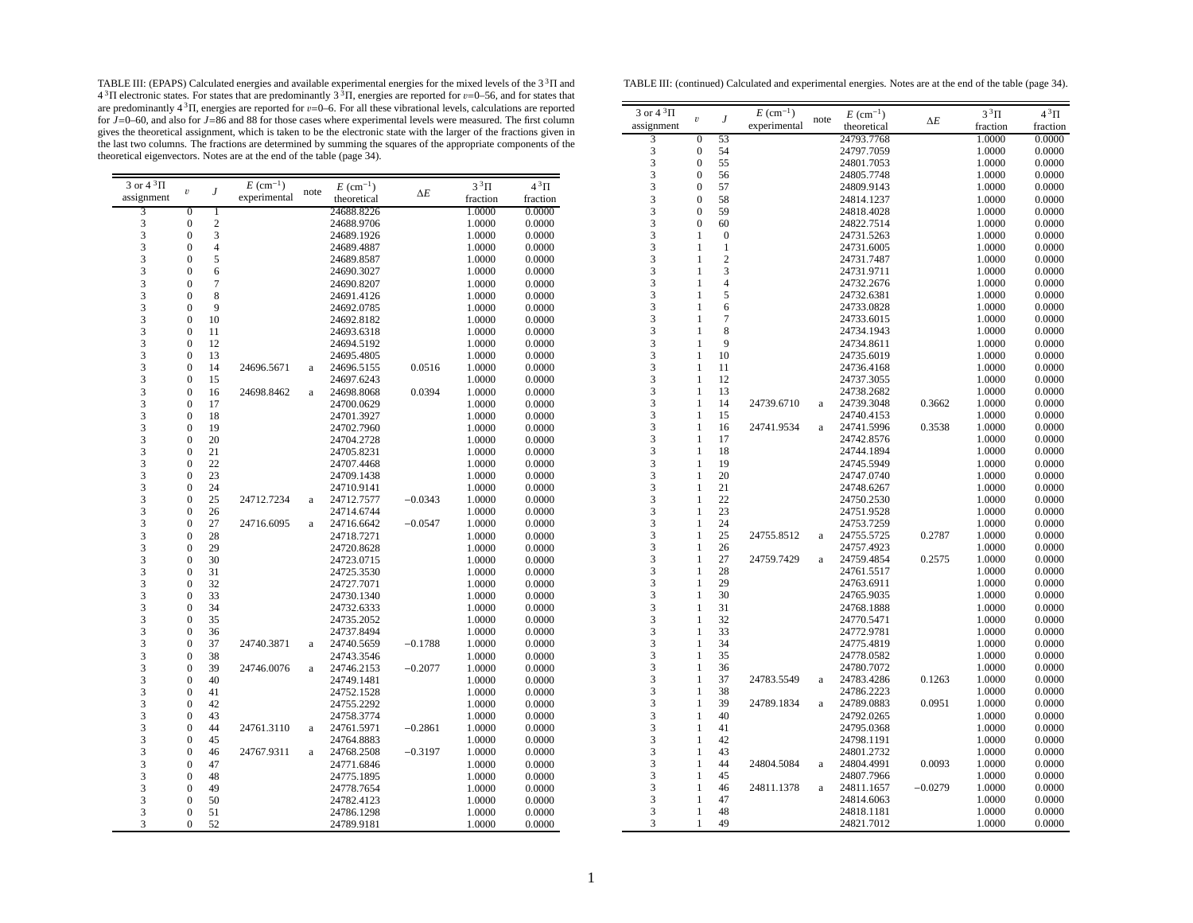TABLE III: (EPAPS) Calculated energies and available experimental energies for the mixed levels of the $3\,^3\Pi$ and $4\,^3\Pi$ electronic states. For states that are predominantly $3\,^3\Pi$, energies are reported for $v$=0–56, and for states that are predominantly $4\,^3\Pi$, energies are reported for $v$=0–6. For all these vibrational levels, calculations are reported for $J$=0–60, and also for $J$=86 and 88 for those cases where experimental levels were measured. The first column gives the theoretical assignment, which is taken to be the electronic state with the larger of the fractions given in the last two columns. The fractions are determined by summing the squares of the appropriate components of the theoretical eigenvectors. Notes are at the end of the table (page 34).

| 3 or $4\,^3\Pi$ assignment | $v$ | $J$ | $E$ (cm$^{-1}$) experimental | note | $E$ (cm$^{-1}$) theoretical | $\Delta E$ | $3\,^3\Pi$ fraction | $4\,^3\Pi$ fraction |
|---|---|---|---|---|---|---|---|---|
| 3 | 0 | 1 | | | 24688.8226 | | 1.0000 | 0.0000 |
| 3 | 0 | 2 | | | 24688.9706 | | 1.0000 | 0.0000 |
| 3 | 0 | 3 | | | 24689.1926 | | 1.0000 | 0.0000 |
| 3 | 0 | 4 | | | 24689.4887 | | 1.0000 | 0.0000 |
| 3 | 0 | 5 | | | 24689.8587 | | 1.0000 | 0.0000 |
| 3 | 0 | 6 | | | 24690.3027 | | 1.0000 | 0.0000 |
| 3 | 0 | 7 | | | 24690.8207 | | 1.0000 | 0.0000 |
| 3 | 0 | 8 | | | 24691.4126 | | 1.0000 | 0.0000 |
| 3 | 0 | 9 | | | 24692.0785 | | 1.0000 | 0.0000 |
| 3 | 0 | 10 | | | 24692.8182 | | 1.0000 | 0.0000 |
| 3 | 0 | 11 | | | 24693.6318 | | 1.0000 | 0.0000 |
| 3 | 0 | 12 | | | 24694.5192 | | 1.0000 | 0.0000 |
| 3 | 0 | 13 | | | 24695.4805 | | 1.0000 | 0.0000 |
| 3 | 0 | 14 | 24696.5671 | a | 24696.5155 | 0.0516 | 1.0000 | 0.0000 |
| 3 | 0 | 15 | | | 24697.6243 | | 1.0000 | 0.0000 |
| 3 | 0 | 16 | 24698.8462 | a | 24698.8068 | 0.0394 | 1.0000 | 0.0000 |
| 3 | 0 | 17 | | | 24700.0629 | | 1.0000 | 0.0000 |
| 3 | 0 | 18 | | | 24701.3927 | | 1.0000 | 0.0000 |
| 3 | 0 | 19 | | | 24702.7960 | | 1.0000 | 0.0000 |
| 3 | 0 | 20 | | | 24704.2728 | | 1.0000 | 0.0000 |
| 3 | 0 | 21 | | | 24705.8231 | | 1.0000 | 0.0000 |
| 3 | 0 | 22 | | | 24707.4468 | | 1.0000 | 0.0000 |
| 3 | 0 | 23 | | | 24709.1438 | | 1.0000 | 0.0000 |
| 3 | 0 | 24 | | | 24710.9141 | | 1.0000 | 0.0000 |
| 3 | 0 | 25 | 24712.7234 | a | 24712.7577 | −0.0343 | 1.0000 | 0.0000 |
| 3 | 0 | 26 | | | 24714.6744 | | 1.0000 | 0.0000 |
| 3 | 0 | 27 | 24716.6095 | a | 24716.6642 | −0.0547 | 1.0000 | 0.0000 |
| 3 | 0 | 28 | | | 24718.7271 | | 1.0000 | 0.0000 |
| 3 | 0 | 29 | | | 24720.8628 | | 1.0000 | 0.0000 |
| 3 | 0 | 30 | | | 24723.0715 | | 1.0000 | 0.0000 |
| 3 | 0 | 31 | | | 24725.3530 | | 1.0000 | 0.0000 |
| 3 | 0 | 32 | | | 24727.7071 | | 1.0000 | 0.0000 |
| 3 | 0 | 33 | | | 24730.1340 | | 1.0000 | 0.0000 |
| 3 | 0 | 34 | | | 24732.6333 | | 1.0000 | 0.0000 |
| 3 | 0 | 35 | | | 24735.2052 | | 1.0000 | 0.0000 |
| 3 | 0 | 36 | | | 24737.8494 | | 1.0000 | 0.0000 |
| 3 | 0 | 37 | 24740.3871 | a | 24740.5659 | −0.1788 | 1.0000 | 0.0000 |
| 3 | 0 | 38 | | | 24743.3546 | | 1.0000 | 0.0000 |
| 3 | 0 | 39 | 24746.0076 | a | 24746.2153 | −0.2077 | 1.0000 | 0.0000 |
| 3 | 0 | 40 | | | 24749.1481 | | 1.0000 | 0.0000 |
| 3 | 0 | 41 | | | 24752.1528 | | 1.0000 | 0.0000 |
| 3 | 0 | 42 | | | 24755.2292 | | 1.0000 | 0.0000 |
| 3 | 0 | 43 | | | 24758.3774 | | 1.0000 | 0.0000 |
| 3 | 0 | 44 | 24761.3110 | a | 24761.5971 | −0.2861 | 1.0000 | 0.0000 |
| 3 | 0 | 45 | | | 24764.8883 | | 1.0000 | 0.0000 |
| 3 | 0 | 46 | 24767.9311 | a | 24768.2508 | −0.3197 | 1.0000 | 0.0000 |
| 3 | 0 | 47 | | | 24771.6846 | | 1.0000 | 0.0000 |
| 3 | 0 | 48 | | | 24775.1895 | | 1.0000 | 0.0000 |
| 3 | 0 | 49 | | | 24778.7654 | | 1.0000 | 0.0000 |
| 3 | 0 | 50 | | | 24782.4123 | | 1.0000 | 0.0000 |
| 3 | 0 | 51 | | | 24786.1298 | | 1.0000 | 0.0000 |
| 3 | 0 | 52 | | | 24789.9181 | | 1.0000 | 0.0000 |

TABLE III: (continued) Calculated and experimental energies. Notes are at the end of the table (page 34).

| 3 or $4\,^3\Pi$ assignment | $v$ | $J$ | $E$ (cm$^{-1}$) experimental | note | $E$ (cm$^{-1}$) theoretical | $\Delta E$ | $3\,^3\Pi$ fraction | $4\,^3\Pi$ fraction |
|---|---|---|---|---|---|---|---|---|
| 3 | 0 | 53 | | | 24793.7768 | | 1.0000 | 0.0000 |
| 3 | 0 | 54 | | | 24797.7059 | | 1.0000 | 0.0000 |
| 3 | 0 | 55 | | | 24801.7053 | | 1.0000 | 0.0000 |
| 3 | 0 | 56 | | | 24805.7748 | | 1.0000 | 0.0000 |
| 3 | 0 | 57 | | | 24809.9143 | | 1.0000 | 0.0000 |
| 3 | 0 | 58 | | | 24814.1237 | | 1.0000 | 0.0000 |
| 3 | 0 | 59 | | | 24818.4028 | | 1.0000 | 0.0000 |
| 3 | 0 | 60 | | | 24822.7514 | | 1.0000 | 0.0000 |
| 3 | 1 | 0 | | | 24731.5263 | | 1.0000 | 0.0000 |
| 3 | 1 | 1 | | | 24731.6005 | | 1.0000 | 0.0000 |
| 3 | 1 | 2 | | | 24731.7487 | | 1.0000 | 0.0000 |
| 3 | 1 | 3 | | | 24731.9711 | | 1.0000 | 0.0000 |
| 3 | 1 | 4 | | | 24732.2676 | | 1.0000 | 0.0000 |
| 3 | 1 | 5 | | | 24732.6381 | | 1.0000 | 0.0000 |
| 3 | 1 | 6 | | | 24733.0828 | | 1.0000 | 0.0000 |
| 3 | 1 | 7 | | | 24733.6015 | | 1.0000 | 0.0000 |
| 3 | 1 | 8 | | | 24734.1943 | | 1.0000 | 0.0000 |
| 3 | 1 | 9 | | | 24734.8611 | | 1.0000 | 0.0000 |
| 3 | 1 | 10 | | | 24735.6019 | | 1.0000 | 0.0000 |
| 3 | 1 | 11 | | | 24736.4168 | | 1.0000 | 0.0000 |
| 3 | 1 | 12 | | | 24737.3055 | | 1.0000 | 0.0000 |
| 3 | 1 | 13 | | | 24738.2682 | | 1.0000 | 0.0000 |
| 3 | 1 | 14 | 24739.6710 | a | 24739.3048 | 0.3662 | 1.0000 | 0.0000 |
| 3 | 1 | 15 | | | 24740.4153 | | 1.0000 | 0.0000 |
| 3 | 1 | 16 | 24741.9534 | a | 24741.5996 | 0.3538 | 1.0000 | 0.0000 |
| 3 | 1 | 17 | | | 24742.8576 | | 1.0000 | 0.0000 |
| 3 | 1 | 18 | | | 24744.1894 | | 1.0000 | 0.0000 |
| 3 | 1 | 19 | | | 24745.5949 | | 1.0000 | 0.0000 |
| 3 | 1 | 20 | | | 24747.0740 | | 1.0000 | 0.0000 |
| 3 | 1 | 21 | | | 24748.6267 | | 1.0000 | 0.0000 |
| 3 | 1 | 22 | | | 24750.2530 | | 1.0000 | 0.0000 |
| 3 | 1 | 23 | | | 24751.9528 | | 1.0000 | 0.0000 |
| 3 | 1 | 24 | | | 24753.7259 | | 1.0000 | 0.0000 |
| 3 | 1 | 25 | 24755.8512 | a | 24755.5725 | 0.2787 | 1.0000 | 0.0000 |
| 3 | 1 | 26 | | | 24757.4923 | | 1.0000 | 0.0000 |
| 3 | 1 | 27 | 24759.7429 | a | 24759.4854 | 0.2575 | 1.0000 | 0.0000 |
| 3 | 1 | 28 | | | 24761.5517 | | 1.0000 | 0.0000 |
| 3 | 1 | 29 | | | 24763.6911 | | 1.0000 | 0.0000 |
| 3 | 1 | 30 | | | 24765.9035 | | 1.0000 | 0.0000 |
| 3 | 1 | 31 | | | 24768.1888 | | 1.0000 | 0.0000 |
| 3 | 1 | 32 | | | 24770.5471 | | 1.0000 | 0.0000 |
| 3 | 1 | 33 | | | 24772.9781 | | 1.0000 | 0.0000 |
| 3 | 1 | 34 | | | 24775.4819 | | 1.0000 | 0.0000 |
| 3 | 1 | 35 | | | 24778.0582 | | 1.0000 | 0.0000 |
| 3 | 1 | 36 | | | 24780.7072 | | 1.0000 | 0.0000 |
| 3 | 1 | 37 | 24783.5549 | a | 24783.4286 | 0.1263 | 1.0000 | 0.0000 |
| 3 | 1 | 38 | | | 24786.2223 | | 1.0000 | 0.0000 |
| 3 | 1 | 39 | 24789.1834 | a | 24789.0883 | 0.0951 | 1.0000 | 0.0000 |
| 3 | 1 | 40 | | | 24792.0265 | | 1.0000 | 0.0000 |
| 3 | 1 | 41 | | | 24795.0368 | | 1.0000 | 0.0000 |
| 3 | 1 | 42 | | | 24798.1191 | | 1.0000 | 0.0000 |
| 3 | 1 | 43 | | | 24801.2732 | | 1.0000 | 0.0000 |
| 3 | 1 | 44 | 24804.5084 | a | 24804.4991 | 0.0093 | 1.0000 | 0.0000 |
| 3 | 1 | 45 | | | 24807.7966 | | 1.0000 | 0.0000 |
| 3 | 1 | 46 | 24811.1378 | a | 24811.1657 | −0.0279 | 1.0000 | 0.0000 |
| 3 | 1 | 47 | | | 24814.6063 | | 1.0000 | 0.0000 |
| 3 | 1 | 48 | | | 24818.1181 | | 1.0000 | 0.0000 |
| 3 | 1 | 49 | | | 24821.7012 | | 1.0000 | 0.0000 |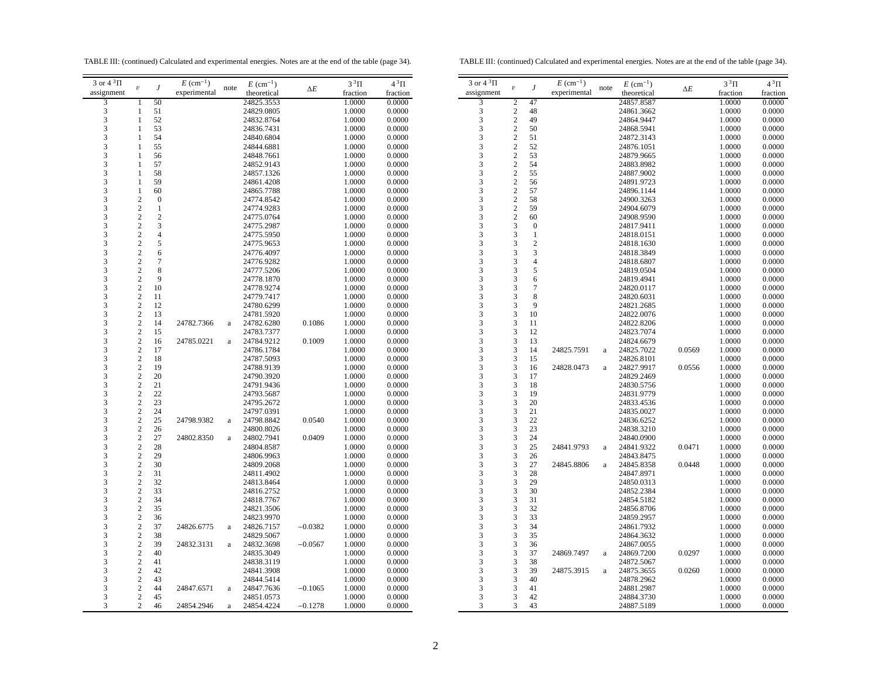TABLE III: (continued) Calculated and experimental energies. Notes are at the end of the table (page 34).

| 3 or 4 $^3\Pi$ assignment | $v$ | $J$ | $E$ (cm$^{-1}$) experimental | note | $E$ (cm$^{-1}$) theoretical | $\Delta E$ | 3 $^3\Pi$ fraction | 4 $^3\Pi$ fraction |
|---|---|---|---|---|---|---|---|---|
| 3 | 1 | 50 | | | 24825.3553 | | 1.0000 | 0.0000 |
| 3 | 1 | 51 | | | 24829.0805 | | 1.0000 | 0.0000 |
| 3 | 1 | 52 | | | 24832.8764 | | 1.0000 | 0.0000 |
| 3 | 1 | 53 | | | 24836.7431 | | 1.0000 | 0.0000 |
| 3 | 1 | 54 | | | 24840.6804 | | 1.0000 | 0.0000 |
| 3 | 1 | 55 | | | 24844.6881 | | 1.0000 | 0.0000 |
| 3 | 1 | 56 | | | 24848.7661 | | 1.0000 | 0.0000 |
| 3 | 1 | 57 | | | 24852.9143 | | 1.0000 | 0.0000 |
| 3 | 1 | 58 | | | 24857.1326 | | 1.0000 | 0.0000 |
| 3 | 1 | 59 | | | 24861.4208 | | 1.0000 | 0.0000 |
| 3 | 1 | 60 | | | 24865.7788 | | 1.0000 | 0.0000 |
| 3 | 2 | 0 | | | 24774.8542 | | 1.0000 | 0.0000 |
| 3 | 2 | 1 | | | 24774.9283 | | 1.0000 | 0.0000 |
| 3 | 2 | 2 | | | 24775.0764 | | 1.0000 | 0.0000 |
| 3 | 2 | 3 | | | 24775.2987 | | 1.0000 | 0.0000 |
| 3 | 2 | 4 | | | 24775.5950 | | 1.0000 | 0.0000 |
| 3 | 2 | 5 | | | 24775.9653 | | 1.0000 | 0.0000 |
| 3 | 2 | 6 | | | 24776.4097 | | 1.0000 | 0.0000 |
| 3 | 2 | 7 | | | 24776.9282 | | 1.0000 | 0.0000 |
| 3 | 2 | 8 | | | 24777.5206 | | 1.0000 | 0.0000 |
| 3 | 2 | 9 | | | 24778.1870 | | 1.0000 | 0.0000 |
| 3 | 2 | 10 | | | 24778.9274 | | 1.0000 | 0.0000 |
| 3 | 2 | 11 | | | 24779.7417 | | 1.0000 | 0.0000 |
| 3 | 2 | 12 | | | 24780.6299 | | 1.0000 | 0.0000 |
| 3 | 2 | 13 | | | 24781.5920 | | 1.0000 | 0.0000 |
| 3 | 2 | 14 | 24782.7366 | a | 24782.6280 | 0.1086 | 1.0000 | 0.0000 |
| 3 | 2 | 15 | | | 24783.7377 | | 1.0000 | 0.0000 |
| 3 | 2 | 16 | 24785.0221 | a | 24784.9212 | 0.1009 | 1.0000 | 0.0000 |
| 3 | 2 | 17 | | | 24786.1784 | | 1.0000 | 0.0000 |
| 3 | 2 | 18 | | | 24787.5093 | | 1.0000 | 0.0000 |
| 3 | 2 | 19 | | | 24788.9139 | | 1.0000 | 0.0000 |
| 3 | 2 | 20 | | | 24790.3920 | | 1.0000 | 0.0000 |
| 3 | 2 | 21 | | | 24791.9436 | | 1.0000 | 0.0000 |
| 3 | 2 | 22 | | | 24793.5687 | | 1.0000 | 0.0000 |
| 3 | 2 | 23 | | | 24795.2672 | | 1.0000 | 0.0000 |
| 3 | 2 | 24 | | | 24797.0391 | | 1.0000 | 0.0000 |
| 3 | 2 | 25 | 24798.9382 | a | 24798.8842 | 0.0540 | 1.0000 | 0.0000 |
| 3 | 2 | 26 | | | 24800.8026 | | 1.0000 | 0.0000 |
| 3 | 2 | 27 | 24802.8350 | a | 24802.7941 | 0.0409 | 1.0000 | 0.0000 |
| 3 | 2 | 28 | | | 24804.8587 | | 1.0000 | 0.0000 |
| 3 | 2 | 29 | | | 24806.9963 | | 1.0000 | 0.0000 |
| 3 | 2 | 30 | | | 24809.2068 | | 1.0000 | 0.0000 |
| 3 | 2 | 31 | | | 24811.4902 | | 1.0000 | 0.0000 |
| 3 | 2 | 32 | | | 24813.8464 | | 1.0000 | 0.0000 |
| 3 | 2 | 33 | | | 24816.2752 | | 1.0000 | 0.0000 |
| 3 | 2 | 34 | | | 24818.7767 | | 1.0000 | 0.0000 |
| 3 | 2 | 35 | | | 24821.3506 | | 1.0000 | 0.0000 |
| 3 | 2 | 36 | | | 24823.9970 | | 1.0000 | 0.0000 |
| 3 | 2 | 37 | 24826.6775 | a | 24826.7157 | −0.0382 | 1.0000 | 0.0000 |
| 3 | 2 | 38 | | | 24829.5067 | | 1.0000 | 0.0000 |
| 3 | 2 | 39 | 24832.3131 | a | 24832.3698 | −0.0567 | 1.0000 | 0.0000 |
| 3 | 2 | 40 | | | 24835.3049 | | 1.0000 | 0.0000 |
| 3 | 2 | 41 | | | 24838.3119 | | 1.0000 | 0.0000 |
| 3 | 2 | 42 | | | 24841.3908 | | 1.0000 | 0.0000 |
| 3 | 2 | 43 | | | 24844.5414 | | 1.0000 | 0.0000 |
| 3 | 2 | 44 | 24847.6571 | a | 24847.7636 | −0.1065 | 1.0000 | 0.0000 |
| 3 | 2 | 45 | | | 24851.0573 | | 1.0000 | 0.0000 |
| 3 | 2 | 46 | 24854.2946 | a | 24854.4224 | −0.1278 | 1.0000 | 0.0000 |
| 3 | 2 | 47 | | | 24857.8587 | | 1.0000 | 0.0000 |
| 3 | 2 | 48 | | | 24861.3662 | | 1.0000 | 0.0000 |
| 3 | 2 | 49 | | | 24864.9447 | | 1.0000 | 0.0000 |
| 3 | 2 | 50 | | | 24868.5941 | | 1.0000 | 0.0000 |
| 3 | 2 | 51 | | | 24872.3143 | | 1.0000 | 0.0000 |
| 3 | 2 | 52 | | | 24876.1051 | | 1.0000 | 0.0000 |
| 3 | 2 | 53 | | | 24879.9665 | | 1.0000 | 0.0000 |
| 3 | 2 | 54 | | | 24883.8982 | | 1.0000 | 0.0000 |
| 3 | 2 | 55 | | | 24887.9002 | | 1.0000 | 0.0000 |
| 3 | 2 | 56 | | | 24891.9723 | | 1.0000 | 0.0000 |
| 3 | 2 | 57 | | | 24896.1144 | | 1.0000 | 0.0000 |
| 3 | 2 | 58 | | | 24900.3263 | | 1.0000 | 0.0000 |
| 3 | 2 | 59 | | | 24904.6079 | | 1.0000 | 0.0000 |
| 3 | 2 | 60 | | | 24908.9590 | | 1.0000 | 0.0000 |
| 3 | 3 | 0 | | | 24817.9411 | | 1.0000 | 0.0000 |
| 3 | 3 | 1 | | | 24818.0151 | | 1.0000 | 0.0000 |
| 3 | 3 | 2 | | | 24818.1630 | | 1.0000 | 0.0000 |
| 3 | 3 | 3 | | | 24818.3849 | | 1.0000 | 0.0000 |
| 3 | 3 | 4 | | | 24818.6807 | | 1.0000 | 0.0000 |
| 3 | 3 | 5 | | | 24819.0504 | | 1.0000 | 0.0000 |
| 3 | 3 | 6 | | | 24819.4941 | | 1.0000 | 0.0000 |
| 3 | 3 | 7 | | | 24820.0117 | | 1.0000 | 0.0000 |
| 3 | 3 | 8 | | | 24820.6031 | | 1.0000 | 0.0000 |
| 3 | 3 | 9 | | | 24821.2685 | | 1.0000 | 0.0000 |
| 3 | 3 | 10 | | | 24822.0076 | | 1.0000 | 0.0000 |
| 3 | 3 | 11 | | | 24822.8206 | | 1.0000 | 0.0000 |
| 3 | 3 | 12 | | | 24823.7074 | | 1.0000 | 0.0000 |
| 3 | 3 | 13 | | | 24824.6679 | | 1.0000 | 0.0000 |
| 3 | 3 | 14 | 24825.7591 | a | 24825.7022 | 0.0569 | 1.0000 | 0.0000 |
| 3 | 3 | 15 | | | 24826.8101 | | 1.0000 | 0.0000 |
| 3 | 3 | 16 | 24828.0473 | a | 24827.9917 | 0.0556 | 1.0000 | 0.0000 |
| 3 | 3 | 17 | | | 24829.2469 | | 1.0000 | 0.0000 |
| 3 | 3 | 18 | | | 24830.5756 | | 1.0000 | 0.0000 |
| 3 | 3 | 19 | | | 24831.9779 | | 1.0000 | 0.0000 |
| 3 | 3 | 20 | | | 24833.4536 | | 1.0000 | 0.0000 |
| 3 | 3 | 21 | | | 24835.0027 | | 1.0000 | 0.0000 |
| 3 | 3 | 22 | | | 24836.6252 | | 1.0000 | 0.0000 |
| 3 | 3 | 23 | | | 24838.3210 | | 1.0000 | 0.0000 |
| 3 | 3 | 24 | | | 24840.0900 | | 1.0000 | 0.0000 |
| 3 | 3 | 25 | 24841.9793 | a | 24841.9322 | 0.0471 | 1.0000 | 0.0000 |
| 3 | 3 | 26 | | | 24843.8475 | | 1.0000 | 0.0000 |
| 3 | 3 | 27 | 24845.8806 | a | 24845.8358 | 0.0448 | 1.0000 | 0.0000 |
| 3 | 3 | 28 | | | 24847.8971 | | 1.0000 | 0.0000 |
| 3 | 3 | 29 | | | 24850.0313 | | 1.0000 | 0.0000 |
| 3 | 3 | 30 | | | 24852.2384 | | 1.0000 | 0.0000 |
| 3 | 3 | 31 | | | 24854.5182 | | 1.0000 | 0.0000 |
| 3 | 3 | 32 | | | 24856.8706 | | 1.0000 | 0.0000 |
| 3 | 3 | 33 | | | 24859.2957 | | 1.0000 | 0.0000 |
| 3 | 3 | 34 | | | 24861.7932 | | 1.0000 | 0.0000 |
| 3 | 3 | 35 | | | 24864.3632 | | 1.0000 | 0.0000 |
| 3 | 3 | 36 | | | 24867.0055 | | 1.0000 | 0.0000 |
| 3 | 3 | 37 | 24869.7497 | a | 24869.7200 | 0.0297 | 1.0000 | 0.0000 |
| 3 | 3 | 38 | | | 24872.5067 | | 1.0000 | 0.0000 |
| 3 | 3 | 39 | 24875.3915 | a | 24875.3655 | 0.0260 | 1.0000 | 0.0000 |
| 3 | 3 | 40 | | | 24878.2962 | | 1.0000 | 0.0000 |
| 3 | 3 | 41 | | | 24881.2987 | | 1.0000 | 0.0000 |
| 3 | 3 | 42 | | | 24884.3730 | | 1.0000 | 0.0000 |
| 3 | 3 | 43 | | | 24887.5189 | | 1.0000 | 0.0000 |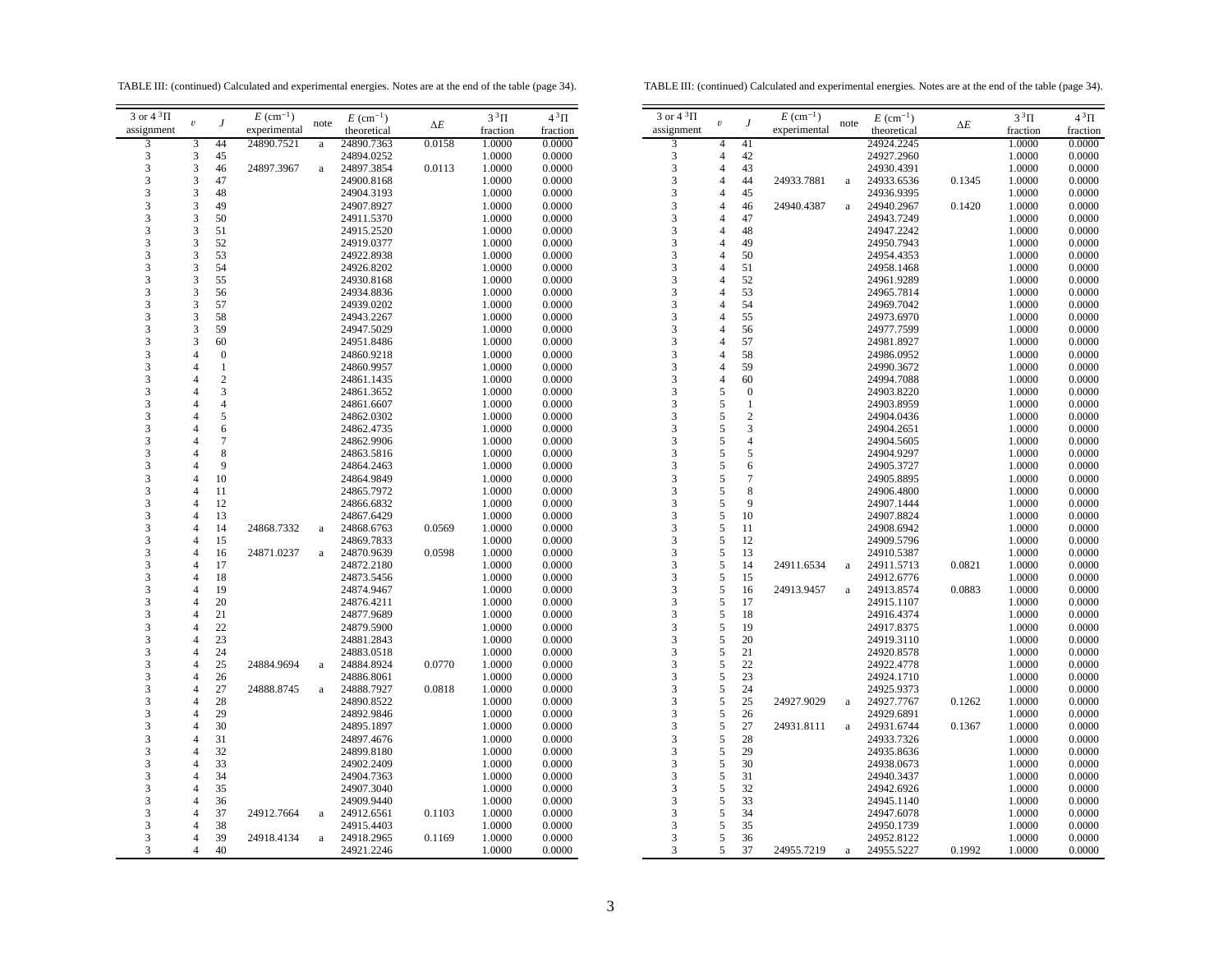TABLE III: (continued) Calculated and experimental energies. Notes are at the end of the table (page 34).

| 3 or 4 $^3\Pi$ assignment | $v$ | $J$ | $E$ (cm$^{-1}$) experimental | note | $E$ (cm$^{-1}$) theoretical | $\Delta E$ | $3\,^3\Pi$ fraction | $4\,^3\Pi$ fraction |
|---|---|---|---|---|---|---|---|---|
| 3 | 3 | 44 | 24890.7521 | a | 24890.7363 | 0.0158 | 1.0000 | 0.0000 |
| 3 | 3 | 45 | | | 24894.0252 | | 1.0000 | 0.0000 |
| 3 | 3 | 46 | 24897.3967 | a | 24897.3854 | 0.0113 | 1.0000 | 0.0000 |
| 3 | 3 | 47 | | | 24900.8168 | | 1.0000 | 0.0000 |
| 3 | 3 | 48 | | | 24904.3193 | | 1.0000 | 0.0000 |
| 3 | 3 | 49 | | | 24907.8927 | | 1.0000 | 0.0000 |
| 3 | 3 | 50 | | | 24911.5370 | | 1.0000 | 0.0000 |
| 3 | 3 | 51 | | | 24915.2520 | | 1.0000 | 0.0000 |
| 3 | 3 | 52 | | | 24919.0377 | | 1.0000 | 0.0000 |
| 3 | 3 | 53 | | | 24922.8938 | | 1.0000 | 0.0000 |
| 3 | 3 | 54 | | | 24926.8202 | | 1.0000 | 0.0000 |
| 3 | 3 | 55 | | | 24930.8168 | | 1.0000 | 0.0000 |
| 3 | 3 | 56 | | | 24934.8836 | | 1.0000 | 0.0000 |
| 3 | 3 | 57 | | | 24939.0202 | | 1.0000 | 0.0000 |
| 3 | 3 | 58 | | | 24943.2267 | | 1.0000 | 0.0000 |
| 3 | 3 | 59 | | | 24947.5029 | | 1.0000 | 0.0000 |
| 3 | 3 | 60 | | | 24951.8486 | | 1.0000 | 0.0000 |
| 3 | 4 | 0 | | | 24860.9218 | | 1.0000 | 0.0000 |
| 3 | 4 | 1 | | | 24860.9957 | | 1.0000 | 0.0000 |
| 3 | 4 | 2 | | | 24861.1435 | | 1.0000 | 0.0000 |
| 3 | 4 | 3 | | | 24861.3652 | | 1.0000 | 0.0000 |
| 3 | 4 | 4 | | | 24861.6607 | | 1.0000 | 0.0000 |
| 3 | 4 | 5 | | | 24862.0302 | | 1.0000 | 0.0000 |
| 3 | 4 | 6 | | | 24862.4735 | | 1.0000 | 0.0000 |
| 3 | 4 | 7 | | | 24862.9906 | | 1.0000 | 0.0000 |
| 3 | 4 | 8 | | | 24863.5816 | | 1.0000 | 0.0000 |
| 3 | 4 | 9 | | | 24864.2463 | | 1.0000 | 0.0000 |
| 3 | 4 | 10 | | | 24864.9849 | | 1.0000 | 0.0000 |
| 3 | 4 | 11 | | | 24865.7972 | | 1.0000 | 0.0000 |
| 3 | 4 | 12 | | | 24866.6832 | | 1.0000 | 0.0000 |
| 3 | 4 | 13 | | | 24867.6429 | | 1.0000 | 0.0000 |
| 3 | 4 | 14 | 24868.7332 | a | 24868.6763 | 0.0569 | 1.0000 | 0.0000 |
| 3 | 4 | 15 | | | 24869.7833 | | 1.0000 | 0.0000 |
| 3 | 4 | 16 | 24871.0237 | a | 24870.9639 | 0.0598 | 1.0000 | 0.0000 |
| 3 | 4 | 17 | | | 24872.2180 | | 1.0000 | 0.0000 |
| 3 | 4 | 18 | | | 24873.5456 | | 1.0000 | 0.0000 |
| 3 | 4 | 19 | | | 24874.9467 | | 1.0000 | 0.0000 |
| 3 | 4 | 20 | | | 24876.4211 | | 1.0000 | 0.0000 |
| 3 | 4 | 21 | | | 24877.9689 | | 1.0000 | 0.0000 |
| 3 | 4 | 22 | | | 24879.5900 | | 1.0000 | 0.0000 |
| 3 | 4 | 23 | | | 24881.2843 | | 1.0000 | 0.0000 |
| 3 | 4 | 24 | | | 24883.0518 | | 1.0000 | 0.0000 |
| 3 | 4 | 25 | 24884.9694 | a | 24884.8924 | 0.0770 | 1.0000 | 0.0000 |
| 3 | 4 | 26 | | | 24886.8061 | | 1.0000 | 0.0000 |
| 3 | 4 | 27 | 24888.8745 | a | 24888.7927 | 0.0818 | 1.0000 | 0.0000 |
| 3 | 4 | 28 | | | 24890.8522 | | 1.0000 | 0.0000 |
| 3 | 4 | 29 | | | 24892.9846 | | 1.0000 | 0.0000 |
| 3 | 4 | 30 | | | 24895.1897 | | 1.0000 | 0.0000 |
| 3 | 4 | 31 | | | 24897.4676 | | 1.0000 | 0.0000 |
| 3 | 4 | 32 | | | 24899.8180 | | 1.0000 | 0.0000 |
| 3 | 4 | 33 | | | 24902.2409 | | 1.0000 | 0.0000 |
| 3 | 4 | 34 | | | 24904.7363 | | 1.0000 | 0.0000 |
| 3 | 4 | 35 | | | 24907.3040 | | 1.0000 | 0.0000 |
| 3 | 4 | 36 | | | 24909.9440 | | 1.0000 | 0.0000 |
| 3 | 4 | 37 | 24912.7664 | a | 24912.6561 | 0.1103 | 1.0000 | 0.0000 |
| 3 | 4 | 38 | | | 24915.4403 | | 1.0000 | 0.0000 |
| 3 | 4 | 39 | 24918.4134 | a | 24918.2965 | 0.1169 | 1.0000 | 0.0000 |
| 3 | 4 | 40 | | | 24921.2246 | | 1.0000 | 0.0000 |
| 3 | 4 | 41 | | | 24924.2245 | | 1.0000 | 0.0000 |
| 3 | 4 | 42 | | | 24927.2960 | | 1.0000 | 0.0000 |
| 3 | 4 | 43 | | | 24930.4391 | | 1.0000 | 0.0000 |
| 3 | 4 | 44 | 24933.7881 | a | 24933.6536 | 0.1345 | 1.0000 | 0.0000 |
| 3 | 4 | 45 | | | 24936.9395 | | 1.0000 | 0.0000 |
| 3 | 4 | 46 | 24940.4387 | a | 24940.2967 | 0.1420 | 1.0000 | 0.0000 |
| 3 | 4 | 47 | | | 24943.7249 | | 1.0000 | 0.0000 |
| 3 | 4 | 48 | | | 24947.2242 | | 1.0000 | 0.0000 |
| 3 | 4 | 49 | | | 24950.7943 | | 1.0000 | 0.0000 |
| 3 | 4 | 50 | | | 24954.4353 | | 1.0000 | 0.0000 |
| 3 | 4 | 51 | | | 24958.1468 | | 1.0000 | 0.0000 |
| 3 | 4 | 52 | | | 24961.9289 | | 1.0000 | 0.0000 |
| 3 | 4 | 53 | | | 24965.7814 | | 1.0000 | 0.0000 |
| 3 | 4 | 54 | | | 24969.7042 | | 1.0000 | 0.0000 |
| 3 | 4 | 55 | | | 24973.6970 | | 1.0000 | 0.0000 |
| 3 | 4 | 56 | | | 24977.7599 | | 1.0000 | 0.0000 |
| 3 | 4 | 57 | | | 24981.8927 | | 1.0000 | 0.0000 |
| 3 | 4 | 58 | | | 24986.0952 | | 1.0000 | 0.0000 |
| 3 | 4 | 59 | | | 24990.3672 | | 1.0000 | 0.0000 |
| 3 | 4 | 60 | | | 24994.7088 | | 1.0000 | 0.0000 |
| 3 | 5 | 0 | | | 24903.8220 | | 1.0000 | 0.0000 |
| 3 | 5 | 1 | | | 24903.8959 | | 1.0000 | 0.0000 |
| 3 | 5 | 2 | | | 24904.0436 | | 1.0000 | 0.0000 |
| 3 | 5 | 3 | | | 24904.2651 | | 1.0000 | 0.0000 |
| 3 | 5 | 4 | | | 24904.5605 | | 1.0000 | 0.0000 |
| 3 | 5 | 5 | | | 24904.9297 | | 1.0000 | 0.0000 |
| 3 | 5 | 6 | | | 24905.3727 | | 1.0000 | 0.0000 |
| 3 | 5 | 7 | | | 24905.8895 | | 1.0000 | 0.0000 |
| 3 | 5 | 8 | | | 24906.4800 | | 1.0000 | 0.0000 |
| 3 | 5 | 9 | | | 24907.1444 | | 1.0000 | 0.0000 |
| 3 | 5 | 10 | | | 24907.8824 | | 1.0000 | 0.0000 |
| 3 | 5 | 11 | | | 24908.6942 | | 1.0000 | 0.0000 |
| 3 | 5 | 12 | | | 24909.5796 | | 1.0000 | 0.0000 |
| 3 | 5 | 13 | | | 24910.5387 | | 1.0000 | 0.0000 |
| 3 | 5 | 14 | 24911.6534 | a | 24911.5713 | 0.0821 | 1.0000 | 0.0000 |
| 3 | 5 | 15 | | | 24912.6776 | | 1.0000 | 0.0000 |
| 3 | 5 | 16 | 24913.9457 | a | 24913.8574 | 0.0883 | 1.0000 | 0.0000 |
| 3 | 5 | 17 | | | 24915.1107 | | 1.0000 | 0.0000 |
| 3 | 5 | 18 | | | 24916.4374 | | 1.0000 | 0.0000 |
| 3 | 5 | 19 | | | 24917.8375 | | 1.0000 | 0.0000 |
| 3 | 5 | 20 | | | 24919.3110 | | 1.0000 | 0.0000 |
| 3 | 5 | 21 | | | 24920.8578 | | 1.0000 | 0.0000 |
| 3 | 5 | 22 | | | 24922.4778 | | 1.0000 | 0.0000 |
| 3 | 5 | 23 | | | 24924.1710 | | 1.0000 | 0.0000 |
| 3 | 5 | 24 | | | 24925.9373 | | 1.0000 | 0.0000 |
| 3 | 5 | 25 | 24927.9029 | a | 24927.7767 | 0.1262 | 1.0000 | 0.0000 |
| 3 | 5 | 26 | | | 24929.6891 | | 1.0000 | 0.0000 |
| 3 | 5 | 27 | 24931.8111 | a | 24931.6744 | 0.1367 | 1.0000 | 0.0000 |
| 3 | 5 | 28 | | | 24933.7326 | | 1.0000 | 0.0000 |
| 3 | 5 | 29 | | | 24935.8636 | | 1.0000 | 0.0000 |
| 3 | 5 | 30 | | | 24938.0673 | | 1.0000 | 0.0000 |
| 3 | 5 | 31 | | | 24940.3437 | | 1.0000 | 0.0000 |
| 3 | 5 | 32 | | | 24942.6926 | | 1.0000 | 0.0000 |
| 3 | 5 | 33 | | | 24945.1140 | | 1.0000 | 0.0000 |
| 3 | 5 | 34 | | | 24947.6078 | | 1.0000 | 0.0000 |
| 3 | 5 | 35 | | | 24950.1739 | | 1.0000 | 0.0000 |
| 3 | 5 | 36 | | | 24952.8122 | | 1.0000 | 0.0000 |
| 3 | 5 | 37 | 24955.7219 | a | 24955.5227 | 0.1992 | 1.0000 | 0.0000 |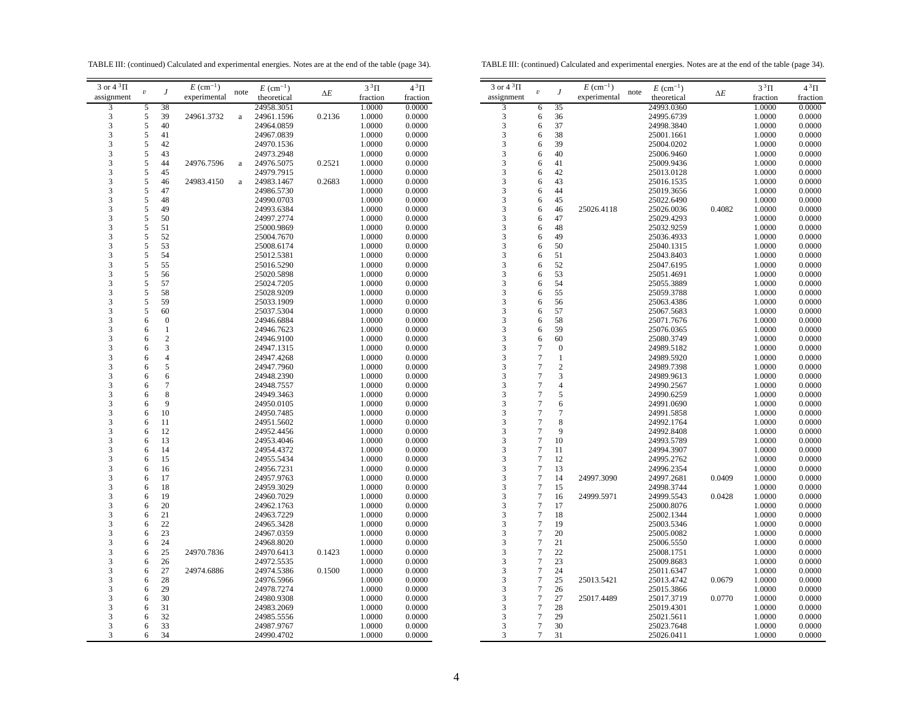TABLE III: (continued) Calculated and experimental energies. Notes are at the end of the table (page 34).

| 3 or 4 $^3\Pi$ assignment | $v$ | $J$ | $E$ (cm$^{-1}$) experimental | note | $E$ (cm$^{-1}$) theoretical | $\Delta E$ | 3 $^3\Pi$ fraction | 4 $^3\Pi$ fraction |
|---|---|---|---|---|---|---|---|---|
| 3 | 5 | 38 | | | 24958.3051 | | 1.0000 | 0.0000 |
| 3 | 5 | 39 | 24961.3732 | a | 24961.1596 | 0.2136 | 1.0000 | 0.0000 |
| 3 | 5 | 40 | | | 24964.0859 | | 1.0000 | 0.0000 |
| 3 | 5 | 41 | | | 24967.0839 | | 1.0000 | 0.0000 |
| 3 | 5 | 42 | | | 24970.1536 | | 1.0000 | 0.0000 |
| 3 | 5 | 43 | | | 24973.2948 | | 1.0000 | 0.0000 |
| 3 | 5 | 44 | 24976.7596 | a | 24976.5075 | 0.2521 | 1.0000 | 0.0000 |
| 3 | 5 | 45 | | | 24979.7915 | | 1.0000 | 0.0000 |
| 3 | 5 | 46 | 24983.4150 | a | 24983.1467 | 0.2683 | 1.0000 | 0.0000 |
| 3 | 5 | 47 | | | 24986.5730 | | 1.0000 | 0.0000 |
| 3 | 5 | 48 | | | 24990.0703 | | 1.0000 | 0.0000 |
| 3 | 5 | 49 | | | 24993.6384 | | 1.0000 | 0.0000 |
| 3 | 5 | 50 | | | 24997.2774 | | 1.0000 | 0.0000 |
| 3 | 5 | 51 | | | 25000.9869 | | 1.0000 | 0.0000 |
| 3 | 5 | 52 | | | 25004.7670 | | 1.0000 | 0.0000 |
| 3 | 5 | 53 | | | 25008.6174 | | 1.0000 | 0.0000 |
| 3 | 5 | 54 | | | 25012.5381 | | 1.0000 | 0.0000 |
| 3 | 5 | 55 | | | 25016.5290 | | 1.0000 | 0.0000 |
| 3 | 5 | 56 | | | 25020.5898 | | 1.0000 | 0.0000 |
| 3 | 5 | 57 | | | 25024.7205 | | 1.0000 | 0.0000 |
| 3 | 5 | 58 | | | 25028.9209 | | 1.0000 | 0.0000 |
| 3 | 5 | 59 | | | 25033.1909 | | 1.0000 | 0.0000 |
| 3 | 5 | 60 | | | 25037.5304 | | 1.0000 | 0.0000 |
| 3 | 6 | 0 | | | 24946.6884 | | 1.0000 | 0.0000 |
| 3 | 6 | 1 | | | 24946.7623 | | 1.0000 | 0.0000 |
| 3 | 6 | 2 | | | 24946.9100 | | 1.0000 | 0.0000 |
| 3 | 6 | 3 | | | 24947.1315 | | 1.0000 | 0.0000 |
| 3 | 6 | 4 | | | 24947.4268 | | 1.0000 | 0.0000 |
| 3 | 6 | 5 | | | 24947.7960 | | 1.0000 | 0.0000 |
| 3 | 6 | 6 | | | 24948.2390 | | 1.0000 | 0.0000 |
| 3 | 6 | 7 | | | 24948.7557 | | 1.0000 | 0.0000 |
| 3 | 6 | 8 | | | 24949.3463 | | 1.0000 | 0.0000 |
| 3 | 6 | 9 | | | 24950.0105 | | 1.0000 | 0.0000 |
| 3 | 6 | 10 | | | 24950.7485 | | 1.0000 | 0.0000 |
| 3 | 6 | 11 | | | 24951.5602 | | 1.0000 | 0.0000 |
| 3 | 6 | 12 | | | 24952.4456 | | 1.0000 | 0.0000 |
| 3 | 6 | 13 | | | 24953.4046 | | 1.0000 | 0.0000 |
| 3 | 6 | 14 | | | 24954.4372 | | 1.0000 | 0.0000 |
| 3 | 6 | 15 | | | 24955.5434 | | 1.0000 | 0.0000 |
| 3 | 6 | 16 | | | 24956.7231 | | 1.0000 | 0.0000 |
| 3 | 6 | 17 | | | 24957.9763 | | 1.0000 | 0.0000 |
| 3 | 6 | 18 | | | 24959.3029 | | 1.0000 | 0.0000 |
| 3 | 6 | 19 | | | 24960.7029 | | 1.0000 | 0.0000 |
| 3 | 6 | 20 | | | 24962.1763 | | 1.0000 | 0.0000 |
| 3 | 6 | 21 | | | 24963.7229 | | 1.0000 | 0.0000 |
| 3 | 6 | 22 | | | 24965.3428 | | 1.0000 | 0.0000 |
| 3 | 6 | 23 | | | 24967.0359 | | 1.0000 | 0.0000 |
| 3 | 6 | 24 | | | 24968.8020 | | 1.0000 | 0.0000 |
| 3 | 6 | 25 | 24970.7836 | | 24970.6413 | 0.1423 | 1.0000 | 0.0000 |
| 3 | 6 | 26 | | | 24972.5535 | | 1.0000 | 0.0000 |
| 3 | 6 | 27 | 24974.6886 | | 24974.5386 | 0.1500 | 1.0000 | 0.0000 |
| 3 | 6 | 28 | | | 24976.5966 | | 1.0000 | 0.0000 |
| 3 | 6 | 29 | | | 24978.7274 | | 1.0000 | 0.0000 |
| 3 | 6 | 30 | | | 24980.9308 | | 1.0000 | 0.0000 |
| 3 | 6 | 31 | | | 24983.2069 | | 1.0000 | 0.0000 |
| 3 | 6 | 32 | | | 24985.5556 | | 1.0000 | 0.0000 |
| 3 | 6 | 33 | | | 24987.9767 | | 1.0000 | 0.0000 |
| 3 | 6 | 34 | | | 24990.4702 | | 1.0000 | 0.0000 |
| 3 | 6 | 35 | | | 24993.0360 | | 1.0000 | 0.0000 |
| 3 | 6 | 36 | | | 24995.6739 | | 1.0000 | 0.0000 |
| 3 | 6 | 37 | | | 24998.3840 | | 1.0000 | 0.0000 |
| 3 | 6 | 38 | | | 25001.1661 | | 1.0000 | 0.0000 |
| 3 | 6 | 39 | | | 25004.0202 | | 1.0000 | 0.0000 |
| 3 | 6 | 40 | | | 25006.9460 | | 1.0000 | 0.0000 |
| 3 | 6 | 41 | | | 25009.9436 | | 1.0000 | 0.0000 |
| 3 | 6 | 42 | | | 25013.0128 | | 1.0000 | 0.0000 |
| 3 | 6 | 43 | | | 25016.1535 | | 1.0000 | 0.0000 |
| 3 | 6 | 44 | | | 25019.3656 | | 1.0000 | 0.0000 |
| 3 | 6 | 45 | | | 25022.6490 | | 1.0000 | 0.0000 |
| 3 | 6 | 46 | 25026.4118 | | 25026.0036 | 0.4082 | 1.0000 | 0.0000 |
| 3 | 6 | 47 | | | 25029.4293 | | 1.0000 | 0.0000 |
| 3 | 6 | 48 | | | 25032.9259 | | 1.0000 | 0.0000 |
| 3 | 6 | 49 | | | 25036.4933 | | 1.0000 | 0.0000 |
| 3 | 6 | 50 | | | 25040.1315 | | 1.0000 | 0.0000 |
| 3 | 6 | 51 | | | 25043.8403 | | 1.0000 | 0.0000 |
| 3 | 6 | 52 | | | 25047.6195 | | 1.0000 | 0.0000 |
| 3 | 6 | 53 | | | 25051.4691 | | 1.0000 | 0.0000 |
| 3 | 6 | 54 | | | 25055.3889 | | 1.0000 | 0.0000 |
| 3 | 6 | 55 | | | 25059.3788 | | 1.0000 | 0.0000 |
| 3 | 6 | 56 | | | 25063.4386 | | 1.0000 | 0.0000 |
| 3 | 6 | 57 | | | 25067.5683 | | 1.0000 | 0.0000 |
| 3 | 6 | 58 | | | 25071.7676 | | 1.0000 | 0.0000 |
| 3 | 6 | 59 | | | 25076.0365 | | 1.0000 | 0.0000 |
| 3 | 6 | 60 | | | 25080.3749 | | 1.0000 | 0.0000 |
| 3 | 7 | 0 | | | 24989.5182 | | 1.0000 | 0.0000 |
| 3 | 7 | 1 | | | 24989.5920 | | 1.0000 | 0.0000 |
| 3 | 7 | 2 | | | 24989.7398 | | 1.0000 | 0.0000 |
| 3 | 7 | 3 | | | 24989.9613 | | 1.0000 | 0.0000 |
| 3 | 7 | 4 | | | 24990.2567 | | 1.0000 | 0.0000 |
| 3 | 7 | 5 | | | 24990.6259 | | 1.0000 | 0.0000 |
| 3 | 7 | 6 | | | 24991.0690 | | 1.0000 | 0.0000 |
| 3 | 7 | 7 | | | 24991.5858 | | 1.0000 | 0.0000 |
| 3 | 7 | 8 | | | 24992.1764 | | 1.0000 | 0.0000 |
| 3 | 7 | 9 | | | 24992.8408 | | 1.0000 | 0.0000 |
| 3 | 7 | 10 | | | 24993.5789 | | 1.0000 | 0.0000 |
| 3 | 7 | 11 | | | 24994.3907 | | 1.0000 | 0.0000 |
| 3 | 7 | 12 | | | 24995.2762 | | 1.0000 | 0.0000 |
| 3 | 7 | 13 | | | 24996.2354 | | 1.0000 | 0.0000 |
| 3 | 7 | 14 | 24997.3090 | | 24997.2681 | 0.0409 | 1.0000 | 0.0000 |
| 3 | 7 | 15 | | | 24998.3744 | | 1.0000 | 0.0000 |
| 3 | 7 | 16 | 24999.5971 | | 24999.5543 | 0.0428 | 1.0000 | 0.0000 |
| 3 | 7 | 17 | | | 25000.8076 | | 1.0000 | 0.0000 |
| 3 | 7 | 18 | | | 25002.1344 | | 1.0000 | 0.0000 |
| 3 | 7 | 19 | | | 25003.5346 | | 1.0000 | 0.0000 |
| 3 | 7 | 20 | | | 25005.0082 | | 1.0000 | 0.0000 |
| 3 | 7 | 21 | | | 25006.5550 | | 1.0000 | 0.0000 |
| 3 | 7 | 22 | | | 25008.1751 | | 1.0000 | 0.0000 |
| 3 | 7 | 23 | | | 25009.8683 | | 1.0000 | 0.0000 |
| 3 | 7 | 24 | | | 25011.6347 | | 1.0000 | 0.0000 |
| 3 | 7 | 25 | 25013.5421 | | 25013.4742 | 0.0679 | 1.0000 | 0.0000 |
| 3 | 7 | 26 | | | 25015.3866 | | 1.0000 | 0.0000 |
| 3 | 7 | 27 | 25017.4489 | | 25017.3719 | 0.0770 | 1.0000 | 0.0000 |
| 3 | 7 | 28 | | | 25019.4301 | | 1.0000 | 0.0000 |
| 3 | 7 | 29 | | | 25021.5611 | | 1.0000 | 0.0000 |
| 3 | 7 | 30 | | | 25023.7648 | | 1.0000 | 0.0000 |
| 3 | 7 | 31 | | | 25026.0411 | | 1.0000 | 0.0000 |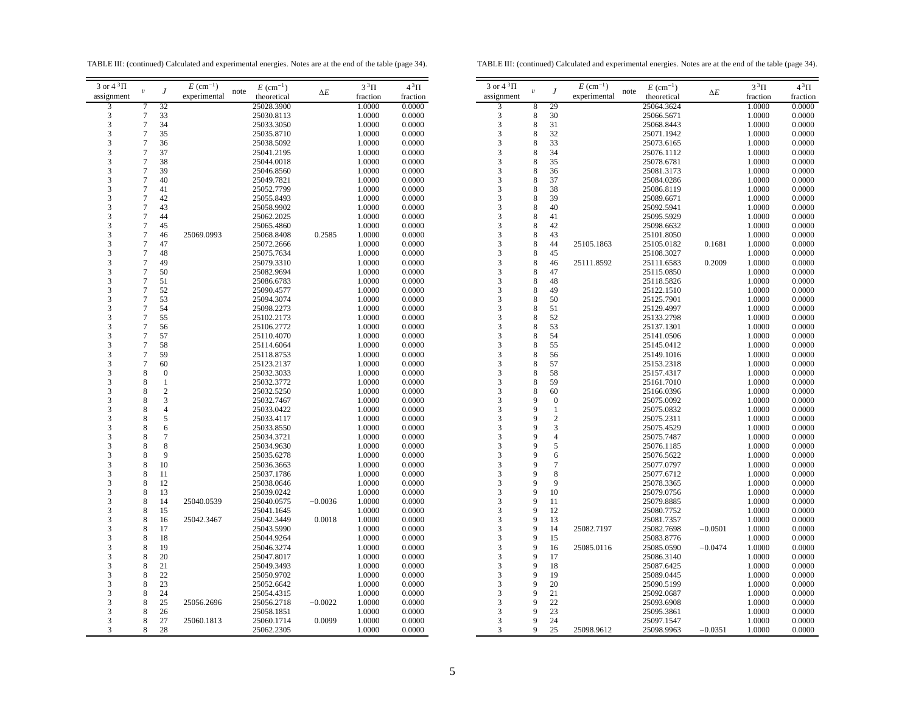TABLE III: (continued) Calculated and experimental energies. Notes are at the end of the table (page 34).

| 3 or 4 $^3\Pi$ assignment | $v$ | $J$ | $E$ (cm$^{-1}$) experimental | note | $E$ (cm$^{-1}$) theoretical | $\Delta E$ | $3\,^3\Pi$ fraction | $4\,^3\Pi$ fraction |
|---|---|---|---|---|---|---|---|---|
| 3 | 7 | 32 | | | 25028.3900 | | 1.0000 | 0.0000 |
| 3 | 7 | 33 | | | 25030.8113 | | 1.0000 | 0.0000 |
| 3 | 7 | 34 | | | 25033.3050 | | 1.0000 | 0.0000 |
| 3 | 7 | 35 | | | 25035.8710 | | 1.0000 | 0.0000 |
| 3 | 7 | 36 | | | 25038.5092 | | 1.0000 | 0.0000 |
| 3 | 7 | 37 | | | 25041.2195 | | 1.0000 | 0.0000 |
| 3 | 7 | 38 | | | 25044.0018 | | 1.0000 | 0.0000 |
| 3 | 7 | 39 | | | 25046.8560 | | 1.0000 | 0.0000 |
| 3 | 7 | 40 | | | 25049.7821 | | 1.0000 | 0.0000 |
| 3 | 7 | 41 | | | 25052.7799 | | 1.0000 | 0.0000 |
| 3 | 7 | 42 | | | 25055.8493 | | 1.0000 | 0.0000 |
| 3 | 7 | 43 | | | 25058.9902 | | 1.0000 | 0.0000 |
| 3 | 7 | 44 | | | 25062.2025 | | 1.0000 | 0.0000 |
| 3 | 7 | 45 | | | 25065.4860 | | 1.0000 | 0.0000 |
| 3 | 7 | 46 | 25069.0993 | | 25068.8408 | 0.2585 | 1.0000 | 0.0000 |
| 3 | 7 | 47 | | | 25072.2666 | | 1.0000 | 0.0000 |
| 3 | 7 | 48 | | | 25075.7634 | | 1.0000 | 0.0000 |
| 3 | 7 | 49 | | | 25079.3310 | | 1.0000 | 0.0000 |
| 3 | 7 | 50 | | | 25082.9694 | | 1.0000 | 0.0000 |
| 3 | 7 | 51 | | | 25086.6783 | | 1.0000 | 0.0000 |
| 3 | 7 | 52 | | | 25090.4577 | | 1.0000 | 0.0000 |
| 3 | 7 | 53 | | | 25094.3074 | | 1.0000 | 0.0000 |
| 3 | 7 | 54 | | | 25098.2273 | | 1.0000 | 0.0000 |
| 3 | 7 | 55 | | | 25102.2173 | | 1.0000 | 0.0000 |
| 3 | 7 | 56 | | | 25106.2772 | | 1.0000 | 0.0000 |
| 3 | 7 | 57 | | | 25110.4070 | | 1.0000 | 0.0000 |
| 3 | 7 | 58 | | | 25114.6064 | | 1.0000 | 0.0000 |
| 3 | 7 | 59 | | | 25118.8753 | | 1.0000 | 0.0000 |
| 3 | 7 | 60 | | | 25123.2137 | | 1.0000 | 0.0000 |
| 3 | 8 | 0 | | | 25032.3033 | | 1.0000 | 0.0000 |
| 3 | 8 | 1 | | | 25032.3772 | | 1.0000 | 0.0000 |
| 3 | 8 | 2 | | | 25032.5250 | | 1.0000 | 0.0000 |
| 3 | 8 | 3 | | | 25032.7467 | | 1.0000 | 0.0000 |
| 3 | 8 | 4 | | | 25033.0422 | | 1.0000 | 0.0000 |
| 3 | 8 | 5 | | | 25033.4117 | | 1.0000 | 0.0000 |
| 3 | 8 | 6 | | | 25033.8550 | | 1.0000 | 0.0000 |
| 3 | 8 | 7 | | | 25034.3721 | | 1.0000 | 0.0000 |
| 3 | 8 | 8 | | | 25034.9630 | | 1.0000 | 0.0000 |
| 3 | 8 | 9 | | | 25035.6278 | | 1.0000 | 0.0000 |
| 3 | 8 | 10 | | | 25036.3663 | | 1.0000 | 0.0000 |
| 3 | 8 | 11 | | | 25037.1786 | | 1.0000 | 0.0000 |
| 3 | 8 | 12 | | | 25038.0646 | | 1.0000 | 0.0000 |
| 3 | 8 | 13 | | | 25039.0242 | | 1.0000 | 0.0000 |
| 3 | 8 | 14 | 25040.0539 | | 25040.0575 | −0.0036 | 1.0000 | 0.0000 |
| 3 | 8 | 15 | | | 25041.1645 | | 1.0000 | 0.0000 |
| 3 | 8 | 16 | 25042.3467 | | 25042.3449 | 0.0018 | 1.0000 | 0.0000 |
| 3 | 8 | 17 | | | 25043.5990 | | 1.0000 | 0.0000 |
| 3 | 8 | 18 | | | 25044.9264 | | 1.0000 | 0.0000 |
| 3 | 8 | 19 | | | 25046.3274 | | 1.0000 | 0.0000 |
| 3 | 8 | 20 | | | 25047.8017 | | 1.0000 | 0.0000 |
| 3 | 8 | 21 | | | 25049.3493 | | 1.0000 | 0.0000 |
| 3 | 8 | 22 | | | 25050.9702 | | 1.0000 | 0.0000 |
| 3 | 8 | 23 | | | 25052.6642 | | 1.0000 | 0.0000 |
| 3 | 8 | 24 | | | 25054.4315 | | 1.0000 | 0.0000 |
| 3 | 8 | 25 | 25056.2696 | | 25056.2718 | −0.0022 | 1.0000 | 0.0000 |
| 3 | 8 | 26 | | | 25058.1851 | | 1.0000 | 0.0000 |
| 3 | 8 | 27 | 25060.1813 | | 25060.1714 | 0.0099 | 1.0000 | 0.0000 |
| 3 | 8 | 28 | | | 25062.2305 | | 1.0000 | 0.0000 |
| 3 | 8 | 29 | | | 25064.3624 | | 1.0000 | 0.0000 |
| 3 | 8 | 30 | | | 25066.5671 | | 1.0000 | 0.0000 |
| 3 | 8 | 31 | | | 25068.8443 | | 1.0000 | 0.0000 |
| 3 | 8 | 32 | | | 25071.1942 | | 1.0000 | 0.0000 |
| 3 | 8 | 33 | | | 25073.6165 | | 1.0000 | 0.0000 |
| 3 | 8 | 34 | | | 25076.1112 | | 1.0000 | 0.0000 |
| 3 | 8 | 35 | | | 25078.6781 | | 1.0000 | 0.0000 |
| 3 | 8 | 36 | | | 25081.3173 | | 1.0000 | 0.0000 |
| 3 | 8 | 37 | | | 25084.0286 | | 1.0000 | 0.0000 |
| 3 | 8 | 38 | | | 25086.8119 | | 1.0000 | 0.0000 |
| 3 | 8 | 39 | | | 25089.6671 | | 1.0000 | 0.0000 |
| 3 | 8 | 40 | | | 25092.5941 | | 1.0000 | 0.0000 |
| 3 | 8 | 41 | | | 25095.5929 | | 1.0000 | 0.0000 |
| 3 | 8 | 42 | | | 25098.6632 | | 1.0000 | 0.0000 |
| 3 | 8 | 43 | | | 25101.8050 | | 1.0000 | 0.0000 |
| 3 | 8 | 44 | 25105.1863 | | 25105.0182 | 0.1681 | 1.0000 | 0.0000 |
| 3 | 8 | 45 | | | 25108.3027 | | 1.0000 | 0.0000 |
| 3 | 8 | 46 | 25111.8592 | | 25111.6583 | 0.2009 | 1.0000 | 0.0000 |
| 3 | 8 | 47 | | | 25115.0850 | | 1.0000 | 0.0000 |
| 3 | 8 | 48 | | | 25118.5826 | | 1.0000 | 0.0000 |
| 3 | 8 | 49 | | | 25122.1510 | | 1.0000 | 0.0000 |
| 3 | 8 | 50 | | | 25125.7901 | | 1.0000 | 0.0000 |
| 3 | 8 | 51 | | | 25129.4997 | | 1.0000 | 0.0000 |
| 3 | 8 | 52 | | | 25133.2798 | | 1.0000 | 0.0000 |
| 3 | 8 | 53 | | | 25137.1301 | | 1.0000 | 0.0000 |
| 3 | 8 | 54 | | | 25141.0506 | | 1.0000 | 0.0000 |
| 3 | 8 | 55 | | | 25145.0412 | | 1.0000 | 0.0000 |
| 3 | 8 | 56 | | | 25149.1016 | | 1.0000 | 0.0000 |
| 3 | 8 | 57 | | | 25153.2318 | | 1.0000 | 0.0000 |
| 3 | 8 | 58 | | | 25157.4317 | | 1.0000 | 0.0000 |
| 3 | 8 | 59 | | | 25161.7010 | | 1.0000 | 0.0000 |
| 3 | 8 | 60 | | | 25166.0396 | | 1.0000 | 0.0000 |
| 3 | 9 | 0 | | | 25075.0092 | | 1.0000 | 0.0000 |
| 3 | 9 | 1 | | | 25075.0832 | | 1.0000 | 0.0000 |
| 3 | 9 | 2 | | | 25075.2311 | | 1.0000 | 0.0000 |
| 3 | 9 | 3 | | | 25075.4529 | | 1.0000 | 0.0000 |
| 3 | 9 | 4 | | | 25075.7487 | | 1.0000 | 0.0000 |
| 3 | 9 | 5 | | | 25076.1185 | | 1.0000 | 0.0000 |
| 3 | 9 | 6 | | | 25076.5622 | | 1.0000 | 0.0000 |
| 3 | 9 | 7 | | | 25077.0797 | | 1.0000 | 0.0000 |
| 3 | 9 | 8 | | | 25077.6712 | | 1.0000 | 0.0000 |
| 3 | 9 | 9 | | | 25078.3365 | | 1.0000 | 0.0000 |
| 3 | 9 | 10 | | | 25079.0756 | | 1.0000 | 0.0000 |
| 3 | 9 | 11 | | | 25079.8885 | | 1.0000 | 0.0000 |
| 3 | 9 | 12 | | | 25080.7752 | | 1.0000 | 0.0000 |
| 3 | 9 | 13 | | | 25081.7357 | | 1.0000 | 0.0000 |
| 3 | 9 | 14 | 25082.7197 | | 25082.7698 | −0.0501 | 1.0000 | 0.0000 |
| 3 | 9 | 15 | | | 25083.8776 | | 1.0000 | 0.0000 |
| 3 | 9 | 16 | 25085.0116 | | 25085.0590 | −0.0474 | 1.0000 | 0.0000 |
| 3 | 9 | 17 | | | 25086.3140 | | 1.0000 | 0.0000 |
| 3 | 9 | 18 | | | 25087.6425 | | 1.0000 | 0.0000 |
| 3 | 9 | 19 | | | 25089.0445 | | 1.0000 | 0.0000 |
| 3 | 9 | 20 | | | 25090.5199 | | 1.0000 | 0.0000 |
| 3 | 9 | 21 | | | 25092.0687 | | 1.0000 | 0.0000 |
| 3 | 9 | 22 | | | 25093.6908 | | 1.0000 | 0.0000 |
| 3 | 9 | 23 | | | 25095.3861 | | 1.0000 | 0.0000 |
| 3 | 9 | 24 | | | 25097.1547 | | 1.0000 | 0.0000 |
| 3 | 9 | 25 | 25098.9612 | | 25098.9963 | −0.0351 | 1.0000 | 0.0000 |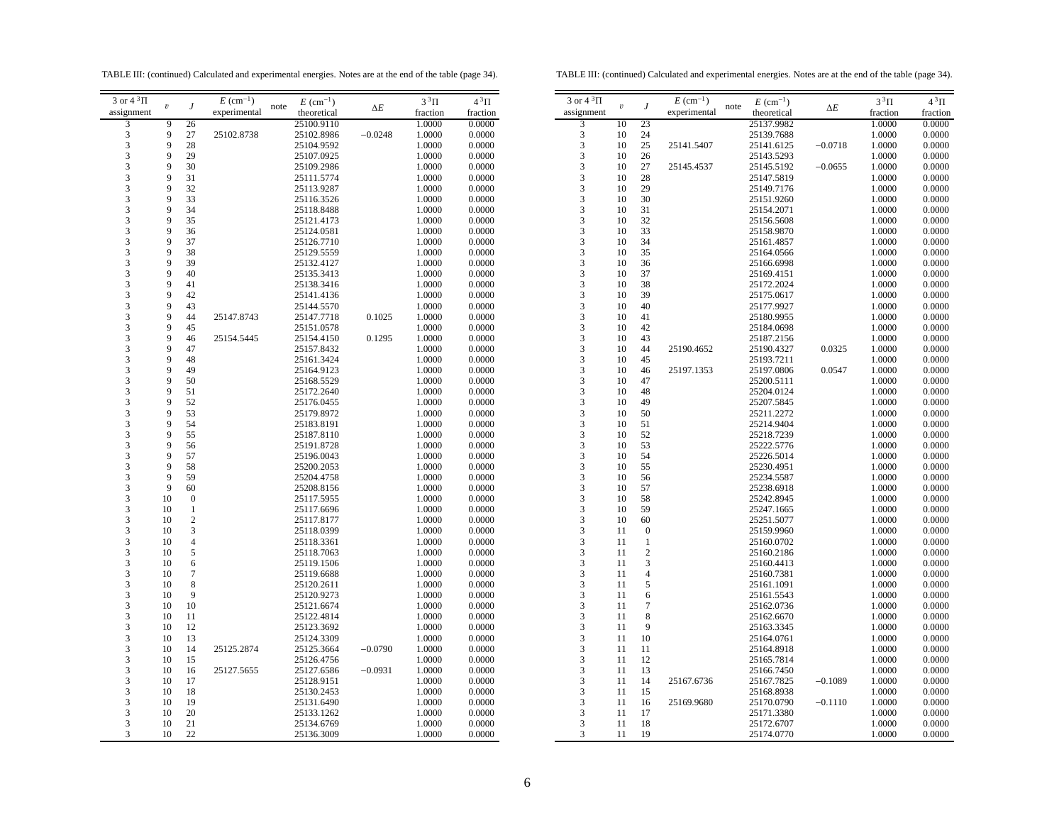TABLE III: (continued) Calculated and experimental energies. Notes are at the end of the table (page 34).

| 3 or 4 $^3\Pi$ assignment | $v$ | $J$ | $E$ (cm$^{-1}$) experimental | note | $E$ (cm$^{-1}$) theoretical | $\Delta E$ | 3 $^3\Pi$ fraction | 4 $^3\Pi$ fraction |
|---|---|---|---|---|---|---|---|---|
| 3 | 9 | 26 | | | 25100.9110 | | 1.0000 | 0.0000 |
| 3 | 9 | 27 | 25102.8738 | | 25102.8986 | −0.0248 | 1.0000 | 0.0000 |
| 3 | 9 | 28 | | | 25104.9592 | | 1.0000 | 0.0000 |
| 3 | 9 | 29 | | | 25107.0925 | | 1.0000 | 0.0000 |
| 3 | 9 | 30 | | | 25109.2986 | | 1.0000 | 0.0000 |
| 3 | 9 | 31 | | | 25111.5774 | | 1.0000 | 0.0000 |
| 3 | 9 | 32 | | | 25113.9287 | | 1.0000 | 0.0000 |
| 3 | 9 | 33 | | | 25116.3526 | | 1.0000 | 0.0000 |
| 3 | 9 | 34 | | | 25118.8488 | | 1.0000 | 0.0000 |
| 3 | 9 | 35 | | | 25121.4173 | | 1.0000 | 0.0000 |
| 3 | 9 | 36 | | | 25124.0581 | | 1.0000 | 0.0000 |
| 3 | 9 | 37 | | | 25126.7710 | | 1.0000 | 0.0000 |
| 3 | 9 | 38 | | | 25129.5559 | | 1.0000 | 0.0000 |
| 3 | 9 | 39 | | | 25132.4127 | | 1.0000 | 0.0000 |
| 3 | 9 | 40 | | | 25135.3413 | | 1.0000 | 0.0000 |
| 3 | 9 | 41 | | | 25138.3416 | | 1.0000 | 0.0000 |
| 3 | 9 | 42 | | | 25141.4136 | | 1.0000 | 0.0000 |
| 3 | 9 | 43 | | | 25144.5570 | | 1.0000 | 0.0000 |
| 3 | 9 | 44 | 25147.8743 | | 25147.7718 | 0.1025 | 1.0000 | 0.0000 |
| 3 | 9 | 45 | | | 25151.0578 | | 1.0000 | 0.0000 |
| 3 | 9 | 46 | 25154.5445 | | 25154.4150 | 0.1295 | 1.0000 | 0.0000 |
| 3 | 9 | 47 | | | 25157.8432 | | 1.0000 | 0.0000 |
| 3 | 9 | 48 | | | 25161.3424 | | 1.0000 | 0.0000 |
| 3 | 9 | 49 | | | 25164.9123 | | 1.0000 | 0.0000 |
| 3 | 9 | 50 | | | 25168.5529 | | 1.0000 | 0.0000 |
| 3 | 9 | 51 | | | 25172.2640 | | 1.0000 | 0.0000 |
| 3 | 9 | 52 | | | 25176.0455 | | 1.0000 | 0.0000 |
| 3 | 9 | 53 | | | 25179.8972 | | 1.0000 | 0.0000 |
| 3 | 9 | 54 | | | 25183.8191 | | 1.0000 | 0.0000 |
| 3 | 9 | 55 | | | 25187.8110 | | 1.0000 | 0.0000 |
| 3 | 9 | 56 | | | 25191.8728 | | 1.0000 | 0.0000 |
| 3 | 9 | 57 | | | 25196.0043 | | 1.0000 | 0.0000 |
| 3 | 9 | 58 | | | 25200.2053 | | 1.0000 | 0.0000 |
| 3 | 9 | 59 | | | 25204.4758 | | 1.0000 | 0.0000 |
| 3 | 9 | 60 | | | 25208.8156 | | 1.0000 | 0.0000 |
| 3 | 10 | 0 | | | 25117.5955 | | 1.0000 | 0.0000 |
| 3 | 10 | 1 | | | 25117.6696 | | 1.0000 | 0.0000 |
| 3 | 10 | 2 | | | 25117.8177 | | 1.0000 | 0.0000 |
| 3 | 10 | 3 | | | 25118.0399 | | 1.0000 | 0.0000 |
| 3 | 10 | 4 | | | 25118.3361 | | 1.0000 | 0.0000 |
| 3 | 10 | 5 | | | 25118.7063 | | 1.0000 | 0.0000 |
| 3 | 10 | 6 | | | 25119.1506 | | 1.0000 | 0.0000 |
| 3 | 10 | 7 | | | 25119.6688 | | 1.0000 | 0.0000 |
| 3 | 10 | 8 | | | 25120.2611 | | 1.0000 | 0.0000 |
| 3 | 10 | 9 | | | 25120.9273 | | 1.0000 | 0.0000 |
| 3 | 10 | 10 | | | 25121.6674 | | 1.0000 | 0.0000 |
| 3 | 10 | 11 | | | 25122.4814 | | 1.0000 | 0.0000 |
| 3 | 10 | 12 | | | 25123.3692 | | 1.0000 | 0.0000 |
| 3 | 10 | 13 | | | 25124.3309 | | 1.0000 | 0.0000 |
| 3 | 10 | 14 | 25125.2874 | | 25125.3664 | −0.0790 | 1.0000 | 0.0000 |
| 3 | 10 | 15 | | | 25126.4756 | | 1.0000 | 0.0000 |
| 3 | 10 | 16 | 25127.5655 | | 25127.6586 | −0.0931 | 1.0000 | 0.0000 |
| 3 | 10 | 17 | | | 25128.9151 | | 1.0000 | 0.0000 |
| 3 | 10 | 18 | | | 25130.2453 | | 1.0000 | 0.0000 |
| 3 | 10 | 19 | | | 25131.6490 | | 1.0000 | 0.0000 |
| 3 | 10 | 20 | | | 25133.1262 | | 1.0000 | 0.0000 |
| 3 | 10 | 21 | | | 25134.6769 | | 1.0000 | 0.0000 |
| 3 | 10 | 22 | | | 25136.3009 | | 1.0000 | 0.0000 |
| 3 | 10 | 23 | | | 25137.9982 | | 1.0000 | 0.0000 |
| 3 | 10 | 24 | | | 25139.7688 | | 1.0000 | 0.0000 |
| 3 | 10 | 25 | 25141.5407 | | 25141.6125 | −0.0718 | 1.0000 | 0.0000 |
| 3 | 10 | 26 | | | 25143.5293 | | 1.0000 | 0.0000 |
| 3 | 10 | 27 | 25145.4537 | | 25145.5192 | −0.0655 | 1.0000 | 0.0000 |
| 3 | 10 | 28 | | | 25147.5819 | | 1.0000 | 0.0000 |
| 3 | 10 | 29 | | | 25149.7176 | | 1.0000 | 0.0000 |
| 3 | 10 | 30 | | | 25151.9260 | | 1.0000 | 0.0000 |
| 3 | 10 | 31 | | | 25154.2071 | | 1.0000 | 0.0000 |
| 3 | 10 | 32 | | | 25156.5608 | | 1.0000 | 0.0000 |
| 3 | 10 | 33 | | | 25158.9870 | | 1.0000 | 0.0000 |
| 3 | 10 | 34 | | | 25161.4857 | | 1.0000 | 0.0000 |
| 3 | 10 | 35 | | | 25164.0566 | | 1.0000 | 0.0000 |
| 3 | 10 | 36 | | | 25166.6998 | | 1.0000 | 0.0000 |
| 3 | 10 | 37 | | | 25169.4151 | | 1.0000 | 0.0000 |
| 3 | 10 | 38 | | | 25172.2024 | | 1.0000 | 0.0000 |
| 3 | 10 | 39 | | | 25175.0617 | | 1.0000 | 0.0000 |
| 3 | 10 | 40 | | | 25177.9927 | | 1.0000 | 0.0000 |
| 3 | 10 | 41 | | | 25180.9955 | | 1.0000 | 0.0000 |
| 3 | 10 | 42 | | | 25184.0698 | | 1.0000 | 0.0000 |
| 3 | 10 | 43 | | | 25187.2156 | | 1.0000 | 0.0000 |
| 3 | 10 | 44 | 25190.4652 | | 25190.4327 | 0.0325 | 1.0000 | 0.0000 |
| 3 | 10 | 45 | | | 25193.7211 | | 1.0000 | 0.0000 |
| 3 | 10 | 46 | 25197.1353 | | 25197.0806 | 0.0547 | 1.0000 | 0.0000 |
| 3 | 10 | 47 | | | 25200.5111 | | 1.0000 | 0.0000 |
| 3 | 10 | 48 | | | 25204.0124 | | 1.0000 | 0.0000 |
| 3 | 10 | 49 | | | 25207.5845 | | 1.0000 | 0.0000 |
| 3 | 10 | 50 | | | 25211.2272 | | 1.0000 | 0.0000 |
| 3 | 10 | 51 | | | 25214.9404 | | 1.0000 | 0.0000 |
| 3 | 10 | 52 | | | 25218.7239 | | 1.0000 | 0.0000 |
| 3 | 10 | 53 | | | 25222.5776 | | 1.0000 | 0.0000 |
| 3 | 10 | 54 | | | 25226.5014 | | 1.0000 | 0.0000 |
| 3 | 10 | 55 | | | 25230.4951 | | 1.0000 | 0.0000 |
| 3 | 10 | 56 | | | 25234.5587 | | 1.0000 | 0.0000 |
| 3 | 10 | 57 | | | 25238.6918 | | 1.0000 | 0.0000 |
| 3 | 10 | 58 | | | 25242.8945 | | 1.0000 | 0.0000 |
| 3 | 10 | 59 | | | 25247.1665 | | 1.0000 | 0.0000 |
| 3 | 10 | 60 | | | 25251.5077 | | 1.0000 | 0.0000 |
| 3 | 11 | 0 | | | 25159.9960 | | 1.0000 | 0.0000 |
| 3 | 11 | 1 | | | 25160.0702 | | 1.0000 | 0.0000 |
| 3 | 11 | 2 | | | 25160.2186 | | 1.0000 | 0.0000 |
| 3 | 11 | 3 | | | 25160.4413 | | 1.0000 | 0.0000 |
| 3 | 11 | 4 | | | 25160.7381 | | 1.0000 | 0.0000 |
| 3 | 11 | 5 | | | 25161.1091 | | 1.0000 | 0.0000 |
| 3 | 11 | 6 | | | 25161.5543 | | 1.0000 | 0.0000 |
| 3 | 11 | 7 | | | 25162.0736 | | 1.0000 | 0.0000 |
| 3 | 11 | 8 | | | 25162.6670 | | 1.0000 | 0.0000 |
| 3 | 11 | 9 | | | 25163.3345 | | 1.0000 | 0.0000 |
| 3 | 11 | 10 | | | 25164.0761 | | 1.0000 | 0.0000 |
| 3 | 11 | 11 | | | 25164.8918 | | 1.0000 | 0.0000 |
| 3 | 11 | 12 | | | 25165.7814 | | 1.0000 | 0.0000 |
| 3 | 11 | 13 | | | 25166.7450 | | 1.0000 | 0.0000 |
| 3 | 11 | 14 | 25167.6736 | | 25167.7825 | −0.1089 | 1.0000 | 0.0000 |
| 3 | 11 | 15 | | | 25168.8938 | | 1.0000 | 0.0000 |
| 3 | 11 | 16 | 25169.9680 | | 25170.0790 | −0.1110 | 1.0000 | 0.0000 |
| 3 | 11 | 17 | | | 25171.3380 | | 1.0000 | 0.0000 |
| 3 | 11 | 18 | | | 25172.6707 | | 1.0000 | 0.0000 |
| 3 | 11 | 19 | | | 25174.0770 | | 1.0000 | 0.0000 |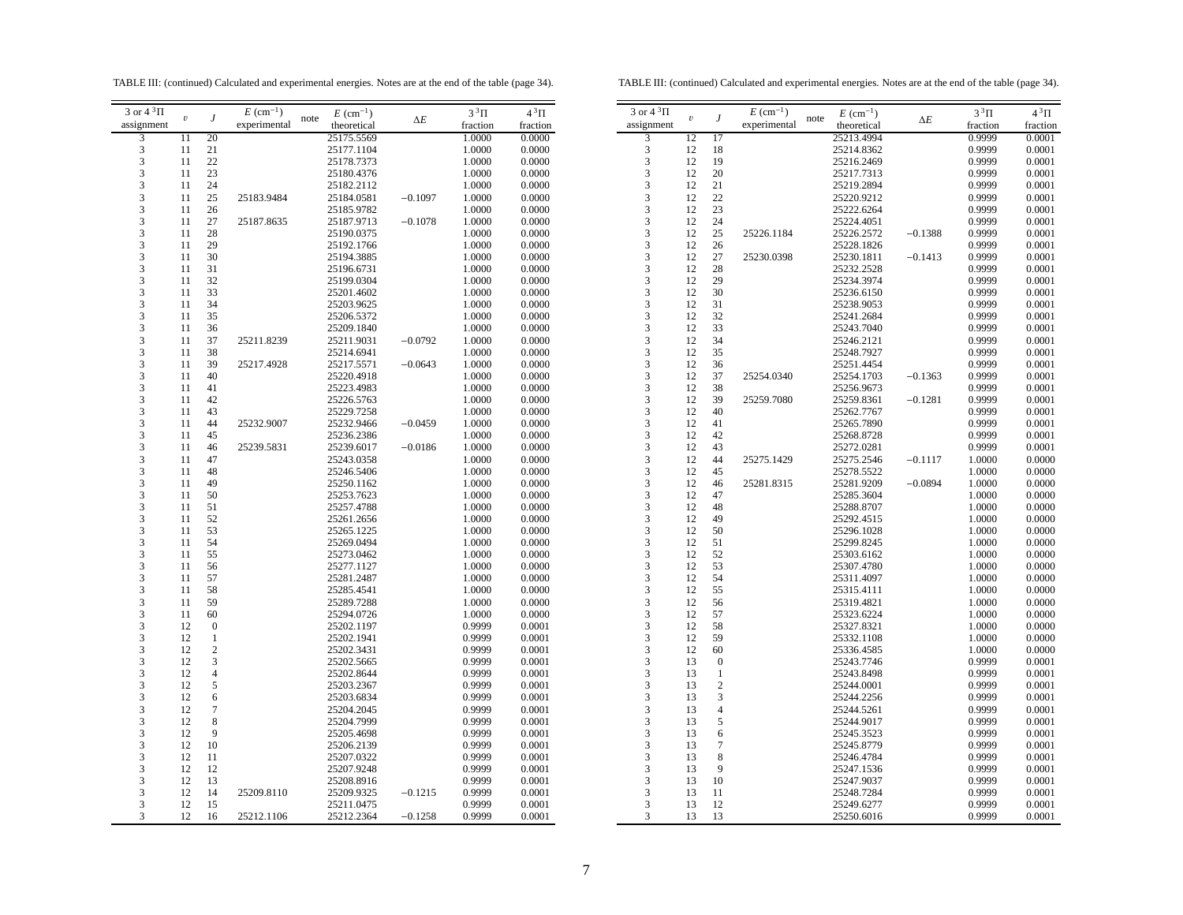TABLE III: (continued) Calculated and experimental energies. Notes are at the end of the table (page 34).

| 3 or 4 $^3\Pi$ assignment | $v$ | $J$ | $E$ (cm$^{-1}$) experimental | note | $E$ (cm$^{-1}$) theoretical | $\Delta E$ | $3\,^3\Pi$ fraction | $4\,^3\Pi$ fraction |
|---|---|---|---|---|---|---|---|---|
| 3 | 11 | 20 | | | 25175.5569 | | 1.0000 | 0.0000 |
| 3 | 11 | 21 | | | 25177.1104 | | 1.0000 | 0.0000 |
| 3 | 11 | 22 | | | 25178.7373 | | 1.0000 | 0.0000 |
| 3 | 11 | 23 | | | 25180.4376 | | 1.0000 | 0.0000 |
| 3 | 11 | 24 | | | 25182.2112 | | 1.0000 | 0.0000 |
| 3 | 11 | 25 | 25183.9484 | | 25184.0581 | −0.1097 | 1.0000 | 0.0000 |
| 3 | 11 | 26 | | | 25185.9782 | | 1.0000 | 0.0000 |
| 3 | 11 | 27 | 25187.8635 | | 25187.9713 | −0.1078 | 1.0000 | 0.0000 |
| 3 | 11 | 28 | | | 25190.0375 | | 1.0000 | 0.0000 |
| 3 | 11 | 29 | | | 25192.1766 | | 1.0000 | 0.0000 |
| 3 | 11 | 30 | | | 25194.3885 | | 1.0000 | 0.0000 |
| 3 | 11 | 31 | | | 25196.6731 | | 1.0000 | 0.0000 |
| 3 | 11 | 32 | | | 25199.0304 | | 1.0000 | 0.0000 |
| 3 | 11 | 33 | | | 25201.4602 | | 1.0000 | 0.0000 |
| 3 | 11 | 34 | | | 25203.9625 | | 1.0000 | 0.0000 |
| 3 | 11 | 35 | | | 25206.5372 | | 1.0000 | 0.0000 |
| 3 | 11 | 36 | | | 25209.1840 | | 1.0000 | 0.0000 |
| 3 | 11 | 37 | 25211.8239 | | 25211.9031 | −0.0792 | 1.0000 | 0.0000 |
| 3 | 11 | 38 | | | 25214.6941 | | 1.0000 | 0.0000 |
| 3 | 11 | 39 | 25217.4928 | | 25217.5571 | −0.0643 | 1.0000 | 0.0000 |
| 3 | 11 | 40 | | | 25220.4918 | | 1.0000 | 0.0000 |
| 3 | 11 | 41 | | | 25223.4983 | | 1.0000 | 0.0000 |
| 3 | 11 | 42 | | | 25226.5763 | | 1.0000 | 0.0000 |
| 3 | 11 | 43 | | | 25229.7258 | | 1.0000 | 0.0000 |
| 3 | 11 | 44 | 25232.9007 | | 25232.9466 | −0.0459 | 1.0000 | 0.0000 |
| 3 | 11 | 45 | | | 25236.2386 | | 1.0000 | 0.0000 |
| 3 | 11 | 46 | 25239.5831 | | 25239.6017 | −0.0186 | 1.0000 | 0.0000 |
| 3 | 11 | 47 | | | 25243.0358 | | 1.0000 | 0.0000 |
| 3 | 11 | 48 | | | 25246.5406 | | 1.0000 | 0.0000 |
| 3 | 11 | 49 | | | 25250.1162 | | 1.0000 | 0.0000 |
| 3 | 11 | 50 | | | 25253.7623 | | 1.0000 | 0.0000 |
| 3 | 11 | 51 | | | 25257.4788 | | 1.0000 | 0.0000 |
| 3 | 11 | 52 | | | 25261.2656 | | 1.0000 | 0.0000 |
| 3 | 11 | 53 | | | 25265.1225 | | 1.0000 | 0.0000 |
| 3 | 11 | 54 | | | 25269.0494 | | 1.0000 | 0.0000 |
| 3 | 11 | 55 | | | 25273.0462 | | 1.0000 | 0.0000 |
| 3 | 11 | 56 | | | 25277.1127 | | 1.0000 | 0.0000 |
| 3 | 11 | 57 | | | 25281.2487 | | 1.0000 | 0.0000 |
| 3 | 11 | 58 | | | 25285.4541 | | 1.0000 | 0.0000 |
| 3 | 11 | 59 | | | 25289.7288 | | 1.0000 | 0.0000 |
| 3 | 11 | 60 | | | 25294.0726 | | 1.0000 | 0.0000 |
| 3 | 12 | 0 | | | 25202.1197 | | 0.9999 | 0.0001 |
| 3 | 12 | 1 | | | 25202.1941 | | 0.9999 | 0.0001 |
| 3 | 12 | 2 | | | 25202.3431 | | 0.9999 | 0.0001 |
| 3 | 12 | 3 | | | 25202.5665 | | 0.9999 | 0.0001 |
| 3 | 12 | 4 | | | 25202.8644 | | 0.9999 | 0.0001 |
| 3 | 12 | 5 | | | 25203.2367 | | 0.9999 | 0.0001 |
| 3 | 12 | 6 | | | 25203.6834 | | 0.9999 | 0.0001 |
| 3 | 12 | 7 | | | 25204.2045 | | 0.9999 | 0.0001 |
| 3 | 12 | 8 | | | 25204.7999 | | 0.9999 | 0.0001 |
| 3 | 12 | 9 | | | 25205.4698 | | 0.9999 | 0.0001 |
| 3 | 12 | 10 | | | 25206.2139 | | 0.9999 | 0.0001 |
| 3 | 12 | 11 | | | 25207.0322 | | 0.9999 | 0.0001 |
| 3 | 12 | 12 | | | 25207.9248 | | 0.9999 | 0.0001 |
| 3 | 12 | 13 | | | 25208.8916 | | 0.9999 | 0.0001 |
| 3 | 12 | 14 | 25209.8110 | | 25209.9325 | −0.1215 | 0.9999 | 0.0001 |
| 3 | 12 | 15 | | | 25211.0475 | | 0.9999 | 0.0001 |
| 3 | 12 | 16 | 25212.1106 | | 25212.2364 | −0.1258 | 0.9999 | 0.0001 |
| 3 | 12 | 17 | | | 25213.4994 | | 0.9999 | 0.0001 |
| 3 | 12 | 18 | | | 25214.8362 | | 0.9999 | 0.0001 |
| 3 | 12 | 19 | | | 25216.2469 | | 0.9999 | 0.0001 |
| 3 | 12 | 20 | | | 25217.7313 | | 0.9999 | 0.0001 |
| 3 | 12 | 21 | | | 25219.2894 | | 0.9999 | 0.0001 |
| 3 | 12 | 22 | | | 25220.9212 | | 0.9999 | 0.0001 |
| 3 | 12 | 23 | | | 25222.6264 | | 0.9999 | 0.0001 |
| 3 | 12 | 24 | | | 25224.4051 | | 0.9999 | 0.0001 |
| 3 | 12 | 25 | 25226.1184 | | 25226.2572 | −0.1388 | 0.9999 | 0.0001 |
| 3 | 12 | 26 | | | 25228.1826 | | 0.9999 | 0.0001 |
| 3 | 12 | 27 | 25230.0398 | | 25230.1811 | −0.1413 | 0.9999 | 0.0001 |
| 3 | 12 | 28 | | | 25232.2528 | | 0.9999 | 0.0001 |
| 3 | 12 | 29 | | | 25234.3974 | | 0.9999 | 0.0001 |
| 3 | 12 | 30 | | | 25236.6150 | | 0.9999 | 0.0001 |
| 3 | 12 | 31 | | | 25238.9053 | | 0.9999 | 0.0001 |
| 3 | 12 | 32 | | | 25241.2684 | | 0.9999 | 0.0001 |
| 3 | 12 | 33 | | | 25243.7040 | | 0.9999 | 0.0001 |
| 3 | 12 | 34 | | | 25246.2121 | | 0.9999 | 0.0001 |
| 3 | 12 | 35 | | | 25248.7927 | | 0.9999 | 0.0001 |
| 3 | 12 | 36 | | | 25251.4454 | | 0.9999 | 0.0001 |
| 3 | 12 | 37 | 25254.0340 | | 25254.1703 | −0.1363 | 0.9999 | 0.0001 |
| 3 | 12 | 38 | | | 25256.9673 | | 0.9999 | 0.0001 |
| 3 | 12 | 39 | 25259.7080 | | 25259.8361 | −0.1281 | 0.9999 | 0.0001 |
| 3 | 12 | 40 | | | 25262.7767 | | 0.9999 | 0.0001 |
| 3 | 12 | 41 | | | 25265.7890 | | 0.9999 | 0.0001 |
| 3 | 12 | 42 | | | 25268.8728 | | 0.9999 | 0.0001 |
| 3 | 12 | 43 | | | 25272.0281 | | 0.9999 | 0.0001 |
| 3 | 12 | 44 | 25275.1429 | | 25275.2546 | −0.1117 | 1.0000 | 0.0000 |
| 3 | 12 | 45 | | | 25278.5522 | | 1.0000 | 0.0000 |
| 3 | 12 | 46 | 25281.8315 | | 25281.9209 | −0.0894 | 1.0000 | 0.0000 |
| 3 | 12 | 47 | | | 25285.3604 | | 1.0000 | 0.0000 |
| 3 | 12 | 48 | | | 25288.8707 | | 1.0000 | 0.0000 |
| 3 | 12 | 49 | | | 25292.4515 | | 1.0000 | 0.0000 |
| 3 | 12 | 50 | | | 25296.1028 | | 1.0000 | 0.0000 |
| 3 | 12 | 51 | | | 25299.8245 | | 1.0000 | 0.0000 |
| 3 | 12 | 52 | | | 25303.6162 | | 1.0000 | 0.0000 |
| 3 | 12 | 53 | | | 25307.4780 | | 1.0000 | 0.0000 |
| 3 | 12 | 54 | | | 25311.4097 | | 1.0000 | 0.0000 |
| 3 | 12 | 55 | | | 25315.4111 | | 1.0000 | 0.0000 |
| 3 | 12 | 56 | | | 25319.4821 | | 1.0000 | 0.0000 |
| 3 | 12 | 57 | | | 25323.6224 | | 1.0000 | 0.0000 |
| 3 | 12 | 58 | | | 25327.8321 | | 1.0000 | 0.0000 |
| 3 | 12 | 59 | | | 25332.1108 | | 1.0000 | 0.0000 |
| 3 | 12 | 60 | | | 25336.4585 | | 1.0000 | 0.0000 |
| 3 | 13 | 0 | | | 25243.7746 | | 0.9999 | 0.0001 |
| 3 | 13 | 1 | | | 25243.8498 | | 0.9999 | 0.0001 |
| 3 | 13 | 2 | | | 25244.0001 | | 0.9999 | 0.0001 |
| 3 | 13 | 3 | | | 25244.2256 | | 0.9999 | 0.0001 |
| 3 | 13 | 4 | | | 25244.5261 | | 0.9999 | 0.0001 |
| 3 | 13 | 5 | | | 25244.9017 | | 0.9999 | 0.0001 |
| 3 | 13 | 6 | | | 25245.3523 | | 0.9999 | 0.0001 |
| 3 | 13 | 7 | | | 25245.8779 | | 0.9999 | 0.0001 |
| 3 | 13 | 8 | | | 25246.4784 | | 0.9999 | 0.0001 |
| 3 | 13 | 9 | | | 25247.1536 | | 0.9999 | 0.0001 |
| 3 | 13 | 10 | | | 25247.9037 | | 0.9999 | 0.0001 |
| 3 | 13 | 11 | | | 25248.7284 | | 0.9999 | 0.0001 |
| 3 | 13 | 12 | | | 25249.6277 | | 0.9999 | 0.0001 |
| 3 | 13 | 13 | | | 25250.6016 | | 0.9999 | 0.0001 |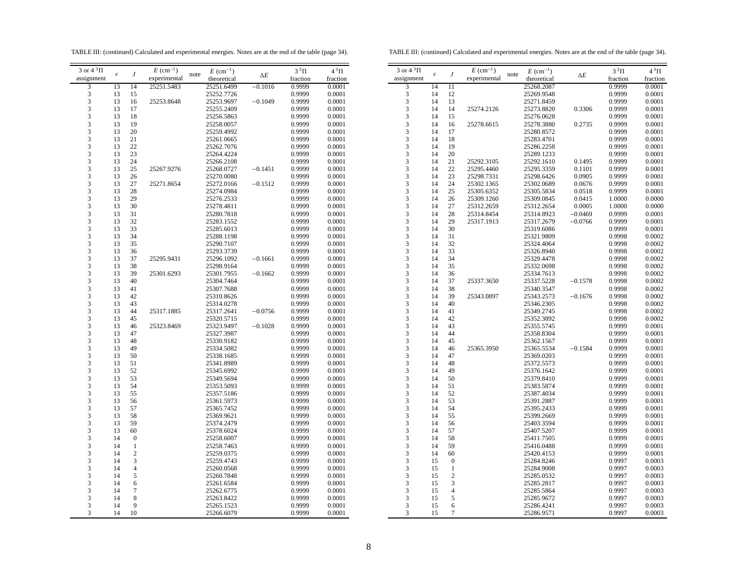TABLE III: (continued) Calculated and experimental energies. Notes are at the end of the table (page 34).

| 3 or 4 $^3\Pi$ assignment | $v$ | $J$ | $E$ (cm$^{-1}$) experimental | note | $E$ (cm$^{-1}$) theoretical | $\Delta E$ | $3\,^3\Pi$ fraction | $4\,^3\Pi$ fraction |
|---|---|---|---|---|---|---|---|---|
| 3 | 13 | 14 | 25251.5483 | | 25251.6499 | −0.1016 | 0.9999 | 0.0001 |
| 3 | 13 | 15 | | | 25252.7726 | | 0.9999 | 0.0001 |
| 3 | 13 | 16 | 25253.8648 | | 25253.9697 | −0.1049 | 0.9999 | 0.0001 |
| 3 | 13 | 17 | | | 25255.2409 | | 0.9999 | 0.0001 |
| 3 | 13 | 18 | | | 25256.5863 | | 0.9999 | 0.0001 |
| 3 | 13 | 19 | | | 25258.0057 | | 0.9999 | 0.0001 |
| 3 | 13 | 20 | | | 25259.4992 | | 0.9999 | 0.0001 |
| 3 | 13 | 21 | | | 25261.0665 | | 0.9999 | 0.0001 |
| 3 | 13 | 22 | | | 25262.7076 | | 0.9999 | 0.0001 |
| 3 | 13 | 23 | | | 25264.4224 | | 0.9999 | 0.0001 |
| 3 | 13 | 24 | | | 25266.2108 | | 0.9999 | 0.0001 |
| 3 | 13 | 25 | 25267.9276 | | 25268.0727 | −0.1451 | 0.9999 | 0.0001 |
| 3 | 13 | 26 | | | 25270.0080 | | 0.9999 | 0.0001 |
| 3 | 13 | 27 | 25271.8654 | | 25272.0166 | −0.1512 | 0.9999 | 0.0001 |
| 3 | 13 | 28 | | | 25274.0984 | | 0.9999 | 0.0001 |
| 3 | 13 | 29 | | | 25276.2533 | | 0.9999 | 0.0001 |
| 3 | 13 | 30 | | | 25278.4811 | | 0.9999 | 0.0001 |
| 3 | 13 | 31 | | | 25280.7818 | | 0.9999 | 0.0001 |
| 3 | 13 | 32 | | | 25283.1552 | | 0.9999 | 0.0001 |
| 3 | 13 | 33 | | | 25285.6013 | | 0.9999 | 0.0001 |
| 3 | 13 | 34 | | | 25288.1198 | | 0.9999 | 0.0001 |
| 3 | 13 | 35 | | | 25290.7107 | | 0.9999 | 0.0001 |
| 3 | 13 | 36 | | | 25293.3739 | | 0.9999 | 0.0001 |
| 3 | 13 | 37 | 25295.9431 | | 25296.1092 | −0.1661 | 0.9999 | 0.0001 |
| 3 | 13 | 38 | | | 25298.9164 | | 0.9999 | 0.0001 |
| 3 | 13 | 39 | 25301.6293 | | 25301.7955 | −0.1662 | 0.9999 | 0.0001 |
| 3 | 13 | 40 | | | 25304.7464 | | 0.9999 | 0.0001 |
| 3 | 13 | 41 | | | 25307.7688 | | 0.9999 | 0.0001 |
| 3 | 13 | 42 | | | 25310.8626 | | 0.9999 | 0.0001 |
| 3 | 13 | 43 | | | 25314.0278 | | 0.9999 | 0.0001 |
| 3 | 13 | 44 | 25317.1885 | | 25317.2641 | −0.0756 | 0.9999 | 0.0001 |
| 3 | 13 | 45 | | | 25320.5715 | | 0.9999 | 0.0001 |
| 3 | 13 | 46 | 25323.8469 | | 25323.9497 | −0.1028 | 0.9999 | 0.0001 |
| 3 | 13 | 47 | | | 25327.3987 | | 0.9999 | 0.0001 |
| 3 | 13 | 48 | | | 25330.9182 | | 0.9999 | 0.0001 |
| 3 | 13 | 49 | | | 25334.5082 | | 0.9999 | 0.0001 |
| 3 | 13 | 50 | | | 25338.1685 | | 0.9999 | 0.0001 |
| 3 | 13 | 51 | | | 25341.8989 | | 0.9999 | 0.0001 |
| 3 | 13 | 52 | | | 25345.6992 | | 0.9999 | 0.0001 |
| 3 | 13 | 53 | | | 25349.5694 | | 0.9999 | 0.0001 |
| 3 | 13 | 54 | | | 25353.5093 | | 0.9999 | 0.0001 |
| 3 | 13 | 55 | | | 25357.5186 | | 0.9999 | 0.0001 |
| 3 | 13 | 56 | | | 25361.5973 | | 0.9999 | 0.0001 |
| 3 | 13 | 57 | | | 25365.7452 | | 0.9999 | 0.0001 |
| 3 | 13 | 58 | | | 25369.9621 | | 0.9999 | 0.0001 |
| 3 | 13 | 59 | | | 25374.2479 | | 0.9999 | 0.0001 |
| 3 | 13 | 60 | | | 25378.6024 | | 0.9999 | 0.0001 |
| 3 | 14 | 0 | | | 25258.6007 | | 0.9999 | 0.0001 |
| 3 | 14 | 1 | | | 25258.7463 | | 0.9999 | 0.0001 |
| 3 | 14 | 2 | | | 25259.0375 | | 0.9999 | 0.0001 |
| 3 | 14 | 3 | | | 25259.4743 | | 0.9999 | 0.0001 |
| 3 | 14 | 4 | | | 25260.0568 | | 0.9999 | 0.0001 |
| 3 | 14 | 5 | | | 25260.7848 | | 0.9999 | 0.0001 |
| 3 | 14 | 6 | | | 25261.6584 | | 0.9999 | 0.0001 |
| 3 | 14 | 7 | | | 25262.6775 | | 0.9999 | 0.0001 |
| 3 | 14 | 8 | | | 25263.8422 | | 0.9999 | 0.0001 |
| 3 | 14 | 9 | | | 25265.1523 | | 0.9999 | 0.0001 |
| 3 | 14 | 10 | | | 25266.6079 | | 0.9999 | 0.0001 |
| 3 | 14 | 11 | | | 25268.2087 | | 0.9999 | 0.0001 |
| 3 | 14 | 12 | | | 25269.9548 | | 0.9999 | 0.0001 |
| 3 | 14 | 13 | | | 25271.8459 | | 0.9999 | 0.0001 |
| 3 | 14 | 14 | 25274.2126 | | 25273.8820 | 0.3306 | 0.9999 | 0.0001 |
| 3 | 14 | 15 | | | 25276.0628 | | 0.9999 | 0.0001 |
| 3 | 14 | 16 | 25278.6615 | | 25278.3880 | 0.2735 | 0.9999 | 0.0001 |
| 3 | 14 | 17 | | | 25280.8572 | | 0.9999 | 0.0001 |
| 3 | 14 | 18 | | | 25283.4701 | | 0.9999 | 0.0001 |
| 3 | 14 | 19 | | | 25286.2258 | | 0.9999 | 0.0001 |
| 3 | 14 | 20 | | | 25289.1233 | | 0.9999 | 0.0001 |
| 3 | 14 | 21 | 25292.3105 | | 25292.1610 | 0.1495 | 0.9999 | 0.0001 |
| 3 | 14 | 22 | 25295.4460 | | 25295.3359 | 0.1101 | 0.9999 | 0.0001 |
| 3 | 14 | 23 | 25298.7331 | | 25298.6426 | 0.0905 | 0.9999 | 0.0001 |
| 3 | 14 | 24 | 25302.1365 | | 25302.0689 | 0.0676 | 0.9999 | 0.0001 |
| 3 | 14 | 25 | 25305.6352 | | 25305.5834 | 0.0518 | 0.9999 | 0.0001 |
| 3 | 14 | 26 | 25309.1260 | | 25309.0845 | 0.0415 | 1.0000 | 0.0000 |
| 3 | 14 | 27 | 25312.2659 | | 25312.2654 | 0.0005 | 1.0000 | 0.0000 |
| 3 | 14 | 28 | 25314.8454 | | 25314.8923 | −0.0469 | 0.9999 | 0.0001 |
| 3 | 14 | 29 | 25317.1913 | | 25317.2679 | −0.0766 | 0.9999 | 0.0001 |
| 3 | 14 | 30 | | | 25319.6086 | | 0.9999 | 0.0001 |
| 3 | 14 | 31 | | | 25321.9809 | | 0.9998 | 0.0002 |
| 3 | 14 | 32 | | | 25324.4064 | | 0.9998 | 0.0002 |
| 3 | 14 | 33 | | | 25326.8940 | | 0.9998 | 0.0002 |
| 3 | 14 | 34 | | | 25329.4478 | | 0.9998 | 0.0002 |
| 3 | 14 | 35 | | | 25332.0698 | | 0.9998 | 0.0002 |
| 3 | 14 | 36 | | | 25334.7613 | | 0.9998 | 0.0002 |
| 3 | 14 | 37 | 25337.3650 | | 25337.5228 | −0.1578 | 0.9998 | 0.0002 |
| 3 | 14 | 38 | | | 25340.3547 | | 0.9998 | 0.0002 |
| 3 | 14 | 39 | 25343.0897 | | 25343.2573 | −0.1676 | 0.9998 | 0.0002 |
| 3 | 14 | 40 | | | 25346.2305 | | 0.9998 | 0.0002 |
| 3 | 14 | 41 | | | 25349.2745 | | 0.9998 | 0.0002 |
| 3 | 14 | 42 | | | 25352.3892 | | 0.9998 | 0.0002 |
| 3 | 14 | 43 | | | 25355.5745 | | 0.9999 | 0.0001 |
| 3 | 14 | 44 | | | 25358.8304 | | 0.9999 | 0.0001 |
| 3 | 14 | 45 | | | 25362.1567 | | 0.9999 | 0.0001 |
| 3 | 14 | 46 | 25365.3950 | | 25365.5534 | −0.1584 | 0.9999 | 0.0001 |
| 3 | 14 | 47 | | | 25369.0203 | | 0.9999 | 0.0001 |
| 3 | 14 | 48 | | | 25372.5573 | | 0.9999 | 0.0001 |
| 3 | 14 | 49 | | | 25376.1642 | | 0.9999 | 0.0001 |
| 3 | 14 | 50 | | | 25379.8410 | | 0.9999 | 0.0001 |
| 3 | 14 | 51 | | | 25383.5874 | | 0.9999 | 0.0001 |
| 3 | 14 | 52 | | | 25387.4034 | | 0.9999 | 0.0001 |
| 3 | 14 | 53 | | | 25391.2887 | | 0.9999 | 0.0001 |
| 3 | 14 | 54 | | | 25395.2433 | | 0.9999 | 0.0001 |
| 3 | 14 | 55 | | | 25399.2669 | | 0.9999 | 0.0001 |
| 3 | 14 | 56 | | | 25403.3594 | | 0.9999 | 0.0001 |
| 3 | 14 | 57 | | | 25407.5207 | | 0.9999 | 0.0001 |
| 3 | 14 | 58 | | | 25411.7505 | | 0.9999 | 0.0001 |
| 3 | 14 | 59 | | | 25416.0488 | | 0.9999 | 0.0001 |
| 3 | 14 | 60 | | | 25420.4153 | | 0.9999 | 0.0001 |
| 3 | 15 | 0 | | | 25284.8246 | | 0.9997 | 0.0003 |
| 3 | 15 | 1 | | | 25284.9008 | | 0.9997 | 0.0003 |
| 3 | 15 | 2 | | | 25285.0532 | | 0.9997 | 0.0003 |
| 3 | 15 | 3 | | | 25285.2817 | | 0.9997 | 0.0003 |
| 3 | 15 | 4 | | | 25285.5864 | | 0.9997 | 0.0003 |
| 3 | 15 | 5 | | | 25285.9672 | | 0.9997 | 0.0003 |
| 3 | 15 | 6 | | | 25286.4241 | | 0.9997 | 0.0003 |
| 3 | 15 | 7 | | | 25286.9571 | | 0.9997 | 0.0003 |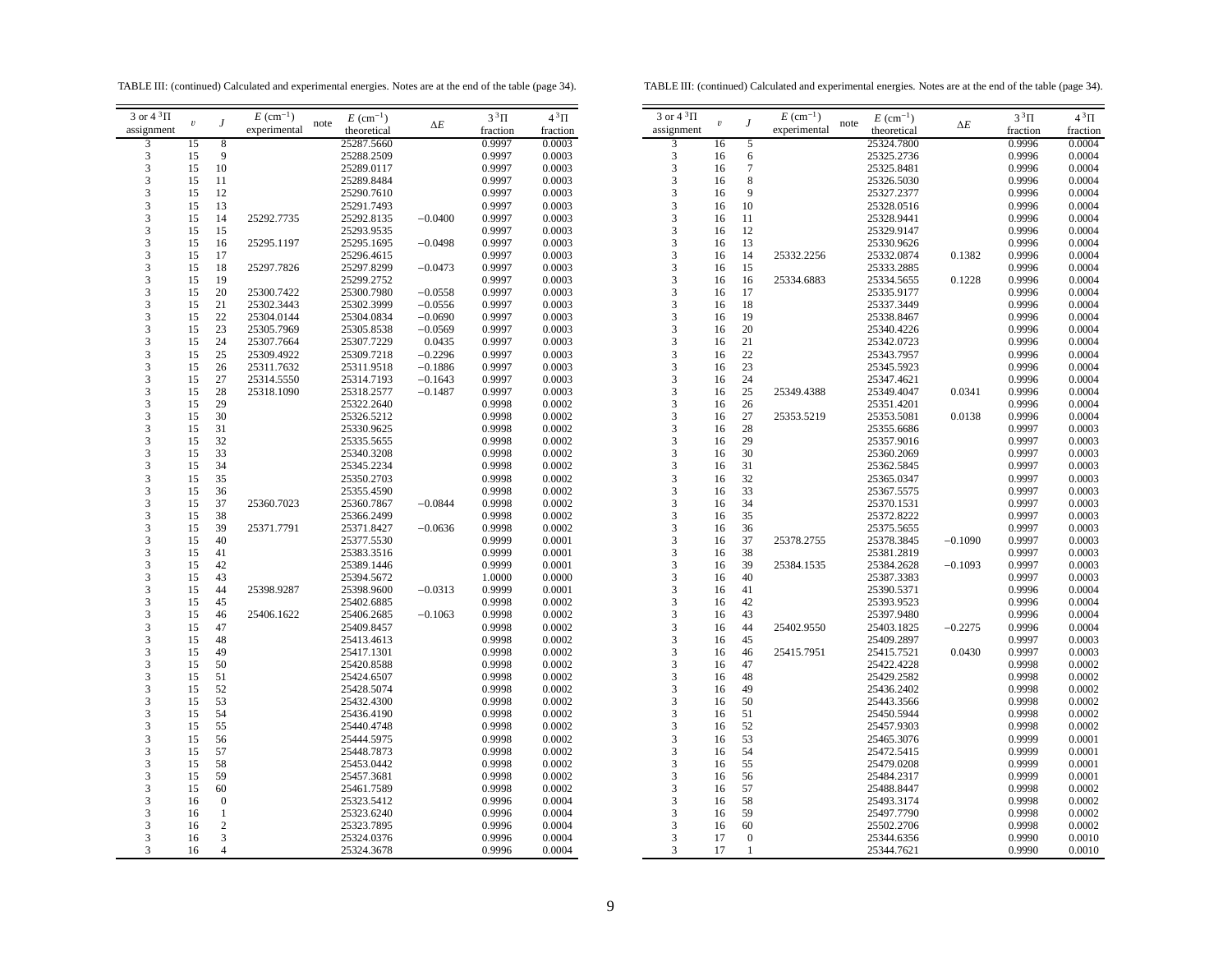TABLE III: (continued) Calculated and experimental energies. Notes are at the end of the table (page 34).

| 3 or 4 $^3\Pi$ assignment | $v$ | $J$ | $E$ (cm$^{-1}$) experimental | note | $E$ (cm$^{-1}$) theoretical | $\Delta E$ | $3\,^3\Pi$ fraction | $4\,^3\Pi$ fraction |
|---|---|---|---|---|---|---|---|---|
| 3 | 15 | 8 | | | 25287.5660 | | 0.9997 | 0.0003 |
| 3 | 15 | 9 | | | 25288.2509 | | 0.9997 | 0.0003 |
| 3 | 15 | 10 | | | 25289.0117 | | 0.9997 | 0.0003 |
| 3 | 15 | 11 | | | 25289.8484 | | 0.9997 | 0.0003 |
| 3 | 15 | 12 | | | 25290.7610 | | 0.9997 | 0.0003 |
| 3 | 15 | 13 | | | 25291.7493 | | 0.9997 | 0.0003 |
| 3 | 15 | 14 | 25292.7735 | | 25292.8135 | −0.0400 | 0.9997 | 0.0003 |
| 3 | 15 | 15 | | | 25293.9535 | | 0.9997 | 0.0003 |
| 3 | 15 | 16 | 25295.1197 | | 25295.1695 | −0.0498 | 0.9997 | 0.0003 |
| 3 | 15 | 17 | | | 25296.4615 | | 0.9997 | 0.0003 |
| 3 | 15 | 18 | 25297.7826 | | 25297.8299 | −0.0473 | 0.9997 | 0.0003 |
| 3 | 15 | 19 | | | 25299.2752 | | 0.9997 | 0.0003 |
| 3 | 15 | 20 | 25300.7422 | | 25300.7980 | −0.0558 | 0.9997 | 0.0003 |
| 3 | 15 | 21 | 25302.3443 | | 25302.3999 | −0.0556 | 0.9997 | 0.0003 |
| 3 | 15 | 22 | 25304.0144 | | 25304.0834 | −0.0690 | 0.9997 | 0.0003 |
| 3 | 15 | 23 | 25305.7969 | | 25305.8538 | −0.0569 | 0.9997 | 0.0003 |
| 3 | 15 | 24 | 25307.7664 | | 25307.7229 | 0.0435 | 0.9997 | 0.0003 |
| 3 | 15 | 25 | 25309.4922 | | 25309.7218 | −0.2296 | 0.9997 | 0.0003 |
| 3 | 15 | 26 | 25311.7632 | | 25311.9518 | −0.1886 | 0.9997 | 0.0003 |
| 3 | 15 | 27 | 25314.5550 | | 25314.7193 | −0.1643 | 0.9997 | 0.0003 |
| 3 | 15 | 28 | 25318.1090 | | 25318.2577 | −0.1487 | 0.9997 | 0.0003 |
| 3 | 15 | 29 | | | 25322.2640 | | 0.9998 | 0.0002 |
| 3 | 15 | 30 | | | 25326.5212 | | 0.9998 | 0.0002 |
| 3 | 15 | 31 | | | 25330.9625 | | 0.9998 | 0.0002 |
| 3 | 15 | 32 | | | 25335.5655 | | 0.9998 | 0.0002 |
| 3 | 15 | 33 | | | 25340.3208 | | 0.9998 | 0.0002 |
| 3 | 15 | 34 | | | 25345.2234 | | 0.9998 | 0.0002 |
| 3 | 15 | 35 | | | 25350.2703 | | 0.9998 | 0.0002 |
| 3 | 15 | 36 | | | 25355.4590 | | 0.9998 | 0.0002 |
| 3 | 15 | 37 | 25360.7023 | | 25360.7867 | −0.0844 | 0.9998 | 0.0002 |
| 3 | 15 | 38 | | | 25366.2499 | | 0.9998 | 0.0002 |
| 3 | 15 | 39 | 25371.7791 | | 25371.8427 | −0.0636 | 0.9998 | 0.0002 |
| 3 | 15 | 40 | | | 25377.5530 | | 0.9999 | 0.0001 |
| 3 | 15 | 41 | | | 25383.3516 | | 0.9999 | 0.0001 |
| 3 | 15 | 42 | | | 25389.1446 | | 0.9999 | 0.0001 |
| 3 | 15 | 43 | | | 25394.5672 | | 1.0000 | 0.0000 |
| 3 | 15 | 44 | 25398.9287 | | 25398.9600 | −0.0313 | 0.9999 | 0.0001 |
| 3 | 15 | 45 | | | 25402.6885 | | 0.9998 | 0.0002 |
| 3 | 15 | 46 | 25406.1622 | | 25406.2685 | −0.1063 | 0.9998 | 0.0002 |
| 3 | 15 | 47 | | | 25409.8457 | | 0.9998 | 0.0002 |
| 3 | 15 | 48 | | | 25413.4613 | | 0.9998 | 0.0002 |
| 3 | 15 | 49 | | | 25417.1301 | | 0.9998 | 0.0002 |
| 3 | 15 | 50 | | | 25420.8588 | | 0.9998 | 0.0002 |
| 3 | 15 | 51 | | | 25424.6507 | | 0.9998 | 0.0002 |
| 3 | 15 | 52 | | | 25428.5074 | | 0.9998 | 0.0002 |
| 3 | 15 | 53 | | | 25432.4300 | | 0.9998 | 0.0002 |
| 3 | 15 | 54 | | | 25436.4190 | | 0.9998 | 0.0002 |
| 3 | 15 | 55 | | | 25440.4748 | | 0.9998 | 0.0002 |
| 3 | 15 | 56 | | | 25444.5975 | | 0.9998 | 0.0002 |
| 3 | 15 | 57 | | | 25448.7873 | | 0.9998 | 0.0002 |
| 3 | 15 | 58 | | | 25453.0442 | | 0.9998 | 0.0002 |
| 3 | 15 | 59 | | | 25457.3681 | | 0.9998 | 0.0002 |
| 3 | 15 | 60 | | | 25461.7589 | | 0.9998 | 0.0002 |
| 3 | 16 | 0 | | | 25323.5412 | | 0.9996 | 0.0004 |
| 3 | 16 | 1 | | | 25323.6240 | | 0.9996 | 0.0004 |
| 3 | 16 | 2 | | | 25323.7895 | | 0.9996 | 0.0004 |
| 3 | 16 | 3 | | | 25324.0376 | | 0.9996 | 0.0004 |
| 3 | 16 | 4 | | | 25324.3678 | | 0.9996 | 0.0004 |
| 3 | 16 | 5 | | | 25324.7800 | | 0.9996 | 0.0004 |
| 3 | 16 | 6 | | | 25325.2736 | | 0.9996 | 0.0004 |
| 3 | 16 | 7 | | | 25325.8481 | | 0.9996 | 0.0004 |
| 3 | 16 | 8 | | | 25326.5030 | | 0.9996 | 0.0004 |
| 3 | 16 | 9 | | | 25327.2377 | | 0.9996 | 0.0004 |
| 3 | 16 | 10 | | | 25328.0516 | | 0.9996 | 0.0004 |
| 3 | 16 | 11 | | | 25328.9441 | | 0.9996 | 0.0004 |
| 3 | 16 | 12 | | | 25329.9147 | | 0.9996 | 0.0004 |
| 3 | 16 | 13 | | | 25330.9626 | | 0.9996 | 0.0004 |
| 3 | 16 | 14 | 25332.2256 | | 25332.0874 | 0.1382 | 0.9996 | 0.0004 |
| 3 | 16 | 15 | | | 25333.2885 | | 0.9996 | 0.0004 |
| 3 | 16 | 16 | 25334.6883 | | 25334.5655 | 0.1228 | 0.9996 | 0.0004 |
| 3 | 16 | 17 | | | 25335.9177 | | 0.9996 | 0.0004 |
| 3 | 16 | 18 | | | 25337.3449 | | 0.9996 | 0.0004 |
| 3 | 16 | 19 | | | 25338.8467 | | 0.9996 | 0.0004 |
| 3 | 16 | 20 | | | 25340.4226 | | 0.9996 | 0.0004 |
| 3 | 16 | 21 | | | 25342.0723 | | 0.9996 | 0.0004 |
| 3 | 16 | 22 | | | 25343.7957 | | 0.9996 | 0.0004 |
| 3 | 16 | 23 | | | 25345.5923 | | 0.9996 | 0.0004 |
| 3 | 16 | 24 | | | 25347.4621 | | 0.9996 | 0.0004 |
| 3 | 16 | 25 | 25349.4388 | | 25349.4047 | 0.0341 | 0.9996 | 0.0004 |
| 3 | 16 | 26 | | | 25351.4201 | | 0.9996 | 0.0004 |
| 3 | 16 | 27 | 25353.5219 | | 25353.5081 | 0.0138 | 0.9996 | 0.0004 |
| 3 | 16 | 28 | | | 25355.6686 | | 0.9997 | 0.0003 |
| 3 | 16 | 29 | | | 25357.9016 | | 0.9997 | 0.0003 |
| 3 | 16 | 30 | | | 25360.2069 | | 0.9997 | 0.0003 |
| 3 | 16 | 31 | | | 25362.5845 | | 0.9997 | 0.0003 |
| 3 | 16 | 32 | | | 25365.0347 | | 0.9997 | 0.0003 |
| 3 | 16 | 33 | | | 25367.5575 | | 0.9997 | 0.0003 |
| 3 | 16 | 34 | | | 25370.1531 | | 0.9997 | 0.0003 |
| 3 | 16 | 35 | | | 25372.8222 | | 0.9997 | 0.0003 |
| 3 | 16 | 36 | | | 25375.5655 | | 0.9997 | 0.0003 |
| 3 | 16 | 37 | 25378.2755 | | 25378.3845 | −0.1090 | 0.9997 | 0.0003 |
| 3 | 16 | 38 | | | 25381.2819 | | 0.9997 | 0.0003 |
| 3 | 16 | 39 | 25384.1535 | | 25384.2628 | −0.1093 | 0.9997 | 0.0003 |
| 3 | 16 | 40 | | | 25387.3383 | | 0.9997 | 0.0003 |
| 3 | 16 | 41 | | | 25390.5371 | | 0.9996 | 0.0004 |
| 3 | 16 | 42 | | | 25393.9523 | | 0.9996 | 0.0004 |
| 3 | 16 | 43 | | | 25397.9480 | | 0.9996 | 0.0004 |
| 3 | 16 | 44 | 25402.9550 | | 25403.1825 | −0.2275 | 0.9996 | 0.0004 |
| 3 | 16 | 45 | | | 25409.2897 | | 0.9997 | 0.0003 |
| 3 | 16 | 46 | 25415.7951 | | 25415.7521 | 0.0430 | 0.9997 | 0.0003 |
| 3 | 16 | 47 | | | 25422.4228 | | 0.9998 | 0.0002 |
| 3 | 16 | 48 | | | 25429.2582 | | 0.9998 | 0.0002 |
| 3 | 16 | 49 | | | 25436.2402 | | 0.9998 | 0.0002 |
| 3 | 16 | 50 | | | 25443.3566 | | 0.9998 | 0.0002 |
| 3 | 16 | 51 | | | 25450.5944 | | 0.9998 | 0.0002 |
| 3 | 16 | 52 | | | 25457.9303 | | 0.9998 | 0.0002 |
| 3 | 16 | 53 | | | 25465.3076 | | 0.9999 | 0.0001 |
| 3 | 16 | 54 | | | 25472.5415 | | 0.9999 | 0.0001 |
| 3 | 16 | 55 | | | 25479.0208 | | 0.9999 | 0.0001 |
| 3 | 16 | 56 | | | 25484.2317 | | 0.9999 | 0.0001 |
| 3 | 16 | 57 | | | 25488.8447 | | 0.9998 | 0.0002 |
| 3 | 16 | 58 | | | 25493.3174 | | 0.9998 | 0.0002 |
| 3 | 16 | 59 | | | 25497.7790 | | 0.9998 | 0.0002 |
| 3 | 16 | 60 | | | 25502.2706 | | 0.9998 | 0.0002 |
| 3 | 17 | 0 | | | 25344.6356 | | 0.9990 | 0.0010 |
| 3 | 17 | 1 | | | 25344.7621 | | 0.9990 | 0.0010 |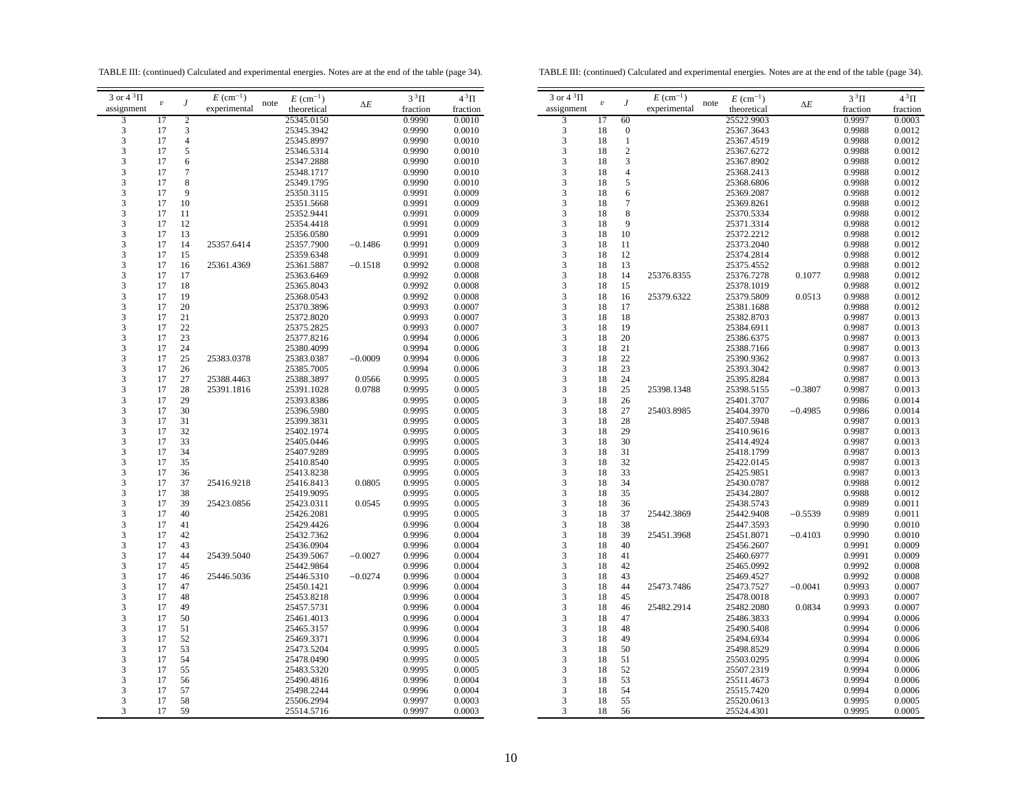TABLE III: (continued) Calculated and experimental energies. Notes are at the end of the table (page 34).

| 3 or 4 $^3\Pi$ assignment | $v$ | $J$ | $E$ (cm$^{-1}$) experimental | note | $E$ (cm$^{-1}$) theoretical | $\Delta E$ | $3\,^3\Pi$ fraction | $4\,^3\Pi$ fraction |
|---|---|---|---|---|---|---|---|---|
| 3 | 17 | 2 | | | 25345.0150 | | 0.9990 | 0.0010 |
| 3 | 17 | 3 | | | 25345.3942 | | 0.9990 | 0.0010 |
| 3 | 17 | 4 | | | 25345.8997 | | 0.9990 | 0.0010 |
| 3 | 17 | 5 | | | 25346.5314 | | 0.9990 | 0.0010 |
| 3 | 17 | 6 | | | 25347.2888 | | 0.9990 | 0.0010 |
| 3 | 17 | 7 | | | 25348.1717 | | 0.9990 | 0.0010 |
| 3 | 17 | 8 | | | 25349.1795 | | 0.9990 | 0.0010 |
| 3 | 17 | 9 | | | 25350.3115 | | 0.9991 | 0.0009 |
| 3 | 17 | 10 | | | 25351.5668 | | 0.9991 | 0.0009 |
| 3 | 17 | 11 | | | 25352.9441 | | 0.9991 | 0.0009 |
| 3 | 17 | 12 | | | 25354.4418 | | 0.9991 | 0.0009 |
| 3 | 17 | 13 | | | 25356.0580 | | 0.9991 | 0.0009 |
| 3 | 17 | 14 | 25357.6414 | | 25357.7900 | −0.1486 | 0.9991 | 0.0009 |
| 3 | 17 | 15 | | | 25359.6348 | | 0.9991 | 0.0009 |
| 3 | 17 | 16 | 25361.4369 | | 25361.5887 | −0.1518 | 0.9992 | 0.0008 |
| 3 | 17 | 17 | | | 25363.6469 | | 0.9992 | 0.0008 |
| 3 | 17 | 18 | | | 25365.8043 | | 0.9992 | 0.0008 |
| 3 | 17 | 19 | | | 25368.0543 | | 0.9992 | 0.0008 |
| 3 | 17 | 20 | | | 25370.3896 | | 0.9993 | 0.0007 |
| 3 | 17 | 21 | | | 25372.8020 | | 0.9993 | 0.0007 |
| 3 | 17 | 22 | | | 25375.2825 | | 0.9993 | 0.0007 |
| 3 | 17 | 23 | | | 25377.8216 | | 0.9994 | 0.0006 |
| 3 | 17 | 24 | | | 25380.4099 | | 0.9994 | 0.0006 |
| 3 | 17 | 25 | 25383.0378 | | 25383.0387 | −0.0009 | 0.9994 | 0.0006 |
| 3 | 17 | 26 | | | 25385.7005 | | 0.9994 | 0.0006 |
| 3 | 17 | 27 | 25388.4463 | | 25388.3897 | 0.0566 | 0.9995 | 0.0005 |
| 3 | 17 | 28 | 25391.1816 | | 25391.1028 | 0.0788 | 0.9995 | 0.0005 |
| 3 | 17 | 29 | | | 25393.8386 | | 0.9995 | 0.0005 |
| 3 | 17 | 30 | | | 25396.5980 | | 0.9995 | 0.0005 |
| 3 | 17 | 31 | | | 25399.3831 | | 0.9995 | 0.0005 |
| 3 | 17 | 32 | | | 25402.1974 | | 0.9995 | 0.0005 |
| 3 | 17 | 33 | | | 25405.0446 | | 0.9995 | 0.0005 |
| 3 | 17 | 34 | | | 25407.9289 | | 0.9995 | 0.0005 |
| 3 | 17 | 35 | | | 25410.8540 | | 0.9995 | 0.0005 |
| 3 | 17 | 36 | | | 25413.8238 | | 0.9995 | 0.0005 |
| 3 | 17 | 37 | 25416.9218 | | 25416.8413 | 0.0805 | 0.9995 | 0.0005 |
| 3 | 17 | 38 | | | 25419.9095 | | 0.9995 | 0.0005 |
| 3 | 17 | 39 | 25423.0856 | | 25423.0311 | 0.0545 | 0.9995 | 0.0005 |
| 3 | 17 | 40 | | | 25426.2081 | | 0.9995 | 0.0005 |
| 3 | 17 | 41 | | | 25429.4426 | | 0.9996 | 0.0004 |
| 3 | 17 | 42 | | | 25432.7362 | | 0.9996 | 0.0004 |
| 3 | 17 | 43 | | | 25436.0904 | | 0.9996 | 0.0004 |
| 3 | 17 | 44 | 25439.5040 | | 25439.5067 | −0.0027 | 0.9996 | 0.0004 |
| 3 | 17 | 45 | | | 25442.9864 | | 0.9996 | 0.0004 |
| 3 | 17 | 46 | 25446.5036 | | 25446.5310 | −0.0274 | 0.9996 | 0.0004 |
| 3 | 17 | 47 | | | 25450.1421 | | 0.9996 | 0.0004 |
| 3 | 17 | 48 | | | 25453.8218 | | 0.9996 | 0.0004 |
| 3 | 17 | 49 | | | 25457.5731 | | 0.9996 | 0.0004 |
| 3 | 17 | 50 | | | 25461.4013 | | 0.9996 | 0.0004 |
| 3 | 17 | 51 | | | 25465.3157 | | 0.9996 | 0.0004 |
| 3 | 17 | 52 | | | 25469.3371 | | 0.9996 | 0.0004 |
| 3 | 17 | 53 | | | 25473.5204 | | 0.9995 | 0.0005 |
| 3 | 17 | 54 | | | 25478.0490 | | 0.9995 | 0.0005 |
| 3 | 17 | 55 | | | 25483.5320 | | 0.9995 | 0.0005 |
| 3 | 17 | 56 | | | 25490.4816 | | 0.9996 | 0.0004 |
| 3 | 17 | 57 | | | 25498.2244 | | 0.9996 | 0.0004 |
| 3 | 17 | 58 | | | 25506.2994 | | 0.9997 | 0.0003 |
| 3 | 17 | 59 | | | 25514.5716 | | 0.9997 | 0.0003 |
| 3 | 17 | 60 | | | 25522.9903 | | 0.9997 | 0.0003 |
| 3 | 18 | 0 | | | 25367.3643 | | 0.9988 | 0.0012 |
| 3 | 18 | 1 | | | 25367.4519 | | 0.9988 | 0.0012 |
| 3 | 18 | 2 | | | 25367.6272 | | 0.9988 | 0.0012 |
| 3 | 18 | 3 | | | 25367.8902 | | 0.9988 | 0.0012 |
| 3 | 18 | 4 | | | 25368.2413 | | 0.9988 | 0.0012 |
| 3 | 18 | 5 | | | 25368.6806 | | 0.9988 | 0.0012 |
| 3 | 18 | 6 | | | 25369.2087 | | 0.9988 | 0.0012 |
| 3 | 18 | 7 | | | 25369.8261 | | 0.9988 | 0.0012 |
| 3 | 18 | 8 | | | 25370.5334 | | 0.9988 | 0.0012 |
| 3 | 18 | 9 | | | 25371.3314 | | 0.9988 | 0.0012 |
| 3 | 18 | 10 | | | 25372.2212 | | 0.9988 | 0.0012 |
| 3 | 18 | 11 | | | 25373.2040 | | 0.9988 | 0.0012 |
| 3 | 18 | 12 | | | 25374.2814 | | 0.9988 | 0.0012 |
| 3 | 18 | 13 | | | 25375.4552 | | 0.9988 | 0.0012 |
| 3 | 18 | 14 | 25376.8355 | | 25376.7278 | 0.1077 | 0.9988 | 0.0012 |
| 3 | 18 | 15 | | | 25378.1019 | | 0.9988 | 0.0012 |
| 3 | 18 | 16 | 25379.6322 | | 25379.5809 | 0.0513 | 0.9988 | 0.0012 |
| 3 | 18 | 17 | | | 25381.1688 | | 0.9988 | 0.0012 |
| 3 | 18 | 18 | | | 25382.8703 | | 0.9987 | 0.0013 |
| 3 | 18 | 19 | | | 25384.6911 | | 0.9987 | 0.0013 |
| 3 | 18 | 20 | | | 25386.6375 | | 0.9987 | 0.0013 |
| 3 | 18 | 21 | | | 25388.7166 | | 0.9987 | 0.0013 |
| 3 | 18 | 22 | | | 25390.9362 | | 0.9987 | 0.0013 |
| 3 | 18 | 23 | | | 25393.3042 | | 0.9987 | 0.0013 |
| 3 | 18 | 24 | | | 25395.8284 | | 0.9987 | 0.0013 |
| 3 | 18 | 25 | 25398.1348 | | 25398.5155 | −0.3807 | 0.9987 | 0.0013 |
| 3 | 18 | 26 | | | 25401.3707 | | 0.9986 | 0.0014 |
| 3 | 18 | 27 | 25403.8985 | | 25404.3970 | −0.4985 | 0.9986 | 0.0014 |
| 3 | 18 | 28 | | | 25407.5948 | | 0.9987 | 0.0013 |
| 3 | 18 | 29 | | | 25410.9616 | | 0.9987 | 0.0013 |
| 3 | 18 | 30 | | | 25414.4924 | | 0.9987 | 0.0013 |
| 3 | 18 | 31 | | | 25418.1799 | | 0.9987 | 0.0013 |
| 3 | 18 | 32 | | | 25422.0145 | | 0.9987 | 0.0013 |
| 3 | 18 | 33 | | | 25425.9851 | | 0.9987 | 0.0013 |
| 3 | 18 | 34 | | | 25430.0787 | | 0.9988 | 0.0012 |
| 3 | 18 | 35 | | | 25434.2807 | | 0.9988 | 0.0012 |
| 3 | 18 | 36 | | | 25438.5743 | | 0.9989 | 0.0011 |
| 3 | 18 | 37 | 25442.3869 | | 25442.9408 | −0.5539 | 0.9989 | 0.0011 |
| 3 | 18 | 38 | | | 25447.3593 | | 0.9990 | 0.0010 |
| 3 | 18 | 39 | 25451.3968 | | 25451.8071 | −0.4103 | 0.9990 | 0.0010 |
| 3 | 18 | 40 | | | 25456.2607 | | 0.9991 | 0.0009 |
| 3 | 18 | 41 | | | 25460.6977 | | 0.9991 | 0.0009 |
| 3 | 18 | 42 | | | 25465.0992 | | 0.9992 | 0.0008 |
| 3 | 18 | 43 | | | 25469.4527 | | 0.9992 | 0.0008 |
| 3 | 18 | 44 | 25473.7486 | | 25473.7527 | −0.0041 | 0.9993 | 0.0007 |
| 3 | 18 | 45 | | | 25478.0018 | | 0.9993 | 0.0007 |
| 3 | 18 | 46 | 25482.2914 | | 25482.2080 | 0.0834 | 0.9993 | 0.0007 |
| 3 | 18 | 47 | | | 25486.3833 | | 0.9994 | 0.0006 |
| 3 | 18 | 48 | | | 25490.5408 | | 0.9994 | 0.0006 |
| 3 | 18 | 49 | | | 25494.6934 | | 0.9994 | 0.0006 |
| 3 | 18 | 50 | | | 25498.8529 | | 0.9994 | 0.0006 |
| 3 | 18 | 51 | | | 25503.0295 | | 0.9994 | 0.0006 |
| 3 | 18 | 52 | | | 25507.2319 | | 0.9994 | 0.0006 |
| 3 | 18 | 53 | | | 25511.4673 | | 0.9994 | 0.0006 |
| 3 | 18 | 54 | | | 25515.7420 | | 0.9994 | 0.0006 |
| 3 | 18 | 55 | | | 25520.0613 | | 0.9995 | 0.0005 |
| 3 | 18 | 56 | | | 25524.4301 | | 0.9995 | 0.0005 |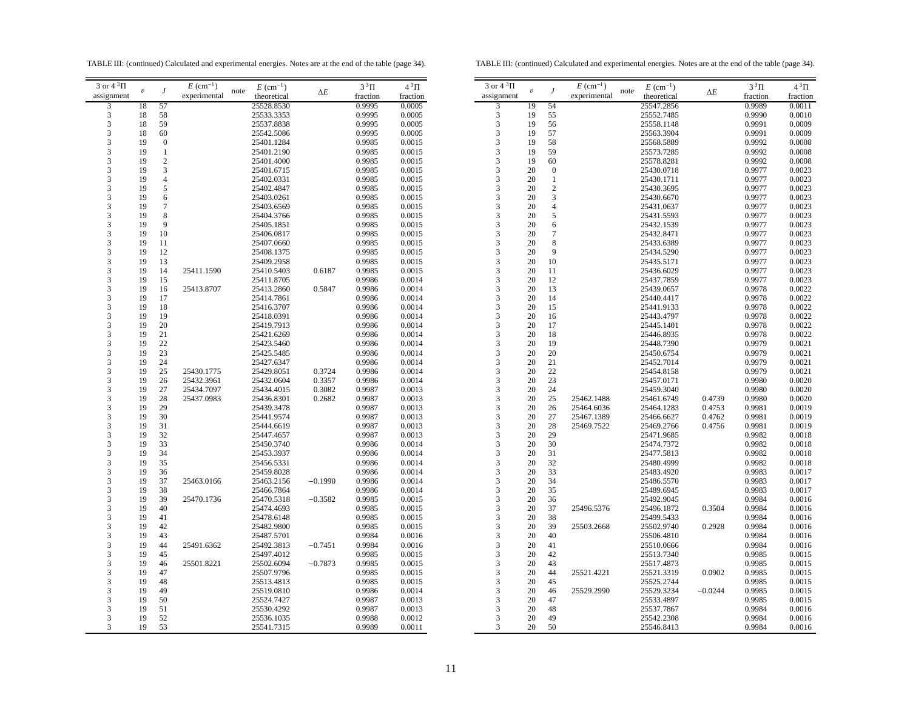TABLE III: (continued) Calculated and experimental energies. Notes are at the end of the table (page 34).

| 3 or 4 $^3\Pi$ assignment | $v$ | $J$ | $E$ (cm$^{-1}$) experimental | note | $E$ (cm$^{-1}$) theoretical | $\Delta E$ | $3\,^3\Pi$ fraction | $4\,^3\Pi$ fraction |
|---|---|---|---|---|---|---|---|---|
| 3 | 18 | 57 | | | 25528.8530 | | 0.9995 | 0.0005 |
| 3 | 18 | 58 | | | 25533.3353 | | 0.9995 | 0.0005 |
| 3 | 18 | 59 | | | 25537.8838 | | 0.9995 | 0.0005 |
| 3 | 18 | 60 | | | 25542.5086 | | 0.9995 | 0.0005 |
| 3 | 19 | 0 | | | 25401.1284 | | 0.9985 | 0.0015 |
| 3 | 19 | 1 | | | 25401.2190 | | 0.9985 | 0.0015 |
| 3 | 19 | 2 | | | 25401.4000 | | 0.9985 | 0.0015 |
| 3 | 19 | 3 | | | 25401.6715 | | 0.9985 | 0.0015 |
| 3 | 19 | 4 | | | 25402.0331 | | 0.9985 | 0.0015 |
| 3 | 19 | 5 | | | 25402.4847 | | 0.9985 | 0.0015 |
| 3 | 19 | 6 | | | 25403.0261 | | 0.9985 | 0.0015 |
| 3 | 19 | 7 | | | 25403.6569 | | 0.9985 | 0.0015 |
| 3 | 19 | 8 | | | 25404.3766 | | 0.9985 | 0.0015 |
| 3 | 19 | 9 | | | 25405.1851 | | 0.9985 | 0.0015 |
| 3 | 19 | 10 | | | 25406.0817 | | 0.9985 | 0.0015 |
| 3 | 19 | 11 | | | 25407.0660 | | 0.9985 | 0.0015 |
| 3 | 19 | 12 | | | 25408.1375 | | 0.9985 | 0.0015 |
| 3 | 19 | 13 | | | 25409.2958 | | 0.9985 | 0.0015 |
| 3 | 19 | 14 | 25411.1590 | | 25410.5403 | 0.6187 | 0.9985 | 0.0015 |
| 3 | 19 | 15 | | | 25411.8705 | | 0.9986 | 0.0014 |
| 3 | 19 | 16 | 25413.8707 | | 25413.2860 | 0.5847 | 0.9986 | 0.0014 |
| 3 | 19 | 17 | | | 25414.7861 | | 0.9986 | 0.0014 |
| 3 | 19 | 18 | | | 25416.3707 | | 0.9986 | 0.0014 |
| 3 | 19 | 19 | | | 25418.0391 | | 0.9986 | 0.0014 |
| 3 | 19 | 20 | | | 25419.7913 | | 0.9986 | 0.0014 |
| 3 | 19 | 21 | | | 25421.6269 | | 0.9986 | 0.0014 |
| 3 | 19 | 22 | | | 25423.5460 | | 0.9986 | 0.0014 |
| 3 | 19 | 23 | | | 25425.5485 | | 0.9986 | 0.0014 |
| 3 | 19 | 24 | | | 25427.6347 | | 0.9986 | 0.0014 |
| 3 | 19 | 25 | 25430.1775 | | 25429.8051 | 0.3724 | 0.9986 | 0.0014 |
| 3 | 19 | 26 | 25432.3961 | | 25432.0604 | 0.3357 | 0.9986 | 0.0014 |
| 3 | 19 | 27 | 25434.7097 | | 25434.4015 | 0.3082 | 0.9987 | 0.0013 |
| 3 | 19 | 28 | 25437.0983 | | 25436.8301 | 0.2682 | 0.9987 | 0.0013 |
| 3 | 19 | 29 | | | 25439.3478 | | 0.9987 | 0.0013 |
| 3 | 19 | 30 | | | 25441.9574 | | 0.9987 | 0.0013 |
| 3 | 19 | 31 | | | 25444.6619 | | 0.9987 | 0.0013 |
| 3 | 19 | 32 | | | 25447.4657 | | 0.9987 | 0.0013 |
| 3 | 19 | 33 | | | 25450.3740 | | 0.9986 | 0.0014 |
| 3 | 19 | 34 | | | 25453.3937 | | 0.9986 | 0.0014 |
| 3 | 19 | 35 | | | 25456.5331 | | 0.9986 | 0.0014 |
| 3 | 19 | 36 | | | 25459.8028 | | 0.9986 | 0.0014 |
| 3 | 19 | 37 | 25463.0166 | | 25463.2156 | −0.1990 | 0.9986 | 0.0014 |
| 3 | 19 | 38 | | | 25466.7864 | | 0.9986 | 0.0014 |
| 3 | 19 | 39 | 25470.1736 | | 25470.5318 | −0.3582 | 0.9985 | 0.0015 |
| 3 | 19 | 40 | | | 25474.4693 | | 0.9985 | 0.0015 |
| 3 | 19 | 41 | | | 25478.6148 | | 0.9985 | 0.0015 |
| 3 | 19 | 42 | | | 25482.9800 | | 0.9985 | 0.0015 |
| 3 | 19 | 43 | | | 25487.5701 | | 0.9984 | 0.0016 |
| 3 | 19 | 44 | 25491.6362 | | 25492.3813 | −0.7451 | 0.9984 | 0.0016 |
| 3 | 19 | 45 | | | 25497.4012 | | 0.9985 | 0.0015 |
| 3 | 19 | 46 | 25501.8221 | | 25502.6094 | −0.7873 | 0.9985 | 0.0015 |
| 3 | 19 | 47 | | | 25507.9796 | | 0.9985 | 0.0015 |
| 3 | 19 | 48 | | | 25513.4813 | | 0.9985 | 0.0015 |
| 3 | 19 | 49 | | | 25519.0810 | | 0.9986 | 0.0014 |
| 3 | 19 | 50 | | | 25524.7427 | | 0.9987 | 0.0013 |
| 3 | 19 | 51 | | | 25530.4292 | | 0.9987 | 0.0013 |
| 3 | 19 | 52 | | | 25536.1035 | | 0.9988 | 0.0012 |
| 3 | 19 | 53 | | | 25541.7315 | | 0.9989 | 0.0011 |
| 3 | 19 | 54 | | | 25547.2856 | | 0.9989 | 0.0011 |
| 3 | 19 | 55 | | | 25552.7485 | | 0.9990 | 0.0010 |
| 3 | 19 | 56 | | | 25558.1148 | | 0.9991 | 0.0009 |
| 3 | 19 | 57 | | | 25563.3904 | | 0.9991 | 0.0009 |
| 3 | 19 | 58 | | | 25568.5889 | | 0.9992 | 0.0008 |
| 3 | 19 | 59 | | | 25573.7285 | | 0.9992 | 0.0008 |
| 3 | 19 | 60 | | | 25578.8281 | | 0.9992 | 0.0008 |
| 3 | 20 | 0 | | | 25430.0718 | | 0.9977 | 0.0023 |
| 3 | 20 | 1 | | | 25430.1711 | | 0.9977 | 0.0023 |
| 3 | 20 | 2 | | | 25430.3695 | | 0.9977 | 0.0023 |
| 3 | 20 | 3 | | | 25430.6670 | | 0.9977 | 0.0023 |
| 3 | 20 | 4 | | | 25431.0637 | | 0.9977 | 0.0023 |
| 3 | 20 | 5 | | | 25431.5593 | | 0.9977 | 0.0023 |
| 3 | 20 | 6 | | | 25432.1539 | | 0.9977 | 0.0023 |
| 3 | 20 | 7 | | | 25432.8471 | | 0.9977 | 0.0023 |
| 3 | 20 | 8 | | | 25433.6389 | | 0.9977 | 0.0023 |
| 3 | 20 | 9 | | | 25434.5290 | | 0.9977 | 0.0023 |
| 3 | 20 | 10 | | | 25435.5171 | | 0.9977 | 0.0023 |
| 3 | 20 | 11 | | | 25436.6029 | | 0.9977 | 0.0023 |
| 3 | 20 | 12 | | | 25437.7859 | | 0.9977 | 0.0023 |
| 3 | 20 | 13 | | | 25439.0657 | | 0.9978 | 0.0022 |
| 3 | 20 | 14 | | | 25440.4417 | | 0.9978 | 0.0022 |
| 3 | 20 | 15 | | | 25441.9133 | | 0.9978 | 0.0022 |
| 3 | 20 | 16 | | | 25443.4797 | | 0.9978 | 0.0022 |
| 3 | 20 | 17 | | | 25445.1401 | | 0.9978 | 0.0022 |
| 3 | 20 | 18 | | | 25446.8935 | | 0.9978 | 0.0022 |
| 3 | 20 | 19 | | | 25448.7390 | | 0.9979 | 0.0021 |
| 3 | 20 | 20 | | | 25450.6754 | | 0.9979 | 0.0021 |
| 3 | 20 | 21 | | | 25452.7014 | | 0.9979 | 0.0021 |
| 3 | 20 | 22 | | | 25454.8158 | | 0.9979 | 0.0021 |
| 3 | 20 | 23 | | | 25457.0171 | | 0.9980 | 0.0020 |
| 3 | 20 | 24 | | | 25459.3040 | | 0.9980 | 0.0020 |
| 3 | 20 | 25 | 25462.1488 | | 25461.6749 | 0.4739 | 0.9980 | 0.0020 |
| 3 | 20 | 26 | 25464.6036 | | 25464.1283 | 0.4753 | 0.9981 | 0.0019 |
| 3 | 20 | 27 | 25467.1389 | | 25466.6627 | 0.4762 | 0.9981 | 0.0019 |
| 3 | 20 | 28 | 25469.7522 | | 25469.2766 | 0.4756 | 0.9981 | 0.0019 |
| 3 | 20 | 29 | | | 25471.9685 | | 0.9982 | 0.0018 |
| 3 | 20 | 30 | | | 25474.7372 | | 0.9982 | 0.0018 |
| 3 | 20 | 31 | | | 25477.5813 | | 0.9982 | 0.0018 |
| 3 | 20 | 32 | | | 25480.4999 | | 0.9982 | 0.0018 |
| 3 | 20 | 33 | | | 25483.4920 | | 0.9983 | 0.0017 |
| 3 | 20 | 34 | | | 25486.5570 | | 0.9983 | 0.0017 |
| 3 | 20 | 35 | | | 25489.6945 | | 0.9983 | 0.0017 |
| 3 | 20 | 36 | | | 25492.9045 | | 0.9984 | 0.0016 |
| 3 | 20 | 37 | 25496.5376 | | 25496.1872 | 0.3504 | 0.9984 | 0.0016 |
| 3 | 20 | 38 | | | 25499.5433 | | 0.9984 | 0.0016 |
| 3 | 20 | 39 | 25503.2668 | | 25502.9740 | 0.2928 | 0.9984 | 0.0016 |
| 3 | 20 | 40 | | | 25506.4810 | | 0.9984 | 0.0016 |
| 3 | 20 | 41 | | | 25510.0666 | | 0.9984 | 0.0016 |
| 3 | 20 | 42 | | | 25513.7340 | | 0.9985 | 0.0015 |
| 3 | 20 | 43 | | | 25517.4873 | | 0.9985 | 0.0015 |
| 3 | 20 | 44 | 25521.4221 | | 25521.3319 | 0.0902 | 0.9985 | 0.0015 |
| 3 | 20 | 45 | | | 25525.2744 | | 0.9985 | 0.0015 |
| 3 | 20 | 46 | 25529.2990 | | 25529.3234 | −0.0244 | 0.9985 | 0.0015 |
| 3 | 20 | 47 | | | 25533.4897 | | 0.9985 | 0.0015 |
| 3 | 20 | 48 | | | 25537.7867 | | 0.9984 | 0.0016 |
| 3 | 20 | 49 | | | 25542.2308 | | 0.9984 | 0.0016 |
| 3 | 20 | 50 | | | 25546.8413 | | 0.9984 | 0.0016 |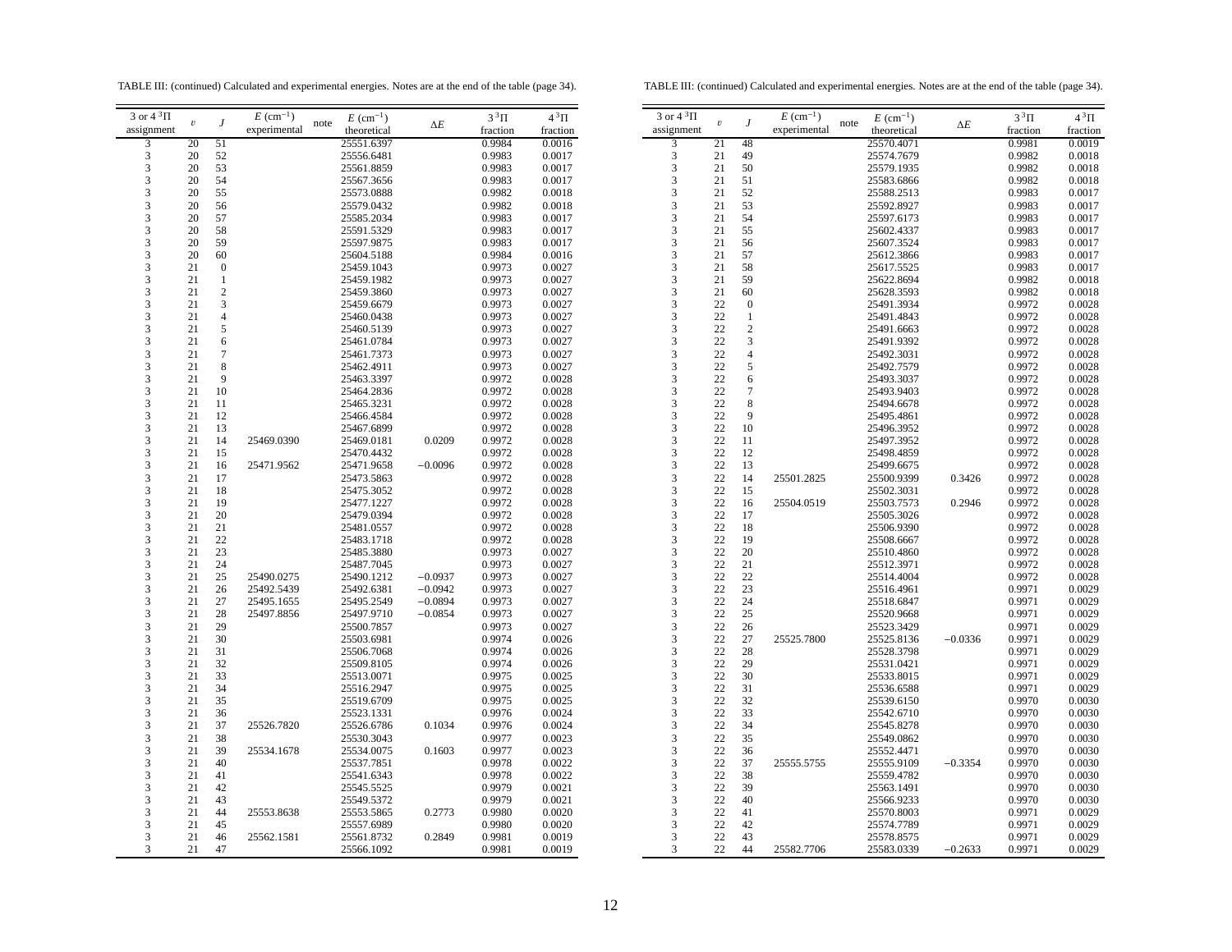TABLE III: (continued) Calculated and experimental energies. Notes are at the end of the table (page 34).

| 3 or 4 $^3\Pi$ assignment | $v$ | $J$ | $E$ (cm$^{-1}$) experimental | note | $E$ (cm$^{-1}$) theoretical | $\Delta E$ | $3\,^3\Pi$ fraction | $4\,^3\Pi$ fraction |
|---|---|---|---|---|---|---|---|---|
| 3 | 20 | 51 | | | 25551.6397 | | 0.9984 | 0.0016 |
| 3 | 20 | 52 | | | 25556.6481 | | 0.9983 | 0.0017 |
| 3 | 20 | 53 | | | 25561.8859 | | 0.9983 | 0.0017 |
| 3 | 20 | 54 | | | 25567.3656 | | 0.9983 | 0.0017 |
| 3 | 20 | 55 | | | 25573.0888 | | 0.9982 | 0.0018 |
| 3 | 20 | 56 | | | 25579.0432 | | 0.9982 | 0.0018 |
| 3 | 20 | 57 | | | 25585.2034 | | 0.9983 | 0.0017 |
| 3 | 20 | 58 | | | 25591.5329 | | 0.9983 | 0.0017 |
| 3 | 20 | 59 | | | 25597.9875 | | 0.9983 | 0.0017 |
| 3 | 20 | 60 | | | 25604.5188 | | 0.9984 | 0.0016 |
| 3 | 21 | 0 | | | 25459.1043 | | 0.9973 | 0.0027 |
| 3 | 21 | 1 | | | 25459.1982 | | 0.9973 | 0.0027 |
| 3 | 21 | 2 | | | 25459.3860 | | 0.9973 | 0.0027 |
| 3 | 21 | 3 | | | 25459.6679 | | 0.9973 | 0.0027 |
| 3 | 21 | 4 | | | 25460.0438 | | 0.9973 | 0.0027 |
| 3 | 21 | 5 | | | 25460.5139 | | 0.9973 | 0.0027 |
| 3 | 21 | 6 | | | 25461.0784 | | 0.9973 | 0.0027 |
| 3 | 21 | 7 | | | 25461.7373 | | 0.9973 | 0.0027 |
| 3 | 21 | 8 | | | 25462.4911 | | 0.9973 | 0.0027 |
| 3 | 21 | 9 | | | 25463.3397 | | 0.9972 | 0.0028 |
| 3 | 21 | 10 | | | 25464.2836 | | 0.9972 | 0.0028 |
| 3 | 21 | 11 | | | 25465.3231 | | 0.9972 | 0.0028 |
| 3 | 21 | 12 | | | 25466.4584 | | 0.9972 | 0.0028 |
| 3 | 21 | 13 | | | 25467.6899 | | 0.9972 | 0.0028 |
| 3 | 21 | 14 | 25469.0390 | | 25469.0181 | 0.0209 | 0.9972 | 0.0028 |
| 3 | 21 | 15 | | | 25470.4432 | | 0.9972 | 0.0028 |
| 3 | 21 | 16 | 25471.9562 | | 25471.9658 | −0.0096 | 0.9972 | 0.0028 |
| 3 | 21 | 17 | | | 25473.5863 | | 0.9972 | 0.0028 |
| 3 | 21 | 18 | | | 25475.3052 | | 0.9972 | 0.0028 |
| 3 | 21 | 19 | | | 25477.1227 | | 0.9972 | 0.0028 |
| 3 | 21 | 20 | | | 25479.0394 | | 0.9972 | 0.0028 |
| 3 | 21 | 21 | | | 25481.0557 | | 0.9972 | 0.0028 |
| 3 | 21 | 22 | | | 25483.1718 | | 0.9972 | 0.0028 |
| 3 | 21 | 23 | | | 25485.3880 | | 0.9973 | 0.0027 |
| 3 | 21 | 24 | | | 25487.7045 | | 0.9973 | 0.0027 |
| 3 | 21 | 25 | 25490.0275 | | 25490.1212 | −0.0937 | 0.9973 | 0.0027 |
| 3 | 21 | 26 | 25492.5439 | | 25492.6381 | −0.0942 | 0.9973 | 0.0027 |
| 3 | 21 | 27 | 25495.1655 | | 25495.2549 | −0.0894 | 0.9973 | 0.0027 |
| 3 | 21 | 28 | 25497.8856 | | 25497.9710 | −0.0854 | 0.9973 | 0.0027 |
| 3 | 21 | 29 | | | 25500.7857 | | 0.9973 | 0.0027 |
| 3 | 21 | 30 | | | 25503.6981 | | 0.9974 | 0.0026 |
| 3 | 21 | 31 | | | 25506.7068 | | 0.9974 | 0.0026 |
| 3 | 21 | 32 | | | 25509.8105 | | 0.9974 | 0.0026 |
| 3 | 21 | 33 | | | 25513.0071 | | 0.9975 | 0.0025 |
| 3 | 21 | 34 | | | 25516.2947 | | 0.9975 | 0.0025 |
| 3 | 21 | 35 | | | 25519.6709 | | 0.9975 | 0.0025 |
| 3 | 21 | 36 | | | 25523.1331 | | 0.9976 | 0.0024 |
| 3 | 21 | 37 | 25526.7820 | | 25526.6786 | 0.1034 | 0.9976 | 0.0024 |
| 3 | 21 | 38 | | | 25530.3043 | | 0.9977 | 0.0023 |
| 3 | 21 | 39 | 25534.1678 | | 25534.0075 | 0.1603 | 0.9977 | 0.0023 |
| 3 | 21 | 40 | | | 25537.7851 | | 0.9978 | 0.0022 |
| 3 | 21 | 41 | | | 25541.6343 | | 0.9978 | 0.0022 |
| 3 | 21 | 42 | | | 25545.5525 | | 0.9979 | 0.0021 |
| 3 | 21 | 43 | | | 25549.5372 | | 0.9979 | 0.0021 |
| 3 | 21 | 44 | 25553.8638 | | 25553.5865 | 0.2773 | 0.9980 | 0.0020 |
| 3 | 21 | 45 | | | 25557.6989 | | 0.9980 | 0.0020 |
| 3 | 21 | 46 | 25562.1581 | | 25561.8732 | 0.2849 | 0.9981 | 0.0019 |
| 3 | 21 | 47 | | | 25566.1092 | | 0.9981 | 0.0019 |
| 3 | 21 | 48 | | | 25570.4071 | | 0.9981 | 0.0019 |
| 3 | 21 | 49 | | | 25574.7679 | | 0.9982 | 0.0018 |
| 3 | 21 | 50 | | | 25579.1935 | | 0.9982 | 0.0018 |
| 3 | 21 | 51 | | | 25583.6866 | | 0.9982 | 0.0018 |
| 3 | 21 | 52 | | | 25588.2513 | | 0.9983 | 0.0017 |
| 3 | 21 | 53 | | | 25592.8927 | | 0.9983 | 0.0017 |
| 3 | 21 | 54 | | | 25597.6173 | | 0.9983 | 0.0017 |
| 3 | 21 | 55 | | | 25602.4337 | | 0.9983 | 0.0017 |
| 3 | 21 | 56 | | | 25607.3524 | | 0.9983 | 0.0017 |
| 3 | 21 | 57 | | | 25612.3866 | | 0.9983 | 0.0017 |
| 3 | 21 | 58 | | | 25617.5525 | | 0.9983 | 0.0017 |
| 3 | 21 | 59 | | | 25622.8694 | | 0.9982 | 0.0018 |
| 3 | 21 | 60 | | | 25628.3593 | | 0.9982 | 0.0018 |
| 3 | 22 | 0 | | | 25491.3934 | | 0.9972 | 0.0028 |
| 3 | 22 | 1 | | | 25491.4843 | | 0.9972 | 0.0028 |
| 3 | 22 | 2 | | | 25491.6663 | | 0.9972 | 0.0028 |
| 3 | 22 | 3 | | | 25491.9392 | | 0.9972 | 0.0028 |
| 3 | 22 | 4 | | | 25492.3031 | | 0.9972 | 0.0028 |
| 3 | 22 | 5 | | | 25492.7579 | | 0.9972 | 0.0028 |
| 3 | 22 | 6 | | | 25493.3037 | | 0.9972 | 0.0028 |
| 3 | 22 | 7 | | | 25493.9403 | | 0.9972 | 0.0028 |
| 3 | 22 | 8 | | | 25494.6678 | | 0.9972 | 0.0028 |
| 3 | 22 | 9 | | | 25495.4861 | | 0.9972 | 0.0028 |
| 3 | 22 | 10 | | | 25496.3952 | | 0.9972 | 0.0028 |
| 3 | 22 | 11 | | | 25497.3952 | | 0.9972 | 0.0028 |
| 3 | 22 | 12 | | | 25498.4859 | | 0.9972 | 0.0028 |
| 3 | 22 | 13 | | | 25499.6675 | | 0.9972 | 0.0028 |
| 3 | 22 | 14 | 25501.2825 | | 25500.9399 | 0.3426 | 0.9972 | 0.0028 |
| 3 | 22 | 15 | | | 25502.3031 | | 0.9972 | 0.0028 |
| 3 | 22 | 16 | 25504.0519 | | 25503.7573 | 0.2946 | 0.9972 | 0.0028 |
| 3 | 22 | 17 | | | 25505.3026 | | 0.9972 | 0.0028 |
| 3 | 22 | 18 | | | 25506.9390 | | 0.9972 | 0.0028 |
| 3 | 22 | 19 | | | 25508.6667 | | 0.9972 | 0.0028 |
| 3 | 22 | 20 | | | 25510.4860 | | 0.9972 | 0.0028 |
| 3 | 22 | 21 | | | 25512.3971 | | 0.9972 | 0.0028 |
| 3 | 22 | 22 | | | 25514.4004 | | 0.9972 | 0.0028 |
| 3 | 22 | 23 | | | 25516.4961 | | 0.9971 | 0.0029 |
| 3 | 22 | 24 | | | 25518.6847 | | 0.9971 | 0.0029 |
| 3 | 22 | 25 | | | 25520.9668 | | 0.9971 | 0.0029 |
| 3 | 22 | 26 | | | 25523.3429 | | 0.9971 | 0.0029 |
| 3 | 22 | 27 | 25525.7800 | | 25525.8136 | −0.0336 | 0.9971 | 0.0029 |
| 3 | 22 | 28 | | | 25528.3798 | | 0.9971 | 0.0029 |
| 3 | 22 | 29 | | | 25531.0421 | | 0.9971 | 0.0029 |
| 3 | 22 | 30 | | | 25533.8015 | | 0.9971 | 0.0029 |
| 3 | 22 | 31 | | | 25536.6588 | | 0.9971 | 0.0029 |
| 3 | 22 | 32 | | | 25539.6150 | | 0.9970 | 0.0030 |
| 3 | 22 | 33 | | | 25542.6710 | | 0.9970 | 0.0030 |
| 3 | 22 | 34 | | | 25545.8278 | | 0.9970 | 0.0030 |
| 3 | 22 | 35 | | | 25549.0862 | | 0.9970 | 0.0030 |
| 3 | 22 | 36 | | | 25552.4471 | | 0.9970 | 0.0030 |
| 3 | 22 | 37 | 25555.5755 | | 25555.9109 | −0.3354 | 0.9970 | 0.0030 |
| 3 | 22 | 38 | | | 25559.4782 | | 0.9970 | 0.0030 |
| 3 | 22 | 39 | | | 25563.1491 | | 0.9970 | 0.0030 |
| 3 | 22 | 40 | | | 25566.9233 | | 0.9970 | 0.0030 |
| 3 | 22 | 41 | | | 25570.8003 | | 0.9971 | 0.0029 |
| 3 | 22 | 42 | | | 25574.7789 | | 0.9971 | 0.0029 |
| 3 | 22 | 43 | | | 25578.8575 | | 0.9971 | 0.0029 |
| 3 | 22 | 44 | 25582.7706 | | 25583.0339 | −0.2633 | 0.9971 | 0.0029 |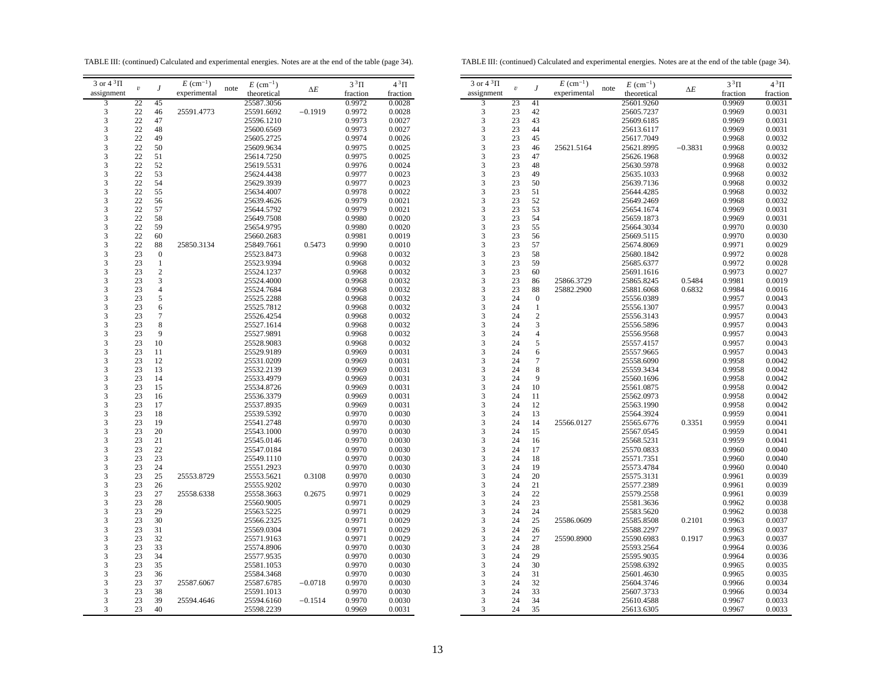TABLE III: (continued) Calculated and experimental energies. Notes are at the end of the table (page 34).

| 3 or 4 $^3\Pi$ assignment | $v$ | $J$ | $E$ (cm$^{-1}$) experimental | note | $E$ (cm$^{-1}$) theoretical | $\Delta E$ | $3\,^3\Pi$ fraction | $4\,^3\Pi$ fraction |
|---|---|---|---|---|---|---|---|---|
| 3 | 22 | 45 | | | 25587.3056 | | 0.9972 | 0.0028 |
| 3 | 22 | 46 | 25591.4773 | | 25591.6692 | −0.1919 | 0.9972 | 0.0028 |
| 3 | 22 | 47 | | | 25596.1210 | | 0.9973 | 0.0027 |
| 3 | 22 | 48 | | | 25600.6569 | | 0.9973 | 0.0027 |
| 3 | 22 | 49 | | | 25605.2725 | | 0.9974 | 0.0026 |
| 3 | 22 | 50 | | | 25609.9634 | | 0.9975 | 0.0025 |
| 3 | 22 | 51 | | | 25614.7250 | | 0.9975 | 0.0025 |
| 3 | 22 | 52 | | | 25619.5531 | | 0.9976 | 0.0024 |
| 3 | 22 | 53 | | | 25624.4438 | | 0.9977 | 0.0023 |
| 3 | 22 | 54 | | | 25629.3939 | | 0.9977 | 0.0023 |
| 3 | 22 | 55 | | | 25634.4007 | | 0.9978 | 0.0022 |
| 3 | 22 | 56 | | | 25639.4626 | | 0.9979 | 0.0021 |
| 3 | 22 | 57 | | | 25644.5792 | | 0.9979 | 0.0021 |
| 3 | 22 | 58 | | | 25649.7508 | | 0.9980 | 0.0020 |
| 3 | 22 | 59 | | | 25654.9795 | | 0.9980 | 0.0020 |
| 3 | 22 | 60 | | | 25660.2683 | | 0.9981 | 0.0019 |
| 3 | 22 | 88 | 25850.3134 | | 25849.7661 | 0.5473 | 0.9990 | 0.0010 |
| 3 | 23 | 0 | | | 25523.8473 | | 0.9968 | 0.0032 |
| 3 | 23 | 1 | | | 25523.9394 | | 0.9968 | 0.0032 |
| 3 | 23 | 2 | | | 25524.1237 | | 0.9968 | 0.0032 |
| 3 | 23 | 3 | | | 25524.4000 | | 0.9968 | 0.0032 |
| 3 | 23 | 4 | | | 25524.7684 | | 0.9968 | 0.0032 |
| 3 | 23 | 5 | | | 25525.2288 | | 0.9968 | 0.0032 |
| 3 | 23 | 6 | | | 25525.7812 | | 0.9968 | 0.0032 |
| 3 | 23 | 7 | | | 25526.4254 | | 0.9968 | 0.0032 |
| 3 | 23 | 8 | | | 25527.1614 | | 0.9968 | 0.0032 |
| 3 | 23 | 9 | | | 25527.9891 | | 0.9968 | 0.0032 |
| 3 | 23 | 10 | | | 25528.9083 | | 0.9968 | 0.0032 |
| 3 | 23 | 11 | | | 25529.9189 | | 0.9969 | 0.0031 |
| 3 | 23 | 12 | | | 25531.0209 | | 0.9969 | 0.0031 |
| 3 | 23 | 13 | | | 25532.2139 | | 0.9969 | 0.0031 |
| 3 | 23 | 14 | | | 25533.4979 | | 0.9969 | 0.0031 |
| 3 | 23 | 15 | | | 25534.8726 | | 0.9969 | 0.0031 |
| 3 | 23 | 16 | | | 25536.3379 | | 0.9969 | 0.0031 |
| 3 | 23 | 17 | | | 25537.8935 | | 0.9969 | 0.0031 |
| 3 | 23 | 18 | | | 25539.5392 | | 0.9970 | 0.0030 |
| 3 | 23 | 19 | | | 25541.2748 | | 0.9970 | 0.0030 |
| 3 | 23 | 20 | | | 25543.1000 | | 0.9970 | 0.0030 |
| 3 | 23 | 21 | | | 25545.0146 | | 0.9970 | 0.0030 |
| 3 | 23 | 22 | | | 25547.0184 | | 0.9970 | 0.0030 |
| 3 | 23 | 23 | | | 25549.1110 | | 0.9970 | 0.0030 |
| 3 | 23 | 24 | | | 25551.2923 | | 0.9970 | 0.0030 |
| 3 | 23 | 25 | 25553.8729 | | 25553.5621 | 0.3108 | 0.9970 | 0.0030 |
| 3 | 23 | 26 | | | 25555.9202 | | 0.9970 | 0.0030 |
| 3 | 23 | 27 | 25558.6338 | | 25558.3663 | 0.2675 | 0.9971 | 0.0029 |
| 3 | 23 | 28 | | | 25560.9005 | | 0.9971 | 0.0029 |
| 3 | 23 | 29 | | | 25563.5225 | | 0.9971 | 0.0029 |
| 3 | 23 | 30 | | | 25566.2325 | | 0.9971 | 0.0029 |
| 3 | 23 | 31 | | | 25569.0304 | | 0.9971 | 0.0029 |
| 3 | 23 | 32 | | | 25571.9163 | | 0.9971 | 0.0029 |
| 3 | 23 | 33 | | | 25574.8906 | | 0.9970 | 0.0030 |
| 3 | 23 | 34 | | | 25577.9535 | | 0.9970 | 0.0030 |
| 3 | 23 | 35 | | | 25581.1053 | | 0.9970 | 0.0030 |
| 3 | 23 | 36 | | | 25584.3468 | | 0.9970 | 0.0030 |
| 3 | 23 | 37 | 25587.6067 | | 25587.6785 | −0.0718 | 0.9970 | 0.0030 |
| 3 | 23 | 38 | | | 25591.1013 | | 0.9970 | 0.0030 |
| 3 | 23 | 39 | 25594.4646 | | 25594.6160 | −0.1514 | 0.9970 | 0.0030 |
| 3 | 23 | 40 | | | 25598.2239 | | 0.9969 | 0.0031 |
| 3 | 23 | 41 | | | 25601.9260 | | 0.9969 | 0.0031 |
| 3 | 23 | 42 | | | 25605.7237 | | 0.9969 | 0.0031 |
| 3 | 23 | 43 | | | 25609.6185 | | 0.9969 | 0.0031 |
| 3 | 23 | 44 | | | 25613.6117 | | 0.9969 | 0.0031 |
| 3 | 23 | 45 | | | 25617.7049 | | 0.9968 | 0.0032 |
| 3 | 23 | 46 | 25621.5164 | | 25621.8995 | −0.3831 | 0.9968 | 0.0032 |
| 3 | 23 | 47 | | | 25626.1968 | | 0.9968 | 0.0032 |
| 3 | 23 | 48 | | | 25630.5978 | | 0.9968 | 0.0032 |
| 3 | 23 | 49 | | | 25635.1033 | | 0.9968 | 0.0032 |
| 3 | 23 | 50 | | | 25639.7136 | | 0.9968 | 0.0032 |
| 3 | 23 | 51 | | | 25644.4285 | | 0.9968 | 0.0032 |
| 3 | 23 | 52 | | | 25649.2469 | | 0.9968 | 0.0032 |
| 3 | 23 | 53 | | | 25654.1674 | | 0.9969 | 0.0031 |
| 3 | 23 | 54 | | | 25659.1873 | | 0.9969 | 0.0031 |
| 3 | 23 | 55 | | | 25664.3034 | | 0.9970 | 0.0030 |
| 3 | 23 | 56 | | | 25669.5115 | | 0.9970 | 0.0030 |
| 3 | 23 | 57 | | | 25674.8069 | | 0.9971 | 0.0029 |
| 3 | 23 | 58 | | | 25680.1842 | | 0.9972 | 0.0028 |
| 3 | 23 | 59 | | | 25685.6377 | | 0.9972 | 0.0028 |
| 3 | 23 | 60 | | | 25691.1616 | | 0.9973 | 0.0027 |
| 3 | 23 | 86 | 25866.3729 | | 25865.8245 | 0.5484 | 0.9981 | 0.0019 |
| 3 | 23 | 88 | 25882.2900 | | 25881.6068 | 0.6832 | 0.9984 | 0.0016 |
| 3 | 24 | 0 | | | 25556.0389 | | 0.9957 | 0.0043 |
| 3 | 24 | 1 | | | 25556.1307 | | 0.9957 | 0.0043 |
| 3 | 24 | 2 | | | 25556.3143 | | 0.9957 | 0.0043 |
| 3 | 24 | 3 | | | 25556.5896 | | 0.9957 | 0.0043 |
| 3 | 24 | 4 | | | 25556.9568 | | 0.9957 | 0.0043 |
| 3 | 24 | 5 | | | 25557.4157 | | 0.9957 | 0.0043 |
| 3 | 24 | 6 | | | 25557.9665 | | 0.9957 | 0.0043 |
| 3 | 24 | 7 | | | 25558.6090 | | 0.9958 | 0.0042 |
| 3 | 24 | 8 | | | 25559.3434 | | 0.9958 | 0.0042 |
| 3 | 24 | 9 | | | 25560.1696 | | 0.9958 | 0.0042 |
| 3 | 24 | 10 | | | 25561.0875 | | 0.9958 | 0.0042 |
| 3 | 24 | 11 | | | 25562.0973 | | 0.9958 | 0.0042 |
| 3 | 24 | 12 | | | 25563.1990 | | 0.9958 | 0.0042 |
| 3 | 24 | 13 | | | 25564.3924 | | 0.9959 | 0.0041 |
| 3 | 24 | 14 | 25566.0127 | | 25565.6776 | 0.3351 | 0.9959 | 0.0041 |
| 3 | 24 | 15 | | | 25567.0545 | | 0.9959 | 0.0041 |
| 3 | 24 | 16 | | | 25568.5231 | | 0.9959 | 0.0041 |
| 3 | 24 | 17 | | | 25570.0833 | | 0.9960 | 0.0040 |
| 3 | 24 | 18 | | | 25571.7351 | | 0.9960 | 0.0040 |
| 3 | 24 | 19 | | | 25573.4784 | | 0.9960 | 0.0040 |
| 3 | 24 | 20 | | | 25575.3131 | | 0.9961 | 0.0039 |
| 3 | 24 | 21 | | | 25577.2389 | | 0.9961 | 0.0039 |
| 3 | 24 | 22 | | | 25579.2558 | | 0.9961 | 0.0039 |
| 3 | 24 | 23 | | | 25581.3636 | | 0.9962 | 0.0038 |
| 3 | 24 | 24 | | | 25583.5620 | | 0.9962 | 0.0038 |
| 3 | 24 | 25 | 25586.0609 | | 25585.8508 | 0.2101 | 0.9963 | 0.0037 |
| 3 | 24 | 26 | | | 25588.2297 | | 0.9963 | 0.0037 |
| 3 | 24 | 27 | 25590.8900 | | 25590.6983 | 0.1917 | 0.9963 | 0.0037 |
| 3 | 24 | 28 | | | 25593.2564 | | 0.9964 | 0.0036 |
| 3 | 24 | 29 | | | 25595.9035 | | 0.9964 | 0.0036 |
| 3 | 24 | 30 | | | 25598.6392 | | 0.9965 | 0.0035 |
| 3 | 24 | 31 | | | 25601.4630 | | 0.9965 | 0.0035 |
| 3 | 24 | 32 | | | 25604.3746 | | 0.9966 | 0.0034 |
| 3 | 24 | 33 | | | 25607.3733 | | 0.9966 | 0.0034 |
| 3 | 24 | 34 | | | 25610.4588 | | 0.9967 | 0.0033 |
| 3 | 24 | 35 | | | 25613.6305 | | 0.9967 | 0.0033 |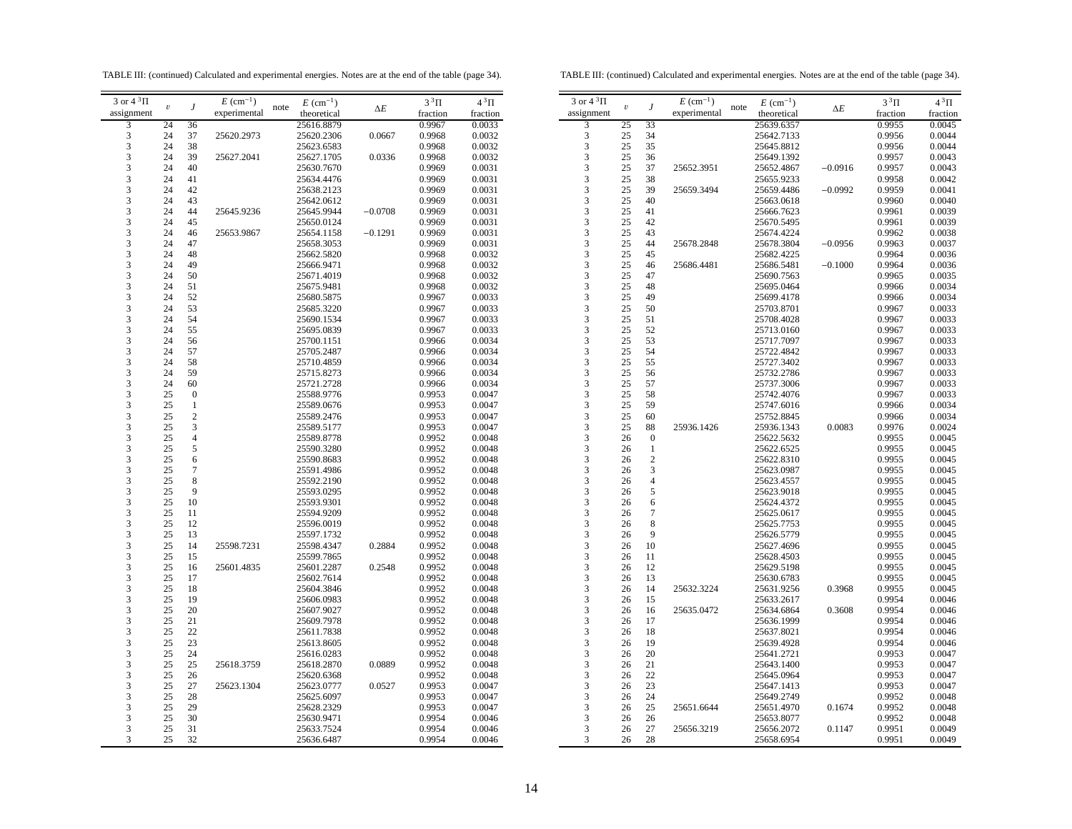TABLE III: (continued) Calculated and experimental energies. Notes are at the end of the table (page 34).

| 3 or 4 $^3\Pi$ assignment | $v$ | $J$ | $E$ (cm$^{-1}$) experimental | note | $E$ (cm$^{-1}$) theoretical | $\Delta E$ | $3\,^3\Pi$ fraction | $4\,^3\Pi$ fraction |
|---|---|---|---|---|---|---|---|---|
| 3 | 24 | 36 | | | 25616.8879 | | 0.9967 | 0.0033 |
| 3 | 24 | 37 | 25620.2973 | | 25620.2306 | 0.0667 | 0.9968 | 0.0032 |
| 3 | 24 | 38 | | | 25623.6583 | | 0.9968 | 0.0032 |
| 3 | 24 | 39 | 25627.2041 | | 25627.1705 | 0.0336 | 0.9968 | 0.0032 |
| 3 | 24 | 40 | | | 25630.7670 | | 0.9969 | 0.0031 |
| 3 | 24 | 41 | | | 25634.4476 | | 0.9969 | 0.0031 |
| 3 | 24 | 42 | | | 25638.2123 | | 0.9969 | 0.0031 |
| 3 | 24 | 43 | | | 25642.0612 | | 0.9969 | 0.0031 |
| 3 | 24 | 44 | 25645.9236 | | 25645.9944 | −0.0708 | 0.9969 | 0.0031 |
| 3 | 24 | 45 | | | 25650.0124 | | 0.9969 | 0.0031 |
| 3 | 24 | 46 | 25653.9867 | | 25654.1158 | −0.1291 | 0.9969 | 0.0031 |
| 3 | 24 | 47 | | | 25658.3053 | | 0.9969 | 0.0031 |
| 3 | 24 | 48 | | | 25662.5820 | | 0.9968 | 0.0032 |
| 3 | 24 | 49 | | | 25666.9471 | | 0.9968 | 0.0032 |
| 3 | 24 | 50 | | | 25671.4019 | | 0.9968 | 0.0032 |
| 3 | 24 | 51 | | | 25675.9481 | | 0.9968 | 0.0032 |
| 3 | 24 | 52 | | | 25680.5875 | | 0.9967 | 0.0033 |
| 3 | 24 | 53 | | | 25685.3220 | | 0.9967 | 0.0033 |
| 3 | 24 | 54 | | | 25690.1534 | | 0.9967 | 0.0033 |
| 3 | 24 | 55 | | | 25695.0839 | | 0.9967 | 0.0033 |
| 3 | 24 | 56 | | | 25700.1151 | | 0.9966 | 0.0034 |
| 3 | 24 | 57 | | | 25705.2487 | | 0.9966 | 0.0034 |
| 3 | 24 | 58 | | | 25710.4859 | | 0.9966 | 0.0034 |
| 3 | 24 | 59 | | | 25715.8273 | | 0.9966 | 0.0034 |
| 3 | 24 | 60 | | | 25721.2728 | | 0.9966 | 0.0034 |
| 3 | 25 | 0 | | | 25588.9776 | | 0.9953 | 0.0047 |
| 3 | 25 | 1 | | | 25589.0676 | | 0.9953 | 0.0047 |
| 3 | 25 | 2 | | | 25589.2476 | | 0.9953 | 0.0047 |
| 3 | 25 | 3 | | | 25589.5177 | | 0.9953 | 0.0047 |
| 3 | 25 | 4 | | | 25589.8778 | | 0.9952 | 0.0048 |
| 3 | 25 | 5 | | | 25590.3280 | | 0.9952 | 0.0048 |
| 3 | 25 | 6 | | | 25590.8683 | | 0.9952 | 0.0048 |
| 3 | 25 | 7 | | | 25591.4986 | | 0.9952 | 0.0048 |
| 3 | 25 | 8 | | | 25592.2190 | | 0.9952 | 0.0048 |
| 3 | 25 | 9 | | | 25593.0295 | | 0.9952 | 0.0048 |
| 3 | 25 | 10 | | | 25593.9301 | | 0.9952 | 0.0048 |
| 3 | 25 | 11 | | | 25594.9209 | | 0.9952 | 0.0048 |
| 3 | 25 | 12 | | | 25596.0019 | | 0.9952 | 0.0048 |
| 3 | 25 | 13 | | | 25597.1732 | | 0.9952 | 0.0048 |
| 3 | 25 | 14 | 25598.7231 | | 25598.4347 | 0.2884 | 0.9952 | 0.0048 |
| 3 | 25 | 15 | | | 25599.7865 | | 0.9952 | 0.0048 |
| 3 | 25 | 16 | 25601.4835 | | 25601.2287 | 0.2548 | 0.9952 | 0.0048 |
| 3 | 25 | 17 | | | 25602.7614 | | 0.9952 | 0.0048 |
| 3 | 25 | 18 | | | 25604.3846 | | 0.9952 | 0.0048 |
| 3 | 25 | 19 | | | 25606.0983 | | 0.9952 | 0.0048 |
| 3 | 25 | 20 | | | 25607.9027 | | 0.9952 | 0.0048 |
| 3 | 25 | 21 | | | 25609.7978 | | 0.9952 | 0.0048 |
| 3 | 25 | 22 | | | 25611.7838 | | 0.9952 | 0.0048 |
| 3 | 25 | 23 | | | 25613.8605 | | 0.9952 | 0.0048 |
| 3 | 25 | 24 | | | 25616.0283 | | 0.9952 | 0.0048 |
| 3 | 25 | 25 | 25618.3759 | | 25618.2870 | 0.0889 | 0.9952 | 0.0048 |
| 3 | 25 | 26 | | | 25620.6368 | | 0.9952 | 0.0048 |
| 3 | 25 | 27 | 25623.1304 | | 25623.0777 | 0.0527 | 0.9953 | 0.0047 |
| 3 | 25 | 28 | | | 25625.6097 | | 0.9953 | 0.0047 |
| 3 | 25 | 29 | | | 25628.2329 | | 0.9953 | 0.0047 |
| 3 | 25 | 30 | | | 25630.9471 | | 0.9954 | 0.0046 |
| 3 | 25 | 31 | | | 25633.7524 | | 0.9954 | 0.0046 |
| 3 | 25 | 32 | | | 25636.6487 | | 0.9954 | 0.0046 |
| 3 | 25 | 33 | | | 25639.6357 | | 0.9955 | 0.0045 |
| 3 | 25 | 34 | | | 25642.7133 | | 0.9956 | 0.0044 |
| 3 | 25 | 35 | | | 25645.8812 | | 0.9956 | 0.0044 |
| 3 | 25 | 36 | | | 25649.1392 | | 0.9957 | 0.0043 |
| 3 | 25 | 37 | 25652.3951 | | 25652.4867 | −0.0916 | 0.9957 | 0.0043 |
| 3 | 25 | 38 | | | 25655.9233 | | 0.9958 | 0.0042 |
| 3 | 25 | 39 | 25659.3494 | | 25659.4486 | −0.0992 | 0.9959 | 0.0041 |
| 3 | 25 | 40 | | | 25663.0618 | | 0.9960 | 0.0040 |
| 3 | 25 | 41 | | | 25666.7623 | | 0.9961 | 0.0039 |
| 3 | 25 | 42 | | | 25670.5495 | | 0.9961 | 0.0039 |
| 3 | 25 | 43 | | | 25674.4224 | | 0.9962 | 0.0038 |
| 3 | 25 | 44 | 25678.2848 | | 25678.3804 | −0.0956 | 0.9963 | 0.0037 |
| 3 | 25 | 45 | | | 25682.4225 | | 0.9964 | 0.0036 |
| 3 | 25 | 46 | 25686.4481 | | 25686.5481 | −0.1000 | 0.9964 | 0.0036 |
| 3 | 25 | 47 | | | 25690.7563 | | 0.9965 | 0.0035 |
| 3 | 25 | 48 | | | 25695.0464 | | 0.9966 | 0.0034 |
| 3 | 25 | 49 | | | 25699.4178 | | 0.9966 | 0.0034 |
| 3 | 25 | 50 | | | 25703.8701 | | 0.9967 | 0.0033 |
| 3 | 25 | 51 | | | 25708.4028 | | 0.9967 | 0.0033 |
| 3 | 25 | 52 | | | 25713.0160 | | 0.9967 | 0.0033 |
| 3 | 25 | 53 | | | 25717.7097 | | 0.9967 | 0.0033 |
| 3 | 25 | 54 | | | 25722.4842 | | 0.9967 | 0.0033 |
| 3 | 25 | 55 | | | 25727.3402 | | 0.9967 | 0.0033 |
| 3 | 25 | 56 | | | 25732.2786 | | 0.9967 | 0.0033 |
| 3 | 25 | 57 | | | 25737.3006 | | 0.9967 | 0.0033 |
| 3 | 25 | 58 | | | 25742.4076 | | 0.9967 | 0.0033 |
| 3 | 25 | 59 | | | 25747.6016 | | 0.9966 | 0.0034 |
| 3 | 25 | 60 | | | 25752.8845 | | 0.9966 | 0.0034 |
| 3 | 25 | 88 | 25936.1426 | | 25936.1343 | 0.0083 | 0.9976 | 0.0024 |
| 3 | 26 | 0 | | | 25622.5632 | | 0.9955 | 0.0045 |
| 3 | 26 | 1 | | | 25622.6525 | | 0.9955 | 0.0045 |
| 3 | 26 | 2 | | | 25622.8310 | | 0.9955 | 0.0045 |
| 3 | 26 | 3 | | | 25623.0987 | | 0.9955 | 0.0045 |
| 3 | 26 | 4 | | | 25623.4557 | | 0.9955 | 0.0045 |
| 3 | 26 | 5 | | | 25623.9018 | | 0.9955 | 0.0045 |
| 3 | 26 | 6 | | | 25624.4372 | | 0.9955 | 0.0045 |
| 3 | 26 | 7 | | | 25625.0617 | | 0.9955 | 0.0045 |
| 3 | 26 | 8 | | | 25625.7753 | | 0.9955 | 0.0045 |
| 3 | 26 | 9 | | | 25626.5779 | | 0.9955 | 0.0045 |
| 3 | 26 | 10 | | | 25627.4696 | | 0.9955 | 0.0045 |
| 3 | 26 | 11 | | | 25628.4503 | | 0.9955 | 0.0045 |
| 3 | 26 | 12 | | | 25629.5198 | | 0.9955 | 0.0045 |
| 3 | 26 | 13 | | | 25630.6783 | | 0.9955 | 0.0045 |
| 3 | 26 | 14 | 25632.3224 | | 25631.9256 | 0.3968 | 0.9955 | 0.0045 |
| 3 | 26 | 15 | | | 25633.2617 | | 0.9954 | 0.0046 |
| 3 | 26 | 16 | 25635.0472 | | 25634.6864 | 0.3608 | 0.9954 | 0.0046 |
| 3 | 26 | 17 | | | 25636.1999 | | 0.9954 | 0.0046 |
| 3 | 26 | 18 | | | 25637.8021 | | 0.9954 | 0.0046 |
| 3 | 26 | 19 | | | 25639.4928 | | 0.9954 | 0.0046 |
| 3 | 26 | 20 | | | 25641.2721 | | 0.9953 | 0.0047 |
| 3 | 26 | 21 | | | 25643.1400 | | 0.9953 | 0.0047 |
| 3 | 26 | 22 | | | 25645.0964 | | 0.9953 | 0.0047 |
| 3 | 26 | 23 | | | 25647.1413 | | 0.9953 | 0.0047 |
| 3 | 26 | 24 | | | 25649.2749 | | 0.9952 | 0.0048 |
| 3 | 26 | 25 | 25651.6644 | | 25651.4970 | 0.1674 | 0.9952 | 0.0048 |
| 3 | 26 | 26 | | | 25653.8077 | | 0.9952 | 0.0048 |
| 3 | 26 | 27 | 25656.3219 | | 25656.2072 | 0.1147 | 0.9951 | 0.0049 |
| 3 | 26 | 28 | | | 25658.6954 | | 0.9951 | 0.0049 |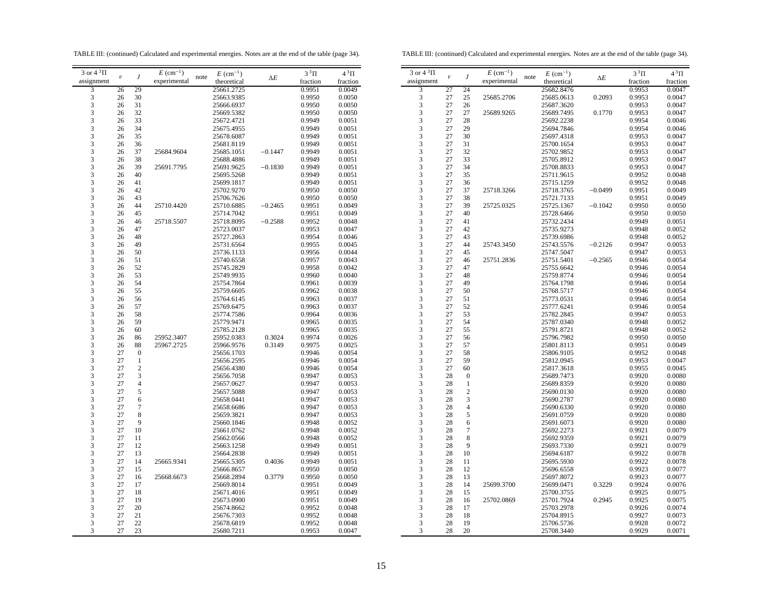TABLE III: (continued) Calculated and experimental energies. Notes are at the end of the table (page 34).

| 3 or 4 $^3\Pi$ assignment | $v$ | $J$ | $E$ (cm$^{-1}$) experimental | note | $E$ (cm$^{-1}$) theoretical | $\Delta E$ | $3\,^3\Pi$ fraction | $4\,^3\Pi$ fraction |
|---|---|---|---|---|---|---|---|---|
| 3 | 26 | 29 | | | 25661.2725 | | 0.9951 | 0.0049 |
| 3 | 26 | 30 | | | 25663.9385 | | 0.9950 | 0.0050 |
| 3 | 26 | 31 | | | 25666.6937 | | 0.9950 | 0.0050 |
| 3 | 26 | 32 | | | 25669.5382 | | 0.9950 | 0.0050 |
| 3 | 26 | 33 | | | 25672.4721 | | 0.9949 | 0.0051 |
| 3 | 26 | 34 | | | 25675.4955 | | 0.9949 | 0.0051 |
| 3 | 26 | 35 | | | 25678.6087 | | 0.9949 | 0.0051 |
| 3 | 26 | 36 | | | 25681.8119 | | 0.9949 | 0.0051 |
| 3 | 26 | 37 | 25684.9604 | | 25685.1051 | −0.1447 | 0.9949 | 0.0051 |
| 3 | 26 | 38 | | | 25688.4886 | | 0.9949 | 0.0051 |
| 3 | 26 | 39 | 25691.7795 | | 25691.9625 | −0.1830 | 0.9949 | 0.0051 |
| 3 | 26 | 40 | | | 25695.5268 | | 0.9949 | 0.0051 |
| 3 | 26 | 41 | | | 25699.1817 | | 0.9949 | 0.0051 |
| 3 | 26 | 42 | | | 25702.9270 | | 0.9950 | 0.0050 |
| 3 | 26 | 43 | | | 25706.7626 | | 0.9950 | 0.0050 |
| 3 | 26 | 44 | 25710.4420 | | 25710.6885 | −0.2465 | 0.9951 | 0.0049 |
| 3 | 26 | 45 | | | 25714.7042 | | 0.9951 | 0.0049 |
| 3 | 26 | 46 | 25718.5507 | | 25718.8095 | −0.2588 | 0.9952 | 0.0048 |
| 3 | 26 | 47 | | | 25723.0037 | | 0.9953 | 0.0047 |
| 3 | 26 | 48 | | | 25727.2863 | | 0.9954 | 0.0046 |
| 3 | 26 | 49 | | | 25731.6564 | | 0.9955 | 0.0045 |
| 3 | 26 | 50 | | | 25736.1133 | | 0.9956 | 0.0044 |
| 3 | 26 | 51 | | | 25740.6558 | | 0.9957 | 0.0043 |
| 3 | 26 | 52 | | | 25745.2829 | | 0.9958 | 0.0042 |
| 3 | 26 | 53 | | | 25749.9935 | | 0.9960 | 0.0040 |
| 3 | 26 | 54 | | | 25754.7864 | | 0.9961 | 0.0039 |
| 3 | 26 | 55 | | | 25759.6605 | | 0.9962 | 0.0038 |
| 3 | 26 | 56 | | | 25764.6145 | | 0.9963 | 0.0037 |
| 3 | 26 | 57 | | | 25769.6475 | | 0.9963 | 0.0037 |
| 3 | 26 | 58 | | | 25774.7586 | | 0.9964 | 0.0036 |
| 3 | 26 | 59 | | | 25779.9471 | | 0.9965 | 0.0035 |
| 3 | 26 | 60 | | | 25785.2128 | | 0.9965 | 0.0035 |
| 3 | 26 | 86 | 25952.3407 | | 25952.0383 | 0.3024 | 0.9974 | 0.0026 |
| 3 | 26 | 88 | 25967.2725 | | 25966.9576 | 0.3149 | 0.9975 | 0.0025 |
| 3 | 27 | 0 | | | 25656.1703 | | 0.9946 | 0.0054 |
| 3 | 27 | 1 | | | 25656.2595 | | 0.9946 | 0.0054 |
| 3 | 27 | 2 | | | 25656.4380 | | 0.9946 | 0.0054 |
| 3 | 27 | 3 | | | 25656.7058 | | 0.9947 | 0.0053 |
| 3 | 27 | 4 | | | 25657.0627 | | 0.9947 | 0.0053 |
| 3 | 27 | 5 | | | 25657.5088 | | 0.9947 | 0.0053 |
| 3 | 27 | 6 | | | 25658.0441 | | 0.9947 | 0.0053 |
| 3 | 27 | 7 | | | 25658.6686 | | 0.9947 | 0.0053 |
| 3 | 27 | 8 | | | 25659.3821 | | 0.9947 | 0.0053 |
| 3 | 27 | 9 | | | 25660.1846 | | 0.9948 | 0.0052 |
| 3 | 27 | 10 | | | 25661.0762 | | 0.9948 | 0.0052 |
| 3 | 27 | 11 | | | 25662.0566 | | 0.9948 | 0.0052 |
| 3 | 27 | 12 | | | 25663.1258 | | 0.9949 | 0.0051 |
| 3 | 27 | 13 | | | 25664.2838 | | 0.9949 | 0.0051 |
| 3 | 27 | 14 | 25665.9341 | | 25665.5305 | 0.4036 | 0.9949 | 0.0051 |
| 3 | 27 | 15 | | | 25666.8657 | | 0.9950 | 0.0050 |
| 3 | 27 | 16 | 25668.6673 | | 25668.2894 | 0.3779 | 0.9950 | 0.0050 |
| 3 | 27 | 17 | | | 25669.8014 | | 0.9951 | 0.0049 |
| 3 | 27 | 18 | | | 25671.4016 | | 0.9951 | 0.0049 |
| 3 | 27 | 19 | | | 25673.0900 | | 0.9951 | 0.0049 |
| 3 | 27 | 20 | | | 25674.8662 | | 0.9952 | 0.0048 |
| 3 | 27 | 21 | | | 25676.7303 | | 0.9952 | 0.0048 |
| 3 | 27 | 22 | | | 25678.6819 | | 0.9952 | 0.0048 |
| 3 | 27 | 23 | | | 25680.7211 | | 0.9953 | 0.0047 |
| 3 | 27 | 24 | | | 25682.8476 | | 0.9953 | 0.0047 |
| 3 | 27 | 25 | 25685.2706 | | 25685.0613 | 0.2093 | 0.9953 | 0.0047 |
| 3 | 27 | 26 | | | 25687.3620 | | 0.9953 | 0.0047 |
| 3 | 27 | 27 | 25689.9265 | | 25689.7495 | 0.1770 | 0.9953 | 0.0047 |
| 3 | 27 | 28 | | | 25692.2238 | | 0.9954 | 0.0046 |
| 3 | 27 | 29 | | | 25694.7846 | | 0.9954 | 0.0046 |
| 3 | 27 | 30 | | | 25697.4318 | | 0.9953 | 0.0047 |
| 3 | 27 | 31 | | | 25700.1654 | | 0.9953 | 0.0047 |
| 3 | 27 | 32 | | | 25702.9852 | | 0.9953 | 0.0047 |
| 3 | 27 | 33 | | | 25705.8912 | | 0.9953 | 0.0047 |
| 3 | 27 | 34 | | | 25708.8833 | | 0.9953 | 0.0047 |
| 3 | 27 | 35 | | | 25711.9615 | | 0.9952 | 0.0048 |
| 3 | 27 | 36 | | | 25715.1259 | | 0.9952 | 0.0048 |
| 3 | 27 | 37 | 25718.3266 | | 25718.3765 | −0.0499 | 0.9951 | 0.0049 |
| 3 | 27 | 38 | | | 25721.7133 | | 0.9951 | 0.0049 |
| 3 | 27 | 39 | 25725.0325 | | 25725.1367 | −0.1042 | 0.9950 | 0.0050 |
| 3 | 27 | 40 | | | 25728.6466 | | 0.9950 | 0.0050 |
| 3 | 27 | 41 | | | 25732.2434 | | 0.9949 | 0.0051 |
| 3 | 27 | 42 | | | 25735.9273 | | 0.9948 | 0.0052 |
| 3 | 27 | 43 | | | 25739.6986 | | 0.9948 | 0.0052 |
| 3 | 27 | 44 | 25743.3450 | | 25743.5576 | −0.2126 | 0.9947 | 0.0053 |
| 3 | 27 | 45 | | | 25747.5047 | | 0.9947 | 0.0053 |
| 3 | 27 | 46 | 25751.2836 | | 25751.5401 | −0.2565 | 0.9946 | 0.0054 |
| 3 | 27 | 47 | | | 25755.6642 | | 0.9946 | 0.0054 |
| 3 | 27 | 48 | | | 25759.8774 | | 0.9946 | 0.0054 |
| 3 | 27 | 49 | | | 25764.1798 | | 0.9946 | 0.0054 |
| 3 | 27 | 50 | | | 25768.5717 | | 0.9946 | 0.0054 |
| 3 | 27 | 51 | | | 25773.0531 | | 0.9946 | 0.0054 |
| 3 | 27 | 52 | | | 25777.6241 | | 0.9946 | 0.0054 |
| 3 | 27 | 53 | | | 25782.2845 | | 0.9947 | 0.0053 |
| 3 | 27 | 54 | | | 25787.0340 | | 0.9948 | 0.0052 |
| 3 | 27 | 55 | | | 25791.8721 | | 0.9948 | 0.0052 |
| 3 | 27 | 56 | | | 25796.7982 | | 0.9950 | 0.0050 |
| 3 | 27 | 57 | | | 25801.8113 | | 0.9951 | 0.0049 |
| 3 | 27 | 58 | | | 25806.9105 | | 0.9952 | 0.0048 |
| 3 | 27 | 59 | | | 25812.0945 | | 0.9953 | 0.0047 |
| 3 | 27 | 60 | | | 25817.3618 | | 0.9955 | 0.0045 |
| 3 | 28 | 0 | | | 25689.7473 | | 0.9920 | 0.0080 |
| 3 | 28 | 1 | | | 25689.8359 | | 0.9920 | 0.0080 |
| 3 | 28 | 2 | | | 25690.0130 | | 0.9920 | 0.0080 |
| 3 | 28 | 3 | | | 25690.2787 | | 0.9920 | 0.0080 |
| 3 | 28 | 4 | | | 25690.6330 | | 0.9920 | 0.0080 |
| 3 | 28 | 5 | | | 25691.0759 | | 0.9920 | 0.0080 |
| 3 | 28 | 6 | | | 25691.6073 | | 0.9920 | 0.0080 |
| 3 | 28 | 7 | | | 25692.2273 | | 0.9921 | 0.0079 |
| 3 | 28 | 8 | | | 25692.9359 | | 0.9921 | 0.0079 |
| 3 | 28 | 9 | | | 25693.7330 | | 0.9921 | 0.0079 |
| 3 | 28 | 10 | | | 25694.6187 | | 0.9922 | 0.0078 |
| 3 | 28 | 11 | | | 25695.5930 | | 0.9922 | 0.0078 |
| 3 | 28 | 12 | | | 25696.6558 | | 0.9923 | 0.0077 |
| 3 | 28 | 13 | | | 25697.8072 | | 0.9923 | 0.0077 |
| 3 | 28 | 14 | 25699.3700 | | 25699.0471 | 0.3229 | 0.9924 | 0.0076 |
| 3 | 28 | 15 | | | 25700.3755 | | 0.9925 | 0.0075 |
| 3 | 28 | 16 | 25702.0869 | | 25701.7924 | 0.2945 | 0.9925 | 0.0075 |
| 3 | 28 | 17 | | | 25703.2978 | | 0.9926 | 0.0074 |
| 3 | 28 | 18 | | | 25704.8915 | | 0.9927 | 0.0073 |
| 3 | 28 | 19 | | | 25706.5736 | | 0.9928 | 0.0072 |
| 3 | 28 | 20 | | | 25708.3440 | | 0.9929 | 0.0071 |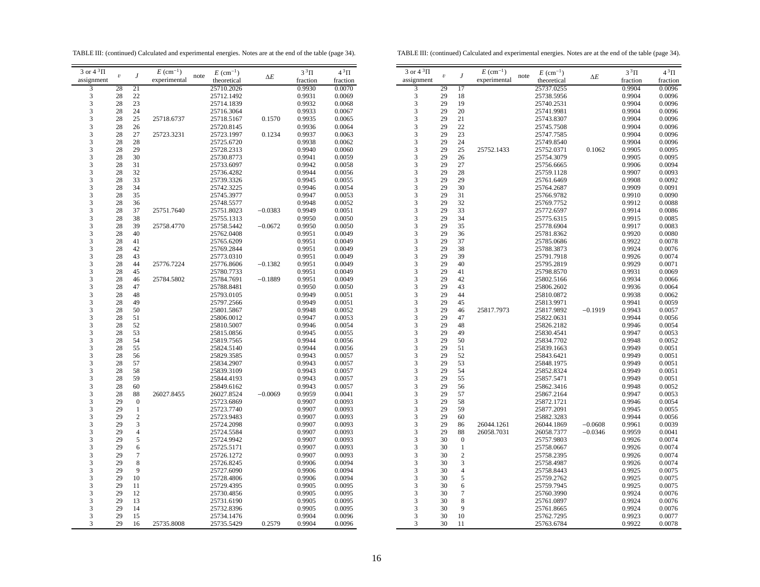TABLE III: (continued) Calculated and experimental energies. Notes are at the end of the table (page 34).

| 3 or 4 $^3\Pi$ assignment | $v$ | $J$ | $E$ (cm$^{-1}$) experimental | note | $E$ (cm$^{-1}$) theoretical | $\Delta E$ | $3\,^3\Pi$ fraction | $4\,^3\Pi$ fraction |
|---|---|---|---|---|---|---|---|---|
| 3 | 28 | 21 | | | 25710.2026 | | 0.9930 | 0.0070 |
| 3 | 28 | 22 | | | 25712.1492 | | 0.9931 | 0.0069 |
| 3 | 28 | 23 | | | 25714.1839 | | 0.9932 | 0.0068 |
| 3 | 28 | 24 | | | 25716.3064 | | 0.9933 | 0.0067 |
| 3 | 28 | 25 | 25718.6737 | | 25718.5167 | 0.1570 | 0.9935 | 0.0065 |
| 3 | 28 | 26 | | | 25720.8145 | | 0.9936 | 0.0064 |
| 3 | 28 | 27 | 25723.3231 | | 25723.1997 | 0.1234 | 0.9937 | 0.0063 |
| 3 | 28 | 28 | | | 25725.6720 | | 0.9938 | 0.0062 |
| 3 | 28 | 29 | | | 25728.2313 | | 0.9940 | 0.0060 |
| 3 | 28 | 30 | | | 25730.8773 | | 0.9941 | 0.0059 |
| 3 | 28 | 31 | | | 25733.6097 | | 0.9942 | 0.0058 |
| 3 | 28 | 32 | | | 25736.4282 | | 0.9944 | 0.0056 |
| 3 | 28 | 33 | | | 25739.3326 | | 0.9945 | 0.0055 |
| 3 | 28 | 34 | | | 25742.3225 | | 0.9946 | 0.0054 |
| 3 | 28 | 35 | | | 25745.3977 | | 0.9947 | 0.0053 |
| 3 | 28 | 36 | | | 25748.5577 | | 0.9948 | 0.0052 |
| 3 | 28 | 37 | 25751.7640 | | 25751.8023 | −0.0383 | 0.9949 | 0.0051 |
| 3 | 28 | 38 | | | 25755.1313 | | 0.9950 | 0.0050 |
| 3 | 28 | 39 | 25758.4770 | | 25758.5442 | −0.0672 | 0.9950 | 0.0050 |
| 3 | 28 | 40 | | | 25762.0408 | | 0.9951 | 0.0049 |
| 3 | 28 | 41 | | | 25765.6209 | | 0.9951 | 0.0049 |
| 3 | 28 | 42 | | | 25769.2844 | | 0.9951 | 0.0049 |
| 3 | 28 | 43 | | | 25773.0310 | | 0.9951 | 0.0049 |
| 3 | 28 | 44 | 25776.7224 | | 25776.8606 | −0.1382 | 0.9951 | 0.0049 |
| 3 | 28 | 45 | | | 25780.7733 | | 0.9951 | 0.0049 |
| 3 | 28 | 46 | 25784.5802 | | 25784.7691 | −0.1889 | 0.9951 | 0.0049 |
| 3 | 28 | 47 | | | 25788.8481 | | 0.9950 | 0.0050 |
| 3 | 28 | 48 | | | 25793.0105 | | 0.9949 | 0.0051 |
| 3 | 28 | 49 | | | 25797.2566 | | 0.9949 | 0.0051 |
| 3 | 28 | 50 | | | 25801.5867 | | 0.9948 | 0.0052 |
| 3 | 28 | 51 | | | 25806.0012 | | 0.9947 | 0.0053 |
| 3 | 28 | 52 | | | 25810.5007 | | 0.9946 | 0.0054 |
| 3 | 28 | 53 | | | 25815.0856 | | 0.9945 | 0.0055 |
| 3 | 28 | 54 | | | 25819.7565 | | 0.9944 | 0.0056 |
| 3 | 28 | 55 | | | 25824.5140 | | 0.9944 | 0.0056 |
| 3 | 28 | 56 | | | 25829.3585 | | 0.9943 | 0.0057 |
| 3 | 28 | 57 | | | 25834.2907 | | 0.9943 | 0.0057 |
| 3 | 28 | 58 | | | 25839.3109 | | 0.9943 | 0.0057 |
| 3 | 28 | 59 | | | 25844.4193 | | 0.9943 | 0.0057 |
| 3 | 28 | 60 | | | 25849.6162 | | 0.9943 | 0.0057 |
| 3 | 28 | 88 | 26027.8455 | | 26027.8524 | −0.0069 | 0.9959 | 0.0041 |
| 3 | 29 | 0 | | | 25723.6869 | | 0.9907 | 0.0093 |
| 3 | 29 | 1 | | | 25723.7740 | | 0.9907 | 0.0093 |
| 3 | 29 | 2 | | | 25723.9483 | | 0.9907 | 0.0093 |
| 3 | 29 | 3 | | | 25724.2098 | | 0.9907 | 0.0093 |
| 3 | 29 | 4 | | | 25724.5584 | | 0.9907 | 0.0093 |
| 3 | 29 | 5 | | | 25724.9942 | | 0.9907 | 0.0093 |
| 3 | 29 | 6 | | | 25725.5171 | | 0.9907 | 0.0093 |
| 3 | 29 | 7 | | | 25726.1272 | | 0.9907 | 0.0093 |
| 3 | 29 | 8 | | | 25726.8245 | | 0.9906 | 0.0094 |
| 3 | 29 | 9 | | | 25727.6090 | | 0.9906 | 0.0094 |
| 3 | 29 | 10 | | | 25728.4806 | | 0.9906 | 0.0094 |
| 3 | 29 | 11 | | | 25729.4395 | | 0.9905 | 0.0095 |
| 3 | 29 | 12 | | | 25730.4856 | | 0.9905 | 0.0095 |
| 3 | 29 | 13 | | | 25731.6190 | | 0.9905 | 0.0095 |
| 3 | 29 | 14 | | | 25732.8396 | | 0.9905 | 0.0095 |
| 3 | 29 | 15 | | | 25734.1476 | | 0.9904 | 0.0096 |
| 3 | 29 | 16 | 25735.8008 | | 25735.5429 | 0.2579 | 0.9904 | 0.0096 |
| 3 | 29 | 17 | | | 25737.0255 | | 0.9904 | 0.0096 |
| 3 | 29 | 18 | | | 25738.5956 | | 0.9904 | 0.0096 |
| 3 | 29 | 19 | | | 25740.2531 | | 0.9904 | 0.0096 |
| 3 | 29 | 20 | | | 25741.9981 | | 0.9904 | 0.0096 |
| 3 | 29 | 21 | | | 25743.8307 | | 0.9904 | 0.0096 |
| 3 | 29 | 22 | | | 25745.7508 | | 0.9904 | 0.0096 |
| 3 | 29 | 23 | | | 25747.7585 | | 0.9904 | 0.0096 |
| 3 | 29 | 24 | | | 25749.8540 | | 0.9904 | 0.0096 |
| 3 | 29 | 25 | 25752.1433 | | 25752.0371 | 0.1062 | 0.9905 | 0.0095 |
| 3 | 29 | 26 | | | 25754.3079 | | 0.9905 | 0.0095 |
| 3 | 29 | 27 | | | 25756.6665 | | 0.9906 | 0.0094 |
| 3 | 29 | 28 | | | 25759.1128 | | 0.9907 | 0.0093 |
| 3 | 29 | 29 | | | 25761.6469 | | 0.9908 | 0.0092 |
| 3 | 29 | 30 | | | 25764.2687 | | 0.9909 | 0.0091 |
| 3 | 29 | 31 | | | 25766.9782 | | 0.9910 | 0.0090 |
| 3 | 29 | 32 | | | 25769.7752 | | 0.9912 | 0.0088 |
| 3 | 29 | 33 | | | 25772.6597 | | 0.9914 | 0.0086 |
| 3 | 29 | 34 | | | 25775.6315 | | 0.9915 | 0.0085 |
| 3 | 29 | 35 | | | 25778.6904 | | 0.9917 | 0.0083 |
| 3 | 29 | 36 | | | 25781.8362 | | 0.9920 | 0.0080 |
| 3 | 29 | 37 | | | 25785.0686 | | 0.9922 | 0.0078 |
| 3 | 29 | 38 | | | 25788.3873 | | 0.9924 | 0.0076 |
| 3 | 29 | 39 | | | 25791.7918 | | 0.9926 | 0.0074 |
| 3 | 29 | 40 | | | 25795.2819 | | 0.9929 | 0.0071 |
| 3 | 29 | 41 | | | 25798.8570 | | 0.9931 | 0.0069 |
| 3 | 29 | 42 | | | 25802.5166 | | 0.9934 | 0.0066 |
| 3 | 29 | 43 | | | 25806.2602 | | 0.9936 | 0.0064 |
| 3 | 29 | 44 | | | 25810.0872 | | 0.9938 | 0.0062 |
| 3 | 29 | 45 | | | 25813.9971 | | 0.9941 | 0.0059 |
| 3 | 29 | 46 | 25817.7973 | | 25817.9892 | −0.1919 | 0.9943 | 0.0057 |
| 3 | 29 | 47 | | | 25822.0631 | | 0.9944 | 0.0056 |
| 3 | 29 | 48 | | | 25826.2182 | | 0.9946 | 0.0054 |
| 3 | 29 | 49 | | | 25830.4541 | | 0.9947 | 0.0053 |
| 3 | 29 | 50 | | | 25834.7702 | | 0.9948 | 0.0052 |
| 3 | 29 | 51 | | | 25839.1663 | | 0.9949 | 0.0051 |
| 3 | 29 | 52 | | | 25843.6421 | | 0.9949 | 0.0051 |
| 3 | 29 | 53 | | | 25848.1975 | | 0.9949 | 0.0051 |
| 3 | 29 | 54 | | | 25852.8324 | | 0.9949 | 0.0051 |
| 3 | 29 | 55 | | | 25857.5471 | | 0.9949 | 0.0051 |
| 3 | 29 | 56 | | | 25862.3416 | | 0.9948 | 0.0052 |
| 3 | 29 | 57 | | | 25867.2164 | | 0.9947 | 0.0053 |
| 3 | 29 | 58 | | | 25872.1721 | | 0.9946 | 0.0054 |
| 3 | 29 | 59 | | | 25877.2091 | | 0.9945 | 0.0055 |
| 3 | 29 | 60 | | | 25882.3283 | | 0.9944 | 0.0056 |
| 3 | 29 | 86 | 26044.1261 | | 26044.1869 | −0.0608 | 0.9961 | 0.0039 |
| 3 | 29 | 88 | 26058.7031 | | 26058.7377 | −0.0346 | 0.9959 | 0.0041 |
| 3 | 30 | 0 | | | 25757.9803 | | 0.9926 | 0.0074 |
| 3 | 30 | 1 | | | 25758.0667 | | 0.9926 | 0.0074 |
| 3 | 30 | 2 | | | 25758.2395 | | 0.9926 | 0.0074 |
| 3 | 30 | 3 | | | 25758.4987 | | 0.9926 | 0.0074 |
| 3 | 30 | 4 | | | 25758.8443 | | 0.9925 | 0.0075 |
| 3 | 30 | 5 | | | 25759.2762 | | 0.9925 | 0.0075 |
| 3 | 30 | 6 | | | 25759.7945 | | 0.9925 | 0.0075 |
| 3 | 30 | 7 | | | 25760.3990 | | 0.9924 | 0.0076 |
| 3 | 30 | 8 | | | 25761.0897 | | 0.9924 | 0.0076 |
| 3 | 30 | 9 | | | 25761.8665 | | 0.9924 | 0.0076 |
| 3 | 30 | 10 | | | 25762.7295 | | 0.9923 | 0.0077 |
| 3 | 30 | 11 | | | 25763.6784 | | 0.9922 | 0.0078 |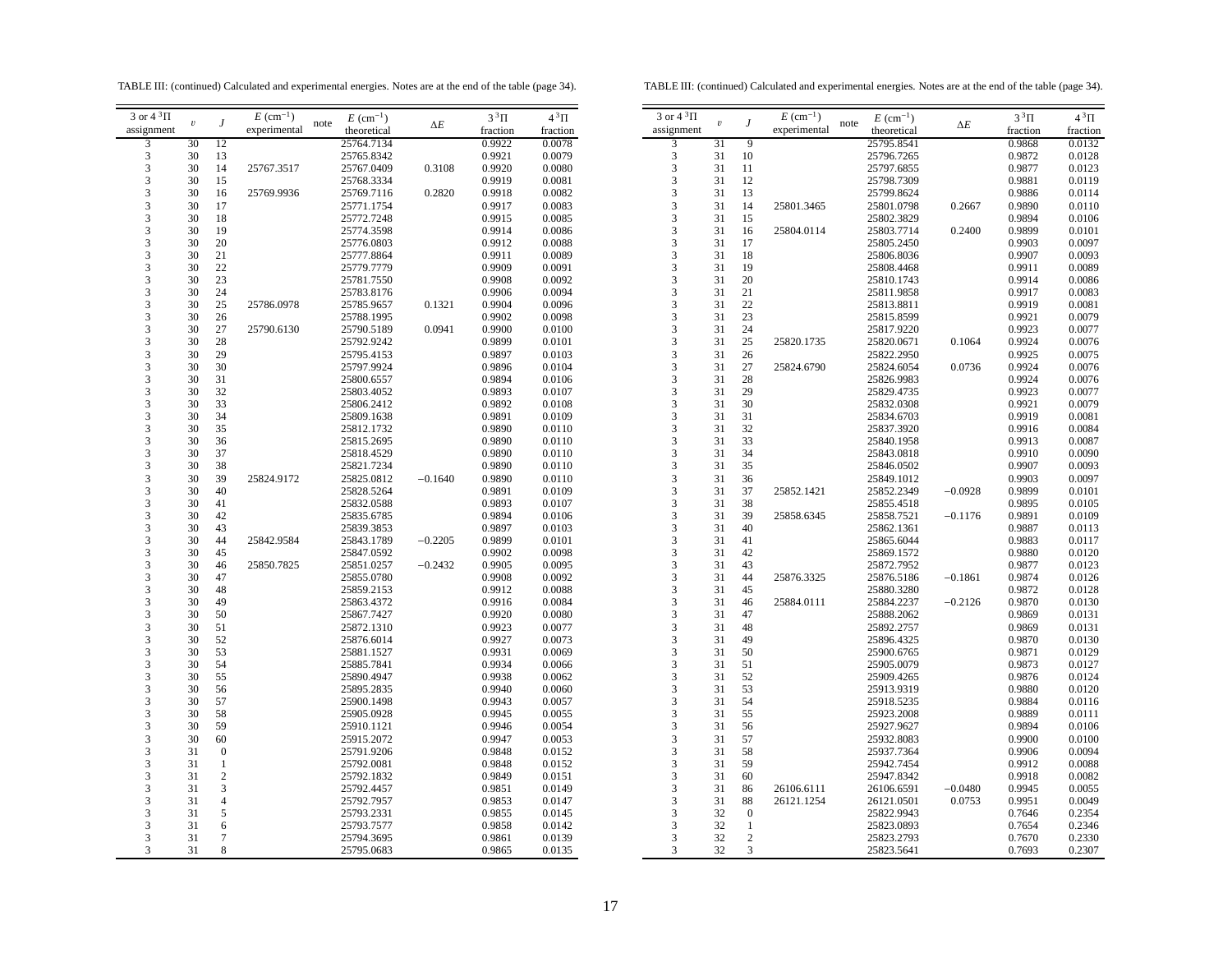TABLE III: (continued) Calculated and experimental energies. Notes are at the end of the table (page 34).

| 3 or 4 $^3\Pi$ assignment | $v$ | $J$ | $E$ (cm$^{-1}$) experimental | note | $E$ (cm$^{-1}$) theoretical | $\Delta E$ | $3\,^3\Pi$ fraction | $4\,^3\Pi$ fraction |
|---|---|---|---|---|---|---|---|---|
| 3 | 30 | 12 | | | 25764.7134 | | 0.9922 | 0.0078 |
| 3 | 30 | 13 | | | 25765.8342 | | 0.9921 | 0.0079 |
| 3 | 30 | 14 | 25767.3517 | | 25767.0409 | 0.3108 | 0.9920 | 0.0080 |
| 3 | 30 | 15 | | | 25768.3334 | | 0.9919 | 0.0081 |
| 3 | 30 | 16 | 25769.9936 | | 25769.7116 | 0.2820 | 0.9918 | 0.0082 |
| 3 | 30 | 17 | | | 25771.1754 | | 0.9917 | 0.0083 |
| 3 | 30 | 18 | | | 25772.7248 | | 0.9915 | 0.0085 |
| 3 | 30 | 19 | | | 25774.3598 | | 0.9914 | 0.0086 |
| 3 | 30 | 20 | | | 25776.0803 | | 0.9912 | 0.0088 |
| 3 | 30 | 21 | | | 25777.8864 | | 0.9911 | 0.0089 |
| 3 | 30 | 22 | | | 25779.7779 | | 0.9909 | 0.0091 |
| 3 | 30 | 23 | | | 25781.7550 | | 0.9908 | 0.0092 |
| 3 | 30 | 24 | | | 25783.8176 | | 0.9906 | 0.0094 |
| 3 | 30 | 25 | 25786.0978 | | 25785.9657 | 0.1321 | 0.9904 | 0.0096 |
| 3 | 30 | 26 | | | 25788.1995 | | 0.9902 | 0.0098 |
| 3 | 30 | 27 | 25790.6130 | | 25790.5189 | 0.0941 | 0.9900 | 0.0100 |
| 3 | 30 | 28 | | | 25792.9242 | | 0.9899 | 0.0101 |
| 3 | 30 | 29 | | | 25795.4153 | | 0.9897 | 0.0103 |
| 3 | 30 | 30 | | | 25797.9924 | | 0.9896 | 0.0104 |
| 3 | 30 | 31 | | | 25800.6557 | | 0.9894 | 0.0106 |
| 3 | 30 | 32 | | | 25803.4052 | | 0.9893 | 0.0107 |
| 3 | 30 | 33 | | | 25806.2412 | | 0.9892 | 0.0108 |
| 3 | 30 | 34 | | | 25809.1638 | | 0.9891 | 0.0109 |
| 3 | 30 | 35 | | | 25812.1732 | | 0.9890 | 0.0110 |
| 3 | 30 | 36 | | | 25815.2695 | | 0.9890 | 0.0110 |
| 3 | 30 | 37 | | | 25818.4529 | | 0.9890 | 0.0110 |
| 3 | 30 | 38 | | | 25821.7234 | | 0.9890 | 0.0110 |
| 3 | 30 | 39 | 25824.9172 | | 25825.0812 | −0.1640 | 0.9890 | 0.0110 |
| 3 | 30 | 40 | | | 25828.5264 | | 0.9891 | 0.0109 |
| 3 | 30 | 41 | | | 25832.0588 | | 0.9893 | 0.0107 |
| 3 | 30 | 42 | | | 25835.6785 | | 0.9894 | 0.0106 |
| 3 | 30 | 43 | | | 25839.3853 | | 0.9897 | 0.0103 |
| 3 | 30 | 44 | 25842.9584 | | 25843.1789 | −0.2205 | 0.9899 | 0.0101 |
| 3 | 30 | 45 | | | 25847.0592 | | 0.9902 | 0.0098 |
| 3 | 30 | 46 | 25850.7825 | | 25851.0257 | −0.2432 | 0.9905 | 0.0095 |
| 3 | 30 | 47 | | | 25855.0780 | | 0.9908 | 0.0092 |
| 3 | 30 | 48 | | | 25859.2153 | | 0.9912 | 0.0088 |
| 3 | 30 | 49 | | | 25863.4372 | | 0.9916 | 0.0084 |
| 3 | 30 | 50 | | | 25867.7427 | | 0.9920 | 0.0080 |
| 3 | 30 | 51 | | | 25872.1310 | | 0.9923 | 0.0077 |
| 3 | 30 | 52 | | | 25876.6014 | | 0.9927 | 0.0073 |
| 3 | 30 | 53 | | | 25881.1527 | | 0.9931 | 0.0069 |
| 3 | 30 | 54 | | | 25885.7841 | | 0.9934 | 0.0066 |
| 3 | 30 | 55 | | | 25890.4947 | | 0.9938 | 0.0062 |
| 3 | 30 | 56 | | | 25895.2835 | | 0.9940 | 0.0060 |
| 3 | 30 | 57 | | | 25900.1498 | | 0.9943 | 0.0057 |
| 3 | 30 | 58 | | | 25905.0928 | | 0.9945 | 0.0055 |
| 3 | 30 | 59 | | | 25910.1121 | | 0.9946 | 0.0054 |
| 3 | 30 | 60 | | | 25915.2072 | | 0.9947 | 0.0053 |
| 3 | 31 | 0 | | | 25791.9206 | | 0.9848 | 0.0152 |
| 3 | 31 | 1 | | | 25792.0081 | | 0.9848 | 0.0152 |
| 3 | 31 | 2 | | | 25792.1832 | | 0.9849 | 0.0151 |
| 3 | 31 | 3 | | | 25792.4457 | | 0.9851 | 0.0149 |
| 3 | 31 | 4 | | | 25792.7957 | | 0.9853 | 0.0147 |
| 3 | 31 | 5 | | | 25793.2331 | | 0.9855 | 0.0145 |
| 3 | 31 | 6 | | | 25793.7577 | | 0.9858 | 0.0142 |
| 3 | 31 | 7 | | | 25794.3695 | | 0.9861 | 0.0139 |
| 3 | 31 | 8 | | | 25795.0683 | | 0.9865 | 0.0135 |
| 3 | 31 | 9 | | | 25795.8541 | | 0.9868 | 0.0132 |
| 3 | 31 | 10 | | | 25796.7265 | | 0.9872 | 0.0128 |
| 3 | 31 | 11 | | | 25797.6855 | | 0.9877 | 0.0123 |
| 3 | 31 | 12 | | | 25798.7309 | | 0.9881 | 0.0119 |
| 3 | 31 | 13 | | | 25799.8624 | | 0.9886 | 0.0114 |
| 3 | 31 | 14 | 25801.3465 | | 25801.0798 | 0.2667 | 0.9890 | 0.0110 |
| 3 | 31 | 15 | | | 25802.3829 | | 0.9894 | 0.0106 |
| 3 | 31 | 16 | 25804.0114 | | 25803.7714 | 0.2400 | 0.9899 | 0.0101 |
| 3 | 31 | 17 | | | 25805.2450 | | 0.9903 | 0.0097 |
| 3 | 31 | 18 | | | 25806.8036 | | 0.9907 | 0.0093 |
| 3 | 31 | 19 | | | 25808.4468 | | 0.9911 | 0.0089 |
| 3 | 31 | 20 | | | 25810.1743 | | 0.9914 | 0.0086 |
| 3 | 31 | 21 | | | 25811.9858 | | 0.9917 | 0.0083 |
| 3 | 31 | 22 | | | 25813.8811 | | 0.9919 | 0.0081 |
| 3 | 31 | 23 | | | 25815.8599 | | 0.9921 | 0.0079 |
| 3 | 31 | 24 | | | 25817.9220 | | 0.9923 | 0.0077 |
| 3 | 31 | 25 | 25820.1735 | | 25820.0671 | 0.1064 | 0.9924 | 0.0076 |
| 3 | 31 | 26 | | | 25822.2950 | | 0.9925 | 0.0075 |
| 3 | 31 | 27 | 25824.6790 | | 25824.6054 | 0.0736 | 0.9924 | 0.0076 |
| 3 | 31 | 28 | | | 25826.9983 | | 0.9924 | 0.0076 |
| 3 | 31 | 29 | | | 25829.4735 | | 0.9923 | 0.0077 |
| 3 | 31 | 30 | | | 25832.0308 | | 0.9921 | 0.0079 |
| 3 | 31 | 31 | | | 25834.6703 | | 0.9919 | 0.0081 |
| 3 | 31 | 32 | | | 25837.3920 | | 0.9916 | 0.0084 |
| 3 | 31 | 33 | | | 25840.1958 | | 0.9913 | 0.0087 |
| 3 | 31 | 34 | | | 25843.0818 | | 0.9910 | 0.0090 |
| 3 | 31 | 35 | | | 25846.0502 | | 0.9907 | 0.0093 |
| 3 | 31 | 36 | | | 25849.1012 | | 0.9903 | 0.0097 |
| 3 | 31 | 37 | 25852.1421 | | 25852.2349 | −0.0928 | 0.9899 | 0.0101 |
| 3 | 31 | 38 | | | 25855.4518 | | 0.9895 | 0.0105 |
| 3 | 31 | 39 | 25858.6345 | | 25858.7521 | −0.1176 | 0.9891 | 0.0109 |
| 3 | 31 | 40 | | | 25862.1361 | | 0.9887 | 0.0113 |
| 3 | 31 | 41 | | | 25865.6044 | | 0.9883 | 0.0117 |
| 3 | 31 | 42 | | | 25869.1572 | | 0.9880 | 0.0120 |
| 3 | 31 | 43 | | | 25872.7952 | | 0.9877 | 0.0123 |
| 3 | 31 | 44 | 25876.3325 | | 25876.5186 | −0.1861 | 0.9874 | 0.0126 |
| 3 | 31 | 45 | | | 25880.3280 | | 0.9872 | 0.0128 |
| 3 | 31 | 46 | 25884.0111 | | 25884.2237 | −0.2126 | 0.9870 | 0.0130 |
| 3 | 31 | 47 | | | 25888.2062 | | 0.9869 | 0.0131 |
| 3 | 31 | 48 | | | 25892.2757 | | 0.9869 | 0.0131 |
| 3 | 31 | 49 | | | 25896.4325 | | 0.9870 | 0.0130 |
| 3 | 31 | 50 | | | 25900.6765 | | 0.9871 | 0.0129 |
| 3 | 31 | 51 | | | 25905.0079 | | 0.9873 | 0.0127 |
| 3 | 31 | 52 | | | 25909.4265 | | 0.9876 | 0.0124 |
| 3 | 31 | 53 | | | 25913.9319 | | 0.9880 | 0.0120 |
| 3 | 31 | 54 | | | 25918.5235 | | 0.9884 | 0.0116 |
| 3 | 31 | 55 | | | 25923.2008 | | 0.9889 | 0.0111 |
| 3 | 31 | 56 | | | 25927.9627 | | 0.9894 | 0.0106 |
| 3 | 31 | 57 | | | 25932.8083 | | 0.9900 | 0.0100 |
| 3 | 31 | 58 | | | 25937.7364 | | 0.9906 | 0.0094 |
| 3 | 31 | 59 | | | 25942.7454 | | 0.9912 | 0.0088 |
| 3 | 31 | 60 | | | 25947.8342 | | 0.9918 | 0.0082 |
| 3 | 31 | 86 | 26106.6111 | | 26106.6591 | −0.0480 | 0.9945 | 0.0055 |
| 3 | 31 | 88 | 26121.1254 | | 26121.0501 | 0.0753 | 0.9951 | 0.0049 |
| 3 | 32 | 0 | | | 25822.9943 | | 0.7646 | 0.2354 |
| 3 | 32 | 1 | | | 25823.0893 | | 0.7654 | 0.2346 |
| 3 | 32 | 2 | | | 25823.2793 | | 0.7670 | 0.2330 |
| 3 | 32 | 3 | | | 25823.5641 | | 0.7693 | 0.2307 |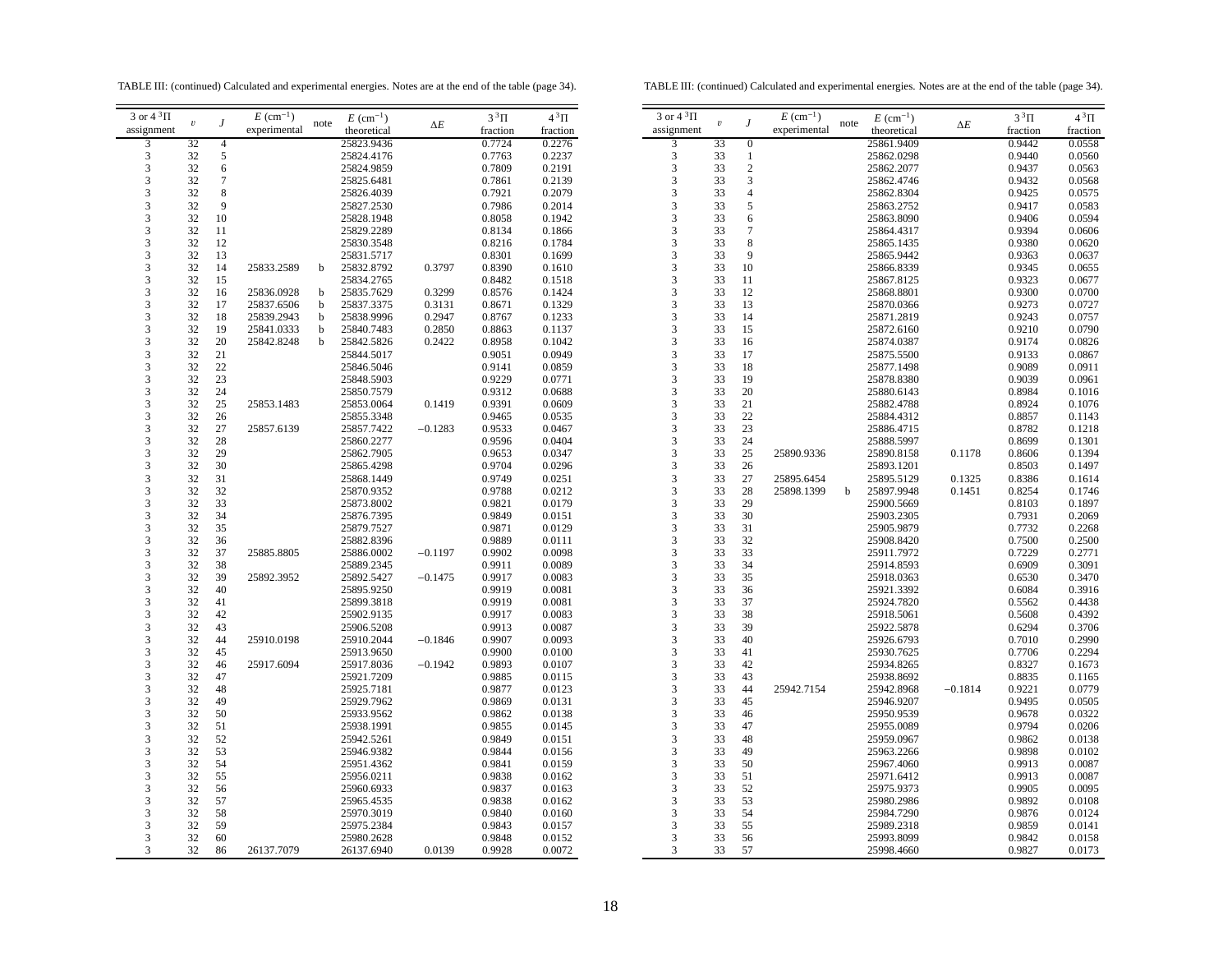TABLE III: (continued) Calculated and experimental energies. Notes are at the end of the table (page 34).

| 3 or 4 $^3\Pi$ assignment | $v$ | $J$ | $E$ (cm$^{-1}$) experimental | note | $E$ (cm$^{-1}$) theoretical | $\Delta E$ | $3\,^3\Pi$ fraction | $4\,^3\Pi$ fraction |
|---|---|---|---|---|---|---|---|---|
| 3 | 32 | 4 | | | 25823.9436 | | 0.7724 | 0.2276 |
| 3 | 32 | 5 | | | 25824.4176 | | 0.7763 | 0.2237 |
| 3 | 32 | 6 | | | 25824.9859 | | 0.7809 | 0.2191 |
| 3 | 32 | 7 | | | 25825.6481 | | 0.7861 | 0.2139 |
| 3 | 32 | 8 | | | 25826.4039 | | 0.7921 | 0.2079 |
| 3 | 32 | 9 | | | 25827.2530 | | 0.7986 | 0.2014 |
| 3 | 32 | 10 | | | 25828.1948 | | 0.8058 | 0.1942 |
| 3 | 32 | 11 | | | 25829.2289 | | 0.8134 | 0.1866 |
| 3 | 32 | 12 | | | 25830.3548 | | 0.8216 | 0.1784 |
| 3 | 32 | 13 | | | 25831.5717 | | 0.8301 | 0.1699 |
| 3 | 32 | 14 | 25833.2589 | b | 25832.8792 | 0.3797 | 0.8390 | 0.1610 |
| 3 | 32 | 15 | | | 25834.2765 | | 0.8482 | 0.1518 |
| 3 | 32 | 16 | 25836.0928 | b | 25835.7629 | 0.3299 | 0.8576 | 0.1424 |
| 3 | 32 | 17 | 25837.6506 | b | 25837.3375 | 0.3131 | 0.8671 | 0.1329 |
| 3 | 32 | 18 | 25839.2943 | b | 25838.9996 | 0.2947 | 0.8767 | 0.1233 |
| 3 | 32 | 19 | 25841.0333 | b | 25840.7483 | 0.2850 | 0.8863 | 0.1137 |
| 3 | 32 | 20 | 25842.8248 | b | 25842.5826 | 0.2422 | 0.8958 | 0.1042 |
| 3 | 32 | 21 | | | 25844.5017 | | 0.9051 | 0.0949 |
| 3 | 32 | 22 | | | 25846.5046 | | 0.9141 | 0.0859 |
| 3 | 32 | 23 | | | 25848.5903 | | 0.9229 | 0.0771 |
| 3 | 32 | 24 | | | 25850.7579 | | 0.9312 | 0.0688 |
| 3 | 32 | 25 | 25853.1483 | | 25853.0064 | 0.1419 | 0.9391 | 0.0609 |
| 3 | 32 | 26 | | | 25855.3348 | | 0.9465 | 0.0535 |
| 3 | 32 | 27 | 25857.6139 | | 25857.7422 | −0.1283 | 0.9533 | 0.0467 |
| 3 | 32 | 28 | | | 25860.2277 | | 0.9596 | 0.0404 |
| 3 | 32 | 29 | | | 25862.7905 | | 0.9653 | 0.0347 |
| 3 | 32 | 30 | | | 25865.4298 | | 0.9704 | 0.0296 |
| 3 | 32 | 31 | | | 25868.1449 | | 0.9749 | 0.0251 |
| 3 | 32 | 32 | | | 25870.9352 | | 0.9788 | 0.0212 |
| 3 | 32 | 33 | | | 25873.8002 | | 0.9821 | 0.0179 |
| 3 | 32 | 34 | | | 25876.7395 | | 0.9849 | 0.0151 |
| 3 | 32 | 35 | | | 25879.7527 | | 0.9871 | 0.0129 |
| 3 | 32 | 36 | | | 25882.8396 | | 0.9889 | 0.0111 |
| 3 | 32 | 37 | 25885.8805 | | 25886.0002 | −0.1197 | 0.9902 | 0.0098 |
| 3 | 32 | 38 | | | 25889.2345 | | 0.9911 | 0.0089 |
| 3 | 32 | 39 | 25892.3952 | | 25892.5427 | −0.1475 | 0.9917 | 0.0083 |
| 3 | 32 | 40 | | | 25895.9250 | | 0.9919 | 0.0081 |
| 3 | 32 | 41 | | | 25899.3818 | | 0.9919 | 0.0081 |
| 3 | 32 | 42 | | | 25902.9135 | | 0.9917 | 0.0083 |
| 3 | 32 | 43 | | | 25906.5208 | | 0.9913 | 0.0087 |
| 3 | 32 | 44 | 25910.0198 | | 25910.2044 | −0.1846 | 0.9907 | 0.0093 |
| 3 | 32 | 45 | | | 25913.9650 | | 0.9900 | 0.0100 |
| 3 | 32 | 46 | 25917.6094 | | 25917.8036 | −0.1942 | 0.9893 | 0.0107 |
| 3 | 32 | 47 | | | 25921.7209 | | 0.9885 | 0.0115 |
| 3 | 32 | 48 | | | 25925.7181 | | 0.9877 | 0.0123 |
| 3 | 32 | 49 | | | 25929.7962 | | 0.9869 | 0.0131 |
| 3 | 32 | 50 | | | 25933.9562 | | 0.9862 | 0.0138 |
| 3 | 32 | 51 | | | 25938.1991 | | 0.9855 | 0.0145 |
| 3 | 32 | 52 | | | 25942.5261 | | 0.9849 | 0.0151 |
| 3 | 32 | 53 | | | 25946.9382 | | 0.9844 | 0.0156 |
| 3 | 32 | 54 | | | 25951.4362 | | 0.9841 | 0.0159 |
| 3 | 32 | 55 | | | 25956.0211 | | 0.9838 | 0.0162 |
| 3 | 32 | 56 | | | 25960.6933 | | 0.9837 | 0.0163 |
| 3 | 32 | 57 | | | 25965.4535 | | 0.9838 | 0.0162 |
| 3 | 32 | 58 | | | 25970.3019 | | 0.9840 | 0.0160 |
| 3 | 32 | 59 | | | 25975.2384 | | 0.9843 | 0.0157 |
| 3 | 32 | 60 | | | 25980.2628 | | 0.9848 | 0.0152 |
| 3 | 32 | 86 | 26137.7079 | | 26137.6940 | 0.0139 | 0.9928 | 0.0072 |
| 3 | 33 | 0 | | | 25861.9409 | | 0.9442 | 0.0558 |
| 3 | 33 | 1 | | | 25862.0298 | | 0.9440 | 0.0560 |
| 3 | 33 | 2 | | | 25862.2077 | | 0.9437 | 0.0563 |
| 3 | 33 | 3 | | | 25862.4746 | | 0.9432 | 0.0568 |
| 3 | 33 | 4 | | | 25862.8304 | | 0.9425 | 0.0575 |
| 3 | 33 | 5 | | | 25863.2752 | | 0.9417 | 0.0583 |
| 3 | 33 | 6 | | | 25863.8090 | | 0.9406 | 0.0594 |
| 3 | 33 | 7 | | | 25864.4317 | | 0.9394 | 0.0606 |
| 3 | 33 | 8 | | | 25865.1435 | | 0.9380 | 0.0620 |
| 3 | 33 | 9 | | | 25865.9442 | | 0.9363 | 0.0637 |
| 3 | 33 | 10 | | | 25866.8339 | | 0.9345 | 0.0655 |
| 3 | 33 | 11 | | | 25867.8125 | | 0.9323 | 0.0677 |
| 3 | 33 | 12 | | | 25868.8801 | | 0.9300 | 0.0700 |
| 3 | 33 | 13 | | | 25870.0366 | | 0.9273 | 0.0727 |
| 3 | 33 | 14 | | | 25871.2819 | | 0.9243 | 0.0757 |
| 3 | 33 | 15 | | | 25872.6160 | | 0.9210 | 0.0790 |
| 3 | 33 | 16 | | | 25874.0387 | | 0.9174 | 0.0826 |
| 3 | 33 | 17 | | | 25875.5500 | | 0.9133 | 0.0867 |
| 3 | 33 | 18 | | | 25877.1498 | | 0.9089 | 0.0911 |
| 3 | 33 | 19 | | | 25878.8380 | | 0.9039 | 0.0961 |
| 3 | 33 | 20 | | | 25880.6143 | | 0.8984 | 0.1016 |
| 3 | 33 | 21 | | | 25882.4788 | | 0.8924 | 0.1076 |
| 3 | 33 | 22 | | | 25884.4312 | | 0.8857 | 0.1143 |
| 3 | 33 | 23 | | | 25886.4715 | | 0.8782 | 0.1218 |
| 3 | 33 | 24 | | | 25888.5997 | | 0.8699 | 0.1301 |
| 3 | 33 | 25 | 25890.9336 | | 25890.8158 | 0.1178 | 0.8606 | 0.1394 |
| 3 | 33 | 26 | | | 25893.1201 | | 0.8503 | 0.1497 |
| 3 | 33 | 27 | 25895.6454 | | 25895.5129 | 0.1325 | 0.8386 | 0.1614 |
| 3 | 33 | 28 | 25898.1399 | b | 25897.9948 | 0.1451 | 0.8254 | 0.1746 |
| 3 | 33 | 29 | | | 25900.5669 | | 0.8103 | 0.1897 |
| 3 | 33 | 30 | | | 25903.2305 | | 0.7931 | 0.2069 |
| 3 | 33 | 31 | | | 25905.9879 | | 0.7732 | 0.2268 |
| 3 | 33 | 32 | | | 25908.8420 | | 0.7500 | 0.2500 |
| 3 | 33 | 33 | | | 25911.7972 | | 0.7229 | 0.2771 |
| 3 | 33 | 34 | | | 25914.8593 | | 0.6909 | 0.3091 |
| 3 | 33 | 35 | | | 25918.0363 | | 0.6530 | 0.3470 |
| 3 | 33 | 36 | | | 25921.3392 | | 0.6084 | 0.3916 |
| 3 | 33 | 37 | | | 25924.7820 | | 0.5562 | 0.4438 |
| 3 | 33 | 38 | | | 25918.5061 | | 0.5608 | 0.4392 |
| 3 | 33 | 39 | | | 25922.5878 | | 0.6294 | 0.3706 |
| 3 | 33 | 40 | | | 25926.6793 | | 0.7010 | 0.2990 |
| 3 | 33 | 41 | | | 25930.7625 | | 0.7706 | 0.2294 |
| 3 | 33 | 42 | | | 25934.8265 | | 0.8327 | 0.1673 |
| 3 | 33 | 43 | | | 25938.8692 | | 0.8835 | 0.1165 |
| 3 | 33 | 44 | 25942.7154 | | 25942.8968 | −0.1814 | 0.9221 | 0.0779 |
| 3 | 33 | 45 | | | 25946.9207 | | 0.9495 | 0.0505 |
| 3 | 33 | 46 | | | 25950.9539 | | 0.9678 | 0.0322 |
| 3 | 33 | 47 | | | 25955.0089 | | 0.9794 | 0.0206 |
| 3 | 33 | 48 | | | 25959.0967 | | 0.9862 | 0.0138 |
| 3 | 33 | 49 | | | 25963.2266 | | 0.9898 | 0.0102 |
| 3 | 33 | 50 | | | 25967.4060 | | 0.9913 | 0.0087 |
| 3 | 33 | 51 | | | 25971.6412 | | 0.9913 | 0.0087 |
| 3 | 33 | 52 | | | 25975.9373 | | 0.9905 | 0.0095 |
| 3 | 33 | 53 | | | 25980.2986 | | 0.9892 | 0.0108 |
| 3 | 33 | 54 | | | 25984.7290 | | 0.9876 | 0.0124 |
| 3 | 33 | 55 | | | 25989.2318 | | 0.9859 | 0.0141 |
| 3 | 33 | 56 | | | 25993.8099 | | 0.9842 | 0.0158 |
| 3 | 33 | 57 | | | 25998.4660 | | 0.9827 | 0.0173 |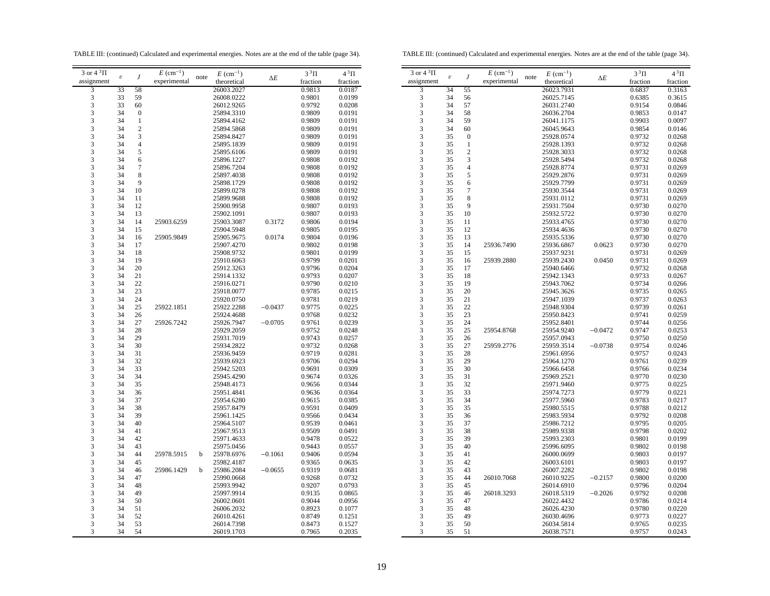TABLE III: (continued) Calculated and experimental energies. Notes are at the end of the table (page 34).

| 3 or 4 $^3\Pi$ assignment | $v$ | $J$ | $E$ (cm$^{-1}$) experimental | note | $E$ (cm$^{-1}$) theoretical | $\Delta E$ | $3\,^3\Pi$ fraction | $4\,^3\Pi$ fraction |
|---|---|---|---|---|---|---|---|---|
| 3 | 33 | 58 | | | 26003.2027 | | 0.9813 | 0.0187 |
| 3 | 33 | 59 | | | 26008.0222 | | 0.9801 | 0.0199 |
| 3 | 33 | 60 | | | 26012.9265 | | 0.9792 | 0.0208 |
| 3 | 34 | 0 | | | 25894.3310 | | 0.9809 | 0.0191 |
| 3 | 34 | 1 | | | 25894.4162 | | 0.9809 | 0.0191 |
| 3 | 34 | 2 | | | 25894.5868 | | 0.9809 | 0.0191 |
| 3 | 34 | 3 | | | 25894.8427 | | 0.9809 | 0.0191 |
| 3 | 34 | 4 | | | 25895.1839 | | 0.9809 | 0.0191 |
| 3 | 34 | 5 | | | 25895.6106 | | 0.9809 | 0.0191 |
| 3 | 34 | 6 | | | 25896.1227 | | 0.9808 | 0.0192 |
| 3 | 34 | 7 | | | 25896.7204 | | 0.9808 | 0.0192 |
| 3 | 34 | 8 | | | 25897.4038 | | 0.9808 | 0.0192 |
| 3 | 34 | 9 | | | 25898.1729 | | 0.9808 | 0.0192 |
| 3 | 34 | 10 | | | 25899.0278 | | 0.9808 | 0.0192 |
| 3 | 34 | 11 | | | 25899.9688 | | 0.9808 | 0.0192 |
| 3 | 34 | 12 | | | 25900.9958 | | 0.9807 | 0.0193 |
| 3 | 34 | 13 | | | 25902.1091 | | 0.9807 | 0.0193 |
| 3 | 34 | 14 | 25903.6259 | | 25903.3087 | 0.3172 | 0.9806 | 0.0194 |
| 3 | 34 | 15 | | | 25904.5948 | | 0.9805 | 0.0195 |
| 3 | 34 | 16 | 25905.9849 | | 25905.9675 | 0.0174 | 0.9804 | 0.0196 |
| 3 | 34 | 17 | | | 25907.4270 | | 0.9802 | 0.0198 |
| 3 | 34 | 18 | | | 25908.9732 | | 0.9801 | 0.0199 |
| 3 | 34 | 19 | | | 25910.6063 | | 0.9799 | 0.0201 |
| 3 | 34 | 20 | | | 25912.3263 | | 0.9796 | 0.0204 |
| 3 | 34 | 21 | | | 25914.1332 | | 0.9793 | 0.0207 |
| 3 | 34 | 22 | | | 25916.0271 | | 0.9790 | 0.0210 |
| 3 | 34 | 23 | | | 25918.0077 | | 0.9785 | 0.0215 |
| 3 | 34 | 24 | | | 25920.0750 | | 0.9781 | 0.0219 |
| 3 | 34 | 25 | 25922.1851 | | 25922.2288 | −0.0437 | 0.9775 | 0.0225 |
| 3 | 34 | 26 | | | 25924.4688 | | 0.9768 | 0.0232 |
| 3 | 34 | 27 | 25926.7242 | | 25926.7947 | −0.0705 | 0.9761 | 0.0239 |
| 3 | 34 | 28 | | | 25929.2059 | | 0.9752 | 0.0248 |
| 3 | 34 | 29 | | | 25931.7019 | | 0.9743 | 0.0257 |
| 3 | 34 | 30 | | | 25934.2822 | | 0.9732 | 0.0268 |
| 3 | 34 | 31 | | | 25936.9459 | | 0.9719 | 0.0281 |
| 3 | 34 | 32 | | | 25939.6923 | | 0.9706 | 0.0294 |
| 3 | 34 | 33 | | | 25942.5203 | | 0.9691 | 0.0309 |
| 3 | 34 | 34 | | | 25945.4290 | | 0.9674 | 0.0326 |
| 3 | 34 | 35 | | | 25948.4173 | | 0.9656 | 0.0344 |
| 3 | 34 | 36 | | | 25951.4841 | | 0.9636 | 0.0364 |
| 3 | 34 | 37 | | | 25954.6280 | | 0.9615 | 0.0385 |
| 3 | 34 | 38 | | | 25957.8479 | | 0.9591 | 0.0409 |
| 3 | 34 | 39 | | | 25961.1425 | | 0.9566 | 0.0434 |
| 3 | 34 | 40 | | | 25964.5107 | | 0.9539 | 0.0461 |
| 3 | 34 | 41 | | | 25967.9513 | | 0.9509 | 0.0491 |
| 3 | 34 | 42 | | | 25971.4633 | | 0.9478 | 0.0522 |
| 3 | 34 | 43 | | | 25975.0456 | | 0.9443 | 0.0557 |
| 3 | 34 | 44 | 25978.5915 | b | 25978.6976 | −0.1061 | 0.9406 | 0.0594 |
| 3 | 34 | 45 | | | 25982.4187 | | 0.9365 | 0.0635 |
| 3 | 34 | 46 | 25986.1429 | b | 25986.2084 | −0.0655 | 0.9319 | 0.0681 |
| 3 | 34 | 47 | | | 25990.0668 | | 0.9268 | 0.0732 |
| 3 | 34 | 48 | | | 25993.9942 | | 0.9207 | 0.0793 |
| 3 | 34 | 49 | | | 25997.9914 | | 0.9135 | 0.0865 |
| 3 | 34 | 50 | | | 26002.0601 | | 0.9044 | 0.0956 |
| 3 | 34 | 51 | | | 26006.2032 | | 0.8923 | 0.1077 |
| 3 | 34 | 52 | | | 26010.4261 | | 0.8749 | 0.1251 |
| 3 | 34 | 53 | | | 26014.7398 | | 0.8473 | 0.1527 |
| 3 | 34 | 54 | | | 26019.1703 | | 0.7965 | 0.2035 |
| 3 | 34 | 55 | | | 26023.7931 | | 0.6837 | 0.3163 |
| 3 | 34 | 56 | | | 26025.7145 | | 0.6385 | 0.3615 |
| 3 | 34 | 57 | | | 26031.2740 | | 0.9154 | 0.0846 |
| 3 | 34 | 58 | | | 26036.2704 | | 0.9853 | 0.0147 |
| 3 | 34 | 59 | | | 26041.1175 | | 0.9903 | 0.0097 |
| 3 | 34 | 60 | | | 26045.9643 | | 0.9854 | 0.0146 |
| 3 | 35 | 0 | | | 25928.0574 | | 0.9732 | 0.0268 |
| 3 | 35 | 1 | | | 25928.1393 | | 0.9732 | 0.0268 |
| 3 | 35 | 2 | | | 25928.3033 | | 0.9732 | 0.0268 |
| 3 | 35 | 3 | | | 25928.5494 | | 0.9732 | 0.0268 |
| 3 | 35 | 4 | | | 25928.8774 | | 0.9731 | 0.0269 |
| 3 | 35 | 5 | | | 25929.2876 | | 0.9731 | 0.0269 |
| 3 | 35 | 6 | | | 25929.7799 | | 0.9731 | 0.0269 |
| 3 | 35 | 7 | | | 25930.3544 | | 0.9731 | 0.0269 |
| 3 | 35 | 8 | | | 25931.0112 | | 0.9731 | 0.0269 |
| 3 | 35 | 9 | | | 25931.7504 | | 0.9730 | 0.0270 |
| 3 | 35 | 10 | | | 25932.5722 | | 0.9730 | 0.0270 |
| 3 | 35 | 11 | | | 25933.4765 | | 0.9730 | 0.0270 |
| 3 | 35 | 12 | | | 25934.4636 | | 0.9730 | 0.0270 |
| 3 | 35 | 13 | | | 25935.5336 | | 0.9730 | 0.0270 |
| 3 | 35 | 14 | 25936.7490 | | 25936.6867 | 0.0623 | 0.9730 | 0.0270 |
| 3 | 35 | 15 | | | 25937.9231 | | 0.9731 | 0.0269 |
| 3 | 35 | 16 | 25939.2880 | | 25939.2430 | 0.0450 | 0.9731 | 0.0269 |
| 3 | 35 | 17 | | | 25940.6466 | | 0.9732 | 0.0268 |
| 3 | 35 | 18 | | | 25942.1343 | | 0.9733 | 0.0267 |
| 3 | 35 | 19 | | | 25943.7062 | | 0.9734 | 0.0266 |
| 3 | 35 | 20 | | | 25945.3626 | | 0.9735 | 0.0265 |
| 3 | 35 | 21 | | | 25947.1039 | | 0.9737 | 0.0263 |
| 3 | 35 | 22 | | | 25948.9304 | | 0.9739 | 0.0261 |
| 3 | 35 | 23 | | | 25950.8423 | | 0.9741 | 0.0259 |
| 3 | 35 | 24 | | | 25952.8401 | | 0.9744 | 0.0256 |
| 3 | 35 | 25 | 25954.8768 | | 25954.9240 | −0.0472 | 0.9747 | 0.0253 |
| 3 | 35 | 26 | | | 25957.0943 | | 0.9750 | 0.0250 |
| 3 | 35 | 27 | 25959.2776 | | 25959.3514 | −0.0738 | 0.9754 | 0.0246 |
| 3 | 35 | 28 | | | 25961.6956 | | 0.9757 | 0.0243 |
| 3 | 35 | 29 | | | 25964.1270 | | 0.9761 | 0.0239 |
| 3 | 35 | 30 | | | 25966.6458 | | 0.9766 | 0.0234 |
| 3 | 35 | 31 | | | 25969.2521 | | 0.9770 | 0.0230 |
| 3 | 35 | 32 | | | 25971.9460 | | 0.9775 | 0.0225 |
| 3 | 35 | 33 | | | 25974.7273 | | 0.9779 | 0.0221 |
| 3 | 35 | 34 | | | 25977.5960 | | 0.9783 | 0.0217 |
| 3 | 35 | 35 | | | 25980.5515 | | 0.9788 | 0.0212 |
| 3 | 35 | 36 | | | 25983.5934 | | 0.9792 | 0.0208 |
| 3 | 35 | 37 | | | 25986.7212 | | 0.9795 | 0.0205 |
| 3 | 35 | 38 | | | 25989.9338 | | 0.9798 | 0.0202 |
| 3 | 35 | 39 | | | 25993.2303 | | 0.9801 | 0.0199 |
| 3 | 35 | 40 | | | 25996.6095 | | 0.9802 | 0.0198 |
| 3 | 35 | 41 | | | 26000.0699 | | 0.9803 | 0.0197 |
| 3 | 35 | 42 | | | 26003.6101 | | 0.9803 | 0.0197 |
| 3 | 35 | 43 | | | 26007.2282 | | 0.9802 | 0.0198 |
| 3 | 35 | 44 | 26010.7068 | | 26010.9225 | −0.2157 | 0.9800 | 0.0200 |
| 3 | 35 | 45 | | | 26014.6910 | | 0.9796 | 0.0204 |
| 3 | 35 | 46 | 26018.3293 | | 26018.5319 | −0.2026 | 0.9792 | 0.0208 |
| 3 | 35 | 47 | | | 26022.4432 | | 0.9786 | 0.0214 |
| 3 | 35 | 48 | | | 26026.4230 | | 0.9780 | 0.0220 |
| 3 | 35 | 49 | | | 26030.4696 | | 0.9773 | 0.0227 |
| 3 | 35 | 50 | | | 26034.5814 | | 0.9765 | 0.0235 |
| 3 | 35 | 51 | | | 26038.7571 | | 0.9757 | 0.0243 |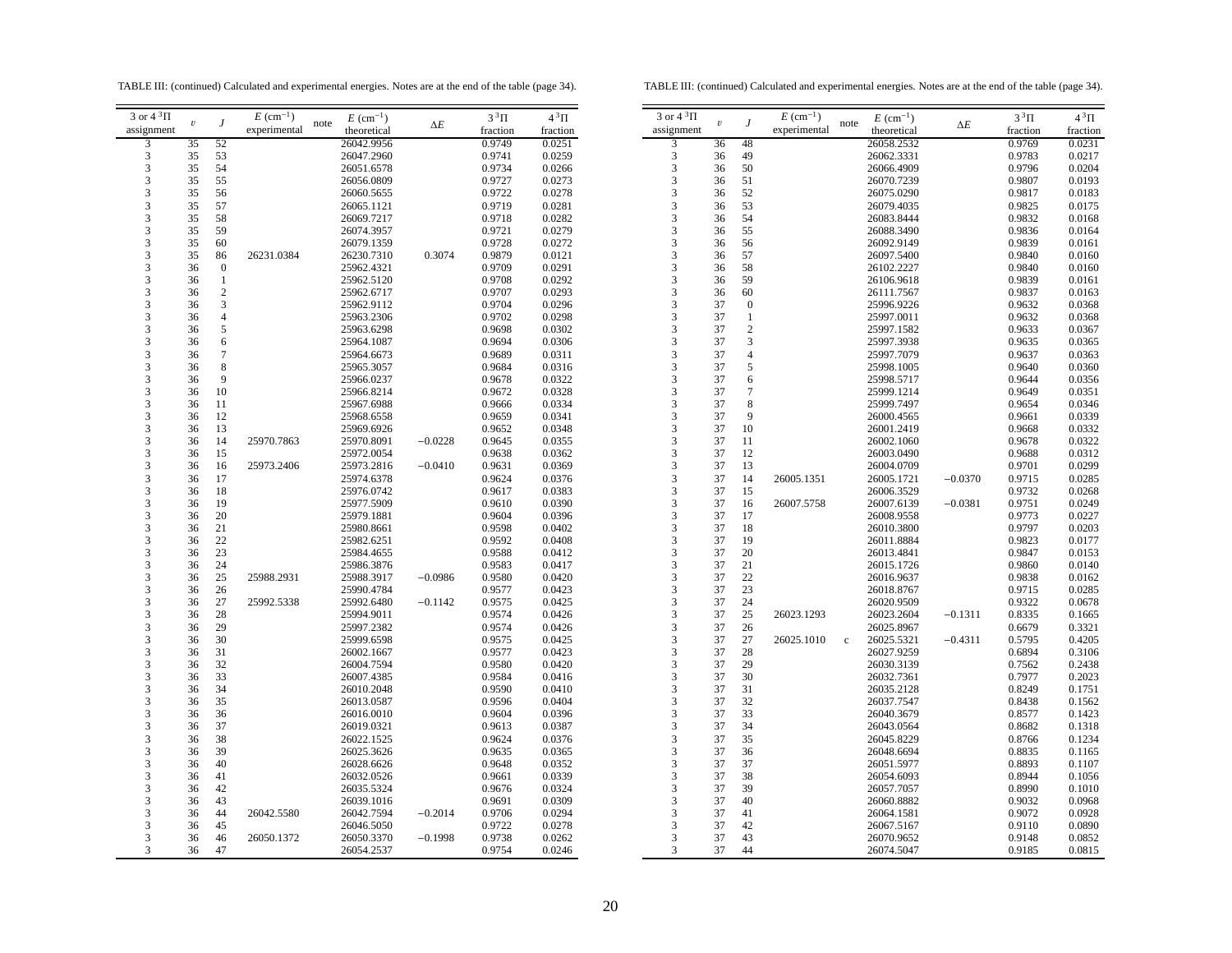TABLE III: (continued) Calculated and experimental energies. Notes are at the end of the table (page 34).

| 3 or 4 $^3\Pi$ assignment | $v$ | $J$ | $E$ (cm$^{-1}$) experimental | note | $E$ (cm$^{-1}$) theoretical | $\Delta E$ | $3\,^3\Pi$ fraction | $4\,^3\Pi$ fraction |
|---|---|---|---|---|---|---|---|---|
| 3 | 35 | 52 | | | 26042.9956 | | 0.9749 | 0.0251 |
| 3 | 35 | 53 | | | 26047.2960 | | 0.9741 | 0.0259 |
| 3 | 35 | 54 | | | 26051.6578 | | 0.9734 | 0.0266 |
| 3 | 35 | 55 | | | 26056.0809 | | 0.9727 | 0.0273 |
| 3 | 35 | 56 | | | 26060.5655 | | 0.9722 | 0.0278 |
| 3 | 35 | 57 | | | 26065.1121 | | 0.9719 | 0.0281 |
| 3 | 35 | 58 | | | 26069.7217 | | 0.9718 | 0.0282 |
| 3 | 35 | 59 | | | 26074.3957 | | 0.9721 | 0.0279 |
| 3 | 35 | 60 | | | 26079.1359 | | 0.9728 | 0.0272 |
| 3 | 35 | 86 | 26231.0384 | | 26230.7310 | 0.3074 | 0.9879 | 0.0121 |
| 3 | 36 | 0 | | | 25962.4321 | | 0.9709 | 0.0291 |
| 3 | 36 | 1 | | | 25962.5120 | | 0.9708 | 0.0292 |
| 3 | 36 | 2 | | | 25962.6717 | | 0.9707 | 0.0293 |
| 3 | 36 | 3 | | | 25962.9112 | | 0.9704 | 0.0296 |
| 3 | 36 | 4 | | | 25963.2306 | | 0.9702 | 0.0298 |
| 3 | 36 | 5 | | | 25963.6298 | | 0.9698 | 0.0302 |
| 3 | 36 | 6 | | | 25964.1087 | | 0.9694 | 0.0306 |
| 3 | 36 | 7 | | | 25964.6673 | | 0.9689 | 0.0311 |
| 3 | 36 | 8 | | | 25965.3057 | | 0.9684 | 0.0316 |
| 3 | 36 | 9 | | | 25966.0237 | | 0.9678 | 0.0322 |
| 3 | 36 | 10 | | | 25966.8214 | | 0.9672 | 0.0328 |
| 3 | 36 | 11 | | | 25967.6988 | | 0.9666 | 0.0334 |
| 3 | 36 | 12 | | | 25968.6558 | | 0.9659 | 0.0341 |
| 3 | 36 | 13 | | | 25969.6926 | | 0.9652 | 0.0348 |
| 3 | 36 | 14 | 25970.7863 | | 25970.8091 | −0.0228 | 0.9645 | 0.0355 |
| 3 | 36 | 15 | | | 25972.0054 | | 0.9638 | 0.0362 |
| 3 | 36 | 16 | 25973.2406 | | 25973.2816 | −0.0410 | 0.9631 | 0.0369 |
| 3 | 36 | 17 | | | 25974.6378 | | 0.9624 | 0.0376 |
| 3 | 36 | 18 | | | 25976.0742 | | 0.9617 | 0.0383 |
| 3 | 36 | 19 | | | 25977.5909 | | 0.9610 | 0.0390 |
| 3 | 36 | 20 | | | 25979.1881 | | 0.9604 | 0.0396 |
| 3 | 36 | 21 | | | 25980.8661 | | 0.9598 | 0.0402 |
| 3 | 36 | 22 | | | 25982.6251 | | 0.9592 | 0.0408 |
| 3 | 36 | 23 | | | 25984.4655 | | 0.9588 | 0.0412 |
| 3 | 36 | 24 | | | 25986.3876 | | 0.9583 | 0.0417 |
| 3 | 36 | 25 | 25988.2931 | | 25988.3917 | −0.0986 | 0.9580 | 0.0420 |
| 3 | 36 | 26 | | | 25990.4784 | | 0.9577 | 0.0423 |
| 3 | 36 | 27 | 25992.5338 | | 25992.6480 | −0.1142 | 0.9575 | 0.0425 |
| 3 | 36 | 28 | | | 25994.9011 | | 0.9574 | 0.0426 |
| 3 | 36 | 29 | | | 25997.2382 | | 0.9574 | 0.0426 |
| 3 | 36 | 30 | | | 25999.6598 | | 0.9575 | 0.0425 |
| 3 | 36 | 31 | | | 26002.1667 | | 0.9577 | 0.0423 |
| 3 | 36 | 32 | | | 26004.7594 | | 0.9580 | 0.0420 |
| 3 | 36 | 33 | | | 26007.4385 | | 0.9584 | 0.0416 |
| 3 | 36 | 34 | | | 26010.2048 | | 0.9590 | 0.0410 |
| 3 | 36 | 35 | | | 26013.0587 | | 0.9596 | 0.0404 |
| 3 | 36 | 36 | | | 26016.0010 | | 0.9604 | 0.0396 |
| 3 | 36 | 37 | | | 26019.0321 | | 0.9613 | 0.0387 |
| 3 | 36 | 38 | | | 26022.1525 | | 0.9624 | 0.0376 |
| 3 | 36 | 39 | | | 26025.3626 | | 0.9635 | 0.0365 |
| 3 | 36 | 40 | | | 26028.6626 | | 0.9648 | 0.0352 |
| 3 | 36 | 41 | | | 26032.0526 | | 0.9661 | 0.0339 |
| 3 | 36 | 42 | | | 26035.5324 | | 0.9676 | 0.0324 |
| 3 | 36 | 43 | | | 26039.1016 | | 0.9691 | 0.0309 |
| 3 | 36 | 44 | 26042.5580 | | 26042.7594 | −0.2014 | 0.9706 | 0.0294 |
| 3 | 36 | 45 | | | 26046.5050 | | 0.9722 | 0.0278 |
| 3 | 36 | 46 | 26050.1372 | | 26050.3370 | −0.1998 | 0.9738 | 0.0262 |
| 3 | 36 | 47 | | | 26054.2537 | | 0.9754 | 0.0246 |
| 3 | 36 | 48 | | | 26058.2532 | | 0.9769 | 0.0231 |
| 3 | 36 | 49 | | | 26062.3331 | | 0.9783 | 0.0217 |
| 3 | 36 | 50 | | | 26066.4909 | | 0.9796 | 0.0204 |
| 3 | 36 | 51 | | | 26070.7239 | | 0.9807 | 0.0193 |
| 3 | 36 | 52 | | | 26075.0290 | | 0.9817 | 0.0183 |
| 3 | 36 | 53 | | | 26079.4035 | | 0.9825 | 0.0175 |
| 3 | 36 | 54 | | | 26083.8444 | | 0.9832 | 0.0168 |
| 3 | 36 | 55 | | | 26088.3490 | | 0.9836 | 0.0164 |
| 3 | 36 | 56 | | | 26092.9149 | | 0.9839 | 0.0161 |
| 3 | 36 | 57 | | | 26097.5400 | | 0.9840 | 0.0160 |
| 3 | 36 | 58 | | | 26102.2227 | | 0.9840 | 0.0160 |
| 3 | 36 | 59 | | | 26106.9618 | | 0.9839 | 0.0161 |
| 3 | 36 | 60 | | | 26111.7567 | | 0.9837 | 0.0163 |
| 3 | 37 | 0 | | | 25996.9226 | | 0.9632 | 0.0368 |
| 3 | 37 | 1 | | | 25997.0011 | | 0.9632 | 0.0368 |
| 3 | 37 | 2 | | | 25997.1582 | | 0.9633 | 0.0367 |
| 3 | 37 | 3 | | | 25997.3938 | | 0.9635 | 0.0365 |
| 3 | 37 | 4 | | | 25997.7079 | | 0.9637 | 0.0363 |
| 3 | 37 | 5 | | | 25998.1005 | | 0.9640 | 0.0360 |
| 3 | 37 | 6 | | | 25998.5717 | | 0.9644 | 0.0356 |
| 3 | 37 | 7 | | | 25999.1214 | | 0.9649 | 0.0351 |
| 3 | 37 | 8 | | | 25999.7497 | | 0.9654 | 0.0346 |
| 3 | 37 | 9 | | | 26000.4565 | | 0.9661 | 0.0339 |
| 3 | 37 | 10 | | | 26001.2419 | | 0.9668 | 0.0332 |
| 3 | 37 | 11 | | | 26002.1060 | | 0.9678 | 0.0322 |
| 3 | 37 | 12 | | | 26003.0490 | | 0.9688 | 0.0312 |
| 3 | 37 | 13 | | | 26004.0709 | | 0.9701 | 0.0299 |
| 3 | 37 | 14 | 26005.1351 | | 26005.1721 | −0.0370 | 0.9715 | 0.0285 |
| 3 | 37 | 15 | | | 26006.3529 | | 0.9732 | 0.0268 |
| 3 | 37 | 16 | 26007.5758 | | 26007.6139 | −0.0381 | 0.9751 | 0.0249 |
| 3 | 37 | 17 | | | 26008.9558 | | 0.9773 | 0.0227 |
| 3 | 37 | 18 | | | 26010.3800 | | 0.9797 | 0.0203 |
| 3 | 37 | 19 | | | 26011.8884 | | 0.9823 | 0.0177 |
| 3 | 37 | 20 | | | 26013.4841 | | 0.9847 | 0.0153 |
| 3 | 37 | 21 | | | 26015.1726 | | 0.9860 | 0.0140 |
| 3 | 37 | 22 | | | 26016.9637 | | 0.9838 | 0.0162 |
| 3 | 37 | 23 | | | 26018.8767 | | 0.9715 | 0.0285 |
| 3 | 37 | 24 | | | 26020.9509 | | 0.9322 | 0.0678 |
| 3 | 37 | 25 | 26023.1293 | | 26023.2604 | −0.1311 | 0.8335 | 0.1665 |
| 3 | 37 | 26 | | | 26025.8967 | | 0.6679 | 0.3321 |
| 3 | 37 | 27 | 26025.1010 | c | 26025.5321 | −0.4311 | 0.5795 | 0.4205 |
| 3 | 37 | 28 | | | 26027.9259 | | 0.6894 | 0.3106 |
| 3 | 37 | 29 | | | 26030.3139 | | 0.7562 | 0.2438 |
| 3 | 37 | 30 | | | 26032.7361 | | 0.7977 | 0.2023 |
| 3 | 37 | 31 | | | 26035.2128 | | 0.8249 | 0.1751 |
| 3 | 37 | 32 | | | 26037.7547 | | 0.8438 | 0.1562 |
| 3 | 37 | 33 | | | 26040.3679 | | 0.8577 | 0.1423 |
| 3 | 37 | 34 | | | 26043.0564 | | 0.8682 | 0.1318 |
| 3 | 37 | 35 | | | 26045.8229 | | 0.8766 | 0.1234 |
| 3 | 37 | 36 | | | 26048.6694 | | 0.8835 | 0.1165 |
| 3 | 37 | 37 | | | 26051.5977 | | 0.8893 | 0.1107 |
| 3 | 37 | 38 | | | 26054.6093 | | 0.8944 | 0.1056 |
| 3 | 37 | 39 | | | 26057.7057 | | 0.8990 | 0.1010 |
| 3 | 37 | 40 | | | 26060.8882 | | 0.9032 | 0.0968 |
| 3 | 37 | 41 | | | 26064.1581 | | 0.9072 | 0.0928 |
| 3 | 37 | 42 | | | 26067.5167 | | 0.9110 | 0.0890 |
| 3 | 37 | 43 | | | 26070.9652 | | 0.9148 | 0.0852 |
| 3 | 37 | 44 | | | 26074.5047 | | 0.9185 | 0.0815 |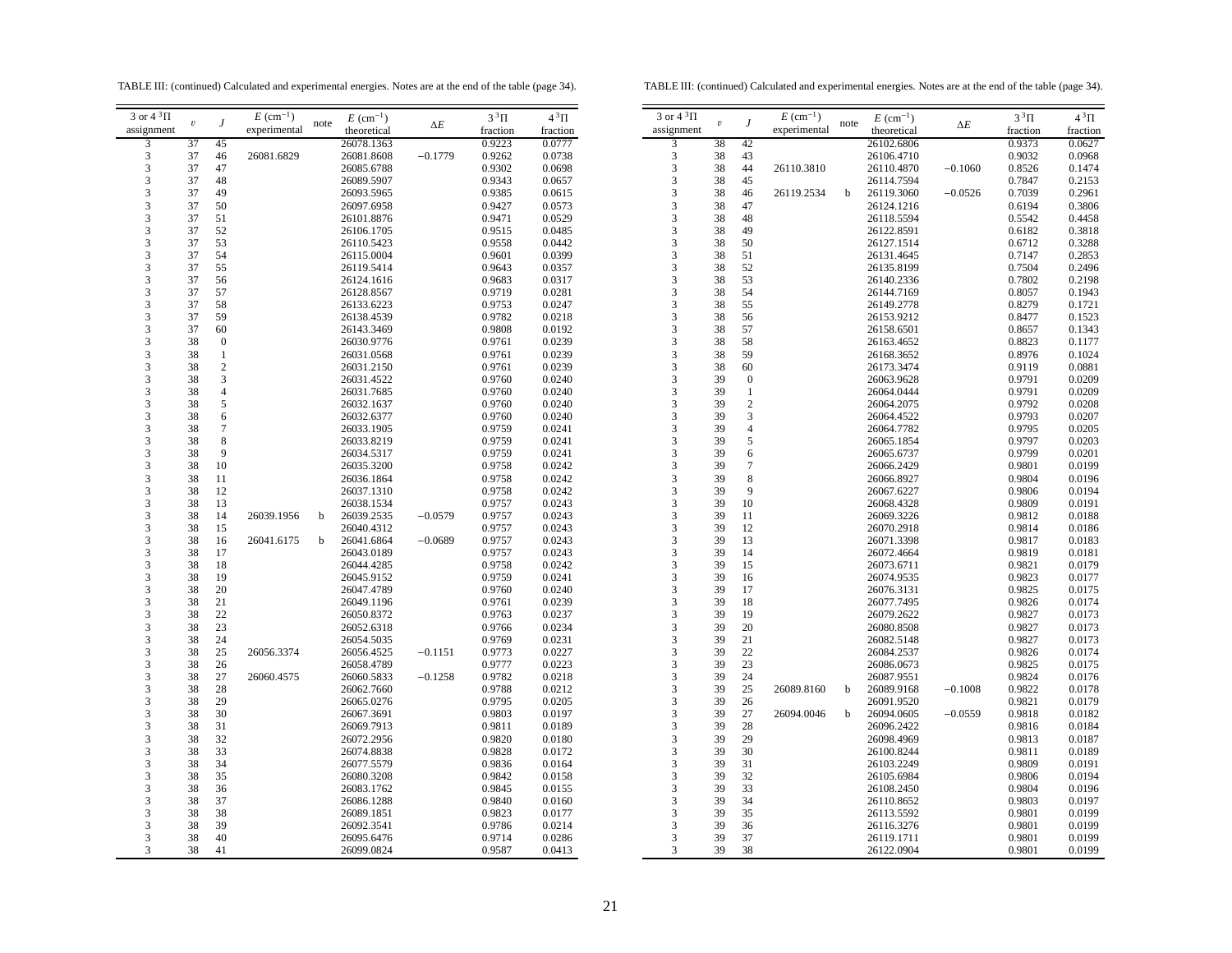TABLE III: (continued) Calculated and experimental energies. Notes are at the end of the table (page 34).

| 3 or 4 $^3\Pi$ assignment | $v$ | $J$ | $E$ (cm$^{-1}$) experimental | note | $E$ (cm$^{-1}$) theoretical | $\Delta E$ | $3\,^3\Pi$ fraction | $4\,^3\Pi$ fraction |
|---|---|---|---|---|---|---|---|---|
| 3 | 37 | 45 | | | 26078.1363 | | 0.9223 | 0.0777 |
| 3 | 37 | 46 | 26081.6829 | | 26081.8608 | −0.1779 | 0.9262 | 0.0738 |
| 3 | 37 | 47 | | | 26085.6788 | | 0.9302 | 0.0698 |
| 3 | 37 | 48 | | | 26089.5907 | | 0.9343 | 0.0657 |
| 3 | 37 | 49 | | | 26093.5965 | | 0.9385 | 0.0615 |
| 3 | 37 | 50 | | | 26097.6958 | | 0.9427 | 0.0573 |
| 3 | 37 | 51 | | | 26101.8876 | | 0.9471 | 0.0529 |
| 3 | 37 | 52 | | | 26106.1705 | | 0.9515 | 0.0485 |
| 3 | 37 | 53 | | | 26110.5423 | | 0.9558 | 0.0442 |
| 3 | 37 | 54 | | | 26115.0004 | | 0.9601 | 0.0399 |
| 3 | 37 | 55 | | | 26119.5414 | | 0.9643 | 0.0357 |
| 3 | 37 | 56 | | | 26124.1616 | | 0.9683 | 0.0317 |
| 3 | 37 | 57 | | | 26128.8567 | | 0.9719 | 0.0281 |
| 3 | 37 | 58 | | | 26133.6223 | | 0.9753 | 0.0247 |
| 3 | 37 | 59 | | | 26138.4539 | | 0.9782 | 0.0218 |
| 3 | 37 | 60 | | | 26143.3469 | | 0.9808 | 0.0192 |
| 3 | 38 | 0 | | | 26030.9776 | | 0.9761 | 0.0239 |
| 3 | 38 | 1 | | | 26031.0568 | | 0.9761 | 0.0239 |
| 3 | 38 | 2 | | | 26031.2150 | | 0.9761 | 0.0239 |
| 3 | 38 | 3 | | | 26031.4522 | | 0.9760 | 0.0240 |
| 3 | 38 | 4 | | | 26031.7685 | | 0.9760 | 0.0240 |
| 3 | 38 | 5 | | | 26032.1637 | | 0.9760 | 0.0240 |
| 3 | 38 | 6 | | | 26032.6377 | | 0.9760 | 0.0240 |
| 3 | 38 | 7 | | | 26033.1905 | | 0.9759 | 0.0241 |
| 3 | 38 | 8 | | | 26033.8219 | | 0.9759 | 0.0241 |
| 3 | 38 | 9 | | | 26034.5317 | | 0.9759 | 0.0241 |
| 3 | 38 | 10 | | | 26035.3200 | | 0.9758 | 0.0242 |
| 3 | 38 | 11 | | | 26036.1864 | | 0.9758 | 0.0242 |
| 3 | 38 | 12 | | | 26037.1310 | | 0.9758 | 0.0242 |
| 3 | 38 | 13 | | | 26038.1534 | | 0.9757 | 0.0243 |
| 3 | 38 | 14 | 26039.1956 | b | 26039.2535 | −0.0579 | 0.9757 | 0.0243 |
| 3 | 38 | 15 | | | 26040.4312 | | 0.9757 | 0.0243 |
| 3 | 38 | 16 | 26041.6175 | b | 26041.6864 | −0.0689 | 0.9757 | 0.0243 |
| 3 | 38 | 17 | | | 26043.0189 | | 0.9757 | 0.0243 |
| 3 | 38 | 18 | | | 26044.4285 | | 0.9758 | 0.0242 |
| 3 | 38 | 19 | | | 26045.9152 | | 0.9759 | 0.0241 |
| 3 | 38 | 20 | | | 26047.4789 | | 0.9760 | 0.0240 |
| 3 | 38 | 21 | | | 26049.1196 | | 0.9761 | 0.0239 |
| 3 | 38 | 22 | | | 26050.8372 | | 0.9763 | 0.0237 |
| 3 | 38 | 23 | | | 26052.6318 | | 0.9766 | 0.0234 |
| 3 | 38 | 24 | | | 26054.5035 | | 0.9769 | 0.0231 |
| 3 | 38 | 25 | 26056.3374 | | 26056.4525 | −0.1151 | 0.9773 | 0.0227 |
| 3 | 38 | 26 | | | 26058.4789 | | 0.9777 | 0.0223 |
| 3 | 38 | 27 | 26060.4575 | | 26060.5833 | −0.1258 | 0.9782 | 0.0218 |
| 3 | 38 | 28 | | | 26062.7660 | | 0.9788 | 0.0212 |
| 3 | 38 | 29 | | | 26065.0276 | | 0.9795 | 0.0205 |
| 3 | 38 | 30 | | | 26067.3691 | | 0.9803 | 0.0197 |
| 3 | 38 | 31 | | | 26069.7913 | | 0.9811 | 0.0189 |
| 3 | 38 | 32 | | | 26072.2956 | | 0.9820 | 0.0180 |
| 3 | 38 | 33 | | | 26074.8838 | | 0.9828 | 0.0172 |
| 3 | 38 | 34 | | | 26077.5579 | | 0.9836 | 0.0164 |
| 3 | 38 | 35 | | | 26080.3208 | | 0.9842 | 0.0158 |
| 3 | 38 | 36 | | | 26083.1762 | | 0.9845 | 0.0155 |
| 3 | 38 | 37 | | | 26086.1288 | | 0.9840 | 0.0160 |
| 3 | 38 | 38 | | | 26089.1851 | | 0.9823 | 0.0177 |
| 3 | 38 | 39 | | | 26092.3541 | | 0.9786 | 0.0214 |
| 3 | 38 | 40 | | | 26095.6476 | | 0.9714 | 0.0286 |
| 3 | 38 | 41 | | | 26099.0824 | | 0.9587 | 0.0413 |
| 3 | 38 | 42 | | | 26102.6806 | | 0.9373 | 0.0627 |
| 3 | 38 | 43 | | | 26106.4710 | | 0.9032 | 0.0968 |
| 3 | 38 | 44 | 26110.3810 | | 26110.4870 | −0.1060 | 0.8526 | 0.1474 |
| 3 | 38 | 45 | | | 26114.7594 | | 0.7847 | 0.2153 |
| 3 | 38 | 46 | 26119.2534 | b | 26119.3060 | −0.0526 | 0.7039 | 0.2961 |
| 3 | 38 | 47 | | | 26124.1216 | | 0.6194 | 0.3806 |
| 3 | 38 | 48 | | | 26118.5594 | | 0.5542 | 0.4458 |
| 3 | 38 | 49 | | | 26122.8591 | | 0.6182 | 0.3818 |
| 3 | 38 | 50 | | | 26127.1514 | | 0.6712 | 0.3288 |
| 3 | 38 | 51 | | | 26131.4645 | | 0.7147 | 0.2853 |
| 3 | 38 | 52 | | | 26135.8199 | | 0.7504 | 0.2496 |
| 3 | 38 | 53 | | | 26140.2336 | | 0.7802 | 0.2198 |
| 3 | 38 | 54 | | | 26144.7169 | | 0.8057 | 0.1943 |
| 3 | 38 | 55 | | | 26149.2778 | | 0.8279 | 0.1721 |
| 3 | 38 | 56 | | | 26153.9212 | | 0.8477 | 0.1523 |
| 3 | 38 | 57 | | | 26158.6501 | | 0.8657 | 0.1343 |
| 3 | 38 | 58 | | | 26163.4652 | | 0.8823 | 0.1177 |
| 3 | 38 | 59 | | | 26168.3652 | | 0.8976 | 0.1024 |
| 3 | 38 | 60 | | | 26173.3474 | | 0.9119 | 0.0881 |
| 3 | 39 | 0 | | | 26063.9628 | | 0.9791 | 0.0209 |
| 3 | 39 | 1 | | | 26064.0444 | | 0.9791 | 0.0209 |
| 3 | 39 | 2 | | | 26064.2075 | | 0.9792 | 0.0208 |
| 3 | 39 | 3 | | | 26064.4522 | | 0.9793 | 0.0207 |
| 3 | 39 | 4 | | | 26064.7782 | | 0.9795 | 0.0205 |
| 3 | 39 | 5 | | | 26065.1854 | | 0.9797 | 0.0203 |
| 3 | 39 | 6 | | | 26065.6737 | | 0.9799 | 0.0201 |
| 3 | 39 | 7 | | | 26066.2429 | | 0.9801 | 0.0199 |
| 3 | 39 | 8 | | | 26066.8927 | | 0.9804 | 0.0196 |
| 3 | 39 | 9 | | | 26067.6227 | | 0.9806 | 0.0194 |
| 3 | 39 | 10 | | | 26068.4328 | | 0.9809 | 0.0191 |
| 3 | 39 | 11 | | | 26069.3226 | | 0.9812 | 0.0188 |
| 3 | 39 | 12 | | | 26070.2918 | | 0.9814 | 0.0186 |
| 3 | 39 | 13 | | | 26071.3398 | | 0.9817 | 0.0183 |
| 3 | 39 | 14 | | | 26072.4664 | | 0.9819 | 0.0181 |
| 3 | 39 | 15 | | | 26073.6711 | | 0.9821 | 0.0179 |
| 3 | 39 | 16 | | | 26074.9535 | | 0.9823 | 0.0177 |
| 3 | 39 | 17 | | | 26076.3131 | | 0.9825 | 0.0175 |
| 3 | 39 | 18 | | | 26077.7495 | | 0.9826 | 0.0174 |
| 3 | 39 | 19 | | | 26079.2622 | | 0.9827 | 0.0173 |
| 3 | 39 | 20 | | | 26080.8508 | | 0.9827 | 0.0173 |
| 3 | 39 | 21 | | | 26082.5148 | | 0.9827 | 0.0173 |
| 3 | 39 | 22 | | | 26084.2537 | | 0.9826 | 0.0174 |
| 3 | 39 | 23 | | | 26086.0673 | | 0.9825 | 0.0175 |
| 3 | 39 | 24 | | | 26087.9551 | | 0.9824 | 0.0176 |
| 3 | 39 | 25 | 26089.8160 | b | 26089.9168 | −0.1008 | 0.9822 | 0.0178 |
| 3 | 39 | 26 | | | 26091.9520 | | 0.9821 | 0.0179 |
| 3 | 39 | 27 | 26094.0046 | b | 26094.0605 | −0.0559 | 0.9818 | 0.0182 |
| 3 | 39 | 28 | | | 26096.2422 | | 0.9816 | 0.0184 |
| 3 | 39 | 29 | | | 26098.4969 | | 0.9813 | 0.0187 |
| 3 | 39 | 30 | | | 26100.8244 | | 0.9811 | 0.0189 |
| 3 | 39 | 31 | | | 26103.2249 | | 0.9809 | 0.0191 |
| 3 | 39 | 32 | | | 26105.6984 | | 0.9806 | 0.0194 |
| 3 | 39 | 33 | | | 26108.2450 | | 0.9804 | 0.0196 |
| 3 | 39 | 34 | | | 26110.8652 | | 0.9803 | 0.0197 |
| 3 | 39 | 35 | | | 26113.5592 | | 0.9801 | 0.0199 |
| 3 | 39 | 36 | | | 26116.3276 | | 0.9801 | 0.0199 |
| 3 | 39 | 37 | | | 26119.1711 | | 0.9801 | 0.0199 |
| 3 | 39 | 38 | | | 26122.0904 | | 0.9801 | 0.0199 |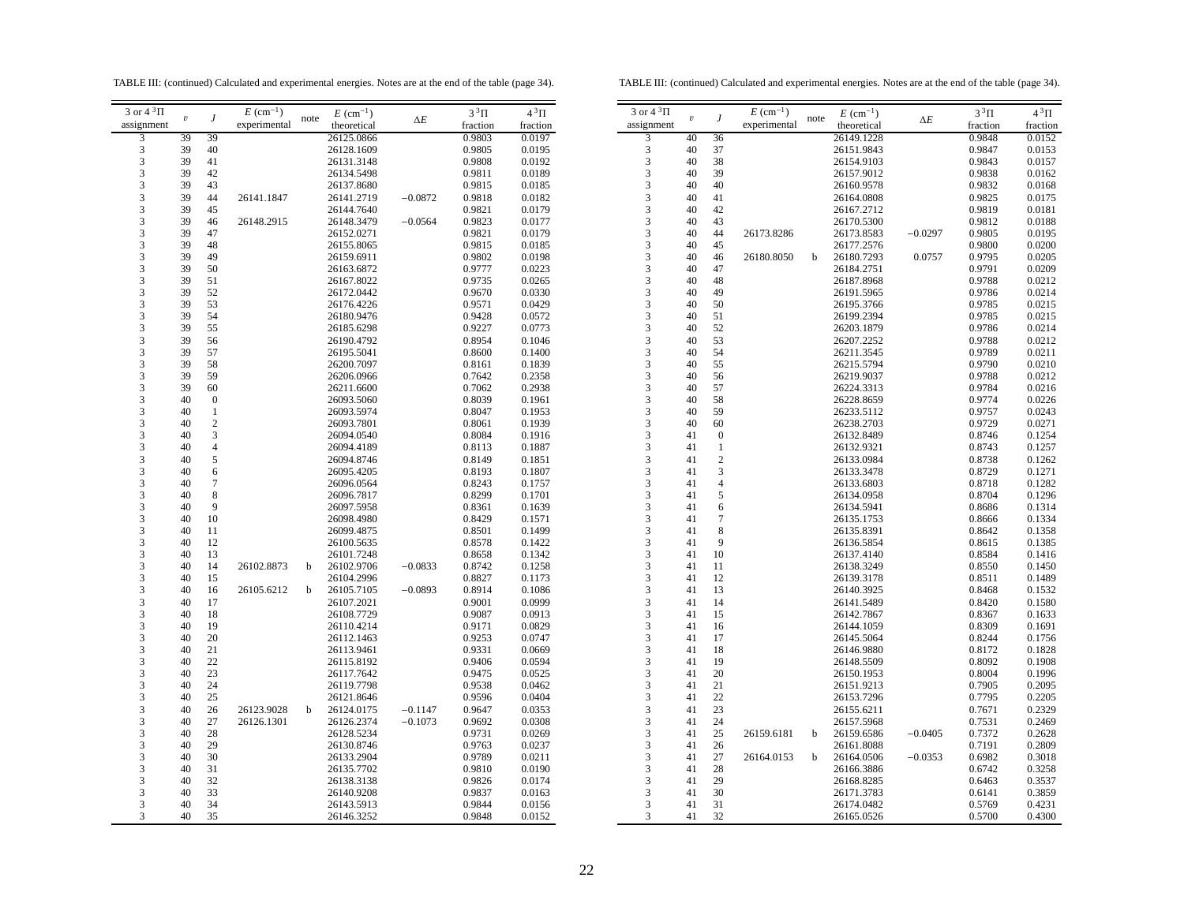TABLE III: (continued) Calculated and experimental energies. Notes are at the end of the table (page 34).

| 3 or 4 $^3\Pi$ assignment | $v$ | $J$ | $E$ (cm$^{-1}$) experimental | note | $E$ (cm$^{-1}$) theoretical | $\Delta E$ | 3 $^3\Pi$ fraction | 4 $^3\Pi$ fraction |
|---|---|---|---|---|---|---|---|---|
| 3 | 39 | 39 | | | 26125.0866 | | 0.9803 | 0.0197 |
| 3 | 39 | 40 | | | 26128.1609 | | 0.9805 | 0.0195 |
| 3 | 39 | 41 | | | 26131.3148 | | 0.9808 | 0.0192 |
| 3 | 39 | 42 | | | 26134.5498 | | 0.9811 | 0.0189 |
| 3 | 39 | 43 | | | 26137.8680 | | 0.9815 | 0.0185 |
| 3 | 39 | 44 | 26141.1847 | | 26141.2719 | −0.0872 | 0.9818 | 0.0182 |
| 3 | 39 | 45 | | | 26144.7640 | | 0.9821 | 0.0179 |
| 3 | 39 | 46 | 26148.2915 | | 26148.3479 | −0.0564 | 0.9823 | 0.0177 |
| 3 | 39 | 47 | | | 26152.0271 | | 0.9821 | 0.0179 |
| 3 | 39 | 48 | | | 26155.8065 | | 0.9815 | 0.0185 |
| 3 | 39 | 49 | | | 26159.6911 | | 0.9802 | 0.0198 |
| 3 | 39 | 50 | | | 26163.6872 | | 0.9777 | 0.0223 |
| 3 | 39 | 51 | | | 26167.8022 | | 0.9735 | 0.0265 |
| 3 | 39 | 52 | | | 26172.0442 | | 0.9670 | 0.0330 |
| 3 | 39 | 53 | | | 26176.4226 | | 0.9571 | 0.0429 |
| 3 | 39 | 54 | | | 26180.9476 | | 0.9428 | 0.0572 |
| 3 | 39 | 55 | | | 26185.6298 | | 0.9227 | 0.0773 |
| 3 | 39 | 56 | | | 26190.4792 | | 0.8954 | 0.1046 |
| 3 | 39 | 57 | | | 26195.5041 | | 0.8600 | 0.1400 |
| 3 | 39 | 58 | | | 26200.7097 | | 0.8161 | 0.1839 |
| 3 | 39 | 59 | | | 26206.0966 | | 0.7642 | 0.2358 |
| 3 | 39 | 60 | | | 26211.6600 | | 0.7062 | 0.2938 |
| 3 | 40 | 0 | | | 26093.5060 | | 0.8039 | 0.1961 |
| 3 | 40 | 1 | | | 26093.5974 | | 0.8047 | 0.1953 |
| 3 | 40 | 2 | | | 26093.7801 | | 0.8061 | 0.1939 |
| 3 | 40 | 3 | | | 26094.0540 | | 0.8084 | 0.1916 |
| 3 | 40 | 4 | | | 26094.4189 | | 0.8113 | 0.1887 |
| 3 | 40 | 5 | | | 26094.8746 | | 0.8149 | 0.1851 |
| 3 | 40 | 6 | | | 26095.4205 | | 0.8193 | 0.1807 |
| 3 | 40 | 7 | | | 26096.0564 | | 0.8243 | 0.1757 |
| 3 | 40 | 8 | | | 26096.7817 | | 0.8299 | 0.1701 |
| 3 | 40 | 9 | | | 26097.5958 | | 0.8361 | 0.1639 |
| 3 | 40 | 10 | | | 26098.4980 | | 0.8429 | 0.1571 |
| 3 | 40 | 11 | | | 26099.4875 | | 0.8501 | 0.1499 |
| 3 | 40 | 12 | | | 26100.5635 | | 0.8578 | 0.1422 |
| 3 | 40 | 13 | | | 26101.7248 | | 0.8658 | 0.1342 |
| 3 | 40 | 14 | 26102.8873 | b | 26102.9706 | −0.0833 | 0.8742 | 0.1258 |
| 3 | 40 | 15 | | | 26104.2996 | | 0.8827 | 0.1173 |
| 3 | 40 | 16 | 26105.6212 | b | 26105.7105 | −0.0893 | 0.8914 | 0.1086 |
| 3 | 40 | 17 | | | 26107.2021 | | 0.9001 | 0.0999 |
| 3 | 40 | 18 | | | 26108.7729 | | 0.9087 | 0.0913 |
| 3 | 40 | 19 | | | 26110.4214 | | 0.9171 | 0.0829 |
| 3 | 40 | 20 | | | 26112.1463 | | 0.9253 | 0.0747 |
| 3 | 40 | 21 | | | 26113.9461 | | 0.9331 | 0.0669 |
| 3 | 40 | 22 | | | 26115.8192 | | 0.9406 | 0.0594 |
| 3 | 40 | 23 | | | 26117.7642 | | 0.9475 | 0.0525 |
| 3 | 40 | 24 | | | 26119.7798 | | 0.9538 | 0.0462 |
| 3 | 40 | 25 | | | 26121.8646 | | 0.9596 | 0.0404 |
| 3 | 40 | 26 | 26123.9028 | b | 26124.0175 | −0.1147 | 0.9647 | 0.0353 |
| 3 | 40 | 27 | 26126.1301 | | 26126.2374 | −0.1073 | 0.9692 | 0.0308 |
| 3 | 40 | 28 | | | 26128.5234 | | 0.9731 | 0.0269 |
| 3 | 40 | 29 | | | 26130.8746 | | 0.9763 | 0.0237 |
| 3 | 40 | 30 | | | 26133.2904 | | 0.9789 | 0.0211 |
| 3 | 40 | 31 | | | 26135.7702 | | 0.9810 | 0.0190 |
| 3 | 40 | 32 | | | 26138.3138 | | 0.9826 | 0.0174 |
| 3 | 40 | 33 | | | 26140.9208 | | 0.9837 | 0.0163 |
| 3 | 40 | 34 | | | 26143.5913 | | 0.9844 | 0.0156 |
| 3 | 40 | 35 | | | 26146.3252 | | 0.9848 | 0.0152 |
| 3 | 40 | 36 | | | 26149.1228 | | 0.9848 | 0.0152 |
| 3 | 40 | 37 | | | 26151.9843 | | 0.9847 | 0.0153 |
| 3 | 40 | 38 | | | 26154.9103 | | 0.9843 | 0.0157 |
| 3 | 40 | 39 | | | 26157.9012 | | 0.9838 | 0.0162 |
| 3 | 40 | 40 | | | 26160.9578 | | 0.9832 | 0.0168 |
| 3 | 40 | 41 | | | 26164.0808 | | 0.9825 | 0.0175 |
| 3 | 40 | 42 | | | 26167.2712 | | 0.9819 | 0.0181 |
| 3 | 40 | 43 | | | 26170.5300 | | 0.9812 | 0.0188 |
| 3 | 40 | 44 | 26173.8286 | | 26173.8583 | −0.0297 | 0.9805 | 0.0195 |
| 3 | 40 | 45 | | | 26177.2576 | | 0.9800 | 0.0200 |
| 3 | 40 | 46 | 26180.8050 | b | 26180.7293 | 0.0757 | 0.9795 | 0.0205 |
| 3 | 40 | 47 | | | 26184.2751 | | 0.9791 | 0.0209 |
| 3 | 40 | 48 | | | 26187.8968 | | 0.9788 | 0.0212 |
| 3 | 40 | 49 | | | 26191.5965 | | 0.9786 | 0.0214 |
| 3 | 40 | 50 | | | 26195.3766 | | 0.9785 | 0.0215 |
| 3 | 40 | 51 | | | 26199.2394 | | 0.9785 | 0.0215 |
| 3 | 40 | 52 | | | 26203.1879 | | 0.9786 | 0.0214 |
| 3 | 40 | 53 | | | 26207.2252 | | 0.9788 | 0.0212 |
| 3 | 40 | 54 | | | 26211.3545 | | 0.9789 | 0.0211 |
| 3 | 40 | 55 | | | 26215.5794 | | 0.9790 | 0.0210 |
| 3 | 40 | 56 | | | 26219.9037 | | 0.9788 | 0.0212 |
| 3 | 40 | 57 | | | 26224.3313 | | 0.9784 | 0.0216 |
| 3 | 40 | 58 | | | 26228.8659 | | 0.9774 | 0.0226 |
| 3 | 40 | 59 | | | 26233.5112 | | 0.9757 | 0.0243 |
| 3 | 40 | 60 | | | 26238.2703 | | 0.9729 | 0.0271 |
| 3 | 41 | 0 | | | 26132.8489 | | 0.8746 | 0.1254 |
| 3 | 41 | 1 | | | 26132.9321 | | 0.8743 | 0.1257 |
| 3 | 41 | 2 | | | 26133.0984 | | 0.8738 | 0.1262 |
| 3 | 41 | 3 | | | 26133.3478 | | 0.8729 | 0.1271 |
| 3 | 41 | 4 | | | 26133.6803 | | 0.8718 | 0.1282 |
| 3 | 41 | 5 | | | 26134.0958 | | 0.8704 | 0.1296 |
| 3 | 41 | 6 | | | 26134.5941 | | 0.8686 | 0.1314 |
| 3 | 41 | 7 | | | 26135.1753 | | 0.8666 | 0.1334 |
| 3 | 41 | 8 | | | 26135.8391 | | 0.8642 | 0.1358 |
| 3 | 41 | 9 | | | 26136.5854 | | 0.8615 | 0.1385 |
| 3 | 41 | 10 | | | 26137.4140 | | 0.8584 | 0.1416 |
| 3 | 41 | 11 | | | 26138.3249 | | 0.8550 | 0.1450 |
| 3 | 41 | 12 | | | 26139.3178 | | 0.8511 | 0.1489 |
| 3 | 41 | 13 | | | 26140.3925 | | 0.8468 | 0.1532 |
| 3 | 41 | 14 | | | 26141.5489 | | 0.8420 | 0.1580 |
| 3 | 41 | 15 | | | 26142.7867 | | 0.8367 | 0.1633 |
| 3 | 41 | 16 | | | 26144.1059 | | 0.8309 | 0.1691 |
| 3 | 41 | 17 | | | 26145.5064 | | 0.8244 | 0.1756 |
| 3 | 41 | 18 | | | 26146.9880 | | 0.8172 | 0.1828 |
| 3 | 41 | 19 | | | 26148.5509 | | 0.8092 | 0.1908 |
| 3 | 41 | 20 | | | 26150.1953 | | 0.8004 | 0.1996 |
| 3 | 41 | 21 | | | 26151.9213 | | 0.7905 | 0.2095 |
| 3 | 41 | 22 | | | 26153.7296 | | 0.7795 | 0.2205 |
| 3 | 41 | 23 | | | 26155.6211 | | 0.7671 | 0.2329 |
| 3 | 41 | 24 | | | 26157.5968 | | 0.7531 | 0.2469 |
| 3 | 41 | 25 | 26159.6181 | b | 26159.6586 | −0.0405 | 0.7372 | 0.2628 |
| 3 | 41 | 26 | | | 26161.8088 | | 0.7191 | 0.2809 |
| 3 | 41 | 27 | 26164.0153 | b | 26164.0506 | −0.0353 | 0.6982 | 0.3018 |
| 3 | 41 | 28 | | | 26166.3886 | | 0.6742 | 0.3258 |
| 3 | 41 | 29 | | | 26168.8285 | | 0.6463 | 0.3537 |
| 3 | 41 | 30 | | | 26171.3783 | | 0.6141 | 0.3859 |
| 3 | 41 | 31 | | | 26174.0482 | | 0.5769 | 0.4231 |
| 3 | 41 | 32 | | | 26165.0526 | | 0.5700 | 0.4300 |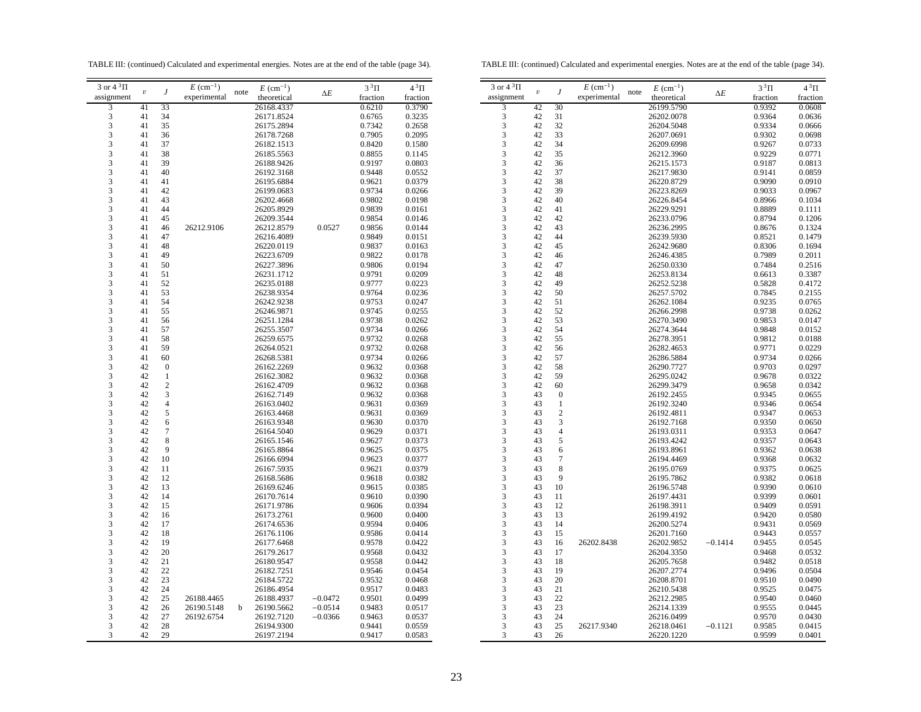TABLE III: (continued) Calculated and experimental energies. Notes are at the end of the table (page 34).

| 3 or 4 $^3\Pi$ assignment | $v$ | $J$ | $E$ (cm$^{-1}$) experimental | note | $E$ (cm$^{-1}$) theoretical | $\Delta E$ | $3\,^3\Pi$ fraction | $4\,^3\Pi$ fraction |
|---|---|---|---|---|---|---|---|---|
| 3 | 41 | 33 | | | 26168.4337 | | 0.6210 | 0.3790 |
| 3 | 41 | 34 | | | 26171.8524 | | 0.6765 | 0.3235 |
| 3 | 41 | 35 | | | 26175.2894 | | 0.7342 | 0.2658 |
| 3 | 41 | 36 | | | 26178.7268 | | 0.7905 | 0.2095 |
| 3 | 41 | 37 | | | 26182.1513 | | 0.8420 | 0.1580 |
| 3 | 41 | 38 | | | 26185.5563 | | 0.8855 | 0.1145 |
| 3 | 41 | 39 | | | 26188.9426 | | 0.9197 | 0.0803 |
| 3 | 41 | 40 | | | 26192.3168 | | 0.9448 | 0.0552 |
| 3 | 41 | 41 | | | 26195.6884 | | 0.9621 | 0.0379 |
| 3 | 41 | 42 | | | 26199.0683 | | 0.9734 | 0.0266 |
| 3 | 41 | 43 | | | 26202.4668 | | 0.9802 | 0.0198 |
| 3 | 41 | 44 | | | 26205.8929 | | 0.9839 | 0.0161 |
| 3 | 41 | 45 | | | 26209.3544 | | 0.9854 | 0.0146 |
| 3 | 41 | 46 | 26212.9106 | | 26212.8579 | 0.0527 | 0.9856 | 0.0144 |
| 3 | 41 | 47 | | | 26216.4089 | | 0.9849 | 0.0151 |
| 3 | 41 | 48 | | | 26220.0119 | | 0.9837 | 0.0163 |
| 3 | 41 | 49 | | | 26223.6709 | | 0.9822 | 0.0178 |
| 3 | 41 | 50 | | | 26227.3896 | | 0.9806 | 0.0194 |
| 3 | 41 | 51 | | | 26231.1712 | | 0.9791 | 0.0209 |
| 3 | 41 | 52 | | | 26235.0188 | | 0.9777 | 0.0223 |
| 3 | 41 | 53 | | | 26238.9354 | | 0.9764 | 0.0236 |
| 3 | 41 | 54 | | | 26242.9238 | | 0.9753 | 0.0247 |
| 3 | 41 | 55 | | | 26246.9871 | | 0.9745 | 0.0255 |
| 3 | 41 | 56 | | | 26251.1284 | | 0.9738 | 0.0262 |
| 3 | 41 | 57 | | | 26255.3507 | | 0.9734 | 0.0266 |
| 3 | 41 | 58 | | | 26259.6575 | | 0.9732 | 0.0268 |
| 3 | 41 | 59 | | | 26264.0521 | | 0.9732 | 0.0268 |
| 3 | 41 | 60 | | | 26268.5381 | | 0.9734 | 0.0266 |
| 3 | 42 | 0 | | | 26162.2269 | | 0.9632 | 0.0368 |
| 3 | 42 | 1 | | | 26162.3082 | | 0.9632 | 0.0368 |
| 3 | 42 | 2 | | | 26162.4709 | | 0.9632 | 0.0368 |
| 3 | 42 | 3 | | | 26162.7149 | | 0.9632 | 0.0368 |
| 3 | 42 | 4 | | | 26163.0402 | | 0.9631 | 0.0369 |
| 3 | 42 | 5 | | | 26163.4468 | | 0.9631 | 0.0369 |
| 3 | 42 | 6 | | | 26163.9348 | | 0.9630 | 0.0370 |
| 3 | 42 | 7 | | | 26164.5040 | | 0.9629 | 0.0371 |
| 3 | 42 | 8 | | | 26165.1546 | | 0.9627 | 0.0373 |
| 3 | 42 | 9 | | | 26165.8864 | | 0.9625 | 0.0375 |
| 3 | 42 | 10 | | | 26166.6994 | | 0.9623 | 0.0377 |
| 3 | 42 | 11 | | | 26167.5935 | | 0.9621 | 0.0379 |
| 3 | 42 | 12 | | | 26168.5686 | | 0.9618 | 0.0382 |
| 3 | 42 | 13 | | | 26169.6246 | | 0.9615 | 0.0385 |
| 3 | 42 | 14 | | | 26170.7614 | | 0.9610 | 0.0390 |
| 3 | 42 | 15 | | | 26171.9786 | | 0.9606 | 0.0394 |
| 3 | 42 | 16 | | | 26173.2761 | | 0.9600 | 0.0400 |
| 3 | 42 | 17 | | | 26174.6536 | | 0.9594 | 0.0406 |
| 3 | 42 | 18 | | | 26176.1106 | | 0.9586 | 0.0414 |
| 3 | 42 | 19 | | | 26177.6468 | | 0.9578 | 0.0422 |
| 3 | 42 | 20 | | | 26179.2617 | | 0.9568 | 0.0432 |
| 3 | 42 | 21 | | | 26180.9547 | | 0.9558 | 0.0442 |
| 3 | 42 | 22 | | | 26182.7251 | | 0.9546 | 0.0454 |
| 3 | 42 | 23 | | | 26184.5722 | | 0.9532 | 0.0468 |
| 3 | 42 | 24 | | | 26186.4954 | | 0.9517 | 0.0483 |
| 3 | 42 | 25 | 26188.4465 | | 26188.4937 | −0.0472 | 0.9501 | 0.0499 |
| 3 | 42 | 26 | 26190.5148 | b | 26190.5662 | −0.0514 | 0.9483 | 0.0517 |
| 3 | 42 | 27 | 26192.6754 | | 26192.7120 | −0.0366 | 0.9463 | 0.0537 |
| 3 | 42 | 28 | | | 26194.9300 | | 0.9441 | 0.0559 |
| 3 | 42 | 29 | | | 26197.2194 | | 0.9417 | 0.0583 |
| 3 | 42 | 30 | | | 26199.5790 | | 0.9392 | 0.0608 |
| 3 | 42 | 31 | | | 26202.0078 | | 0.9364 | 0.0636 |
| 3 | 42 | 32 | | | 26204.5048 | | 0.9334 | 0.0666 |
| 3 | 42 | 33 | | | 26207.0691 | | 0.9302 | 0.0698 |
| 3 | 42 | 34 | | | 26209.6998 | | 0.9267 | 0.0733 |
| 3 | 42 | 35 | | | 26212.3960 | | 0.9229 | 0.0771 |
| 3 | 42 | 36 | | | 26215.1573 | | 0.9187 | 0.0813 |
| 3 | 42 | 37 | | | 26217.9830 | | 0.9141 | 0.0859 |
| 3 | 42 | 38 | | | 26220.8729 | | 0.9090 | 0.0910 |
| 3 | 42 | 39 | | | 26223.8269 | | 0.9033 | 0.0967 |
| 3 | 42 | 40 | | | 26226.8454 | | 0.8966 | 0.1034 |
| 3 | 42 | 41 | | | 26229.9291 | | 0.8889 | 0.1111 |
| 3 | 42 | 42 | | | 26233.0796 | | 0.8794 | 0.1206 |
| 3 | 42 | 43 | | | 26236.2995 | | 0.8676 | 0.1324 |
| 3 | 42 | 44 | | | 26239.5930 | | 0.8521 | 0.1479 |
| 3 | 42 | 45 | | | 26242.9680 | | 0.8306 | 0.1694 |
| 3 | 42 | 46 | | | 26246.4385 | | 0.7989 | 0.2011 |
| 3 | 42 | 47 | | | 26250.0330 | | 0.7484 | 0.2516 |
| 3 | 42 | 48 | | | 26253.8134 | | 0.6613 | 0.3387 |
| 3 | 42 | 49 | | | 26252.5238 | | 0.5828 | 0.4172 |
| 3 | 42 | 50 | | | 26257.5702 | | 0.7845 | 0.2155 |
| 3 | 42 | 51 | | | 26262.1084 | | 0.9235 | 0.0765 |
| 3 | 42 | 52 | | | 26266.2998 | | 0.9738 | 0.0262 |
| 3 | 42 | 53 | | | 26270.3490 | | 0.9853 | 0.0147 |
| 3 | 42 | 54 | | | 26274.3644 | | 0.9848 | 0.0152 |
| 3 | 42 | 55 | | | 26278.3951 | | 0.9812 | 0.0188 |
| 3 | 42 | 56 | | | 26282.4653 | | 0.9771 | 0.0229 |
| 3 | 42 | 57 | | | 26286.5884 | | 0.9734 | 0.0266 |
| 3 | 42 | 58 | | | 26290.7727 | | 0.9703 | 0.0297 |
| 3 | 42 | 59 | | | 26295.0242 | | 0.9678 | 0.0322 |
| 3 | 42 | 60 | | | 26299.3479 | | 0.9658 | 0.0342 |
| 3 | 43 | 0 | | | 26192.2455 | | 0.9345 | 0.0655 |
| 3 | 43 | 1 | | | 26192.3240 | | 0.9346 | 0.0654 |
| 3 | 43 | 2 | | | 26192.4811 | | 0.9347 | 0.0653 |
| 3 | 43 | 3 | | | 26192.7168 | | 0.9350 | 0.0650 |
| 3 | 43 | 4 | | | 26193.0311 | | 0.9353 | 0.0647 |
| 3 | 43 | 5 | | | 26193.4242 | | 0.9357 | 0.0643 |
| 3 | 43 | 6 | | | 26193.8961 | | 0.9362 | 0.0638 |
| 3 | 43 | 7 | | | 26194.4469 | | 0.9368 | 0.0632 |
| 3 | 43 | 8 | | | 26195.0769 | | 0.9375 | 0.0625 |
| 3 | 43 | 9 | | | 26195.7862 | | 0.9382 | 0.0618 |
| 3 | 43 | 10 | | | 26196.5748 | | 0.9390 | 0.0610 |
| 3 | 43 | 11 | | | 26197.4431 | | 0.9399 | 0.0601 |
| 3 | 43 | 12 | | | 26198.3911 | | 0.9409 | 0.0591 |
| 3 | 43 | 13 | | | 26199.4192 | | 0.9420 | 0.0580 |
| 3 | 43 | 14 | | | 26200.5274 | | 0.9431 | 0.0569 |
| 3 | 43 | 15 | | | 26201.7160 | | 0.9443 | 0.0557 |
| 3 | 43 | 16 | 26202.8438 | | 26202.9852 | −0.1414 | 0.9455 | 0.0545 |
| 3 | 43 | 17 | | | 26204.3350 | | 0.9468 | 0.0532 |
| 3 | 43 | 18 | | | 26205.7658 | | 0.9482 | 0.0518 |
| 3 | 43 | 19 | | | 26207.2774 | | 0.9496 | 0.0504 |
| 3 | 43 | 20 | | | 26208.8701 | | 0.9510 | 0.0490 |
| 3 | 43 | 21 | | | 26210.5438 | | 0.9525 | 0.0475 |
| 3 | 43 | 22 | | | 26212.2985 | | 0.9540 | 0.0460 |
| 3 | 43 | 23 | | | 26214.1339 | | 0.9555 | 0.0445 |
| 3 | 43 | 24 | | | 26216.0499 | | 0.9570 | 0.0430 |
| 3 | 43 | 25 | 26217.9340 | | 26218.0461 | −0.1121 | 0.9585 | 0.0415 |
| 3 | 43 | 26 | | | 26220.1220 | | 0.9599 | 0.0401 |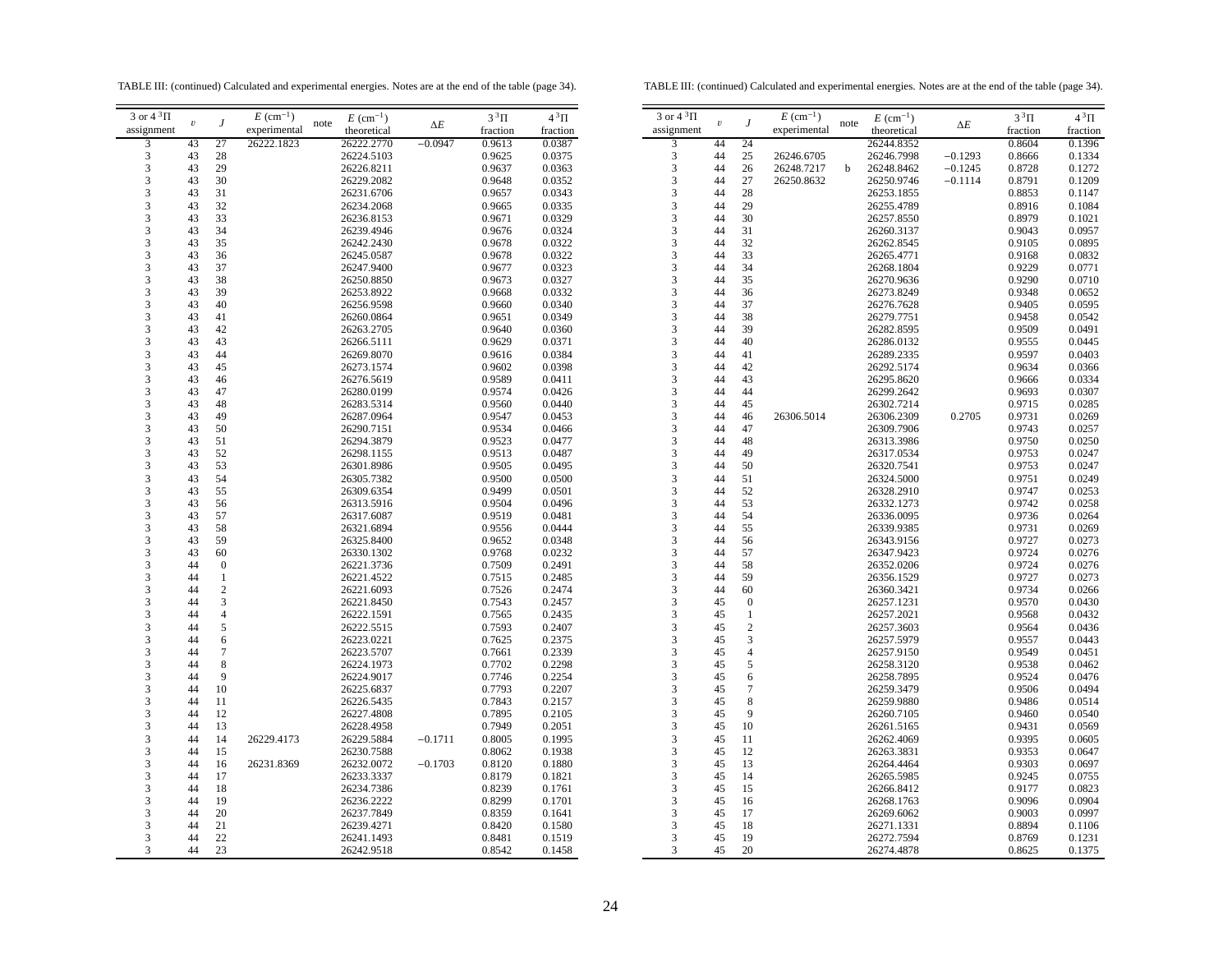TABLE III: (continued) Calculated and experimental energies. Notes are at the end of the table (page 34).

| 3 or 4 $^3\Pi$ assignment | $v$ | $J$ | $E$ (cm$^{-1}$) experimental | note | $E$ (cm$^{-1}$) theoretical | $\Delta E$ | $3\,^3\Pi$ fraction | $4\,^3\Pi$ fraction |
|---|---|---|---|---|---|---|---|---|
| 3 | 43 | 27 | 26222.1823 | | 26222.2770 | −0.0947 | 0.9613 | 0.0387 |
| 3 | 43 | 28 | | | 26224.5103 | | 0.9625 | 0.0375 |
| 3 | 43 | 29 | | | 26226.8211 | | 0.9637 | 0.0363 |
| 3 | 43 | 30 | | | 26229.2082 | | 0.9648 | 0.0352 |
| 3 | 43 | 31 | | | 26231.6706 | | 0.9657 | 0.0343 |
| 3 | 43 | 32 | | | 26234.2068 | | 0.9665 | 0.0335 |
| 3 | 43 | 33 | | | 26236.8153 | | 0.9671 | 0.0329 |
| 3 | 43 | 34 | | | 26239.4946 | | 0.9676 | 0.0324 |
| 3 | 43 | 35 | | | 26242.2430 | | 0.9678 | 0.0322 |
| 3 | 43 | 36 | | | 26245.0587 | | 0.9678 | 0.0322 |
| 3 | 43 | 37 | | | 26247.9400 | | 0.9677 | 0.0323 |
| 3 | 43 | 38 | | | 26250.8850 | | 0.9673 | 0.0327 |
| 3 | 43 | 39 | | | 26253.8922 | | 0.9668 | 0.0332 |
| 3 | 43 | 40 | | | 26256.9598 | | 0.9660 | 0.0340 |
| 3 | 43 | 41 | | | 26260.0864 | | 0.9651 | 0.0349 |
| 3 | 43 | 42 | | | 26263.2705 | | 0.9640 | 0.0360 |
| 3 | 43 | 43 | | | 26266.5111 | | 0.9629 | 0.0371 |
| 3 | 43 | 44 | | | 26269.8070 | | 0.9616 | 0.0384 |
| 3 | 43 | 45 | | | 26273.1574 | | 0.9602 | 0.0398 |
| 3 | 43 | 46 | | | 26276.5619 | | 0.9589 | 0.0411 |
| 3 | 43 | 47 | | | 26280.0199 | | 0.9574 | 0.0426 |
| 3 | 43 | 48 | | | 26283.5314 | | 0.9560 | 0.0440 |
| 3 | 43 | 49 | | | 26287.0964 | | 0.9547 | 0.0453 |
| 3 | 43 | 50 | | | 26290.7151 | | 0.9534 | 0.0466 |
| 3 | 43 | 51 | | | 26294.3879 | | 0.9523 | 0.0477 |
| 3 | 43 | 52 | | | 26298.1155 | | 0.9513 | 0.0487 |
| 3 | 43 | 53 | | | 26301.8986 | | 0.9505 | 0.0495 |
| 3 | 43 | 54 | | | 26305.7382 | | 0.9500 | 0.0500 |
| 3 | 43 | 55 | | | 26309.6354 | | 0.9499 | 0.0501 |
| 3 | 43 | 56 | | | 26313.5916 | | 0.9504 | 0.0496 |
| 3 | 43 | 57 | | | 26317.6087 | | 0.9519 | 0.0481 |
| 3 | 43 | 58 | | | 26321.6894 | | 0.9556 | 0.0444 |
| 3 | 43 | 59 | | | 26325.8400 | | 0.9652 | 0.0348 |
| 3 | 43 | 60 | | | 26330.1302 | | 0.9768 | 0.0232 |
| 3 | 44 | 0 | | | 26221.3736 | | 0.7509 | 0.2491 |
| 3 | 44 | 1 | | | 26221.4522 | | 0.7515 | 0.2485 |
| 3 | 44 | 2 | | | 26221.6093 | | 0.7526 | 0.2474 |
| 3 | 44 | 3 | | | 26221.8450 | | 0.7543 | 0.2457 |
| 3 | 44 | 4 | | | 26222.1591 | | 0.7565 | 0.2435 |
| 3 | 44 | 5 | | | 26222.5515 | | 0.7593 | 0.2407 |
| 3 | 44 | 6 | | | 26223.0221 | | 0.7625 | 0.2375 |
| 3 | 44 | 7 | | | 26223.5707 | | 0.7661 | 0.2339 |
| 3 | 44 | 8 | | | 26224.1973 | | 0.7702 | 0.2298 |
| 3 | 44 | 9 | | | 26224.9017 | | 0.7746 | 0.2254 |
| 3 | 44 | 10 | | | 26225.6837 | | 0.7793 | 0.2207 |
| 3 | 44 | 11 | | | 26226.5435 | | 0.7843 | 0.2157 |
| 3 | 44 | 12 | | | 26227.4808 | | 0.7895 | 0.2105 |
| 3 | 44 | 13 | | | 26228.4958 | | 0.7949 | 0.2051 |
| 3 | 44 | 14 | 26229.4173 | | 26229.5884 | −0.1711 | 0.8005 | 0.1995 |
| 3 | 44 | 15 | | | 26230.7588 | | 0.8062 | 0.1938 |
| 3 | 44 | 16 | 26231.8369 | | 26232.0072 | −0.1703 | 0.8120 | 0.1880 |
| 3 | 44 | 17 | | | 26233.3337 | | 0.8179 | 0.1821 |
| 3 | 44 | 18 | | | 26234.7386 | | 0.8239 | 0.1761 |
| 3 | 44 | 19 | | | 26236.2222 | | 0.8299 | 0.1701 |
| 3 | 44 | 20 | | | 26237.7849 | | 0.8359 | 0.1641 |
| 3 | 44 | 21 | | | 26239.4271 | | 0.8420 | 0.1580 |
| 3 | 44 | 22 | | | 26241.1493 | | 0.8481 | 0.1519 |
| 3 | 44 | 23 | | | 26242.9518 | | 0.8542 | 0.1458 |
| 3 | 44 | 24 | | | 26244.8352 | | 0.8604 | 0.1396 |
| 3 | 44 | 25 | 26246.6705 | | 26246.7998 | −0.1293 | 0.8666 | 0.1334 |
| 3 | 44 | 26 | 26248.7217 | b | 26248.8462 | −0.1245 | 0.8728 | 0.1272 |
| 3 | 44 | 27 | 26250.8632 | | 26250.9746 | −0.1114 | 0.8791 | 0.1209 |
| 3 | 44 | 28 | | | 26253.1855 | | 0.8853 | 0.1147 |
| 3 | 44 | 29 | | | 26255.4789 | | 0.8916 | 0.1084 |
| 3 | 44 | 30 | | | 26257.8550 | | 0.8979 | 0.1021 |
| 3 | 44 | 31 | | | 26260.3137 | | 0.9043 | 0.0957 |
| 3 | 44 | 32 | | | 26262.8545 | | 0.9105 | 0.0895 |
| 3 | 44 | 33 | | | 26265.4771 | | 0.9168 | 0.0832 |
| 3 | 44 | 34 | | | 26268.1804 | | 0.9229 | 0.0771 |
| 3 | 44 | 35 | | | 26270.9636 | | 0.9290 | 0.0710 |
| 3 | 44 | 36 | | | 26273.8249 | | 0.9348 | 0.0652 |
| 3 | 44 | 37 | | | 26276.7628 | | 0.9405 | 0.0595 |
| 3 | 44 | 38 | | | 26279.7751 | | 0.9458 | 0.0542 |
| 3 | 44 | 39 | | | 26282.8595 | | 0.9509 | 0.0491 |
| 3 | 44 | 40 | | | 26286.0132 | | 0.9555 | 0.0445 |
| 3 | 44 | 41 | | | 26289.2335 | | 0.9597 | 0.0403 |
| 3 | 44 | 42 | | | 26292.5174 | | 0.9634 | 0.0366 |
| 3 | 44 | 43 | | | 26295.8620 | | 0.9666 | 0.0334 |
| 3 | 44 | 44 | | | 26299.2642 | | 0.9693 | 0.0307 |
| 3 | 44 | 45 | | | 26302.7214 | | 0.9715 | 0.0285 |
| 3 | 44 | 46 | 26306.5014 | | 26306.2309 | 0.2705 | 0.9731 | 0.0269 |
| 3 | 44 | 47 | | | 26309.7906 | | 0.9743 | 0.0257 |
| 3 | 44 | 48 | | | 26313.3986 | | 0.9750 | 0.0250 |
| 3 | 44 | 49 | | | 26317.0534 | | 0.9753 | 0.0247 |
| 3 | 44 | 50 | | | 26320.7541 | | 0.9753 | 0.0247 |
| 3 | 44 | 51 | | | 26324.5000 | | 0.9751 | 0.0249 |
| 3 | 44 | 52 | | | 26328.2910 | | 0.9747 | 0.0253 |
| 3 | 44 | 53 | | | 26332.1273 | | 0.9742 | 0.0258 |
| 3 | 44 | 54 | | | 26336.0095 | | 0.9736 | 0.0264 |
| 3 | 44 | 55 | | | 26339.9385 | | 0.9731 | 0.0269 |
| 3 | 44 | 56 | | | 26343.9156 | | 0.9727 | 0.0273 |
| 3 | 44 | 57 | | | 26347.9423 | | 0.9724 | 0.0276 |
| 3 | 44 | 58 | | | 26352.0206 | | 0.9724 | 0.0276 |
| 3 | 44 | 59 | | | 26356.1529 | | 0.9727 | 0.0273 |
| 3 | 44 | 60 | | | 26360.3421 | | 0.9734 | 0.0266 |
| 3 | 45 | 0 | | | 26257.1231 | | 0.9570 | 0.0430 |
| 3 | 45 | 1 | | | 26257.2021 | | 0.9568 | 0.0432 |
| 3 | 45 | 2 | | | 26257.3603 | | 0.9564 | 0.0436 |
| 3 | 45 | 3 | | | 26257.5979 | | 0.9557 | 0.0443 |
| 3 | 45 | 4 | | | 26257.9150 | | 0.9549 | 0.0451 |
| 3 | 45 | 5 | | | 26258.3120 | | 0.9538 | 0.0462 |
| 3 | 45 | 6 | | | 26258.7895 | | 0.9524 | 0.0476 |
| 3 | 45 | 7 | | | 26259.3479 | | 0.9506 | 0.0494 |
| 3 | 45 | 8 | | | 26259.9880 | | 0.9486 | 0.0514 |
| 3 | 45 | 9 | | | 26260.7105 | | 0.9460 | 0.0540 |
| 3 | 45 | 10 | | | 26261.5165 | | 0.9431 | 0.0569 |
| 3 | 45 | 11 | | | 26262.4069 | | 0.9395 | 0.0605 |
| 3 | 45 | 12 | | | 26263.3831 | | 0.9353 | 0.0647 |
| 3 | 45 | 13 | | | 26264.4464 | | 0.9303 | 0.0697 |
| 3 | 45 | 14 | | | 26265.5985 | | 0.9245 | 0.0755 |
| 3 | 45 | 15 | | | 26266.8412 | | 0.9177 | 0.0823 |
| 3 | 45 | 16 | | | 26268.1763 | | 0.9096 | 0.0904 |
| 3 | 45 | 17 | | | 26269.6062 | | 0.9003 | 0.0997 |
| 3 | 45 | 18 | | | 26271.1331 | | 0.8894 | 0.1106 |
| 3 | 45 | 19 | | | 26272.7594 | | 0.8769 | 0.1231 |
| 3 | 45 | 20 | | | 26274.4878 | | 0.8625 | 0.1375 |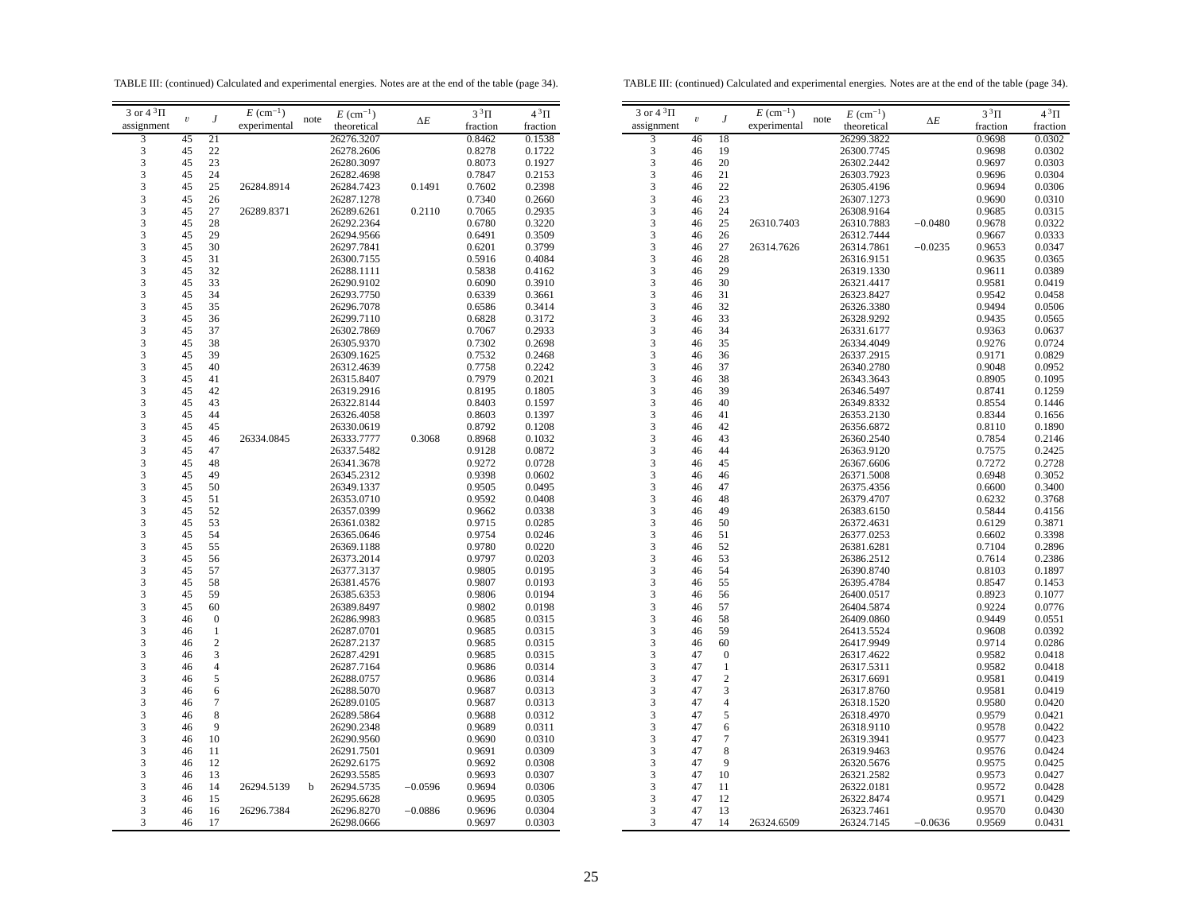TABLE III: (continued) Calculated and experimental energies. Notes are at the end of the table (page 34).

| 3 or 4 $^3\Pi$ assignment | $v$ | $J$ | $E$ (cm$^{-1}$) experimental | note | $E$ (cm$^{-1}$) theoretical | $\Delta E$ | $3\,^3\Pi$ fraction | $4\,^3\Pi$ fraction |
|---|---|---|---|---|---|---|---|---|
| 3 | 45 | 21 | | | 26276.3207 | | 0.8462 | 0.1538 |
| 3 | 45 | 22 | | | 26278.2606 | | 0.8278 | 0.1722 |
| 3 | 45 | 23 | | | 26280.3097 | | 0.8073 | 0.1927 |
| 3 | 45 | 24 | | | 26282.4698 | | 0.7847 | 0.2153 |
| 3 | 45 | 25 | 26284.8914 | | 26284.7423 | 0.1491 | 0.7602 | 0.2398 |
| 3 | 45 | 26 | | | 26287.1278 | | 0.7340 | 0.2660 |
| 3 | 45 | 27 | 26289.8371 | | 26289.6261 | 0.2110 | 0.7065 | 0.2935 |
| 3 | 45 | 28 | | | 26292.2364 | | 0.6780 | 0.3220 |
| 3 | 45 | 29 | | | 26294.9566 | | 0.6491 | 0.3509 |
| 3 | 45 | 30 | | | 26297.7841 | | 0.6201 | 0.3799 |
| 3 | 45 | 31 | | | 26300.7155 | | 0.5916 | 0.4084 |
| 3 | 45 | 32 | | | 26288.1111 | | 0.5838 | 0.4162 |
| 3 | 45 | 33 | | | 26290.9102 | | 0.6090 | 0.3910 |
| 3 | 45 | 34 | | | 26293.7750 | | 0.6339 | 0.3661 |
| 3 | 45 | 35 | | | 26296.7078 | | 0.6586 | 0.3414 |
| 3 | 45 | 36 | | | 26299.7110 | | 0.6828 | 0.3172 |
| 3 | 45 | 37 | | | 26302.7869 | | 0.7067 | 0.2933 |
| 3 | 45 | 38 | | | 26305.9370 | | 0.7302 | 0.2698 |
| 3 | 45 | 39 | | | 26309.1625 | | 0.7532 | 0.2468 |
| 3 | 45 | 40 | | | 26312.4639 | | 0.7758 | 0.2242 |
| 3 | 45 | 41 | | | 26315.8407 | | 0.7979 | 0.2021 |
| 3 | 45 | 42 | | | 26319.2916 | | 0.8195 | 0.1805 |
| 3 | 45 | 43 | | | 26322.8144 | | 0.8403 | 0.1597 |
| 3 | 45 | 44 | | | 26326.4058 | | 0.8603 | 0.1397 |
| 3 | 45 | 45 | | | 26330.0619 | | 0.8792 | 0.1208 |
| 3 | 45 | 46 | 26334.0845 | | 26333.7777 | 0.3068 | 0.8968 | 0.1032 |
| 3 | 45 | 47 | | | 26337.5482 | | 0.9128 | 0.0872 |
| 3 | 45 | 48 | | | 26341.3678 | | 0.9272 | 0.0728 |
| 3 | 45 | 49 | | | 26345.2312 | | 0.9398 | 0.0602 |
| 3 | 45 | 50 | | | 26349.1337 | | 0.9505 | 0.0495 |
| 3 | 45 | 51 | | | 26353.0710 | | 0.9592 | 0.0408 |
| 3 | 45 | 52 | | | 26357.0399 | | 0.9662 | 0.0338 |
| 3 | 45 | 53 | | | 26361.0382 | | 0.9715 | 0.0285 |
| 3 | 45 | 54 | | | 26365.0646 | | 0.9754 | 0.0246 |
| 3 | 45 | 55 | | | 26369.1188 | | 0.9780 | 0.0220 |
| 3 | 45 | 56 | | | 26373.2014 | | 0.9797 | 0.0203 |
| 3 | 45 | 57 | | | 26377.3137 | | 0.9805 | 0.0195 |
| 3 | 45 | 58 | | | 26381.4576 | | 0.9807 | 0.0193 |
| 3 | 45 | 59 | | | 26385.6353 | | 0.9806 | 0.0194 |
| 3 | 45 | 60 | | | 26389.8497 | | 0.9802 | 0.0198 |
| 3 | 46 | 0 | | | 26286.9983 | | 0.9685 | 0.0315 |
| 3 | 46 | 1 | | | 26287.0701 | | 0.9685 | 0.0315 |
| 3 | 46 | 2 | | | 26287.2137 | | 0.9685 | 0.0315 |
| 3 | 46 | 3 | | | 26287.4291 | | 0.9685 | 0.0315 |
| 3 | 46 | 4 | | | 26287.7164 | | 0.9686 | 0.0314 |
| 3 | 46 | 5 | | | 26288.0757 | | 0.9686 | 0.0314 |
| 3 | 46 | 6 | | | 26288.5070 | | 0.9687 | 0.0313 |
| 3 | 46 | 7 | | | 26289.0105 | | 0.9687 | 0.0313 |
| 3 | 46 | 8 | | | 26289.5864 | | 0.9688 | 0.0312 |
| 3 | 46 | 9 | | | 26290.2348 | | 0.9689 | 0.0311 |
| 3 | 46 | 10 | | | 26290.9560 | | 0.9690 | 0.0310 |
| 3 | 46 | 11 | | | 26291.7501 | | 0.9691 | 0.0309 |
| 3 | 46 | 12 | | | 26292.6175 | | 0.9692 | 0.0308 |
| 3 | 46 | 13 | | | 26293.5585 | | 0.9693 | 0.0307 |
| 3 | 46 | 14 | 26294.5139 | b | 26294.5735 | −0.0596 | 0.9694 | 0.0306 |
| 3 | 46 | 15 | | | 26295.6628 | | 0.9695 | 0.0305 |
| 3 | 46 | 16 | 26296.7384 | | 26296.8270 | −0.0886 | 0.9696 | 0.0304 |
| 3 | 46 | 17 | | | 26298.0666 | | 0.9697 | 0.0303 |
| 3 | 46 | 18 | | | 26299.3822 | | 0.9698 | 0.0302 |
| 3 | 46 | 19 | | | 26300.7745 | | 0.9698 | 0.0302 |
| 3 | 46 | 20 | | | 26302.2442 | | 0.9697 | 0.0303 |
| 3 | 46 | 21 | | | 26303.7923 | | 0.9696 | 0.0304 |
| 3 | 46 | 22 | | | 26305.4196 | | 0.9694 | 0.0306 |
| 3 | 46 | 23 | | | 26307.1273 | | 0.9690 | 0.0310 |
| 3 | 46 | 24 | | | 26308.9164 | | 0.9685 | 0.0315 |
| 3 | 46 | 25 | 26310.7403 | | 26310.7883 | −0.0480 | 0.9678 | 0.0322 |
| 3 | 46 | 26 | | | 26312.7444 | | 0.9667 | 0.0333 |
| 3 | 46 | 27 | 26314.7626 | | 26314.7861 | −0.0235 | 0.9653 | 0.0347 |
| 3 | 46 | 28 | | | 26316.9151 | | 0.9635 | 0.0365 |
| 3 | 46 | 29 | | | 26319.1330 | | 0.9611 | 0.0389 |
| 3 | 46 | 30 | | | 26321.4417 | | 0.9581 | 0.0419 |
| 3 | 46 | 31 | | | 26323.8427 | | 0.9542 | 0.0458 |
| 3 | 46 | 32 | | | 26326.3380 | | 0.9494 | 0.0506 |
| 3 | 46 | 33 | | | 26328.9292 | | 0.9435 | 0.0565 |
| 3 | 46 | 34 | | | 26331.6177 | | 0.9363 | 0.0637 |
| 3 | 46 | 35 | | | 26334.4049 | | 0.9276 | 0.0724 |
| 3 | 46 | 36 | | | 26337.2915 | | 0.9171 | 0.0829 |
| 3 | 46 | 37 | | | 26340.2780 | | 0.9048 | 0.0952 |
| 3 | 46 | 38 | | | 26343.3643 | | 0.8905 | 0.1095 |
| 3 | 46 | 39 | | | 26346.5497 | | 0.8741 | 0.1259 |
| 3 | 46 | 40 | | | 26349.8332 | | 0.8554 | 0.1446 |
| 3 | 46 | 41 | | | 26353.2130 | | 0.8344 | 0.1656 |
| 3 | 46 | 42 | | | 26356.6872 | | 0.8110 | 0.1890 |
| 3 | 46 | 43 | | | 26360.2540 | | 0.7854 | 0.2146 |
| 3 | 46 | 44 | | | 26363.9120 | | 0.7575 | 0.2425 |
| 3 | 46 | 45 | | | 26367.6606 | | 0.7272 | 0.2728 |
| 3 | 46 | 46 | | | 26371.5008 | | 0.6948 | 0.3052 |
| 3 | 46 | 47 | | | 26375.4356 | | 0.6600 | 0.3400 |
| 3 | 46 | 48 | | | 26379.4707 | | 0.6232 | 0.3768 |
| 3 | 46 | 49 | | | 26383.6150 | | 0.5844 | 0.4156 |
| 3 | 46 | 50 | | | 26372.4631 | | 0.6129 | 0.3871 |
| 3 | 46 | 51 | | | 26377.0253 | | 0.6602 | 0.3398 |
| 3 | 46 | 52 | | | 26381.6281 | | 0.7104 | 0.2896 |
| 3 | 46 | 53 | | | 26386.2512 | | 0.7614 | 0.2386 |
| 3 | 46 | 54 | | | 26390.8740 | | 0.8103 | 0.1897 |
| 3 | 46 | 55 | | | 26395.4784 | | 0.8547 | 0.1453 |
| 3 | 46 | 56 | | | 26400.0517 | | 0.8923 | 0.1077 |
| 3 | 46 | 57 | | | 26404.5874 | | 0.9224 | 0.0776 |
| 3 | 46 | 58 | | | 26409.0860 | | 0.9449 | 0.0551 |
| 3 | 46 | 59 | | | 26413.5524 | | 0.9608 | 0.0392 |
| 3 | 46 | 60 | | | 26417.9949 | | 0.9714 | 0.0286 |
| 3 | 47 | 0 | | | 26317.4622 | | 0.9582 | 0.0418 |
| 3 | 47 | 1 | | | 26317.5311 | | 0.9582 | 0.0418 |
| 3 | 47 | 2 | | | 26317.6691 | | 0.9581 | 0.0419 |
| 3 | 47 | 3 | | | 26317.8760 | | 0.9581 | 0.0419 |
| 3 | 47 | 4 | | | 26318.1520 | | 0.9580 | 0.0420 |
| 3 | 47 | 5 | | | 26318.4970 | | 0.9579 | 0.0421 |
| 3 | 47 | 6 | | | 26318.9110 | | 0.9578 | 0.0422 |
| 3 | 47 | 7 | | | 26319.3941 | | 0.9577 | 0.0423 |
| 3 | 47 | 8 | | | 26319.9463 | | 0.9576 | 0.0424 |
| 3 | 47 | 9 | | | 26320.5676 | | 0.9575 | 0.0425 |
| 3 | 47 | 10 | | | 26321.2582 | | 0.9573 | 0.0427 |
| 3 | 47 | 11 | | | 26322.0181 | | 0.9572 | 0.0428 |
| 3 | 47 | 12 | | | 26322.8474 | | 0.9571 | 0.0429 |
| 3 | 47 | 13 | | | 26323.7461 | | 0.9570 | 0.0430 |
| 3 | 47 | 14 | 26324.6509 | | 26324.7145 | −0.0636 | 0.9569 | 0.0431 |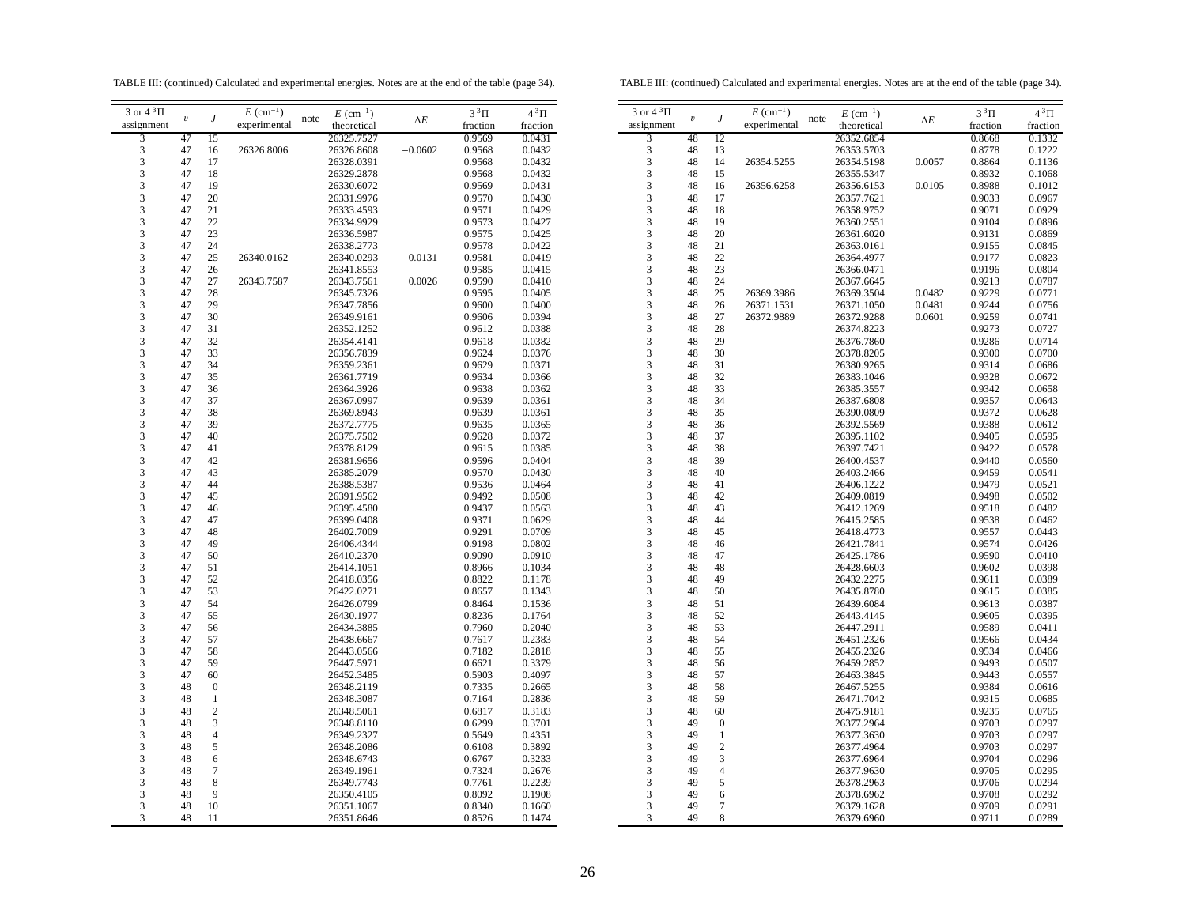TABLE III: (continued) Calculated and experimental energies. Notes are at the end of the table (page 34).

| 3 or 4 $^3\Pi$ assignment | $v$ | $J$ | $E$ (cm$^{-1}$) experimental | note | $E$ (cm$^{-1}$) theoretical | $\Delta E$ | $3\,^3\Pi$ fraction | $4\,^3\Pi$ fraction |
|---|---|---|---|---|---|---|---|---|
| 3 | 47 | 15 | | | 26325.7527 | | 0.9569 | 0.0431 |
| 3 | 47 | 16 | 26326.8006 | | 26326.8608 | −0.0602 | 0.9568 | 0.0432 |
| 3 | 47 | 17 | | | 26328.0391 | | 0.9568 | 0.0432 |
| 3 | 47 | 18 | | | 26329.2878 | | 0.9568 | 0.0432 |
| 3 | 47 | 19 | | | 26330.6072 | | 0.9569 | 0.0431 |
| 3 | 47 | 20 | | | 26331.9976 | | 0.9570 | 0.0430 |
| 3 | 47 | 21 | | | 26333.4593 | | 0.9571 | 0.0429 |
| 3 | 47 | 22 | | | 26334.9929 | | 0.9573 | 0.0427 |
| 3 | 47 | 23 | | | 26336.5987 | | 0.9575 | 0.0425 |
| 3 | 47 | 24 | | | 26338.2773 | | 0.9578 | 0.0422 |
| 3 | 47 | 25 | 26340.0162 | | 26340.0293 | −0.0131 | 0.9581 | 0.0419 |
| 3 | 47 | 26 | | | 26341.8553 | | 0.9585 | 0.0415 |
| 3 | 47 | 27 | 26343.7587 | | 26343.7561 | 0.0026 | 0.9590 | 0.0410 |
| 3 | 47 | 28 | | | 26345.7326 | | 0.9595 | 0.0405 |
| 3 | 47 | 29 | | | 26347.7856 | | 0.9600 | 0.0400 |
| 3 | 47 | 30 | | | 26349.9161 | | 0.9606 | 0.0394 |
| 3 | 47 | 31 | | | 26352.1252 | | 0.9612 | 0.0388 |
| 3 | 47 | 32 | | | 26354.4141 | | 0.9618 | 0.0382 |
| 3 | 47 | 33 | | | 26356.7839 | | 0.9624 | 0.0376 |
| 3 | 47 | 34 | | | 26359.2361 | | 0.9629 | 0.0371 |
| 3 | 47 | 35 | | | 26361.7719 | | 0.9634 | 0.0366 |
| 3 | 47 | 36 | | | 26364.3926 | | 0.9638 | 0.0362 |
| 3 | 47 | 37 | | | 26367.0997 | | 0.9639 | 0.0361 |
| 3 | 47 | 38 | | | 26369.8943 | | 0.9639 | 0.0361 |
| 3 | 47 | 39 | | | 26372.7775 | | 0.9635 | 0.0365 |
| 3 | 47 | 40 | | | 26375.7502 | | 0.9628 | 0.0372 |
| 3 | 47 | 41 | | | 26378.8129 | | 0.9615 | 0.0385 |
| 3 | 47 | 42 | | | 26381.9656 | | 0.9596 | 0.0404 |
| 3 | 47 | 43 | | | 26385.2079 | | 0.9570 | 0.0430 |
| 3 | 47 | 44 | | | 26388.5387 | | 0.9536 | 0.0464 |
| 3 | 47 | 45 | | | 26391.9562 | | 0.9492 | 0.0508 |
| 3 | 47 | 46 | | | 26395.4580 | | 0.9437 | 0.0563 |
| 3 | 47 | 47 | | | 26399.0408 | | 0.9371 | 0.0629 |
| 3 | 47 | 48 | | | 26402.7009 | | 0.9291 | 0.0709 |
| 3 | 47 | 49 | | | 26406.4344 | | 0.9198 | 0.0802 |
| 3 | 47 | 50 | | | 26410.2370 | | 0.9090 | 0.0910 |
| 3 | 47 | 51 | | | 26414.1051 | | 0.8966 | 0.1034 |
| 3 | 47 | 52 | | | 26418.0356 | | 0.8822 | 0.1178 |
| 3 | 47 | 53 | | | 26422.0271 | | 0.8657 | 0.1343 |
| 3 | 47 | 54 | | | 26426.0799 | | 0.8464 | 0.1536 |
| 3 | 47 | 55 | | | 26430.1977 | | 0.8236 | 0.1764 |
| 3 | 47 | 56 | | | 26434.3885 | | 0.7960 | 0.2040 |
| 3 | 47 | 57 | | | 26438.6667 | | 0.7617 | 0.2383 |
| 3 | 47 | 58 | | | 26443.0566 | | 0.7182 | 0.2818 |
| 3 | 47 | 59 | | | 26447.5971 | | 0.6621 | 0.3379 |
| 3 | 47 | 60 | | | 26452.3485 | | 0.5903 | 0.4097 |
| 3 | 48 | 0 | | | 26348.2119 | | 0.7335 | 0.2665 |
| 3 | 48 | 1 | | | 26348.3087 | | 0.7164 | 0.2836 |
| 3 | 48 | 2 | | | 26348.5061 | | 0.6817 | 0.3183 |
| 3 | 48 | 3 | | | 26348.8110 | | 0.6299 | 0.3701 |
| 3 | 48 | 4 | | | 26349.2327 | | 0.5649 | 0.4351 |
| 3 | 48 | 5 | | | 26348.2086 | | 0.6108 | 0.3892 |
| 3 | 48 | 6 | | | 26348.6743 | | 0.6767 | 0.3233 |
| 3 | 48 | 7 | | | 26349.1961 | | 0.7324 | 0.2676 |
| 3 | 48 | 8 | | | 26349.7743 | | 0.7761 | 0.2239 |
| 3 | 48 | 9 | | | 26350.4105 | | 0.8092 | 0.1908 |
| 3 | 48 | 10 | | | 26351.1067 | | 0.8340 | 0.1660 |
| 3 | 48 | 11 | | | 26351.8646 | | 0.8526 | 0.1474 |
| 3 | 48 | 12 | | | 26352.6854 | | 0.8668 | 0.1332 |
| 3 | 48 | 13 | | | 26353.5703 | | 0.8778 | 0.1222 |
| 3 | 48 | 14 | 26354.5255 | | 26354.5198 | 0.0057 | 0.8864 | 0.1136 |
| 3 | 48 | 15 | | | 26355.5347 | | 0.8932 | 0.1068 |
| 3 | 48 | 16 | 26356.6258 | | 26356.6153 | 0.0105 | 0.8988 | 0.1012 |
| 3 | 48 | 17 | | | 26357.7621 | | 0.9033 | 0.0967 |
| 3 | 48 | 18 | | | 26358.9752 | | 0.9071 | 0.0929 |
| 3 | 48 | 19 | | | 26360.2551 | | 0.9104 | 0.0896 |
| 3 | 48 | 20 | | | 26361.6020 | | 0.9131 | 0.0869 |
| 3 | 48 | 21 | | | 26363.0161 | | 0.9155 | 0.0845 |
| 3 | 48 | 22 | | | 26364.4977 | | 0.9177 | 0.0823 |
| 3 | 48 | 23 | | | 26366.0471 | | 0.9196 | 0.0804 |
| 3 | 48 | 24 | | | 26367.6645 | | 0.9213 | 0.0787 |
| 3 | 48 | 25 | 26369.3986 | | 26369.3504 | 0.0482 | 0.9229 | 0.0771 |
| 3 | 48 | 26 | 26371.1531 | | 26371.1050 | 0.0481 | 0.9244 | 0.0756 |
| 3 | 48 | 27 | 26372.9889 | | 26372.9288 | 0.0601 | 0.9259 | 0.0741 |
| 3 | 48 | 28 | | | 26374.8223 | | 0.9273 | 0.0727 |
| 3 | 48 | 29 | | | 26376.7860 | | 0.9286 | 0.0714 |
| 3 | 48 | 30 | | | 26378.8205 | | 0.9300 | 0.0700 |
| 3 | 48 | 31 | | | 26380.9265 | | 0.9314 | 0.0686 |
| 3 | 48 | 32 | | | 26383.1046 | | 0.9328 | 0.0672 |
| 3 | 48 | 33 | | | 26385.3557 | | 0.9342 | 0.0658 |
| 3 | 48 | 34 | | | 26387.6808 | | 0.9357 | 0.0643 |
| 3 | 48 | 35 | | | 26390.0809 | | 0.9372 | 0.0628 |
| 3 | 48 | 36 | | | 26392.5569 | | 0.9388 | 0.0612 |
| 3 | 48 | 37 | | | 26395.1102 | | 0.9405 | 0.0595 |
| 3 | 48 | 38 | | | 26397.7421 | | 0.9422 | 0.0578 |
| 3 | 48 | 39 | | | 26400.4537 | | 0.9440 | 0.0560 |
| 3 | 48 | 40 | | | 26403.2466 | | 0.9459 | 0.0541 |
| 3 | 48 | 41 | | | 26406.1222 | | 0.9479 | 0.0521 |
| 3 | 48 | 42 | | | 26409.0819 | | 0.9498 | 0.0502 |
| 3 | 48 | 43 | | | 26412.1269 | | 0.9518 | 0.0482 |
| 3 | 48 | 44 | | | 26415.2585 | | 0.9538 | 0.0462 |
| 3 | 48 | 45 | | | 26418.4773 | | 0.9557 | 0.0443 |
| 3 | 48 | 46 | | | 26421.7841 | | 0.9574 | 0.0426 |
| 3 | 48 | 47 | | | 26425.1786 | | 0.9590 | 0.0410 |
| 3 | 48 | 48 | | | 26428.6603 | | 0.9602 | 0.0398 |
| 3 | 48 | 49 | | | 26432.2275 | | 0.9611 | 0.0389 |
| 3 | 48 | 50 | | | 26435.8780 | | 0.9615 | 0.0385 |
| 3 | 48 | 51 | | | 26439.6084 | | 0.9613 | 0.0387 |
| 3 | 48 | 52 | | | 26443.4145 | | 0.9605 | 0.0395 |
| 3 | 48 | 53 | | | 26447.2911 | | 0.9589 | 0.0411 |
| 3 | 48 | 54 | | | 26451.2326 | | 0.9566 | 0.0434 |
| 3 | 48 | 55 | | | 26455.2326 | | 0.9534 | 0.0466 |
| 3 | 48 | 56 | | | 26459.2852 | | 0.9493 | 0.0507 |
| 3 | 48 | 57 | | | 26463.3845 | | 0.9443 | 0.0557 |
| 3 | 48 | 58 | | | 26467.5255 | | 0.9384 | 0.0616 |
| 3 | 48 | 59 | | | 26471.7042 | | 0.9315 | 0.0685 |
| 3 | 48 | 60 | | | 26475.9181 | | 0.9235 | 0.0765 |
| 3 | 49 | 0 | | | 26377.2964 | | 0.9703 | 0.0297 |
| 3 | 49 | 1 | | | 26377.3630 | | 0.9703 | 0.0297 |
| 3 | 49 | 2 | | | 26377.4964 | | 0.9703 | 0.0297 |
| 3 | 49 | 3 | | | 26377.6964 | | 0.9704 | 0.0296 |
| 3 | 49 | 4 | | | 26377.9630 | | 0.9705 | 0.0295 |
| 3 | 49 | 5 | | | 26378.2963 | | 0.9706 | 0.0294 |
| 3 | 49 | 6 | | | 26378.6962 | | 0.9708 | 0.0292 |
| 3 | 49 | 7 | | | 26379.1628 | | 0.9709 | 0.0291 |
| 3 | 49 | 8 | | | 26379.6960 | | 0.9711 | 0.0289 |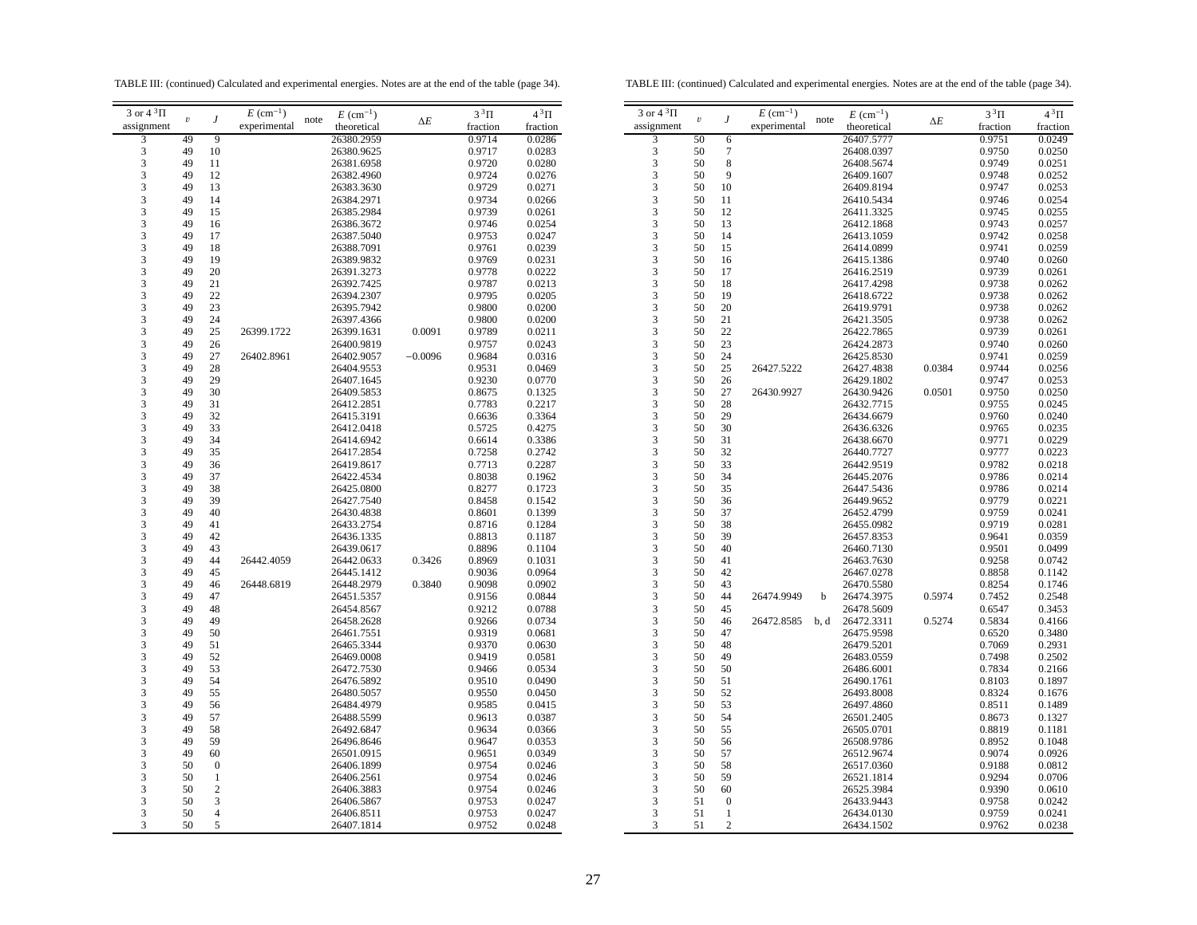TABLE III: (continued) Calculated and experimental energies. Notes are at the end of the table (page 34).

| 3 or 4 $^3\Pi$ assignment | $v$ | $J$ | $E$ (cm$^{-1}$) experimental | note | $E$ (cm$^{-1}$) theoretical | $\Delta E$ | 3 $^3\Pi$ fraction | 4 $^3\Pi$ fraction |
|---|---|---|---|---|---|---|---|---|
| 3 | 49 | 9 | | | 26380.2959 | | 0.9714 | 0.0286 |
| 3 | 49 | 10 | | | 26380.9625 | | 0.9717 | 0.0283 |
| 3 | 49 | 11 | | | 26381.6958 | | 0.9720 | 0.0280 |
| 3 | 49 | 12 | | | 26382.4960 | | 0.9724 | 0.0276 |
| 3 | 49 | 13 | | | 26383.3630 | | 0.9729 | 0.0271 |
| 3 | 49 | 14 | | | 26384.2971 | | 0.9734 | 0.0266 |
| 3 | 49 | 15 | | | 26385.2984 | | 0.9739 | 0.0261 |
| 3 | 49 | 16 | | | 26386.3672 | | 0.9746 | 0.0254 |
| 3 | 49 | 17 | | | 26387.5040 | | 0.9753 | 0.0247 |
| 3 | 49 | 18 | | | 26388.7091 | | 0.9761 | 0.0239 |
| 3 | 49 | 19 | | | 26389.9832 | | 0.9769 | 0.0231 |
| 3 | 49 | 20 | | | 26391.3273 | | 0.9778 | 0.0222 |
| 3 | 49 | 21 | | | 26392.7425 | | 0.9787 | 0.0213 |
| 3 | 49 | 22 | | | 26394.2307 | | 0.9795 | 0.0205 |
| 3 | 49 | 23 | | | 26395.7942 | | 0.9800 | 0.0200 |
| 3 | 49 | 24 | | | 26397.4366 | | 0.9800 | 0.0200 |
| 3 | 49 | 25 | 26399.1722 | | 26399.1631 | 0.0091 | 0.9789 | 0.0211 |
| 3 | 49 | 26 | | | 26400.9819 | | 0.9757 | 0.0243 |
| 3 | 49 | 27 | 26402.8961 | | 26402.9057 | −0.0096 | 0.9684 | 0.0316 |
| 3 | 49 | 28 | | | 26404.9553 | | 0.9531 | 0.0469 |
| 3 | 49 | 29 | | | 26407.1645 | | 0.9230 | 0.0770 |
| 3 | 49 | 30 | | | 26409.5853 | | 0.8675 | 0.1325 |
| 3 | 49 | 31 | | | 26412.2851 | | 0.7783 | 0.2217 |
| 3 | 49 | 32 | | | 26415.3191 | | 0.6636 | 0.3364 |
| 3 | 49 | 33 | | | 26412.0418 | | 0.5725 | 0.4275 |
| 3 | 49 | 34 | | | 26414.6942 | | 0.6614 | 0.3386 |
| 3 | 49 | 35 | | | 26417.2854 | | 0.7258 | 0.2742 |
| 3 | 49 | 36 | | | 26419.8617 | | 0.7713 | 0.2287 |
| 3 | 49 | 37 | | | 26422.4534 | | 0.8038 | 0.1962 |
| 3 | 49 | 38 | | | 26425.0800 | | 0.8277 | 0.1723 |
| 3 | 49 | 39 | | | 26427.7540 | | 0.8458 | 0.1542 |
| 3 | 49 | 40 | | | 26430.4838 | | 0.8601 | 0.1399 |
| 3 | 49 | 41 | | | 26433.2754 | | 0.8716 | 0.1284 |
| 3 | 49 | 42 | | | 26436.1335 | | 0.8813 | 0.1187 |
| 3 | 49 | 43 | | | 26439.0617 | | 0.8896 | 0.1104 |
| 3 | 49 | 44 | 26442.4059 | | 26442.0633 | 0.3426 | 0.8969 | 0.1031 |
| 3 | 49 | 45 | | | 26445.1412 | | 0.9036 | 0.0964 |
| 3 | 49 | 46 | 26448.6819 | | 26448.2979 | 0.3840 | 0.9098 | 0.0902 |
| 3 | 49 | 47 | | | 26451.5357 | | 0.9156 | 0.0844 |
| 3 | 49 | 48 | | | 26454.8567 | | 0.9212 | 0.0788 |
| 3 | 49 | 49 | | | 26458.2628 | | 0.9266 | 0.0734 |
| 3 | 49 | 50 | | | 26461.7551 | | 0.9319 | 0.0681 |
| 3 | 49 | 51 | | | 26465.3344 | | 0.9370 | 0.0630 |
| 3 | 49 | 52 | | | 26469.0008 | | 0.9419 | 0.0581 |
| 3 | 49 | 53 | | | 26472.7530 | | 0.9466 | 0.0534 |
| 3 | 49 | 54 | | | 26476.5892 | | 0.9510 | 0.0490 |
| 3 | 49 | 55 | | | 26480.5057 | | 0.9550 | 0.0450 |
| 3 | 49 | 56 | | | 26484.4979 | | 0.9585 | 0.0415 |
| 3 | 49 | 57 | | | 26488.5599 | | 0.9613 | 0.0387 |
| 3 | 49 | 58 | | | 26492.6847 | | 0.9634 | 0.0366 |
| 3 | 49 | 59 | | | 26496.8646 | | 0.9647 | 0.0353 |
| 3 | 49 | 60 | | | 26501.0915 | | 0.9651 | 0.0349 |
| 3 | 50 | 0 | | | 26406.1899 | | 0.9754 | 0.0246 |
| 3 | 50 | 1 | | | 26406.2561 | | 0.9754 | 0.0246 |
| 3 | 50 | 2 | | | 26406.3883 | | 0.9754 | 0.0246 |
| 3 | 50 | 3 | | | 26406.5867 | | 0.9753 | 0.0247 |
| 3 | 50 | 4 | | | 26406.8511 | | 0.9753 | 0.0247 |
| 3 | 50 | 5 | | | 26407.1814 | | 0.9752 | 0.0248 |
| 3 | 50 | 6 | | | 26407.5777 | | 0.9751 | 0.0249 |
| 3 | 50 | 7 | | | 26408.0397 | | 0.9750 | 0.0250 |
| 3 | 50 | 8 | | | 26408.5674 | | 0.9749 | 0.0251 |
| 3 | 50 | 9 | | | 26409.1607 | | 0.9748 | 0.0252 |
| 3 | 50 | 10 | | | 26409.8194 | | 0.9747 | 0.0253 |
| 3 | 50 | 11 | | | 26410.5434 | | 0.9746 | 0.0254 |
| 3 | 50 | 12 | | | 26411.3325 | | 0.9745 | 0.0255 |
| 3 | 50 | 13 | | | 26412.1868 | | 0.9743 | 0.0257 |
| 3 | 50 | 14 | | | 26413.1059 | | 0.9742 | 0.0258 |
| 3 | 50 | 15 | | | 26414.0899 | | 0.9741 | 0.0259 |
| 3 | 50 | 16 | | | 26415.1386 | | 0.9740 | 0.0260 |
| 3 | 50 | 17 | | | 26416.2519 | | 0.9739 | 0.0261 |
| 3 | 50 | 18 | | | 26417.4298 | | 0.9738 | 0.0262 |
| 3 | 50 | 19 | | | 26418.6722 | | 0.9738 | 0.0262 |
| 3 | 50 | 20 | | | 26419.9791 | | 0.9738 | 0.0262 |
| 3 | 50 | 21 | | | 26421.3505 | | 0.9738 | 0.0262 |
| 3 | 50 | 22 | | | 26422.7865 | | 0.9739 | 0.0261 |
| 3 | 50 | 23 | | | 26424.2873 | | 0.9740 | 0.0260 |
| 3 | 50 | 24 | | | 26425.8530 | | 0.9741 | 0.0259 |
| 3 | 50 | 25 | 26427.5222 | | 26427.4838 | 0.0384 | 0.9744 | 0.0256 |
| 3 | 50 | 26 | | | 26429.1802 | | 0.9747 | 0.0253 |
| 3 | 50 | 27 | 26430.9927 | | 26430.9426 | 0.0501 | 0.9750 | 0.0250 |
| 3 | 50 | 28 | | | 26432.7715 | | 0.9755 | 0.0245 |
| 3 | 50 | 29 | | | 26434.6679 | | 0.9760 | 0.0240 |
| 3 | 50 | 30 | | | 26436.6326 | | 0.9765 | 0.0235 |
| 3 | 50 | 31 | | | 26438.6670 | | 0.9771 | 0.0229 |
| 3 | 50 | 32 | | | 26440.7727 | | 0.9777 | 0.0223 |
| 3 | 50 | 33 | | | 26442.9519 | | 0.9782 | 0.0218 |
| 3 | 50 | 34 | | | 26445.2076 | | 0.9786 | 0.0214 |
| 3 | 50 | 35 | | | 26447.5436 | | 0.9786 | 0.0214 |
| 3 | 50 | 36 | | | 26449.9652 | | 0.9779 | 0.0221 |
| 3 | 50 | 37 | | | 26452.4799 | | 0.9759 | 0.0241 |
| 3 | 50 | 38 | | | 26455.0982 | | 0.9719 | 0.0281 |
| 3 | 50 | 39 | | | 26457.8353 | | 0.9641 | 0.0359 |
| 3 | 50 | 40 | | | 26460.7130 | | 0.9501 | 0.0499 |
| 3 | 50 | 41 | | | 26463.7630 | | 0.9258 | 0.0742 |
| 3 | 50 | 42 | | | 26467.0278 | | 0.8858 | 0.1142 |
| 3 | 50 | 43 | | | 26470.5580 | | 0.8254 | 0.1746 |
| 3 | 50 | 44 | 26474.9949 | b | 26474.3975 | 0.5974 | 0.7452 | 0.2548 |
| 3 | 50 | 45 | | | 26478.5609 | | 0.6547 | 0.3453 |
| 3 | 50 | 46 | 26472.8585 | b, d | 26472.3311 | 0.5274 | 0.5834 | 0.4166 |
| 3 | 50 | 47 | | | 26475.9598 | | 0.6520 | 0.3480 |
| 3 | 50 | 48 | | | 26479.5201 | | 0.7069 | 0.2931 |
| 3 | 50 | 49 | | | 26483.0559 | | 0.7498 | 0.2502 |
| 3 | 50 | 50 | | | 26486.6001 | | 0.7834 | 0.2166 |
| 3 | 50 | 51 | | | 26490.1761 | | 0.8103 | 0.1897 |
| 3 | 50 | 52 | | | 26493.8008 | | 0.8324 | 0.1676 |
| 3 | 50 | 53 | | | 26497.4860 | | 0.8511 | 0.1489 |
| 3 | 50 | 54 | | | 26501.2405 | | 0.8673 | 0.1327 |
| 3 | 50 | 55 | | | 26505.0701 | | 0.8819 | 0.1181 |
| 3 | 50 | 56 | | | 26508.9786 | | 0.8952 | 0.1048 |
| 3 | 50 | 57 | | | 26512.9674 | | 0.9074 | 0.0926 |
| 3 | 50 | 58 | | | 26517.0360 | | 0.9188 | 0.0812 |
| 3 | 50 | 59 | | | 26521.1814 | | 0.9294 | 0.0706 |
| 3 | 50 | 60 | | | 26525.3984 | | 0.9390 | 0.0610 |
| 3 | 51 | 0 | | | 26433.9443 | | 0.9758 | 0.0242 |
| 3 | 51 | 1 | | | 26434.0130 | | 0.9759 | 0.0241 |
| 3 | 51 | 2 | | | 26434.1502 | | 0.9762 | 0.0238 |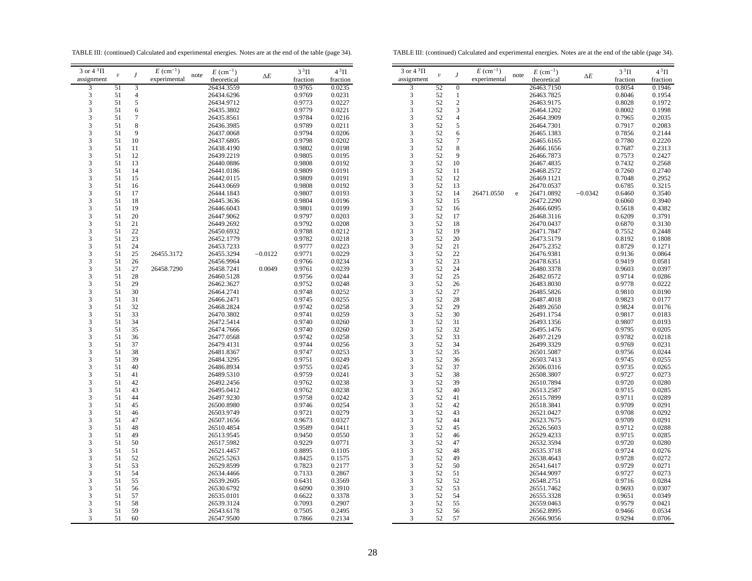TABLE III: (continued) Calculated and experimental energies. Notes are at the end of the table (page 34).

| 3 or 4 $^3\Pi$ assignment | $v$ | $J$ | $E$ (cm$^{-1}$) experimental | note | $E$ (cm$^{-1}$) theoretical | $\Delta E$ | 3 $^3\Pi$ fraction | 4 $^3\Pi$ fraction |
|---|---|---|---|---|---|---|---|---|
| 3 | 51 | 3 | | | 26434.3559 | | 0.9765 | 0.0235 |
| 3 | 51 | 4 | | | 26434.6296 | | 0.9769 | 0.0231 |
| 3 | 51 | 5 | | | 26434.9712 | | 0.9773 | 0.0227 |
| 3 | 51 | 6 | | | 26435.3802 | | 0.9779 | 0.0221 |
| 3 | 51 | 7 | | | 26435.8561 | | 0.9784 | 0.0216 |
| 3 | 51 | 8 | | | 26436.3985 | | 0.9789 | 0.0211 |
| 3 | 51 | 9 | | | 26437.0068 | | 0.9794 | 0.0206 |
| 3 | 51 | 10 | | | 26437.6805 | | 0.9798 | 0.0202 |
| 3 | 51 | 11 | | | 26438.4190 | | 0.9802 | 0.0198 |
| 3 | 51 | 12 | | | 26439.2219 | | 0.9805 | 0.0195 |
| 3 | 51 | 13 | | | 26440.0886 | | 0.9808 | 0.0192 |
| 3 | 51 | 14 | | | 26441.0186 | | 0.9809 | 0.0191 |
| 3 | 51 | 15 | | | 26442.0115 | | 0.9809 | 0.0191 |
| 3 | 51 | 16 | | | 26443.0669 | | 0.9808 | 0.0192 |
| 3 | 51 | 17 | | | 26444.1843 | | 0.9807 | 0.0193 |
| 3 | 51 | 18 | | | 26445.3636 | | 0.9804 | 0.0196 |
| 3 | 51 | 19 | | | 26446.6043 | | 0.9801 | 0.0199 |
| 3 | 51 | 20 | | | 26447.9062 | | 0.9797 | 0.0203 |
| 3 | 51 | 21 | | | 26449.2692 | | 0.9792 | 0.0208 |
| 3 | 51 | 22 | | | 26450.6932 | | 0.9788 | 0.0212 |
| 3 | 51 | 23 | | | 26452.1779 | | 0.9782 | 0.0218 |
| 3 | 51 | 24 | | | 26453.7233 | | 0.9777 | 0.0223 |
| 3 | 51 | 25 | 26455.3172 | | 26455.3294 | −0.0122 | 0.9771 | 0.0229 |
| 3 | 51 | 26 | | | 26456.9964 | | 0.9766 | 0.0234 |
| 3 | 51 | 27 | 26458.7290 | | 26458.7241 | 0.0049 | 0.9761 | 0.0239 |
| 3 | 51 | 28 | | | 26460.5128 | | 0.9756 | 0.0244 |
| 3 | 51 | 29 | | | 26462.3627 | | 0.9752 | 0.0248 |
| 3 | 51 | 30 | | | 26464.2741 | | 0.9748 | 0.0252 |
| 3 | 51 | 31 | | | 26466.2471 | | 0.9745 | 0.0255 |
| 3 | 51 | 32 | | | 26468.2824 | | 0.9742 | 0.0258 |
| 3 | 51 | 33 | | | 26470.3802 | | 0.9741 | 0.0259 |
| 3 | 51 | 34 | | | 26472.5414 | | 0.9740 | 0.0260 |
| 3 | 51 | 35 | | | 26474.7666 | | 0.9740 | 0.0260 |
| 3 | 51 | 36 | | | 26477.0568 | | 0.9742 | 0.0258 |
| 3 | 51 | 37 | | | 26479.4131 | | 0.9744 | 0.0256 |
| 3 | 51 | 38 | | | 26481.8367 | | 0.9747 | 0.0253 |
| 3 | 51 | 39 | | | 26484.3295 | | 0.9751 | 0.0249 |
| 3 | 51 | 40 | | | 26486.8934 | | 0.9755 | 0.0245 |
| 3 | 51 | 41 | | | 26489.5310 | | 0.9759 | 0.0241 |
| 3 | 51 | 42 | | | 26492.2456 | | 0.9762 | 0.0238 |
| 3 | 51 | 43 | | | 26495.0412 | | 0.9762 | 0.0238 |
| 3 | 51 | 44 | | | 26497.9230 | | 0.9758 | 0.0242 |
| 3 | 51 | 45 | | | 26500.8980 | | 0.9746 | 0.0254 |
| 3 | 51 | 46 | | | 26503.9749 | | 0.9721 | 0.0279 |
| 3 | 51 | 47 | | | 26507.1656 | | 0.9673 | 0.0327 |
| 3 | 51 | 48 | | | 26510.4854 | | 0.9589 | 0.0411 |
| 3 | 51 | 49 | | | 26513.9545 | | 0.9450 | 0.0550 |
| 3 | 51 | 50 | | | 26517.5982 | | 0.9229 | 0.0771 |
| 3 | 51 | 51 | | | 26521.4457 | | 0.8895 | 0.1105 |
| 3 | 51 | 52 | | | 26525.5263 | | 0.8425 | 0.1575 |
| 3 | 51 | 53 | | | 26529.8599 | | 0.7823 | 0.2177 |
| 3 | 51 | 54 | | | 26534.4466 | | 0.7133 | 0.2867 |
| 3 | 51 | 55 | | | 26539.2605 | | 0.6431 | 0.3569 |
| 3 | 51 | 56 | | | 26530.6792 | | 0.6090 | 0.3910 |
| 3 | 51 | 57 | | | 26535.0101 | | 0.6622 | 0.3378 |
| 3 | 51 | 58 | | | 26539.3124 | | 0.7093 | 0.2907 |
| 3 | 51 | 59 | | | 26543.6178 | | 0.7505 | 0.2495 |
| 3 | 51 | 60 | | | 26547.9500 | | 0.7866 | 0.2134 |
| 3 | 52 | 0 | | | 26463.7150 | | 0.8054 | 0.1946 |
| 3 | 52 | 1 | | | 26463.7825 | | 0.8046 | 0.1954 |
| 3 | 52 | 2 | | | 26463.9175 | | 0.8028 | 0.1972 |
| 3 | 52 | 3 | | | 26464.1202 | | 0.8002 | 0.1998 |
| 3 | 52 | 4 | | | 26464.3909 | | 0.7965 | 0.2035 |
| 3 | 52 | 5 | | | 26464.7301 | | 0.7917 | 0.2083 |
| 3 | 52 | 6 | | | 26465.1383 | | 0.7856 | 0.2144 |
| 3 | 52 | 7 | | | 26465.6165 | | 0.7780 | 0.2220 |
| 3 | 52 | 8 | | | 26466.1656 | | 0.7687 | 0.2313 |
| 3 | 52 | 9 | | | 26466.7873 | | 0.7573 | 0.2427 |
| 3 | 52 | 10 | | | 26467.4835 | | 0.7432 | 0.2568 |
| 3 | 52 | 11 | | | 26468.2572 | | 0.7260 | 0.2740 |
| 3 | 52 | 12 | | | 26469.1121 | | 0.7048 | 0.2952 |
| 3 | 52 | 13 | | | 26470.0537 | | 0.6785 | 0.3215 |
| 3 | 52 | 14 | 26471.0550 | e | 26471.0892 | −0.0342 | 0.6460 | 0.3540 |
| 3 | 52 | 15 | | | 26472.2290 | | 0.6060 | 0.3940 |
| 3 | 52 | 16 | | | 26466.6095 | | 0.5618 | 0.4382 |
| 3 | 52 | 17 | | | 26468.3116 | | 0.6209 | 0.3791 |
| 3 | 52 | 18 | | | 26470.0437 | | 0.6870 | 0.3130 |
| 3 | 52 | 19 | | | 26471.7847 | | 0.7552 | 0.2448 |
| 3 | 52 | 20 | | | 26473.5179 | | 0.8192 | 0.1808 |
| 3 | 52 | 21 | | | 26475.2352 | | 0.8729 | 0.1271 |
| 3 | 52 | 22 | | | 26476.9381 | | 0.9136 | 0.0864 |
| 3 | 52 | 23 | | | 26478.6351 | | 0.9419 | 0.0581 |
| 3 | 52 | 24 | | | 26480.3378 | | 0.9603 | 0.0397 |
| 3 | 52 | 25 | | | 26482.0572 | | 0.9714 | 0.0286 |
| 3 | 52 | 26 | | | 26483.8030 | | 0.9778 | 0.0222 |
| 3 | 52 | 27 | | | 26485.5826 | | 0.9810 | 0.0190 |
| 3 | 52 | 28 | | | 26487.4018 | | 0.9823 | 0.0177 |
| 3 | 52 | 29 | | | 26489.2650 | | 0.9824 | 0.0176 |
| 3 | 52 | 30 | | | 26491.1754 | | 0.9817 | 0.0183 |
| 3 | 52 | 31 | | | 26493.1356 | | 0.9807 | 0.0193 |
| 3 | 52 | 32 | | | 26495.1476 | | 0.9795 | 0.0205 |
| 3 | 52 | 33 | | | 26497.2129 | | 0.9782 | 0.0218 |
| 3 | 52 | 34 | | | 26499.3329 | | 0.9769 | 0.0231 |
| 3 | 52 | 35 | | | 26501.5087 | | 0.9756 | 0.0244 |
| 3 | 52 | 36 | | | 26503.7413 | | 0.9745 | 0.0255 |
| 3 | 52 | 37 | | | 26506.0316 | | 0.9735 | 0.0265 |
| 3 | 52 | 38 | | | 26508.3807 | | 0.9727 | 0.0273 |
| 3 | 52 | 39 | | | 26510.7894 | | 0.9720 | 0.0280 |
| 3 | 52 | 40 | | | 26513.2587 | | 0.9715 | 0.0285 |
| 3 | 52 | 41 | | | 26515.7899 | | 0.9711 | 0.0289 |
| 3 | 52 | 42 | | | 26518.3841 | | 0.9709 | 0.0291 |
| 3 | 52 | 43 | | | 26521.0427 | | 0.9708 | 0.0292 |
| 3 | 52 | 44 | | | 26523.7675 | | 0.9709 | 0.0291 |
| 3 | 52 | 45 | | | 26526.5603 | | 0.9712 | 0.0288 |
| 3 | 52 | 46 | | | 26529.4233 | | 0.9715 | 0.0285 |
| 3 | 52 | 47 | | | 26532.3594 | | 0.9720 | 0.0280 |
| 3 | 52 | 48 | | | 26535.3718 | | 0.9724 | 0.0276 |
| 3 | 52 | 49 | | | 26538.4643 | | 0.9728 | 0.0272 |
| 3 | 52 | 50 | | | 26541.6417 | | 0.9729 | 0.0271 |
| 3 | 52 | 51 | | | 26544.9097 | | 0.9727 | 0.0273 |
| 3 | 52 | 52 | | | 26548.2751 | | 0.9716 | 0.0284 |
| 3 | 52 | 53 | | | 26551.7462 | | 0.9693 | 0.0307 |
| 3 | 52 | 54 | | | 26555.3328 | | 0.9651 | 0.0349 |
| 3 | 52 | 55 | | | 26559.0463 | | 0.9579 | 0.0421 |
| 3 | 52 | 56 | | | 26562.8995 | | 0.9466 | 0.0534 |
| 3 | 52 | 57 | | | 26566.9056 | | 0.9294 | 0.0706 |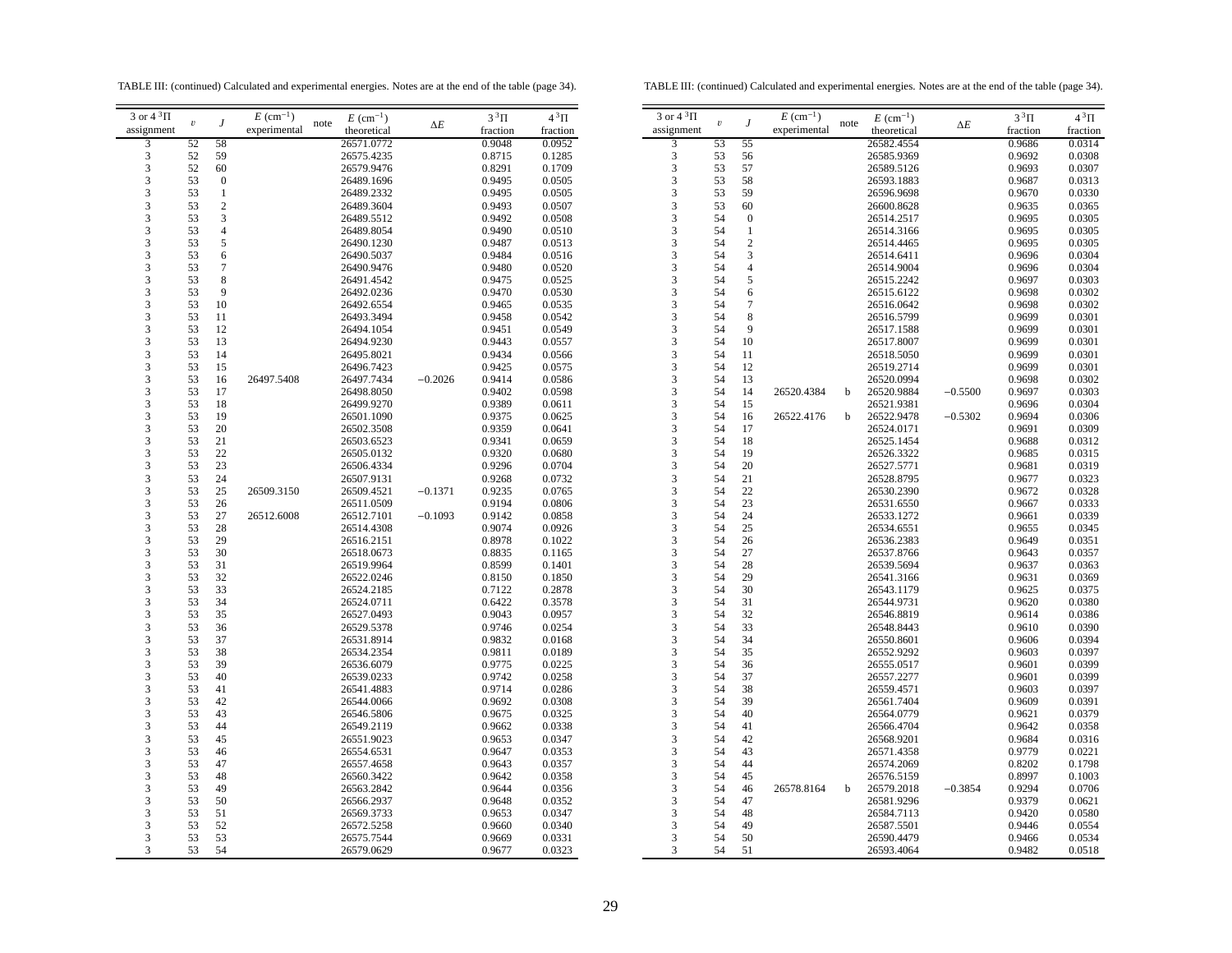TABLE III: (continued) Calculated and experimental energies. Notes are at the end of the table (page 34).

| 3 or 4 $^3\Pi$ assignment | $v$ | $J$ | $E$ (cm$^{-1}$) experimental | note | $E$ (cm$^{-1}$) theoretical | $\Delta E$ | $3\,^3\Pi$ fraction | $4\,^3\Pi$ fraction |
|---|---|---|---|---|---|---|---|---|
| 3 | 52 | 58 | | | 26571.0772 | | 0.9048 | 0.0952 |
| 3 | 52 | 59 | | | 26575.4235 | | 0.8715 | 0.1285 |
| 3 | 52 | 60 | | | 26579.9476 | | 0.8291 | 0.1709 |
| 3 | 53 | 0 | | | 26489.1696 | | 0.9495 | 0.0505 |
| 3 | 53 | 1 | | | 26489.2332 | | 0.9495 | 0.0505 |
| 3 | 53 | 2 | | | 26489.3604 | | 0.9493 | 0.0507 |
| 3 | 53 | 3 | | | 26489.5512 | | 0.9492 | 0.0508 |
| 3 | 53 | 4 | | | 26489.8054 | | 0.9490 | 0.0510 |
| 3 | 53 | 5 | | | 26490.1230 | | 0.9487 | 0.0513 |
| 3 | 53 | 6 | | | 26490.5037 | | 0.9484 | 0.0516 |
| 3 | 53 | 7 | | | 26490.9476 | | 0.9480 | 0.0520 |
| 3 | 53 | 8 | | | 26491.4542 | | 0.9475 | 0.0525 |
| 3 | 53 | 9 | | | 26492.0236 | | 0.9470 | 0.0530 |
| 3 | 53 | 10 | | | 26492.6554 | | 0.9465 | 0.0535 |
| 3 | 53 | 11 | | | 26493.3494 | | 0.9458 | 0.0542 |
| 3 | 53 | 12 | | | 26494.1054 | | 0.9451 | 0.0549 |
| 3 | 53 | 13 | | | 26494.9230 | | 0.9443 | 0.0557 |
| 3 | 53 | 14 | | | 26495.8021 | | 0.9434 | 0.0566 |
| 3 | 53 | 15 | | | 26496.7423 | | 0.9425 | 0.0575 |
| 3 | 53 | 16 | 26497.5408 | | 26497.7434 | −0.2026 | 0.9414 | 0.0586 |
| 3 | 53 | 17 | | | 26498.8050 | | 0.9402 | 0.0598 |
| 3 | 53 | 18 | | | 26499.9270 | | 0.9389 | 0.0611 |
| 3 | 53 | 19 | | | 26501.1090 | | 0.9375 | 0.0625 |
| 3 | 53 | 20 | | | 26502.3508 | | 0.9359 | 0.0641 |
| 3 | 53 | 21 | | | 26503.6523 | | 0.9341 | 0.0659 |
| 3 | 53 | 22 | | | 26505.0132 | | 0.9320 | 0.0680 |
| 3 | 53 | 23 | | | 26506.4334 | | 0.9296 | 0.0704 |
| 3 | 53 | 24 | | | 26507.9131 | | 0.9268 | 0.0732 |
| 3 | 53 | 25 | 26509.3150 | | 26509.4521 | −0.1371 | 0.9235 | 0.0765 |
| 3 | 53 | 26 | | | 26511.0509 | | 0.9194 | 0.0806 |
| 3 | 53 | 27 | 26512.6008 | | 26512.7101 | −0.1093 | 0.9142 | 0.0858 |
| 3 | 53 | 28 | | | 26514.4308 | | 0.9074 | 0.0926 |
| 3 | 53 | 29 | | | 26516.2151 | | 0.8978 | 0.1022 |
| 3 | 53 | 30 | | | 26518.0673 | | 0.8835 | 0.1165 |
| 3 | 53 | 31 | | | 26519.9964 | | 0.8599 | 0.1401 |
| 3 | 53 | 32 | | | 26522.0246 | | 0.8150 | 0.1850 |
| 3 | 53 | 33 | | | 26524.2185 | | 0.7122 | 0.2878 |
| 3 | 53 | 34 | | | 26524.0711 | | 0.6422 | 0.3578 |
| 3 | 53 | 35 | | | 26527.0493 | | 0.9043 | 0.0957 |
| 3 | 53 | 36 | | | 26529.5378 | | 0.9746 | 0.0254 |
| 3 | 53 | 37 | | | 26531.8914 | | 0.9832 | 0.0168 |
| 3 | 53 | 38 | | | 26534.2354 | | 0.9811 | 0.0189 |
| 3 | 53 | 39 | | | 26536.6079 | | 0.9775 | 0.0225 |
| 3 | 53 | 40 | | | 26539.0233 | | 0.9742 | 0.0258 |
| 3 | 53 | 41 | | | 26541.4883 | | 0.9714 | 0.0286 |
| 3 | 53 | 42 | | | 26544.0066 | | 0.9692 | 0.0308 |
| 3 | 53 | 43 | | | 26546.5806 | | 0.9675 | 0.0325 |
| 3 | 53 | 44 | | | 26549.2119 | | 0.9662 | 0.0338 |
| 3 | 53 | 45 | | | 26551.9023 | | 0.9653 | 0.0347 |
| 3 | 53 | 46 | | | 26554.6531 | | 0.9647 | 0.0353 |
| 3 | 53 | 47 | | | 26557.4658 | | 0.9643 | 0.0357 |
| 3 | 53 | 48 | | | 26560.3422 | | 0.9642 | 0.0358 |
| 3 | 53 | 49 | | | 26563.2842 | | 0.9644 | 0.0356 |
| 3 | 53 | 50 | | | 26566.2937 | | 0.9648 | 0.0352 |
| 3 | 53 | 51 | | | 26569.3733 | | 0.9653 | 0.0347 |
| 3 | 53 | 52 | | | 26572.5258 | | 0.9660 | 0.0340 |
| 3 | 53 | 53 | | | 26575.7544 | | 0.9669 | 0.0331 |
| 3 | 53 | 54 | | | 26579.0629 | | 0.9677 | 0.0323 |
| 3 | 53 | 55 | | | 26582.4554 | | 0.9686 | 0.0314 |
| 3 | 53 | 56 | | | 26585.9369 | | 0.9692 | 0.0308 |
| 3 | 53 | 57 | | | 26589.5126 | | 0.9693 | 0.0307 |
| 3 | 53 | 58 | | | 26593.1883 | | 0.9687 | 0.0313 |
| 3 | 53 | 59 | | | 26596.9698 | | 0.9670 | 0.0330 |
| 3 | 53 | 60 | | | 26600.8628 | | 0.9635 | 0.0365 |
| 3 | 54 | 0 | | | 26514.2517 | | 0.9695 | 0.0305 |
| 3 | 54 | 1 | | | 26514.3166 | | 0.9695 | 0.0305 |
| 3 | 54 | 2 | | | 26514.4465 | | 0.9695 | 0.0305 |
| 3 | 54 | 3 | | | 26514.6411 | | 0.9696 | 0.0304 |
| 3 | 54 | 4 | | | 26514.9004 | | 0.9696 | 0.0304 |
| 3 | 54 | 5 | | | 26515.2242 | | 0.9697 | 0.0303 |
| 3 | 54 | 6 | | | 26515.6122 | | 0.9698 | 0.0302 |
| 3 | 54 | 7 | | | 26516.0642 | | 0.9698 | 0.0302 |
| 3 | 54 | 8 | | | 26516.5799 | | 0.9699 | 0.0301 |
| 3 | 54 | 9 | | | 26517.1588 | | 0.9699 | 0.0301 |
| 3 | 54 | 10 | | | 26517.8007 | | 0.9699 | 0.0301 |
| 3 | 54 | 11 | | | 26518.5050 | | 0.9699 | 0.0301 |
| 3 | 54 | 12 | | | 26519.2714 | | 0.9699 | 0.0301 |
| 3 | 54 | 13 | | | 26520.0994 | | 0.9698 | 0.0302 |
| 3 | 54 | 14 | 26520.4384 | b | 26520.9884 | −0.5500 | 0.9697 | 0.0303 |
| 3 | 54 | 15 | | | 26521.9381 | | 0.9696 | 0.0304 |
| 3 | 54 | 16 | 26522.4176 | b | 26522.9478 | −0.5302 | 0.9694 | 0.0306 |
| 3 | 54 | 17 | | | 26524.0171 | | 0.9691 | 0.0309 |
| 3 | 54 | 18 | | | 26525.1454 | | 0.9688 | 0.0312 |
| 3 | 54 | 19 | | | 26526.3322 | | 0.9685 | 0.0315 |
| 3 | 54 | 20 | | | 26527.5771 | | 0.9681 | 0.0319 |
| 3 | 54 | 21 | | | 26528.8795 | | 0.9677 | 0.0323 |
| 3 | 54 | 22 | | | 26530.2390 | | 0.9672 | 0.0328 |
| 3 | 54 | 23 | | | 26531.6550 | | 0.9667 | 0.0333 |
| 3 | 54 | 24 | | | 26533.1272 | | 0.9661 | 0.0339 |
| 3 | 54 | 25 | | | 26534.6551 | | 0.9655 | 0.0345 |
| 3 | 54 | 26 | | | 26536.2383 | | 0.9649 | 0.0351 |
| 3 | 54 | 27 | | | 26537.8766 | | 0.9643 | 0.0357 |
| 3 | 54 | 28 | | | 26539.5694 | | 0.9637 | 0.0363 |
| 3 | 54 | 29 | | | 26541.3166 | | 0.9631 | 0.0369 |
| 3 | 54 | 30 | | | 26543.1179 | | 0.9625 | 0.0375 |
| 3 | 54 | 31 | | | 26544.9731 | | 0.9620 | 0.0380 |
| 3 | 54 | 32 | | | 26546.8819 | | 0.9614 | 0.0386 |
| 3 | 54 | 33 | | | 26548.8443 | | 0.9610 | 0.0390 |
| 3 | 54 | 34 | | | 26550.8601 | | 0.9606 | 0.0394 |
| 3 | 54 | 35 | | | 26552.9292 | | 0.9603 | 0.0397 |
| 3 | 54 | 36 | | | 26555.0517 | | 0.9601 | 0.0399 |
| 3 | 54 | 37 | | | 26557.2277 | | 0.9601 | 0.0399 |
| 3 | 54 | 38 | | | 26559.4571 | | 0.9603 | 0.0397 |
| 3 | 54 | 39 | | | 26561.7404 | | 0.9609 | 0.0391 |
| 3 | 54 | 40 | | | 26564.0779 | | 0.9621 | 0.0379 |
| 3 | 54 | 41 | | | 26566.4704 | | 0.9642 | 0.0358 |
| 3 | 54 | 42 | | | 26568.9201 | | 0.9684 | 0.0316 |
| 3 | 54 | 43 | | | 26571.4358 | | 0.9779 | 0.0221 |
| 3 | 54 | 44 | | | 26574.2069 | | 0.8202 | 0.1798 |
| 3 | 54 | 45 | | | 26576.5159 | | 0.8997 | 0.1003 |
| 3 | 54 | 46 | 26578.8164 | b | 26579.2018 | −0.3854 | 0.9294 | 0.0706 |
| 3 | 54 | 47 | | | 26581.9296 | | 0.9379 | 0.0621 |
| 3 | 54 | 48 | | | 26584.7113 | | 0.9420 | 0.0580 |
| 3 | 54 | 49 | | | 26587.5501 | | 0.9446 | 0.0554 |
| 3 | 54 | 50 | | | 26590.4479 | | 0.9466 | 0.0534 |
| 3 | 54 | 51 | | | 26593.4064 | | 0.9482 | 0.0518 |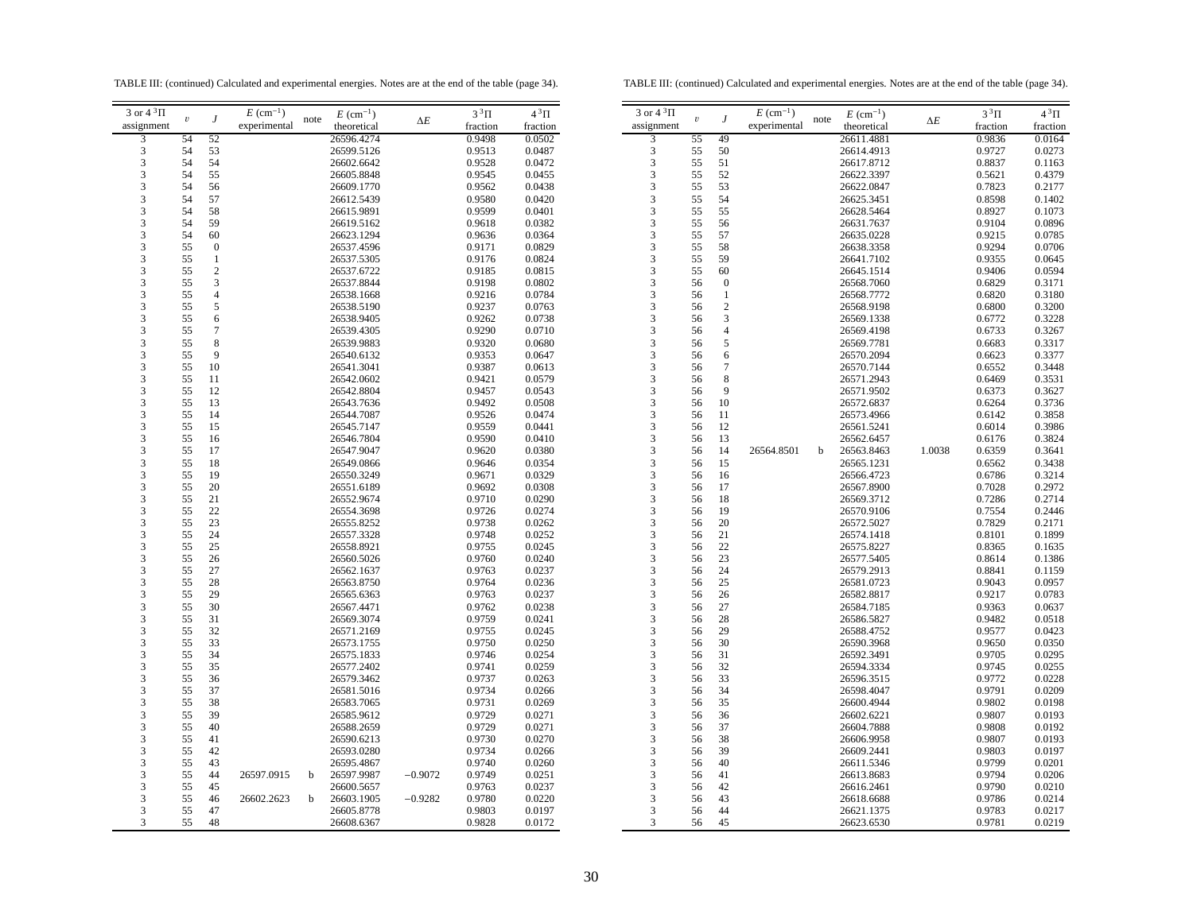TABLE III: (continued) Calculated and experimental energies. Notes are at the end of the table (page 34).

| 3 or 4 $^3\Pi$ assignment | $v$ | $J$ | $E$ (cm$^{-1}$) experimental | note | $E$ (cm$^{-1}$) theoretical | $\Delta E$ | $3\,^3\Pi$ fraction | $4\,^3\Pi$ fraction |
|---|---|---|---|---|---|---|---|---|
| 3 | 54 | 52 | | | 26596.4274 | | 0.9498 | 0.0502 |
| 3 | 54 | 53 | | | 26599.5126 | | 0.9513 | 0.0487 |
| 3 | 54 | 54 | | | 26602.6642 | | 0.9528 | 0.0472 |
| 3 | 54 | 55 | | | 26605.8848 | | 0.9545 | 0.0455 |
| 3 | 54 | 56 | | | 26609.1770 | | 0.9562 | 0.0438 |
| 3 | 54 | 57 | | | 26612.5439 | | 0.9580 | 0.0420 |
| 3 | 54 | 58 | | | 26615.9891 | | 0.9599 | 0.0401 |
| 3 | 54 | 59 | | | 26619.5162 | | 0.9618 | 0.0382 |
| 3 | 54 | 60 | | | 26623.1294 | | 0.9636 | 0.0364 |
| 3 | 55 | 0 | | | 26537.4596 | | 0.9171 | 0.0829 |
| 3 | 55 | 1 | | | 26537.5305 | | 0.9176 | 0.0824 |
| 3 | 55 | 2 | | | 26537.6722 | | 0.9185 | 0.0815 |
| 3 | 55 | 3 | | | 26537.8844 | | 0.9198 | 0.0802 |
| 3 | 55 | 4 | | | 26538.1668 | | 0.9216 | 0.0784 |
| 3 | 55 | 5 | | | 26538.5190 | | 0.9237 | 0.0763 |
| 3 | 55 | 6 | | | 26538.9405 | | 0.9262 | 0.0738 |
| 3 | 55 | 7 | | | 26539.4305 | | 0.9290 | 0.0710 |
| 3 | 55 | 8 | | | 26539.9883 | | 0.9320 | 0.0680 |
| 3 | 55 | 9 | | | 26540.6132 | | 0.9353 | 0.0647 |
| 3 | 55 | 10 | | | 26541.3041 | | 0.9387 | 0.0613 |
| 3 | 55 | 11 | | | 26542.0602 | | 0.9421 | 0.0579 |
| 3 | 55 | 12 | | | 26542.8804 | | 0.9457 | 0.0543 |
| 3 | 55 | 13 | | | 26543.7636 | | 0.9492 | 0.0508 |
| 3 | 55 | 14 | | | 26544.7087 | | 0.9526 | 0.0474 |
| 3 | 55 | 15 | | | 26545.7147 | | 0.9559 | 0.0441 |
| 3 | 55 | 16 | | | 26546.7804 | | 0.9590 | 0.0410 |
| 3 | 55 | 17 | | | 26547.9047 | | 0.9620 | 0.0380 |
| 3 | 55 | 18 | | | 26549.0866 | | 0.9646 | 0.0354 |
| 3 | 55 | 19 | | | 26550.3249 | | 0.9671 | 0.0329 |
| 3 | 55 | 20 | | | 26551.6189 | | 0.9692 | 0.0308 |
| 3 | 55 | 21 | | | 26552.9674 | | 0.9710 | 0.0290 |
| 3 | 55 | 22 | | | 26554.3698 | | 0.9726 | 0.0274 |
| 3 | 55 | 23 | | | 26555.8252 | | 0.9738 | 0.0262 |
| 3 | 55 | 24 | | | 26557.3328 | | 0.9748 | 0.0252 |
| 3 | 55 | 25 | | | 26558.8921 | | 0.9755 | 0.0245 |
| 3 | 55 | 26 | | | 26560.5026 | | 0.9760 | 0.0240 |
| 3 | 55 | 27 | | | 26562.1637 | | 0.9763 | 0.0237 |
| 3 | 55 | 28 | | | 26563.8750 | | 0.9764 | 0.0236 |
| 3 | 55 | 29 | | | 26565.6363 | | 0.9763 | 0.0237 |
| 3 | 55 | 30 | | | 26567.4471 | | 0.9762 | 0.0238 |
| 3 | 55 | 31 | | | 26569.3074 | | 0.9759 | 0.0241 |
| 3 | 55 | 32 | | | 26571.2169 | | 0.9755 | 0.0245 |
| 3 | 55 | 33 | | | 26573.1755 | | 0.9750 | 0.0250 |
| 3 | 55 | 34 | | | 26575.1833 | | 0.9746 | 0.0254 |
| 3 | 55 | 35 | | | 26577.2402 | | 0.9741 | 0.0259 |
| 3 | 55 | 36 | | | 26579.3462 | | 0.9737 | 0.0263 |
| 3 | 55 | 37 | | | 26581.5016 | | 0.9734 | 0.0266 |
| 3 | 55 | 38 | | | 26583.7065 | | 0.9731 | 0.0269 |
| 3 | 55 | 39 | | | 26585.9612 | | 0.9729 | 0.0271 |
| 3 | 55 | 40 | | | 26588.2659 | | 0.9729 | 0.0271 |
| 3 | 55 | 41 | | | 26590.6213 | | 0.9730 | 0.0270 |
| 3 | 55 | 42 | | | 26593.0280 | | 0.9734 | 0.0266 |
| 3 | 55 | 43 | | | 26595.4867 | | 0.9740 | 0.0260 |
| 3 | 55 | 44 | 26597.0915 | b | 26597.9987 | −0.9072 | 0.9749 | 0.0251 |
| 3 | 55 | 45 | | | 26600.5657 | | 0.9763 | 0.0237 |
| 3 | 55 | 46 | 26602.2623 | b | 26603.1905 | −0.9282 | 0.9780 | 0.0220 |
| 3 | 55 | 47 | | | 26605.8778 | | 0.9803 | 0.0197 |
| 3 | 55 | 48 | | | 26608.6367 | | 0.9828 | 0.0172 |
| 3 | 55 | 49 | | | 26611.4881 | | 0.9836 | 0.0164 |
| 3 | 55 | 50 | | | 26614.4913 | | 0.9727 | 0.0273 |
| 3 | 55 | 51 | | | 26617.8712 | | 0.8837 | 0.1163 |
| 3 | 55 | 52 | | | 26622.3397 | | 0.5621 | 0.4379 |
| 3 | 55 | 53 | | | 26622.0847 | | 0.7823 | 0.2177 |
| 3 | 55 | 54 | | | 26625.3451 | | 0.8598 | 0.1402 |
| 3 | 55 | 55 | | | 26628.5464 | | 0.8927 | 0.1073 |
| 3 | 55 | 56 | | | 26631.7637 | | 0.9104 | 0.0896 |
| 3 | 55 | 57 | | | 26635.0228 | | 0.9215 | 0.0785 |
| 3 | 55 | 58 | | | 26638.3358 | | 0.9294 | 0.0706 |
| 3 | 55 | 59 | | | 26641.7102 | | 0.9355 | 0.0645 |
| 3 | 55 | 60 | | | 26645.1514 | | 0.9406 | 0.0594 |
| 3 | 56 | 0 | | | 26568.7060 | | 0.6829 | 0.3171 |
| 3 | 56 | 1 | | | 26568.7772 | | 0.6820 | 0.3180 |
| 3 | 56 | 2 | | | 26568.9198 | | 0.6800 | 0.3200 |
| 3 | 56 | 3 | | | 26569.1338 | | 0.6772 | 0.3228 |
| 3 | 56 | 4 | | | 26569.4198 | | 0.6733 | 0.3267 |
| 3 | 56 | 5 | | | 26569.7781 | | 0.6683 | 0.3317 |
| 3 | 56 | 6 | | | 26570.2094 | | 0.6623 | 0.3377 |
| 3 | 56 | 7 | | | 26570.7144 | | 0.6552 | 0.3448 |
| 3 | 56 | 8 | | | 26571.2943 | | 0.6469 | 0.3531 |
| 3 | 56 | 9 | | | 26571.9502 | | 0.6373 | 0.3627 |
| 3 | 56 | 10 | | | 26572.6837 | | 0.6264 | 0.3736 |
| 3 | 56 | 11 | | | 26573.4966 | | 0.6142 | 0.3858 |
| 3 | 56 | 12 | | | 26561.5241 | | 0.6014 | 0.3986 |
| 3 | 56 | 13 | | | 26562.6457 | | 0.6176 | 0.3824 |
| 3 | 56 | 14 | 26564.8501 | b | 26563.8463 | 1.0038 | 0.6359 | 0.3641 |
| 3 | 56 | 15 | | | 26565.1231 | | 0.6562 | 0.3438 |
| 3 | 56 | 16 | | | 26566.4723 | | 0.6786 | 0.3214 |
| 3 | 56 | 17 | | | 26567.8900 | | 0.7028 | 0.2972 |
| 3 | 56 | 18 | | | 26569.3712 | | 0.7286 | 0.2714 |
| 3 | 56 | 19 | | | 26570.9106 | | 0.7554 | 0.2446 |
| 3 | 56 | 20 | | | 26572.5027 | | 0.7829 | 0.2171 |
| 3 | 56 | 21 | | | 26574.1418 | | 0.8101 | 0.1899 |
| 3 | 56 | 22 | | | 26575.8227 | | 0.8365 | 0.1635 |
| 3 | 56 | 23 | | | 26577.5405 | | 0.8614 | 0.1386 |
| 3 | 56 | 24 | | | 26579.2913 | | 0.8841 | 0.1159 |
| 3 | 56 | 25 | | | 26581.0723 | | 0.9043 | 0.0957 |
| 3 | 56 | 26 | | | 26582.8817 | | 0.9217 | 0.0783 |
| 3 | 56 | 27 | | | 26584.7185 | | 0.9363 | 0.0637 |
| 3 | 56 | 28 | | | 26586.5827 | | 0.9482 | 0.0518 |
| 3 | 56 | 29 | | | 26588.4752 | | 0.9577 | 0.0423 |
| 3 | 56 | 30 | | | 26590.3968 | | 0.9650 | 0.0350 |
| 3 | 56 | 31 | | | 26592.3491 | | 0.9705 | 0.0295 |
| 3 | 56 | 32 | | | 26594.3334 | | 0.9745 | 0.0255 |
| 3 | 56 | 33 | | | 26596.3515 | | 0.9772 | 0.0228 |
| 3 | 56 | 34 | | | 26598.4047 | | 0.9791 | 0.0209 |
| 3 | 56 | 35 | | | 26600.4944 | | 0.9802 | 0.0198 |
| 3 | 56 | 36 | | | 26602.6221 | | 0.9807 | 0.0193 |
| 3 | 56 | 37 | | | 26604.7888 | | 0.9808 | 0.0192 |
| 3 | 56 | 38 | | | 26606.9958 | | 0.9807 | 0.0193 |
| 3 | 56 | 39 | | | 26609.2441 | | 0.9803 | 0.0197 |
| 3 | 56 | 40 | | | 26611.5346 | | 0.9799 | 0.0201 |
| 3 | 56 | 41 | | | 26613.8683 | | 0.9794 | 0.0206 |
| 3 | 56 | 42 | | | 26616.2461 | | 0.9790 | 0.0210 |
| 3 | 56 | 43 | | | 26618.6688 | | 0.9786 | 0.0214 |
| 3 | 56 | 44 | | | 26621.1375 | | 0.9783 | 0.0217 |
| 3 | 56 | 45 | | | 26623.6530 | | 0.9781 | 0.0219 |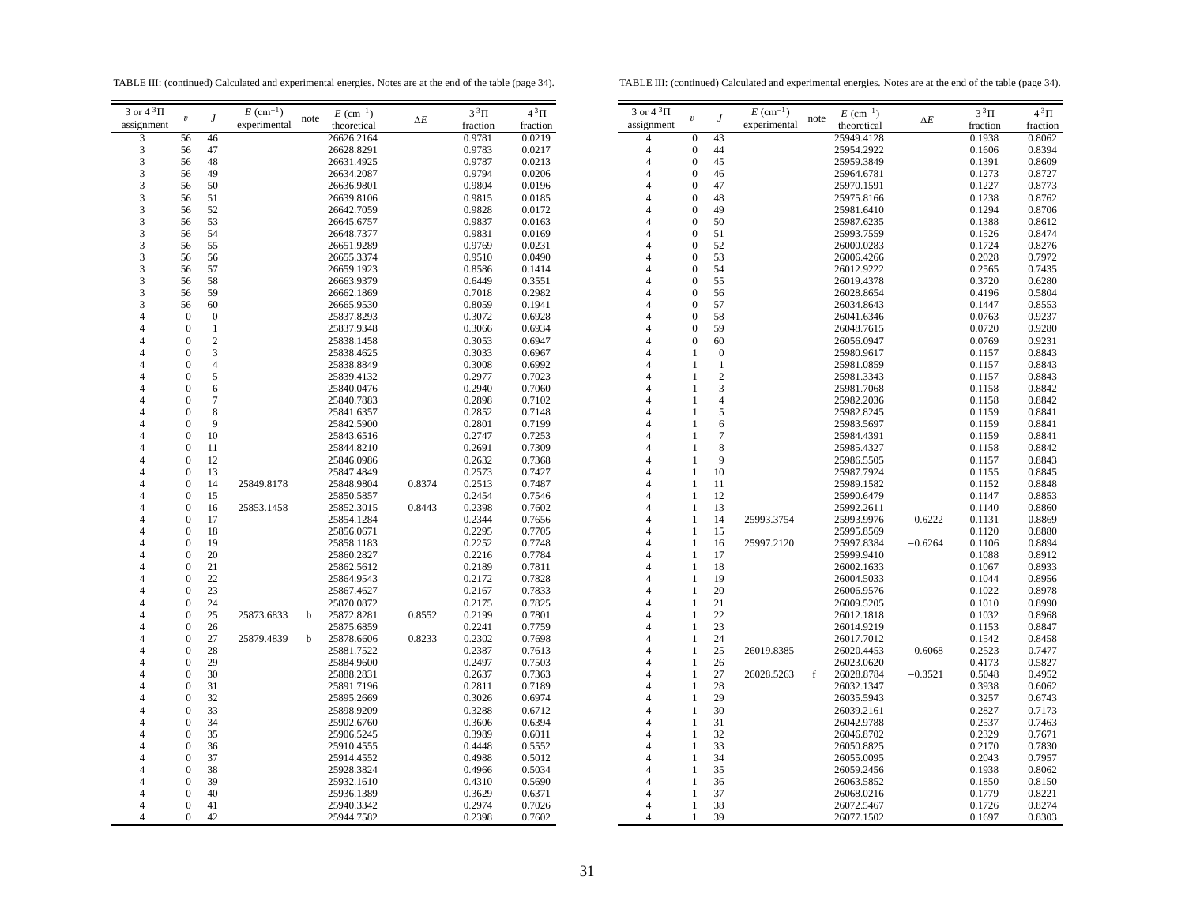TABLE III: (continued) Calculated and experimental energies. Notes are at the end of the table (page 34).

| 3 or 4 $^3\Pi$ assignment | $v$ | $J$ | $E$ (cm$^{-1}$) experimental | note | $E$ (cm$^{-1}$) theoretical | $\Delta E$ | $3\,^3\Pi$ fraction | $4\,^3\Pi$ fraction |
|---|---|---|---|---|---|---|---|---|
| 3 | 56 | 46 | | | 26626.2164 | | 0.9781 | 0.0219 |
| 3 | 56 | 47 | | | 26628.8291 | | 0.9783 | 0.0217 |
| 3 | 56 | 48 | | | 26631.4925 | | 0.9787 | 0.0213 |
| 3 | 56 | 49 | | | 26634.2087 | | 0.9794 | 0.0206 |
| 3 | 56 | 50 | | | 26636.9801 | | 0.9804 | 0.0196 |
| 3 | 56 | 51 | | | 26639.8106 | | 0.9815 | 0.0185 |
| 3 | 56 | 52 | | | 26642.7059 | | 0.9828 | 0.0172 |
| 3 | 56 | 53 | | | 26645.6757 | | 0.9837 | 0.0163 |
| 3 | 56 | 54 | | | 26648.7377 | | 0.9831 | 0.0169 |
| 3 | 56 | 55 | | | 26651.9289 | | 0.9769 | 0.0231 |
| 3 | 56 | 56 | | | 26655.3374 | | 0.9510 | 0.0490 |
| 3 | 56 | 57 | | | 26659.1923 | | 0.8586 | 0.1414 |
| 3 | 56 | 58 | | | 26663.9379 | | 0.6449 | 0.3551 |
| 3 | 56 | 59 | | | 26662.1869 | | 0.7018 | 0.2982 |
| 3 | 56 | 60 | | | 26665.9530 | | 0.8059 | 0.1941 |
| 4 | 0 | 0 | | | 25837.8293 | | 0.3072 | 0.6928 |
| 4 | 0 | 1 | | | 25837.9348 | | 0.3066 | 0.6934 |
| 4 | 0 | 2 | | | 25838.1458 | | 0.3053 | 0.6947 |
| 4 | 0 | 3 | | | 25838.4625 | | 0.3033 | 0.6967 |
| 4 | 0 | 4 | | | 25838.8849 | | 0.3008 | 0.6992 |
| 4 | 0 | 5 | | | 25839.4132 | | 0.2977 | 0.7023 |
| 4 | 0 | 6 | | | 25840.0476 | | 0.2940 | 0.7060 |
| 4 | 0 | 7 | | | 25840.7883 | | 0.2898 | 0.7102 |
| 4 | 0 | 8 | | | 25841.6357 | | 0.2852 | 0.7148 |
| 4 | 0 | 9 | | | 25842.5900 | | 0.2801 | 0.7199 |
| 4 | 0 | 10 | | | 25843.6516 | | 0.2747 | 0.7253 |
| 4 | 0 | 11 | | | 25844.8210 | | 0.2691 | 0.7309 |
| 4 | 0 | 12 | | | 25846.0986 | | 0.2632 | 0.7368 |
| 4 | 0 | 13 | | | 25847.4849 | | 0.2573 | 0.7427 |
| 4 | 0 | 14 | 25849.8178 | | 25848.9804 | 0.8374 | 0.2513 | 0.7487 |
| 4 | 0 | 15 | | | 25850.5857 | | 0.2454 | 0.7546 |
| 4 | 0 | 16 | 25853.1458 | | 25852.3015 | 0.8443 | 0.2398 | 0.7602 |
| 4 | 0 | 17 | | | 25854.1284 | | 0.2344 | 0.7656 |
| 4 | 0 | 18 | | | 25856.0671 | | 0.2295 | 0.7705 |
| 4 | 0 | 19 | | | 25858.1183 | | 0.2252 | 0.7748 |
| 4 | 0 | 20 | | | 25860.2827 | | 0.2216 | 0.7784 |
| 4 | 0 | 21 | | | 25862.5612 | | 0.2189 | 0.7811 |
| 4 | 0 | 22 | | | 25864.9543 | | 0.2172 | 0.7828 |
| 4 | 0 | 23 | | | 25867.4627 | | 0.2167 | 0.7833 |
| 4 | 0 | 24 | | | 25870.0872 | | 0.2175 | 0.7825 |
| 4 | 0 | 25 | 25873.6833 | b | 25872.8281 | 0.8552 | 0.2199 | 0.7801 |
| 4 | 0 | 26 | | | 25875.6859 | | 0.2241 | 0.7759 |
| 4 | 0 | 27 | 25879.4839 | b | 25878.6606 | 0.8233 | 0.2302 | 0.7698 |
| 4 | 0 | 28 | | | 25881.7522 | | 0.2387 | 0.7613 |
| 4 | 0 | 29 | | | 25884.9600 | | 0.2497 | 0.7503 |
| 4 | 0 | 30 | | | 25888.2831 | | 0.2637 | 0.7363 |
| 4 | 0 | 31 | | | 25891.7196 | | 0.2811 | 0.7189 |
| 4 | 0 | 32 | | | 25895.2669 | | 0.3026 | 0.6974 |
| 4 | 0 | 33 | | | 25898.9209 | | 0.3288 | 0.6712 |
| 4 | 0 | 34 | | | 25902.6760 | | 0.3606 | 0.6394 |
| 4 | 0 | 35 | | | 25906.5245 | | 0.3989 | 0.6011 |
| 4 | 0 | 36 | | | 25910.4555 | | 0.4448 | 0.5552 |
| 4 | 0 | 37 | | | 25914.4552 | | 0.4988 | 0.5012 |
| 4 | 0 | 38 | | | 25928.3824 | | 0.4966 | 0.5034 |
| 4 | 0 | 39 | | | 25932.1610 | | 0.4310 | 0.5690 |
| 4 | 0 | 40 | | | 25936.1389 | | 0.3629 | 0.6371 |
| 4 | 0 | 41 | | | 25940.3342 | | 0.2974 | 0.7026 |
| 4 | 0 | 42 | | | 25944.7582 | | 0.2398 | 0.7602 |
| 4 | 0 | 43 | | | 25949.4128 | | 0.1938 | 0.8062 |
| 4 | 0 | 44 | | | 25954.2922 | | 0.1606 | 0.8394 |
| 4 | 0 | 45 | | | 25959.3849 | | 0.1391 | 0.8609 |
| 4 | 0 | 46 | | | 25964.6781 | | 0.1273 | 0.8727 |
| 4 | 0 | 47 | | | 25970.1591 | | 0.1227 | 0.8773 |
| 4 | 0 | 48 | | | 25975.8166 | | 0.1238 | 0.8762 |
| 4 | 0 | 49 | | | 25981.6410 | | 0.1294 | 0.8706 |
| 4 | 0 | 50 | | | 25987.6235 | | 0.1388 | 0.8612 |
| 4 | 0 | 51 | | | 25993.7559 | | 0.1526 | 0.8474 |
| 4 | 0 | 52 | | | 26000.0283 | | 0.1724 | 0.8276 |
| 4 | 0 | 53 | | | 26006.4266 | | 0.2028 | 0.7972 |
| 4 | 0 | 54 | | | 26012.9222 | | 0.2565 | 0.7435 |
| 4 | 0 | 55 | | | 26019.4378 | | 0.3720 | 0.6280 |
| 4 | 0 | 56 | | | 26028.8654 | | 0.4196 | 0.5804 |
| 4 | 0 | 57 | | | 26034.8643 | | 0.1447 | 0.8553 |
| 4 | 0 | 58 | | | 26041.6346 | | 0.0763 | 0.9237 |
| 4 | 0 | 59 | | | 26048.7615 | | 0.0720 | 0.9280 |
| 4 | 0 | 60 | | | 26056.0947 | | 0.0769 | 0.9231 |
| 4 | 1 | 0 | | | 25980.9617 | | 0.1157 | 0.8843 |
| 4 | 1 | 1 | | | 25981.0859 | | 0.1157 | 0.8843 |
| 4 | 1 | 2 | | | 25981.3343 | | 0.1157 | 0.8843 |
| 4 | 1 | 3 | | | 25981.7068 | | 0.1158 | 0.8842 |
| 4 | 1 | 4 | | | 25982.2036 | | 0.1158 | 0.8842 |
| 4 | 1 | 5 | | | 25982.8245 | | 0.1159 | 0.8841 |
| 4 | 1 | 6 | | | 25983.5697 | | 0.1159 | 0.8841 |
| 4 | 1 | 7 | | | 25984.4391 | | 0.1159 | 0.8841 |
| 4 | 1 | 8 | | | 25985.4327 | | 0.1158 | 0.8842 |
| 4 | 1 | 9 | | | 25986.5505 | | 0.1157 | 0.8843 |
| 4 | 1 | 10 | | | 25987.7924 | | 0.1155 | 0.8845 |
| 4 | 1 | 11 | | | 25989.1582 | | 0.1152 | 0.8848 |
| 4 | 1 | 12 | | | 25990.6479 | | 0.1147 | 0.8853 |
| 4 | 1 | 13 | | | 25992.2611 | | 0.1140 | 0.8860 |
| 4 | 1 | 14 | 25993.3754 | | 25993.9976 | −0.6222 | 0.1131 | 0.8869 |
| 4 | 1 | 15 | | | 25995.8569 | | 0.1120 | 0.8880 |
| 4 | 1 | 16 | 25997.2120 | | 25997.8384 | −0.6264 | 0.1106 | 0.8894 |
| 4 | 1 | 17 | | | 25999.9410 | | 0.1088 | 0.8912 |
| 4 | 1 | 18 | | | 26002.1633 | | 0.1067 | 0.8933 |
| 4 | 1 | 19 | | | 26004.5033 | | 0.1044 | 0.8956 |
| 4 | 1 | 20 | | | 26006.9576 | | 0.1022 | 0.8978 |
| 4 | 1 | 21 | | | 26009.5205 | | 0.1010 | 0.8990 |
| 4 | 1 | 22 | | | 26012.1818 | | 0.1032 | 0.8968 |
| 4 | 1 | 23 | | | 26014.9219 | | 0.1153 | 0.8847 |
| 4 | 1 | 24 | | | 26017.7012 | | 0.1542 | 0.8458 |
| 4 | 1 | 25 | 26019.8385 | | 26020.4453 | −0.6068 | 0.2523 | 0.7477 |
| 4 | 1 | 26 | | | 26023.0620 | | 0.4173 | 0.5827 |
| 4 | 1 | 27 | 26028.5263 | f | 26028.8784 | −0.3521 | 0.5048 | 0.4952 |
| 4 | 1 | 28 | | | 26032.1347 | | 0.3938 | 0.6062 |
| 4 | 1 | 29 | | | 26035.5943 | | 0.3257 | 0.6743 |
| 4 | 1 | 30 | | | 26039.2161 | | 0.2827 | 0.7173 |
| 4 | 1 | 31 | | | 26042.9788 | | 0.2537 | 0.7463 |
| 4 | 1 | 32 | | | 26046.8702 | | 0.2329 | 0.7671 |
| 4 | 1 | 33 | | | 26050.8825 | | 0.2170 | 0.7830 |
| 4 | 1 | 34 | | | 26055.0095 | | 0.2043 | 0.7957 |
| 4 | 1 | 35 | | | 26059.2456 | | 0.1938 | 0.8062 |
| 4 | 1 | 36 | | | 26063.5852 | | 0.1850 | 0.8150 |
| 4 | 1 | 37 | | | 26068.0216 | | 0.1779 | 0.8221 |
| 4 | 1 | 38 | | | 26072.5467 | | 0.1726 | 0.8274 |
| 4 | 1 | 39 | | | 26077.1502 | | 0.1697 | 0.8303 |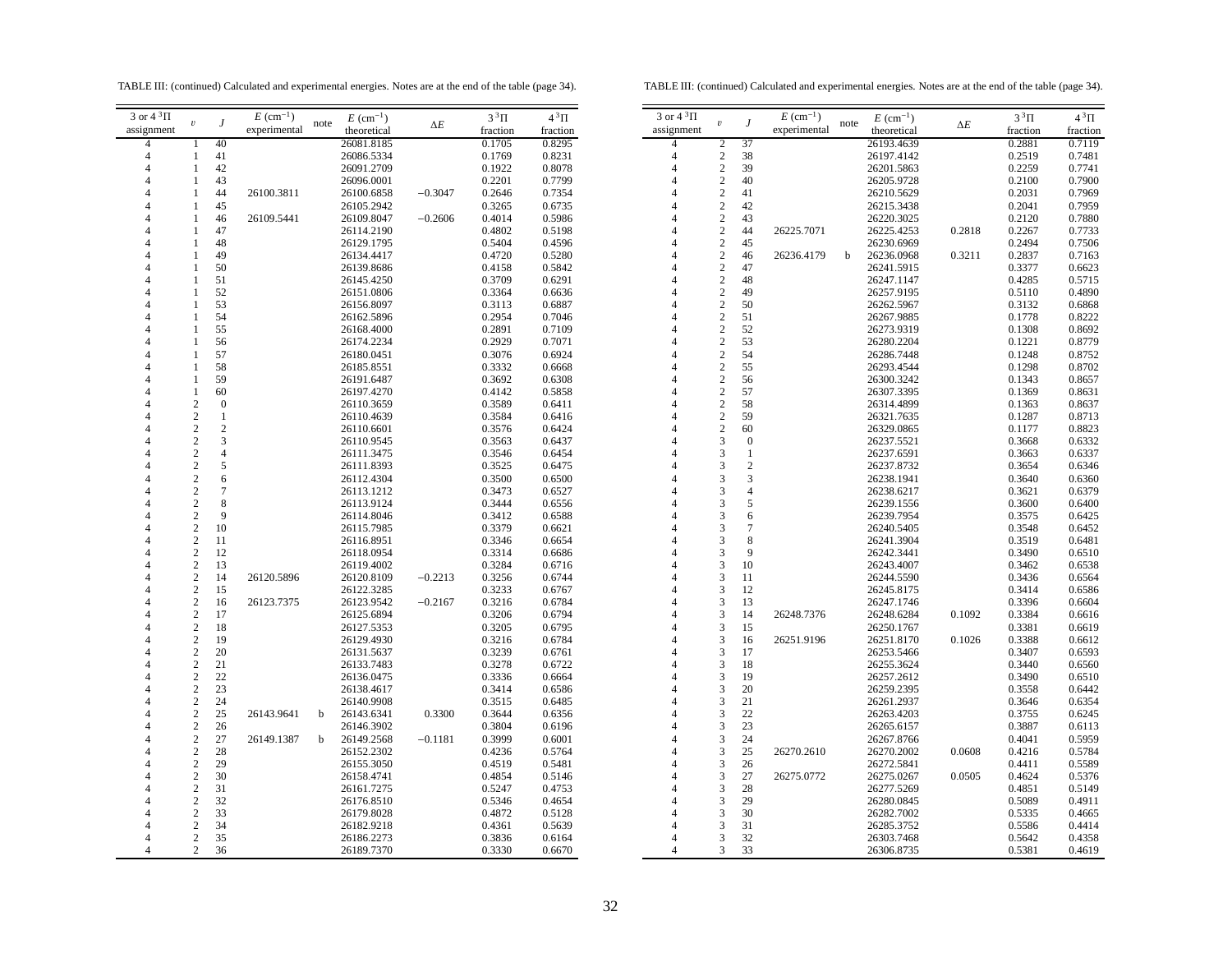TABLE III: (continued) Calculated and experimental energies. Notes are at the end of the table (page 34).

| 3 or 4 $^3\Pi$ assignment | $v$ | $J$ | $E$ (cm$^{-1}$) experimental | note | $E$ (cm$^{-1}$) theoretical | $\Delta E$ | $3\,^3\Pi$ fraction | $4\,^3\Pi$ fraction |
|---|---|---|---|---|---|---|---|---|
| 4 | 1 | 40 | | | 26081.8185 | | 0.1705 | 0.8295 |
| 4 | 1 | 41 | | | 26086.5334 | | 0.1769 | 0.8231 |
| 4 | 1 | 42 | | | 26091.2709 | | 0.1922 | 0.8078 |
| 4 | 1 | 43 | | | 26096.0001 | | 0.2201 | 0.7799 |
| 4 | 1 | 44 | 26100.3811 | | 26100.6858 | −0.3047 | 0.2646 | 0.7354 |
| 4 | 1 | 45 | | | 26105.2942 | | 0.3265 | 0.6735 |
| 4 | 1 | 46 | 26109.5441 | | 26109.8047 | −0.2606 | 0.4014 | 0.5986 |
| 4 | 1 | 47 | | | 26114.2190 | | 0.4802 | 0.5198 |
| 4 | 1 | 48 | | | 26129.1795 | | 0.5404 | 0.4596 |
| 4 | 1 | 49 | | | 26134.4417 | | 0.4720 | 0.5280 |
| 4 | 1 | 50 | | | 26139.8686 | | 0.4158 | 0.5842 |
| 4 | 1 | 51 | | | 26145.4250 | | 0.3709 | 0.6291 |
| 4 | 1 | 52 | | | 26151.0806 | | 0.3364 | 0.6636 |
| 4 | 1 | 53 | | | 26156.8097 | | 0.3113 | 0.6887 |
| 4 | 1 | 54 | | | 26162.5896 | | 0.2954 | 0.7046 |
| 4 | 1 | 55 | | | 26168.4000 | | 0.2891 | 0.7109 |
| 4 | 1 | 56 | | | 26174.2234 | | 0.2929 | 0.7071 |
| 4 | 1 | 57 | | | 26180.0451 | | 0.3076 | 0.6924 |
| 4 | 1 | 58 | | | 26185.8551 | | 0.3332 | 0.6668 |
| 4 | 1 | 59 | | | 26191.6487 | | 0.3692 | 0.6308 |
| 4 | 1 | 60 | | | 26197.4270 | | 0.4142 | 0.5858 |
| 4 | 2 | 0 | | | 26110.3659 | | 0.3589 | 0.6411 |
| 4 | 2 | 1 | | | 26110.4639 | | 0.3584 | 0.6416 |
| 4 | 2 | 2 | | | 26110.6601 | | 0.3576 | 0.6424 |
| 4 | 2 | 3 | | | 26110.9545 | | 0.3563 | 0.6437 |
| 4 | 2 | 4 | | | 26111.3475 | | 0.3546 | 0.6454 |
| 4 | 2 | 5 | | | 26111.8393 | | 0.3525 | 0.6475 |
| 4 | 2 | 6 | | | 26112.4304 | | 0.3500 | 0.6500 |
| 4 | 2 | 7 | | | 26113.1212 | | 0.3473 | 0.6527 |
| 4 | 2 | 8 | | | 26113.9124 | | 0.3444 | 0.6556 |
| 4 | 2 | 9 | | | 26114.8046 | | 0.3412 | 0.6588 |
| 4 | 2 | 10 | | | 26115.7985 | | 0.3379 | 0.6621 |
| 4 | 2 | 11 | | | 26116.8951 | | 0.3346 | 0.6654 |
| 4 | 2 | 12 | | | 26118.0954 | | 0.3314 | 0.6686 |
| 4 | 2 | 13 | | | 26119.4002 | | 0.3284 | 0.6716 |
| 4 | 2 | 14 | 26120.5896 | | 26120.8109 | −0.2213 | 0.3256 | 0.6744 |
| 4 | 2 | 15 | | | 26122.3285 | | 0.3233 | 0.6767 |
| 4 | 2 | 16 | 26123.7375 | | 26123.9542 | −0.2167 | 0.3216 | 0.6784 |
| 4 | 2 | 17 | | | 26125.6894 | | 0.3206 | 0.6794 |
| 4 | 2 | 18 | | | 26127.5353 | | 0.3205 | 0.6795 |
| 4 | 2 | 19 | | | 26129.4930 | | 0.3216 | 0.6784 |
| 4 | 2 | 20 | | | 26131.5637 | | 0.3239 | 0.6761 |
| 4 | 2 | 21 | | | 26133.7483 | | 0.3278 | 0.6722 |
| 4 | 2 | 22 | | | 26136.0475 | | 0.3336 | 0.6664 |
| 4 | 2 | 23 | | | 26138.4617 | | 0.3414 | 0.6586 |
| 4 | 2 | 24 | | | 26140.9908 | | 0.3515 | 0.6485 |
| 4 | 2 | 25 | 26143.9641 | b | 26143.6341 | 0.3300 | 0.3644 | 0.6356 |
| 4 | 2 | 26 | | | 26146.3902 | | 0.3804 | 0.6196 |
| 4 | 2 | 27 | 26149.1387 | b | 26149.2568 | −0.1181 | 0.3999 | 0.6001 |
| 4 | 2 | 28 | | | 26152.2302 | | 0.4236 | 0.5764 |
| 4 | 2 | 29 | | | 26155.3050 | | 0.4519 | 0.5481 |
| 4 | 2 | 30 | | | 26158.4741 | | 0.4854 | 0.5146 |
| 4 | 2 | 31 | | | 26161.7275 | | 0.5247 | 0.4753 |
| 4 | 2 | 32 | | | 26176.8510 | | 0.5346 | 0.4654 |
| 4 | 2 | 33 | | | 26179.8028 | | 0.4872 | 0.5128 |
| 4 | 2 | 34 | | | 26182.9218 | | 0.4361 | 0.5639 |
| 4 | 2 | 35 | | | 26186.2273 | | 0.3836 | 0.6164 |
| 4 | 2 | 36 | | | 26189.7370 | | 0.3330 | 0.6670 |
| 4 | 2 | 37 | | | 26193.4639 | | 0.2881 | 0.7119 |
| 4 | 2 | 38 | | | 26197.4142 | | 0.2519 | 0.7481 |
| 4 | 2 | 39 | | | 26201.5863 | | 0.2259 | 0.7741 |
| 4 | 2 | 40 | | | 26205.9728 | | 0.2100 | 0.7900 |
| 4 | 2 | 41 | | | 26210.5629 | | 0.2031 | 0.7969 |
| 4 | 2 | 42 | | | 26215.3438 | | 0.2041 | 0.7959 |
| 4 | 2 | 43 | | | 26220.3025 | | 0.2120 | 0.7880 |
| 4 | 2 | 44 | 26225.7071 | | 26225.4253 | 0.2818 | 0.2267 | 0.7733 |
| 4 | 2 | 45 | | | 26230.6969 | | 0.2494 | 0.7506 |
| 4 | 2 | 46 | 26236.4179 | b | 26236.0968 | 0.3211 | 0.2837 | 0.7163 |
| 4 | 2 | 47 | | | 26241.5915 | | 0.3377 | 0.6623 |
| 4 | 2 | 48 | | | 26247.1147 | | 0.4285 | 0.5715 |
| 4 | 2 | 49 | | | 26257.9195 | | 0.5110 | 0.4890 |
| 4 | 2 | 50 | | | 26262.5967 | | 0.3132 | 0.6868 |
| 4 | 2 | 51 | | | 26267.9885 | | 0.1778 | 0.8222 |
| 4 | 2 | 52 | | | 26273.9319 | | 0.1308 | 0.8692 |
| 4 | 2 | 53 | | | 26280.2204 | | 0.1221 | 0.8779 |
| 4 | 2 | 54 | | | 26286.7448 | | 0.1248 | 0.8752 |
| 4 | 2 | 55 | | | 26293.4544 | | 0.1298 | 0.8702 |
| 4 | 2 | 56 | | | 26300.3242 | | 0.1343 | 0.8657 |
| 4 | 2 | 57 | | | 26307.3395 | | 0.1369 | 0.8631 |
| 4 | 2 | 58 | | | 26314.4899 | | 0.1363 | 0.8637 |
| 4 | 2 | 59 | | | 26321.7635 | | 0.1287 | 0.8713 |
| 4 | 2 | 60 | | | 26329.0865 | | 0.1177 | 0.8823 |
| 4 | 3 | 0 | | | 26237.5521 | | 0.3668 | 0.6332 |
| 4 | 3 | 1 | | | 26237.6591 | | 0.3663 | 0.6337 |
| 4 | 3 | 2 | | | 26237.8732 | | 0.3654 | 0.6346 |
| 4 | 3 | 3 | | | 26238.1941 | | 0.3640 | 0.6360 |
| 4 | 3 | 4 | | | 26238.6217 | | 0.3621 | 0.6379 |
| 4 | 3 | 5 | | | 26239.1556 | | 0.3600 | 0.6400 |
| 4 | 3 | 6 | | | 26239.7954 | | 0.3575 | 0.6425 |
| 4 | 3 | 7 | | | 26240.5405 | | 0.3548 | 0.6452 |
| 4 | 3 | 8 | | | 26241.3904 | | 0.3519 | 0.6481 |
| 4 | 3 | 9 | | | 26242.3441 | | 0.3490 | 0.6510 |
| 4 | 3 | 10 | | | 26243.4007 | | 0.3462 | 0.6538 |
| 4 | 3 | 11 | | | 26244.5590 | | 0.3436 | 0.6564 |
| 4 | 3 | 12 | | | 26245.8175 | | 0.3414 | 0.6586 |
| 4 | 3 | 13 | | | 26247.1746 | | 0.3396 | 0.6604 |
| 4 | 3 | 14 | 26248.7376 | | 26248.6284 | 0.1092 | 0.3384 | 0.6616 |
| 4 | 3 | 15 | | | 26250.1767 | | 0.3381 | 0.6619 |
| 4 | 3 | 16 | 26251.9196 | | 26251.8170 | 0.1026 | 0.3388 | 0.6612 |
| 4 | 3 | 17 | | | 26253.5466 | | 0.3407 | 0.6593 |
| 4 | 3 | 18 | | | 26255.3624 | | 0.3440 | 0.6560 |
| 4 | 3 | 19 | | | 26257.2612 | | 0.3490 | 0.6510 |
| 4 | 3 | 20 | | | 26259.2395 | | 0.3558 | 0.6442 |
| 4 | 3 | 21 | | | 26261.2937 | | 0.3646 | 0.6354 |
| 4 | 3 | 22 | | | 26263.4203 | | 0.3755 | 0.6245 |
| 4 | 3 | 23 | | | 26265.6157 | | 0.3887 | 0.6113 |
| 4 | 3 | 24 | | | 26267.8766 | | 0.4041 | 0.5959 |
| 4 | 3 | 25 | 26270.2610 | | 26270.2002 | 0.0608 | 0.4216 | 0.5784 |
| 4 | 3 | 26 | | | 26272.5841 | | 0.4411 | 0.5589 |
| 4 | 3 | 27 | 26275.0772 | | 26275.0267 | 0.0505 | 0.4624 | 0.5376 |
| 4 | 3 | 28 | | | 26277.5269 | | 0.4851 | 0.5149 |
| 4 | 3 | 29 | | | 26280.0845 | | 0.5089 | 0.4911 |
| 4 | 3 | 30 | | | 26282.7002 | | 0.5335 | 0.4665 |
| 4 | 3 | 31 | | | 26285.3752 | | 0.5586 | 0.4414 |
| 4 | 3 | 32 | | | 26303.7468 | | 0.5642 | 0.4358 |
| 4 | 3 | 33 | | | 26306.8735 | | 0.5381 | 0.4619 |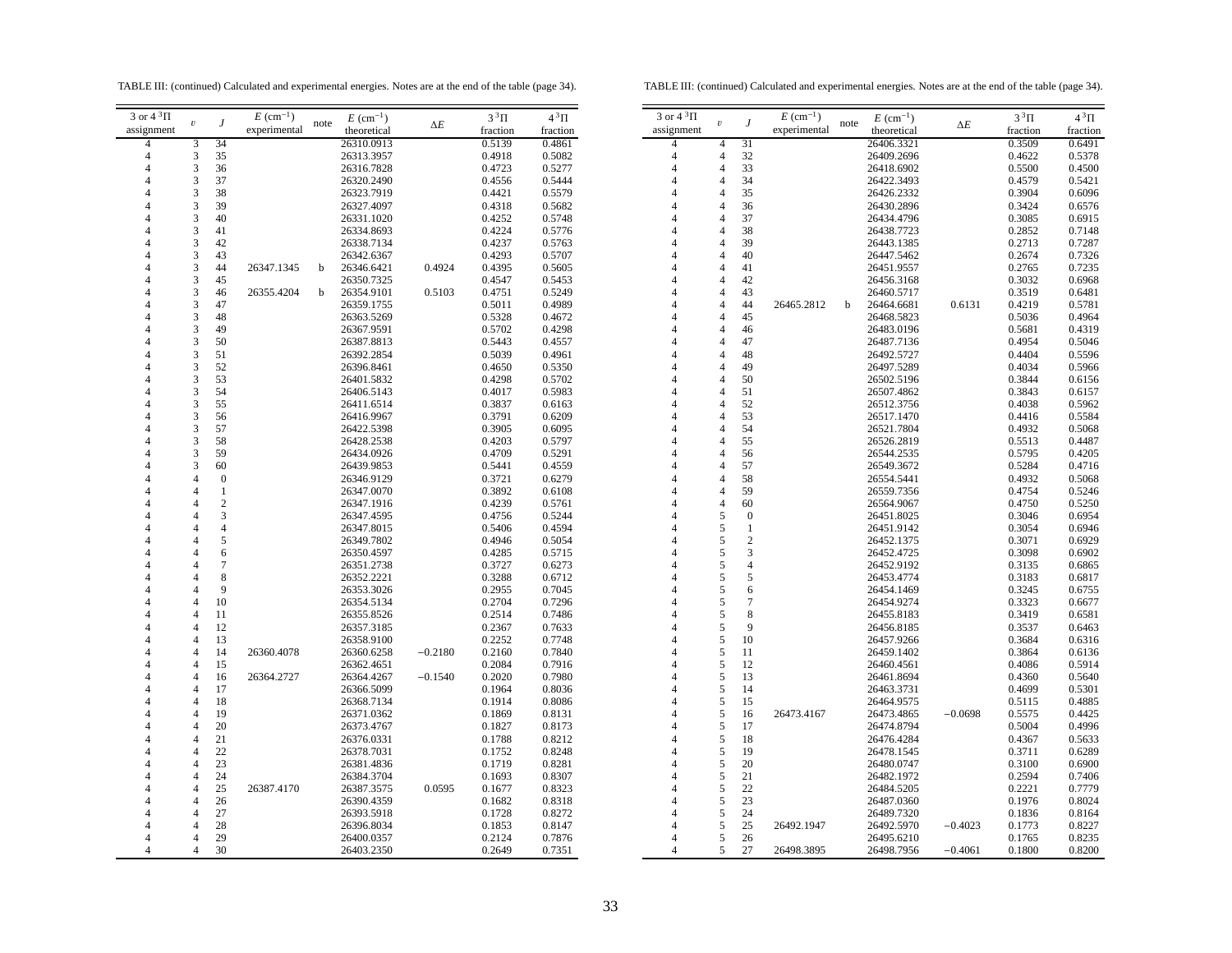TABLE III: (continued) Calculated and experimental energies. Notes are at the end of the table (page 34).

| 3 or 4 $^3\Pi$ assignment | $v$ | $J$ | $E$ (cm$^{-1}$) experimental | note | $E$ (cm$^{-1}$) theoretical | $\Delta E$ | $3\,^3\Pi$ fraction | $4\,^3\Pi$ fraction |
|---|---|---|---|---|---|---|---|---|
| 4 | 3 | 34 | | | 26310.0913 | | 0.5139 | 0.4861 |
| 4 | 3 | 35 | | | 26313.3957 | | 0.4918 | 0.5082 |
| 4 | 3 | 36 | | | 26316.7828 | | 0.4723 | 0.5277 |
| 4 | 3 | 37 | | | 26320.2490 | | 0.4556 | 0.5444 |
| 4 | 3 | 38 | | | 26323.7919 | | 0.4421 | 0.5579 |
| 4 | 3 | 39 | | | 26327.4097 | | 0.4318 | 0.5682 |
| 4 | 3 | 40 | | | 26331.1020 | | 0.4252 | 0.5748 |
| 4 | 3 | 41 | | | 26334.8693 | | 0.4224 | 0.5776 |
| 4 | 3 | 42 | | | 26338.7134 | | 0.4237 | 0.5763 |
| 4 | 3 | 43 | | | 26342.6367 | | 0.4293 | 0.5707 |
| 4 | 3 | 44 | 26347.1345 | b | 26346.6421 | 0.4924 | 0.4395 | 0.5605 |
| 4 | 3 | 45 | | | 26350.7325 | | 0.4547 | 0.5453 |
| 4 | 3 | 46 | 26355.4204 | b | 26354.9101 | 0.5103 | 0.4751 | 0.5249 |
| 4 | 3 | 47 | | | 26359.1755 | | 0.5011 | 0.4989 |
| 4 | 3 | 48 | | | 26363.5269 | | 0.5328 | 0.4672 |
| 4 | 3 | 49 | | | 26367.9591 | | 0.5702 | 0.4298 |
| 4 | 3 | 50 | | | 26387.8813 | | 0.5443 | 0.4557 |
| 4 | 3 | 51 | | | 26392.2854 | | 0.5039 | 0.4961 |
| 4 | 3 | 52 | | | 26396.8461 | | 0.4650 | 0.5350 |
| 4 | 3 | 53 | | | 26401.5832 | | 0.4298 | 0.5702 |
| 4 | 3 | 54 | | | 26406.5143 | | 0.4017 | 0.5983 |
| 4 | 3 | 55 | | | 26411.6514 | | 0.3837 | 0.6163 |
| 4 | 3 | 56 | | | 26416.9967 | | 0.3791 | 0.6209 |
| 4 | 3 | 57 | | | 26422.5398 | | 0.3905 | 0.6095 |
| 4 | 3 | 58 | | | 26428.2538 | | 0.4203 | 0.5797 |
| 4 | 3 | 59 | | | 26434.0926 | | 0.4709 | 0.5291 |
| 4 | 3 | 60 | | | 26439.9853 | | 0.5441 | 0.4559 |
| 4 | 4 | 0 | | | 26346.9129 | | 0.3721 | 0.6279 |
| 4 | 4 | 1 | | | 26347.0070 | | 0.3892 | 0.6108 |
| 4 | 4 | 2 | | | 26347.1916 | | 0.4239 | 0.5761 |
| 4 | 4 | 3 | | | 26347.4595 | | 0.4756 | 0.5244 |
| 4 | 4 | 4 | | | 26347.8015 | | 0.5406 | 0.4594 |
| 4 | 4 | 5 | | | 26349.7802 | | 0.4946 | 0.5054 |
| 4 | 4 | 6 | | | 26350.4597 | | 0.4285 | 0.5715 |
| 4 | 4 | 7 | | | 26351.2738 | | 0.3727 | 0.6273 |
| 4 | 4 | 8 | | | 26352.2221 | | 0.3288 | 0.6712 |
| 4 | 4 | 9 | | | 26353.3026 | | 0.2955 | 0.7045 |
| 4 | 4 | 10 | | | 26354.5134 | | 0.2704 | 0.7296 |
| 4 | 4 | 11 | | | 26355.8526 | | 0.2514 | 0.7486 |
| 4 | 4 | 12 | | | 26357.3185 | | 0.2367 | 0.7633 |
| 4 | 4 | 13 | | | 26358.9100 | | 0.2252 | 0.7748 |
| 4 | 4 | 14 | 26360.4078 | | 26360.6258 | −0.2180 | 0.2160 | 0.7840 |
| 4 | 4 | 15 | | | 26362.4651 | | 0.2084 | 0.7916 |
| 4 | 4 | 16 | 26364.2727 | | 26364.4267 | −0.1540 | 0.2020 | 0.7980 |
| 4 | 4 | 17 | | | 26366.5099 | | 0.1964 | 0.8036 |
| 4 | 4 | 18 | | | 26368.7134 | | 0.1914 | 0.8086 |
| 4 | 4 | 19 | | | 26371.0362 | | 0.1869 | 0.8131 |
| 4 | 4 | 20 | | | 26373.4767 | | 0.1827 | 0.8173 |
| 4 | 4 | 21 | | | 26376.0331 | | 0.1788 | 0.8212 |
| 4 | 4 | 22 | | | 26378.7031 | | 0.1752 | 0.8248 |
| 4 | 4 | 23 | | | 26381.4836 | | 0.1719 | 0.8281 |
| 4 | 4 | 24 | | | 26384.3704 | | 0.1693 | 0.8307 |
| 4 | 4 | 25 | 26387.4170 | | 26387.3575 | 0.0595 | 0.1677 | 0.8323 |
| 4 | 4 | 26 | | | 26390.4359 | | 0.1682 | 0.8318 |
| 4 | 4 | 27 | | | 26393.5918 | | 0.1728 | 0.8272 |
| 4 | 4 | 28 | | | 26396.8034 | | 0.1853 | 0.8147 |
| 4 | 4 | 29 | | | 26400.0357 | | 0.2124 | 0.7876 |
| 4 | 4 | 30 | | | 26403.2350 | | 0.2649 | 0.7351 |
| 4 | 4 | 31 | | | 26406.3321 | | 0.3509 | 0.6491 |
| 4 | 4 | 32 | | | 26409.2696 | | 0.4622 | 0.5378 |
| 4 | 4 | 33 | | | 26418.6902 | | 0.5500 | 0.4500 |
| 4 | 4 | 34 | | | 26422.3493 | | 0.4579 | 0.5421 |
| 4 | 4 | 35 | | | 26426.2332 | | 0.3904 | 0.6096 |
| 4 | 4 | 36 | | | 26430.2896 | | 0.3424 | 0.6576 |
| 4 | 4 | 37 | | | 26434.4796 | | 0.3085 | 0.6915 |
| 4 | 4 | 38 | | | 26438.7723 | | 0.2852 | 0.7148 |
| 4 | 4 | 39 | | | 26443.1385 | | 0.2713 | 0.7287 |
| 4 | 4 | 40 | | | 26447.5462 | | 0.2674 | 0.7326 |
| 4 | 4 | 41 | | | 26451.9557 | | 0.2765 | 0.7235 |
| 4 | 4 | 42 | | | 26456.3168 | | 0.3032 | 0.6968 |
| 4 | 4 | 43 | | | 26460.5717 | | 0.3519 | 0.6481 |
| 4 | 4 | 44 | 26465.2812 | b | 26464.6681 | 0.6131 | 0.4219 | 0.5781 |
| 4 | 4 | 45 | | | 26468.5823 | | 0.5036 | 0.4964 |
| 4 | 4 | 46 | | | 26483.0196 | | 0.5681 | 0.4319 |
| 4 | 4 | 47 | | | 26487.7136 | | 0.4954 | 0.5046 |
| 4 | 4 | 48 | | | 26492.5727 | | 0.4404 | 0.5596 |
| 4 | 4 | 49 | | | 26497.5289 | | 0.4034 | 0.5966 |
| 4 | 4 | 50 | | | 26502.5196 | | 0.3844 | 0.6156 |
| 4 | 4 | 51 | | | 26507.4862 | | 0.3843 | 0.6157 |
| 4 | 4 | 52 | | | 26512.3756 | | 0.4038 | 0.5962 |
| 4 | 4 | 53 | | | 26517.1470 | | 0.4416 | 0.5584 |
| 4 | 4 | 54 | | | 26521.7804 | | 0.4932 | 0.5068 |
| 4 | 4 | 55 | | | 26526.2819 | | 0.5513 | 0.4487 |
| 4 | 4 | 56 | | | 26544.2535 | | 0.5795 | 0.4205 |
| 4 | 4 | 57 | | | 26549.3672 | | 0.5284 | 0.4716 |
| 4 | 4 | 58 | | | 26554.5441 | | 0.4932 | 0.5068 |
| 4 | 4 | 59 | | | 26559.7356 | | 0.4754 | 0.5246 |
| 4 | 4 | 60 | | | 26564.9067 | | 0.4750 | 0.5250 |
| 4 | 5 | 0 | | | 26451.8025 | | 0.3046 | 0.6954 |
| 4 | 5 | 1 | | | 26451.9142 | | 0.3054 | 0.6946 |
| 4 | 5 | 2 | | | 26452.1375 | | 0.3071 | 0.6929 |
| 4 | 5 | 3 | | | 26452.4725 | | 0.3098 | 0.6902 |
| 4 | 5 | 4 | | | 26452.9192 | | 0.3135 | 0.6865 |
| 4 | 5 | 5 | | | 26453.4774 | | 0.3183 | 0.6817 |
| 4 | 5 | 6 | | | 26454.1469 | | 0.3245 | 0.6755 |
| 4 | 5 | 7 | | | 26454.9274 | | 0.3323 | 0.6677 |
| 4 | 5 | 8 | | | 26455.8183 | | 0.3419 | 0.6581 |
| 4 | 5 | 9 | | | 26456.8185 | | 0.3537 | 0.6463 |
| 4 | 5 | 10 | | | 26457.9266 | | 0.3684 | 0.6316 |
| 4 | 5 | 11 | | | 26459.1402 | | 0.3864 | 0.6136 |
| 4 | 5 | 12 | | | 26460.4561 | | 0.4086 | 0.5914 |
| 4 | 5 | 13 | | | 26461.8694 | | 0.4360 | 0.5640 |
| 4 | 5 | 14 | | | 26463.3731 | | 0.4699 | 0.5301 |
| 4 | 5 | 15 | | | 26464.9575 | | 0.5115 | 0.4885 |
| 4 | 5 | 16 | 26473.4167 | | 26473.4865 | −0.0698 | 0.5575 | 0.4425 |
| 4 | 5 | 17 | | | 26474.8794 | | 0.5004 | 0.4996 |
| 4 | 5 | 18 | | | 26476.4284 | | 0.4367 | 0.5633 |
| 4 | 5 | 19 | | | 26478.1545 | | 0.3711 | 0.6289 |
| 4 | 5 | 20 | | | 26480.0747 | | 0.3100 | 0.6900 |
| 4 | 5 | 21 | | | 26482.1972 | | 0.2594 | 0.7406 |
| 4 | 5 | 22 | | | 26484.5205 | | 0.2221 | 0.7779 |
| 4 | 5 | 23 | | | 26487.0360 | | 0.1976 | 0.8024 |
| 4 | 5 | 24 | | | 26489.7320 | | 0.1836 | 0.8164 |
| 4 | 5 | 25 | 26492.1947 | | 26492.5970 | −0.4023 | 0.1773 | 0.8227 |
| 4 | 5 | 26 | | | 26495.6210 | | 0.1765 | 0.8235 |
| 4 | 5 | 27 | 26498.3895 | | 26498.7956 | −0.4061 | 0.1800 | 0.8200 |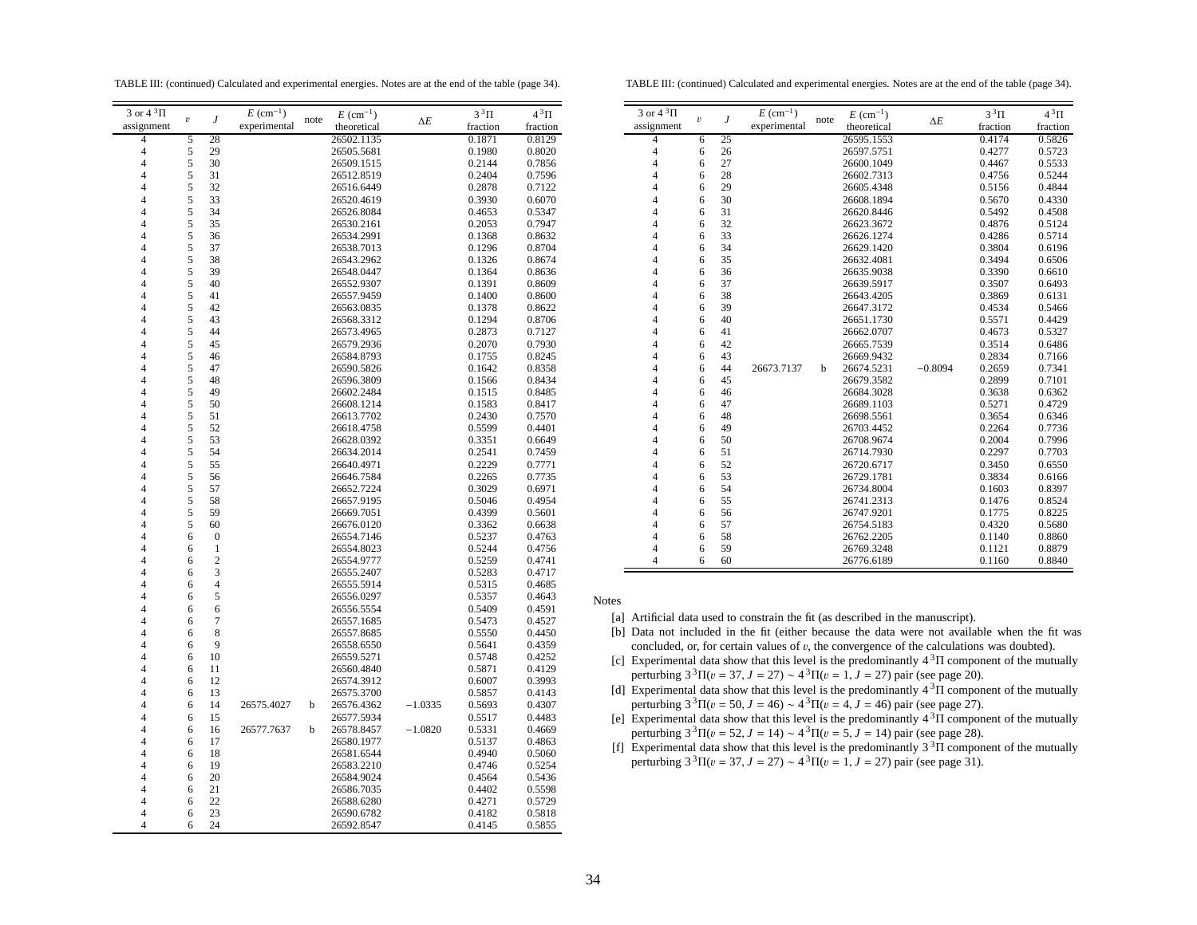TABLE III: (continued) Calculated and experimental energies. Notes are at the end of the table (page 34).

| $3$ or $4\,^3\Pi$ assignment | $v$ | $J$ | $E$ (cm$^{-1}$) experimental | note | $E$ (cm$^{-1}$) theoretical | $\Delta E$ | $3\,^3\Pi$ fraction | $4\,^3\Pi$ fraction |
|---|---|---|---|---|---|---|---|---|
| 4 | 5 | 28 | | | 26502.1135 | | 0.1871 | 0.8129 |
| 4 | 5 | 29 | | | 26505.5681 | | 0.1980 | 0.8020 |
| 4 | 5 | 30 | | | 26509.1515 | | 0.2144 | 0.7856 |
| 4 | 5 | 31 | | | 26512.8519 | | 0.2404 | 0.7596 |
| 4 | 5 | 32 | | | 26516.6449 | | 0.2878 | 0.7122 |
| 4 | 5 | 33 | | | 26520.4619 | | 0.3930 | 0.6070 |
| 4 | 5 | 34 | | | 26526.8084 | | 0.4653 | 0.5347 |
| 4 | 5 | 35 | | | 26530.2161 | | 0.2053 | 0.7947 |
| 4 | 5 | 36 | | | 26534.2991 | | 0.1368 | 0.8632 |
| 4 | 5 | 37 | | | 26538.7013 | | 0.1296 | 0.8704 |
| 4 | 5 | 38 | | | 26543.2962 | | 0.1326 | 0.8674 |
| 4 | 5 | 39 | | | 26548.0447 | | 0.1364 | 0.8636 |
| 4 | 5 | 40 | | | 26552.9307 | | 0.1391 | 0.8609 |
| 4 | 5 | 41 | | | 26557.9459 | | 0.1400 | 0.8600 |
| 4 | 5 | 42 | | | 26563.0835 | | 0.1378 | 0.8622 |
| 4 | 5 | 43 | | | 26568.3312 | | 0.1294 | 0.8706 |
| 4 | 5 | 44 | | | 26573.4965 | | 0.2873 | 0.7127 |
| 4 | 5 | 45 | | | 26579.2936 | | 0.2070 | 0.7930 |
| 4 | 5 | 46 | | | 26584.8793 | | 0.1755 | 0.8245 |
| 4 | 5 | 47 | | | 26590.5826 | | 0.1642 | 0.8358 |
| 4 | 5 | 48 | | | 26596.3809 | | 0.1566 | 0.8434 |
| 4 | 5 | 49 | | | 26602.2484 | | 0.1515 | 0.8485 |
| 4 | 5 | 50 | | | 26608.1214 | | 0.1583 | 0.8417 |
| 4 | 5 | 51 | | | 26613.7702 | | 0.2430 | 0.7570 |
| 4 | 5 | 52 | | | 26618.4758 | | 0.5599 | 0.4401 |
| 4 | 5 | 53 | | | 26628.0392 | | 0.3351 | 0.6649 |
| 4 | 5 | 54 | | | 26634.2014 | | 0.2541 | 0.7459 |
| 4 | 5 | 55 | | | 26640.4971 | | 0.2229 | 0.7771 |
| 4 | 5 | 56 | | | 26646.7584 | | 0.2265 | 0.7735 |
| 4 | 5 | 57 | | | 26652.7224 | | 0.3029 | 0.6971 |
| 4 | 5 | 58 | | | 26657.9195 | | 0.5046 | 0.4954 |
| 4 | 5 | 59 | | | 26669.7051 | | 0.4399 | 0.5601 |
| 4 | 5 | 60 | | | 26676.0120 | | 0.3362 | 0.6638 |
| 4 | 6 | 0 | | | 26554.7146 | | 0.5237 | 0.4763 |
| 4 | 6 | 1 | | | 26554.8023 | | 0.5244 | 0.4756 |
| 4 | 6 | 2 | | | 26554.9777 | | 0.5259 | 0.4741 |
| 4 | 6 | 3 | | | 26555.2407 | | 0.5283 | 0.4717 |
| 4 | 6 | 4 | | | 26555.5914 | | 0.5315 | 0.4685 |
| 4 | 6 | 5 | | | 26556.0297 | | 0.5357 | 0.4643 |
| 4 | 6 | 6 | | | 26556.5554 | | 0.5409 | 0.4591 |
| 4 | 6 | 7 | | | 26557.1685 | | 0.5473 | 0.4527 |
| 4 | 6 | 8 | | | 26557.8685 | | 0.5550 | 0.4450 |
| 4 | 6 | 9 | | | 26558.6550 | | 0.5641 | 0.4359 |
| 4 | 6 | 10 | | | 26559.5271 | | 0.5748 | 0.4252 |
| 4 | 6 | 11 | | | 26560.4840 | | 0.5871 | 0.4129 |
| 4 | 6 | 12 | | | 26574.3912 | | 0.6007 | 0.3993 |
| 4 | 6 | 13 | | | 26575.3700 | | 0.5857 | 0.4143 |
| 4 | 6 | 14 | 26575.4027 | b | 26576.4362 | −1.0335 | 0.5693 | 0.4307 |
| 4 | 6 | 15 | | | 26577.5934 | | 0.5517 | 0.4483 |
| 4 | 6 | 16 | 26577.7637 | b | 26578.8457 | −1.0820 | 0.5331 | 0.4669 |
| 4 | 6 | 17 | | | 26580.1977 | | 0.5137 | 0.4863 |
| 4 | 6 | 18 | | | 26581.6544 | | 0.4940 | 0.5060 |
| 4 | 6 | 19 | | | 26583.2210 | | 0.4746 | 0.5254 |
| 4 | 6 | 20 | | | 26584.9024 | | 0.4564 | 0.5436 |
| 4 | 6 | 21 | | | 26586.7035 | | 0.4402 | 0.5598 |
| 4 | 6 | 22 | | | 26588.6280 | | 0.4271 | 0.5729 |
| 4 | 6 | 23 | | | 26590.6782 | | 0.4182 | 0.5818 |
| 4 | 6 | 24 | | | 26592.8547 | | 0.4145 | 0.5855 |
| 4 | 6 | 25 | | | 26595.1553 | | 0.4174 | 0.5826 |
| 4 | 6 | 26 | | | 26597.5751 | | 0.4277 | 0.5723 |
| 4 | 6 | 27 | | | 26600.1049 | | 0.4467 | 0.5533 |
| 4 | 6 | 28 | | | 26602.7313 | | 0.4756 | 0.5244 |
| 4 | 6 | 29 | | | 26605.4348 | | 0.5156 | 0.4844 |
| 4 | 6 | 30 | | | 26608.1894 | | 0.5670 | 0.4330 |
| 4 | 6 | 31 | | | 26620.8446 | | 0.5492 | 0.4508 |
| 4 | 6 | 32 | | | 26623.3672 | | 0.4876 | 0.5124 |
| 4 | 6 | 33 | | | 26626.1274 | | 0.4286 | 0.5714 |
| 4 | 6 | 34 | | | 26629.1420 | | 0.3804 | 0.6196 |
| 4 | 6 | 35 | | | 26632.4081 | | 0.3494 | 0.6506 |
| 4 | 6 | 36 | | | 26635.9038 | | 0.3390 | 0.6610 |
| 4 | 6 | 37 | | | 26639.5917 | | 0.3507 | 0.6493 |
| 4 | 6 | 38 | | | 26643.4205 | | 0.3869 | 0.6131 |
| 4 | 6 | 39 | | | 26647.3172 | | 0.4534 | 0.5466 |
| 4 | 6 | 40 | | | 26651.1730 | | 0.5571 | 0.4429 |
| 4 | 6 | 41 | | | 26662.0707 | | 0.4673 | 0.5327 |
| 4 | 6 | 42 | | | 26665.7539 | | 0.3514 | 0.6486 |
| 4 | 6 | 43 | | | 26669.9432 | | 0.2834 | 0.7166 |
| 4 | 6 | 44 | 26673.7137 | b | 26674.5231 | −0.8094 | 0.2659 | 0.7341 |
| 4 | 6 | 45 | | | 26679.3582 | | 0.2899 | 0.7101 |
| 4 | 6 | 46 | | | 26684.3028 | | 0.3638 | 0.6362 |
| 4 | 6 | 47 | | | 26689.1103 | | 0.5271 | 0.4729 |
| 4 | 6 | 48 | | | 26698.5561 | | 0.3654 | 0.6346 |
| 4 | 6 | 49 | | | 26703.4452 | | 0.2264 | 0.7736 |
| 4 | 6 | 50 | | | 26708.9674 | | 0.2004 | 0.7996 |
| 4 | 6 | 51 | | | 26714.7930 | | 0.2297 | 0.7703 |
| 4 | 6 | 52 | | | 26720.6717 | | 0.3450 | 0.6550 |
| 4 | 6 | 53 | | | 26729.1781 | | 0.3834 | 0.6166 |
| 4 | 6 | 54 | | | 26734.8004 | | 0.1603 | 0.8397 |
| 4 | 6 | 55 | | | 26741.2313 | | 0.1476 | 0.8524 |
| 4 | 6 | 56 | | | 26747.9201 | | 0.1775 | 0.8225 |
| 4 | 6 | 57 | | | 26754.5183 | | 0.4320 | 0.5680 |
| 4 | 6 | 58 | | | 26762.2205 | | 0.1140 | 0.8860 |
| 4 | 6 | 59 | | | 26769.3248 | | 0.1121 | 0.8879 |
| 4 | 6 | 60 | | | 26776.6189 | | 0.1160 | 0.8840 |

Notes

[a] Artificial data used to constrain the fit (as described in the manuscript).

[b] Data not included in the fit (either because the data were not available when the fit was concluded, or, for certain values of $v$, the convergence of the calculations was doubted).

[c] Experimental data show that this level is the predominantly $4\,^3\Pi$ component of the mutually perturbing $3\,^3\Pi(v = 37, J = 27) \sim 4\,^3\Pi(v = 1, J = 27)$ pair (see page 20).

[d] Experimental data show that this level is the predominantly $4\,^3\Pi$ component of the mutually perturbing $3\,^3\Pi(v = 50, J = 46) \sim 4\,^3\Pi(v = 4, J = 46)$ pair (see page 27).

[e] Experimental data show that this level is the predominantly $4\,^3\Pi$ component of the mutually perturbing $3\,^3\Pi(v = 52, J = 14) \sim 4\,^3\Pi(v = 5, J = 14)$ pair (see page 28).

[f] Experimental data show that this level is the predominantly $3\,^3\Pi$ component of the mutually perturbing $3\,^3\Pi(v = 37, J = 27) \sim 4\,^3\Pi(v = 1, J = 27)$ pair (see page 31).